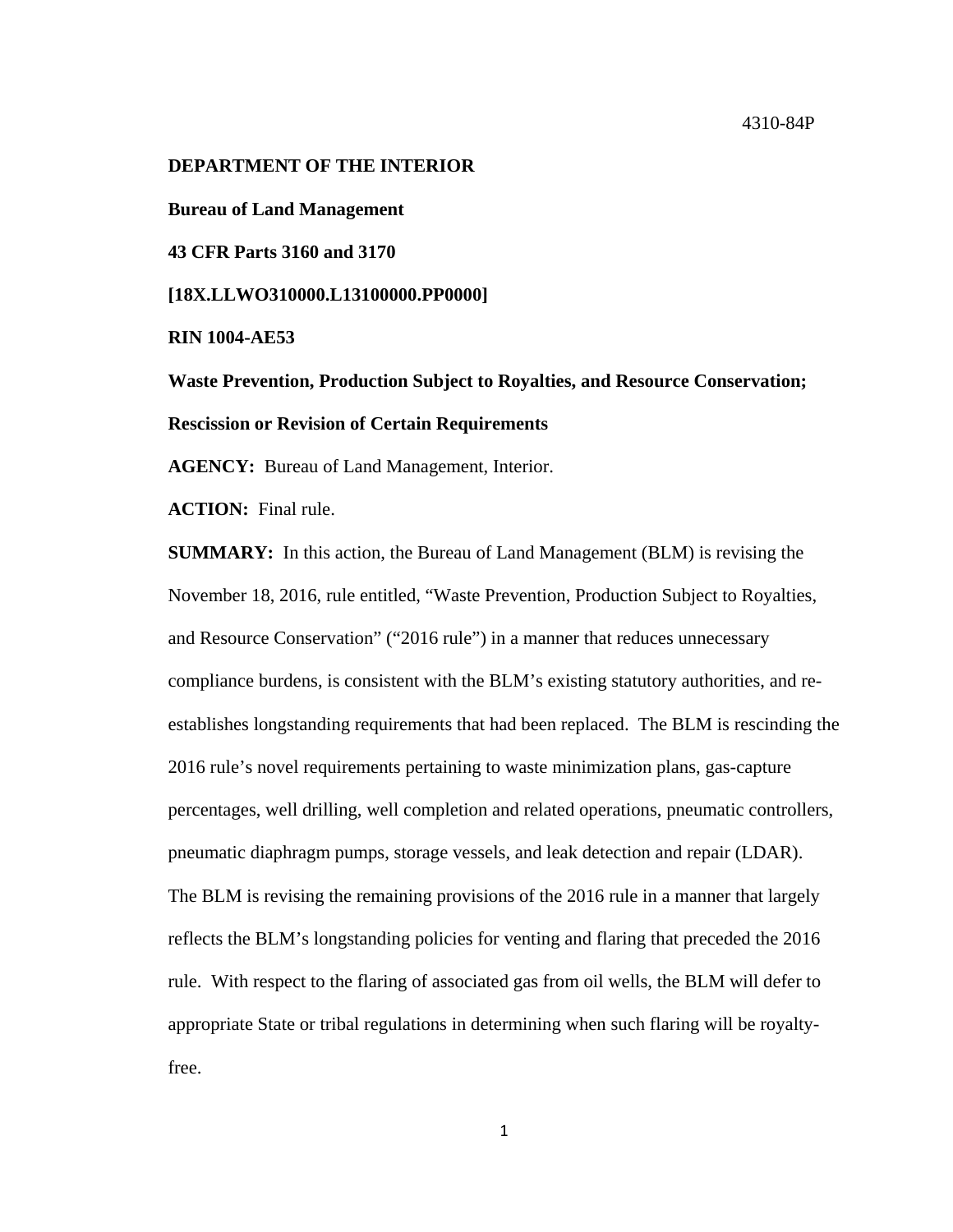4310-84P

**DEPARTMENT OF THE INTERIOR**

**Bureau of Land Management**

**43 CFR Parts 3160 and 3170**

**[18X.LLWO310000.L13100000.PP0000]**

**RIN 1004-AE53**

**Waste Prevention, Production Subject to Royalties, and Resource Conservation; Rescission or Revision of Certain Requirements**

**AGENCY:** Bureau of Land Management, Interior.

**ACTION:** Final rule.

**SUMMARY:** In this action, the Bureau of Land Management (BLM) is revising the November 18, 2016, rule entitled, "Waste Prevention, Production Subject to Royalties, and Resource Conservation" ("2016 rule") in a manner that reduces unnecessary compliance burdens, is consistent with the BLM's existing statutory authorities, and re-establishes longstanding requirements that had been replaced. The BLM is rescinding the 2016 rule's novel requirements pertaining to waste minimization plans, gas-capture percentages, well drilling, well completion and related operations, pneumatic controllers, pneumatic diaphragm pumps, storage vessels, and leak detection and repair (LDAR). The BLM is revising the remaining provisions of the 2016 rule in a manner that largely reflects the BLM's longstanding policies for venting and flaring that preceded the 2016 rule. With respect to the flaring of associated gas from oil wells, the BLM will defer to appropriate State or tribal regulations in determining when such flaring will be royalty-free.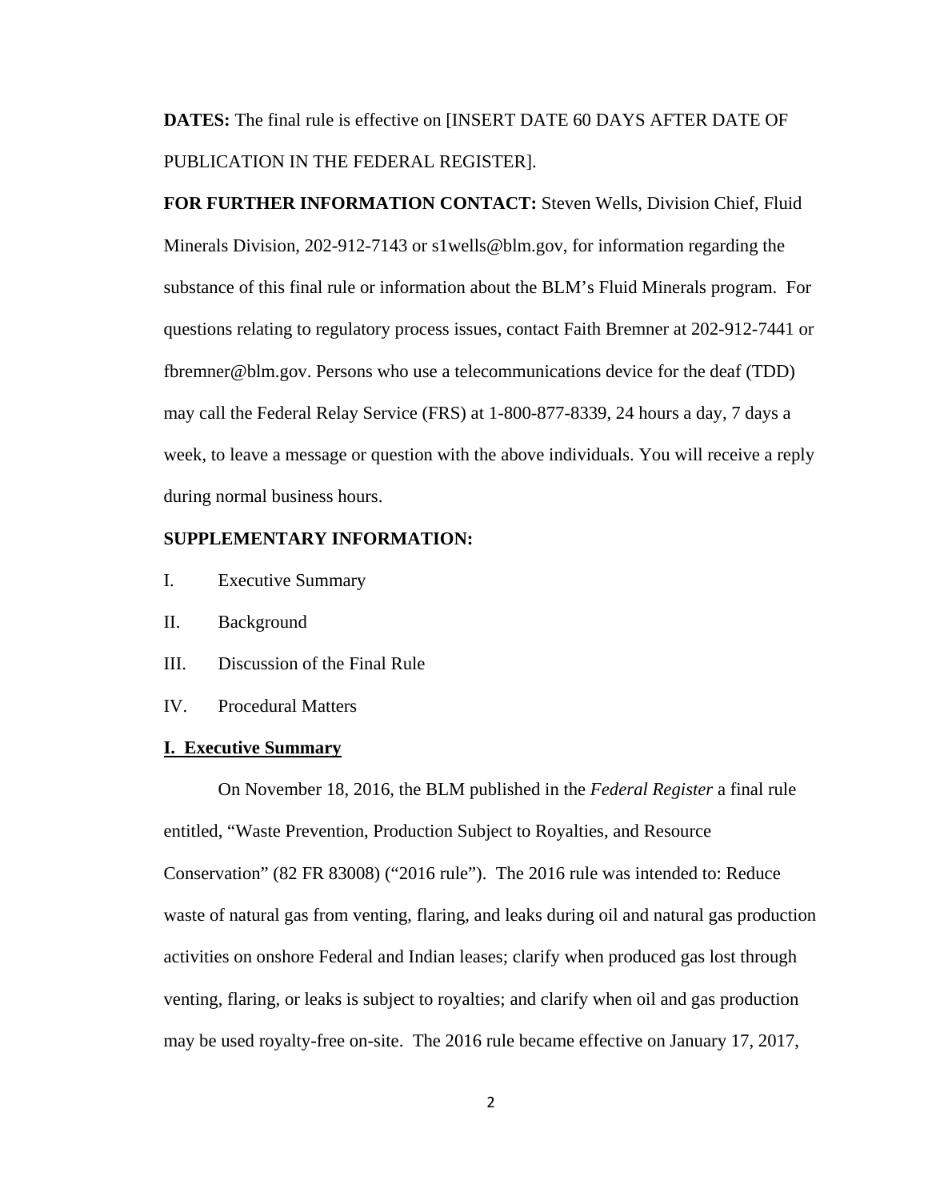**DATES:** The final rule is effective on [INSERT DATE 60 DAYS AFTER DATE OF PUBLICATION IN THE FEDERAL REGISTER].

**FOR FURTHER INFORMATION CONTACT:** Steven Wells, Division Chief, Fluid Minerals Division, 202-912-7143 or s1wells@blm.gov, for information regarding the substance of this final rule or information about the BLM's Fluid Minerals program. For questions relating to regulatory process issues, contact Faith Bremner at 202-912-7441 or fbremner@blm.gov. Persons who use a telecommunications device for the deaf (TDD) may call the Federal Relay Service (FRS) at 1-800-877-8339, 24 hours a day, 7 days a week, to leave a message or question with the above individuals. You will receive a reply during normal business hours.

**SUPPLEMENTARY INFORMATION:**

I. Executive Summary

II. Background

III. Discussion of the Final Rule

IV. Procedural Matters

## I. Executive Summary

On November 18, 2016, the BLM published in the *Federal Register* a final rule entitled, "Waste Prevention, Production Subject to Royalties, and Resource Conservation" (82 FR 83008) ("2016 rule"). The 2016 rule was intended to: Reduce waste of natural gas from venting, flaring, and leaks during oil and natural gas production activities on onshore Federal and Indian leases; clarify when produced gas lost through venting, flaring, or leaks is subject to royalties; and clarify when oil and gas production may be used royalty-free on-site. The 2016 rule became effective on January 17, 2017,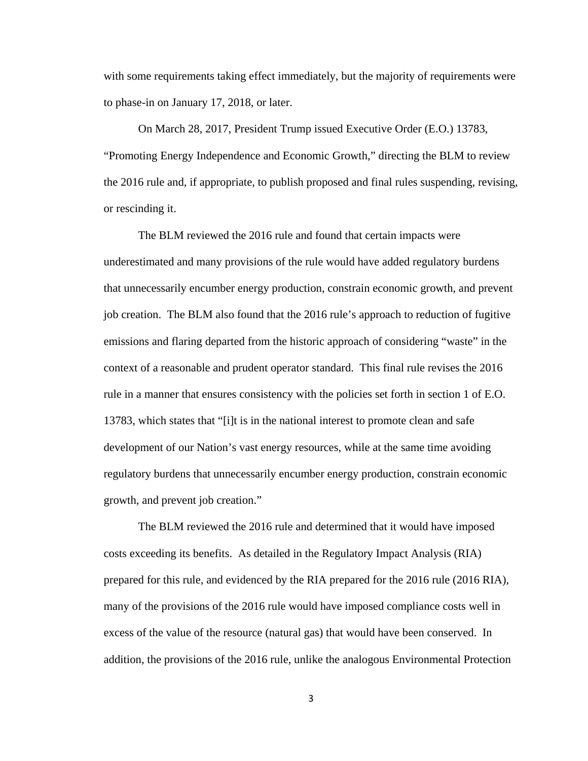with some requirements taking effect immediately, but the majority of requirements were to phase-in on January 17, 2018, or later.

On March 28, 2017, President Trump issued Executive Order (E.O.) 13783, "Promoting Energy Independence and Economic Growth," directing the BLM to review the 2016 rule and, if appropriate, to publish proposed and final rules suspending, revising, or rescinding it.

The BLM reviewed the 2016 rule and found that certain impacts were underestimated and many provisions of the rule would have added regulatory burdens that unnecessarily encumber energy production, constrain economic growth, and prevent job creation. The BLM also found that the 2016 rule's approach to reduction of fugitive emissions and flaring departed from the historic approach of considering "waste" in the context of a reasonable and prudent operator standard. This final rule revises the 2016 rule in a manner that ensures consistency with the policies set forth in section 1 of E.O. 13783, which states that "[i]t is in the national interest to promote clean and safe development of our Nation's vast energy resources, while at the same time avoiding regulatory burdens that unnecessarily encumber energy production, constrain economic growth, and prevent job creation."

The BLM reviewed the 2016 rule and determined that it would have imposed costs exceeding its benefits. As detailed in the Regulatory Impact Analysis (RIA) prepared for this rule, and evidenced by the RIA prepared for the 2016 rule (2016 RIA), many of the provisions of the 2016 rule would have imposed compliance costs well in excess of the value of the resource (natural gas) that would have been conserved. In addition, the provisions of the 2016 rule, unlike the analogous Environmental Protection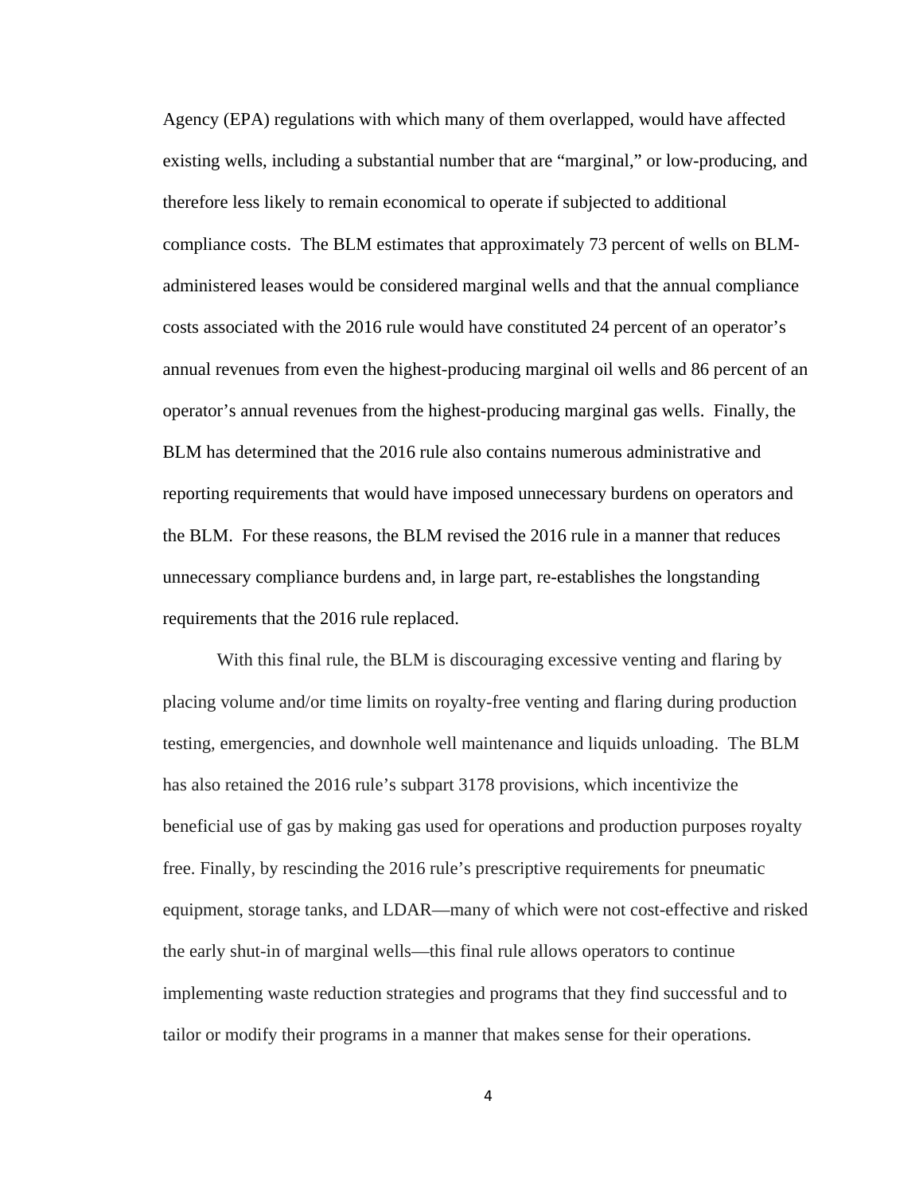Agency (EPA) regulations with which many of them overlapped, would have affected existing wells, including a substantial number that are "marginal," or low-producing, and therefore less likely to remain economical to operate if subjected to additional compliance costs. The BLM estimates that approximately 73 percent of wells on BLM-administered leases would be considered marginal wells and that the annual compliance costs associated with the 2016 rule would have constituted 24 percent of an operator's annual revenues from even the highest-producing marginal oil wells and 86 percent of an operator's annual revenues from the highest-producing marginal gas wells. Finally, the BLM has determined that the 2016 rule also contains numerous administrative and reporting requirements that would have imposed unnecessary burdens on operators and the BLM. For these reasons, the BLM revised the 2016 rule in a manner that reduces unnecessary compliance burdens and, in large part, re-establishes the longstanding requirements that the 2016 rule replaced.

With this final rule, the BLM is discouraging excessive venting and flaring by placing volume and/or time limits on royalty-free venting and flaring during production testing, emergencies, and downhole well maintenance and liquids unloading. The BLM has also retained the 2016 rule's subpart 3178 provisions, which incentivize the beneficial use of gas by making gas used for operations and production purposes royalty free. Finally, by rescinding the 2016 rule's prescriptive requirements for pneumatic equipment, storage tanks, and LDAR—many of which were not cost-effective and risked the early shut-in of marginal wells—this final rule allows operators to continue implementing waste reduction strategies and programs that they find successful and to tailor or modify their programs in a manner that makes sense for their operations.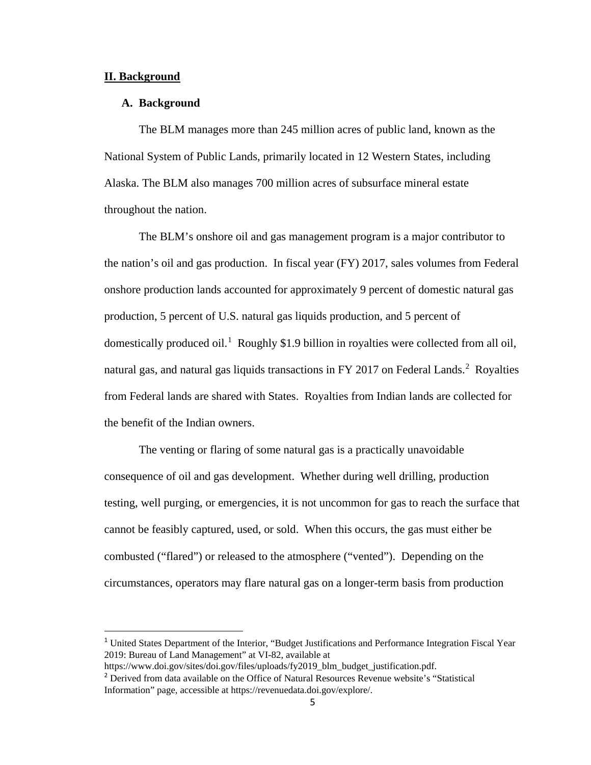## II. Background

### A. Background

The BLM manages more than 245 million acres of public land, known as the National System of Public Lands, primarily located in 12 Western States, including Alaska. The BLM also manages 700 million acres of subsurface mineral estate throughout the nation.

The BLM's onshore oil and gas management program is a major contributor to the nation's oil and gas production. In fiscal year (FY) 2017, sales volumes from Federal onshore production lands accounted for approximately 9 percent of domestic natural gas production, 5 percent of U.S. natural gas liquids production, and 5 percent of domestically produced oil.[1] Roughly $1.9 billion in royalties were collected from all oil, natural gas, and natural gas liquids transactions in FY 2017 on Federal Lands.[2] Royalties from Federal lands are shared with States. Royalties from Indian lands are collected for the benefit of the Indian owners.

The venting or flaring of some natural gas is a practically unavoidable consequence of oil and gas development. Whether during well drilling, production testing, well purging, or emergencies, it is not uncommon for gas to reach the surface that cannot be feasibly captured, used, or sold. When this occurs, the gas must either be combusted ("flared") or released to the atmosphere ("vented"). Depending on the circumstances, operators may flare natural gas on a longer-term basis from production

---

[1] United States Department of the Interior, "Budget Justifications and Performance Integration Fiscal Year 2019: Bureau of Land Management" at VI-82, available at https://www.doi.gov/sites/doi.gov/files/uploads/fy2019_blm_budget_justification.pdf.

[2] Derived from data available on the Office of Natural Resources Revenue website's "Statistical Information" page, accessible at https://revenuedata.doi.gov/explore/.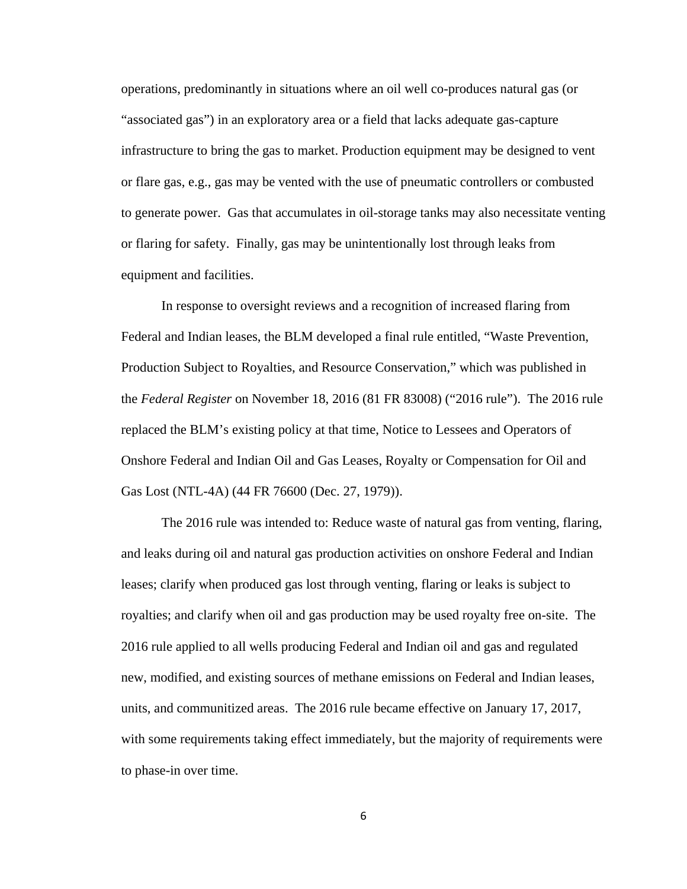operations, predominantly in situations where an oil well co-produces natural gas (or "associated gas") in an exploratory area or a field that lacks adequate gas-capture infrastructure to bring the gas to market. Production equipment may be designed to vent or flare gas, e.g., gas may be vented with the use of pneumatic controllers or combusted to generate power. Gas that accumulates in oil-storage tanks may also necessitate venting or flaring for safety. Finally, gas may be unintentionally lost through leaks from equipment and facilities.

In response to oversight reviews and a recognition of increased flaring from Federal and Indian leases, the BLM developed a final rule entitled, "Waste Prevention, Production Subject to Royalties, and Resource Conservation," which was published in the *Federal Register* on November 18, 2016 (81 FR 83008) ("2016 rule"). The 2016 rule replaced the BLM's existing policy at that time, Notice to Lessees and Operators of Onshore Federal and Indian Oil and Gas Leases, Royalty or Compensation for Oil and Gas Lost (NTL-4A) (44 FR 76600 (Dec. 27, 1979)).

The 2016 rule was intended to: Reduce waste of natural gas from venting, flaring, and leaks during oil and natural gas production activities on onshore Federal and Indian leases; clarify when produced gas lost through venting, flaring or leaks is subject to royalties; and clarify when oil and gas production may be used royalty free on-site. The 2016 rule applied to all wells producing Federal and Indian oil and gas and regulated new, modified, and existing sources of methane emissions on Federal and Indian leases, units, and communitized areas. The 2016 rule became effective on January 17, 2017, with some requirements taking effect immediately, but the majority of requirements were to phase-in over time.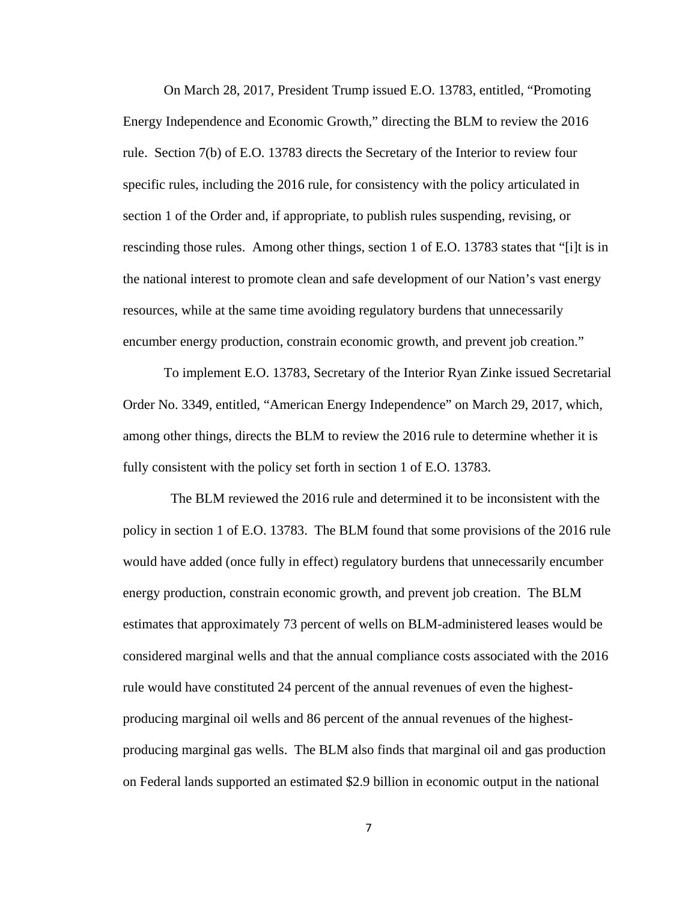On March 28, 2017, President Trump issued E.O. 13783, entitled, "Promoting Energy Independence and Economic Growth," directing the BLM to review the 2016 rule. Section 7(b) of E.O. 13783 directs the Secretary of the Interior to review four specific rules, including the 2016 rule, for consistency with the policy articulated in section 1 of the Order and, if appropriate, to publish rules suspending, revising, or rescinding those rules. Among other things, section 1 of E.O. 13783 states that "[i]t is in the national interest to promote clean and safe development of our Nation's vast energy resources, while at the same time avoiding regulatory burdens that unnecessarily encumber energy production, constrain economic growth, and prevent job creation."

To implement E.O. 13783, Secretary of the Interior Ryan Zinke issued Secretarial Order No. 3349, entitled, "American Energy Independence" on March 29, 2017, which, among other things, directs the BLM to review the 2016 rule to determine whether it is fully consistent with the policy set forth in section 1 of E.O. 13783.

The BLM reviewed the 2016 rule and determined it to be inconsistent with the policy in section 1 of E.O. 13783. The BLM found that some provisions of the 2016 rule would have added (once fully in effect) regulatory burdens that unnecessarily encumber energy production, constrain economic growth, and prevent job creation. The BLM estimates that approximately 73 percent of wells on BLM-administered leases would be considered marginal wells and that the annual compliance costs associated with the 2016 rule would have constituted 24 percent of the annual revenues of even the highest-producing marginal oil wells and 86 percent of the annual revenues of the highest-producing marginal gas wells. The BLM also finds that marginal oil and gas production on Federal lands supported an estimated $2.9 billion in economic output in the national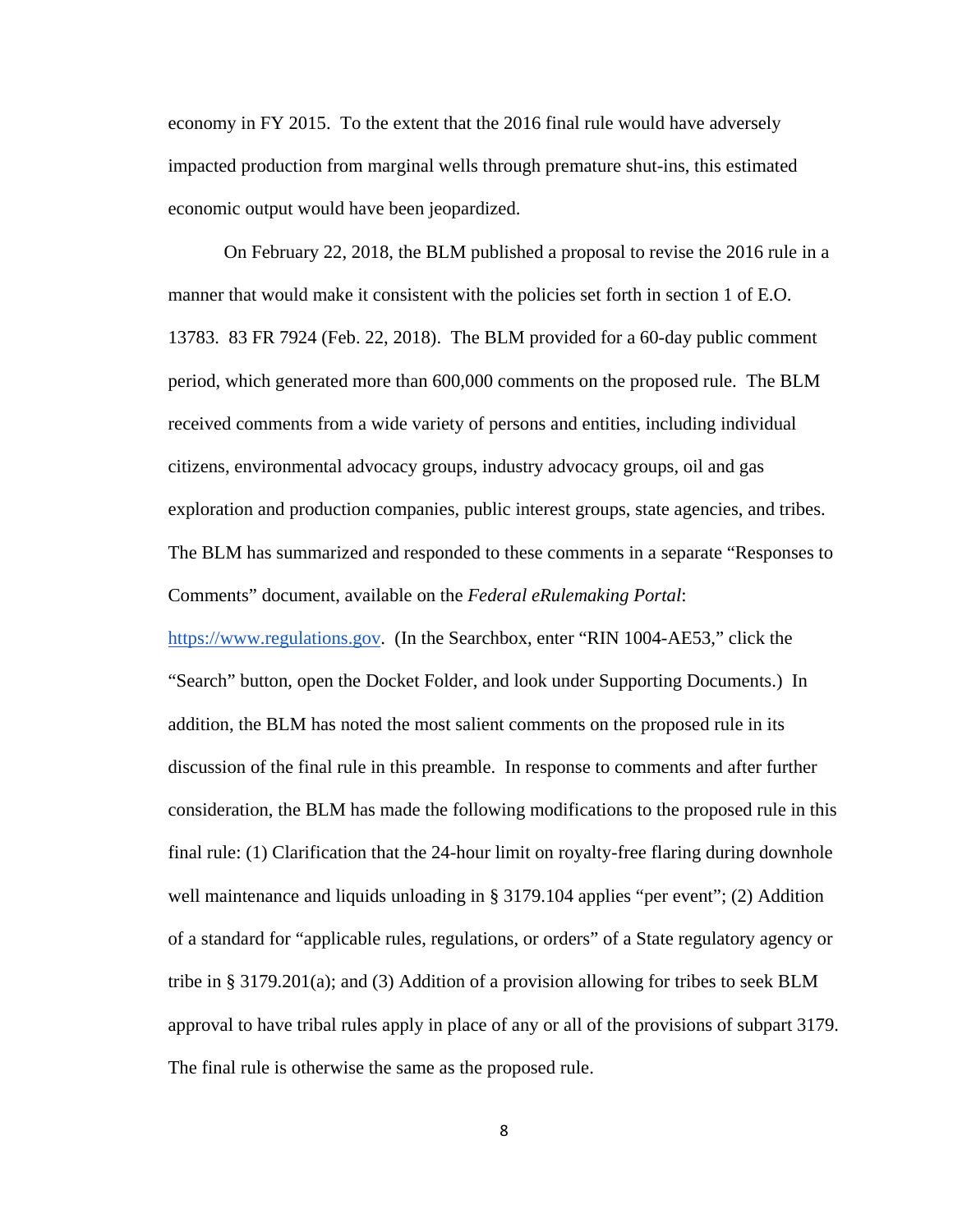economy in FY 2015. To the extent that the 2016 final rule would have adversely impacted production from marginal wells through premature shut-ins, this estimated economic output would have been jeopardized.

On February 22, 2018, the BLM published a proposal to revise the 2016 rule in a manner that would make it consistent with the policies set forth in section 1 of E.O. 13783. 83 FR 7924 (Feb. 22, 2018). The BLM provided for a 60-day public comment period, which generated more than 600,000 comments on the proposed rule. The BLM received comments from a wide variety of persons and entities, including individual citizens, environmental advocacy groups, industry advocacy groups, oil and gas exploration and production companies, public interest groups, state agencies, and tribes. The BLM has summarized and responded to these comments in a separate "Responses to Comments" document, available on the *Federal eRulemaking Portal*: https://www.regulations.gov. (In the Searchbox, enter "RIN 1004-AE53," click the "Search" button, open the Docket Folder, and look under Supporting Documents.) In addition, the BLM has noted the most salient comments on the proposed rule in its discussion of the final rule in this preamble. In response to comments and after further consideration, the BLM has made the following modifications to the proposed rule in this final rule: (1) Clarification that the 24-hour limit on royalty-free flaring during downhole well maintenance and liquids unloading in § 3179.104 applies "per event"; (2) Addition of a standard for "applicable rules, regulations, or orders" of a State regulatory agency or tribe in § 3179.201(a); and (3) Addition of a provision allowing for tribes to seek BLM approval to have tribal rules apply in place of any or all of the provisions of subpart 3179. The final rule is otherwise the same as the proposed rule.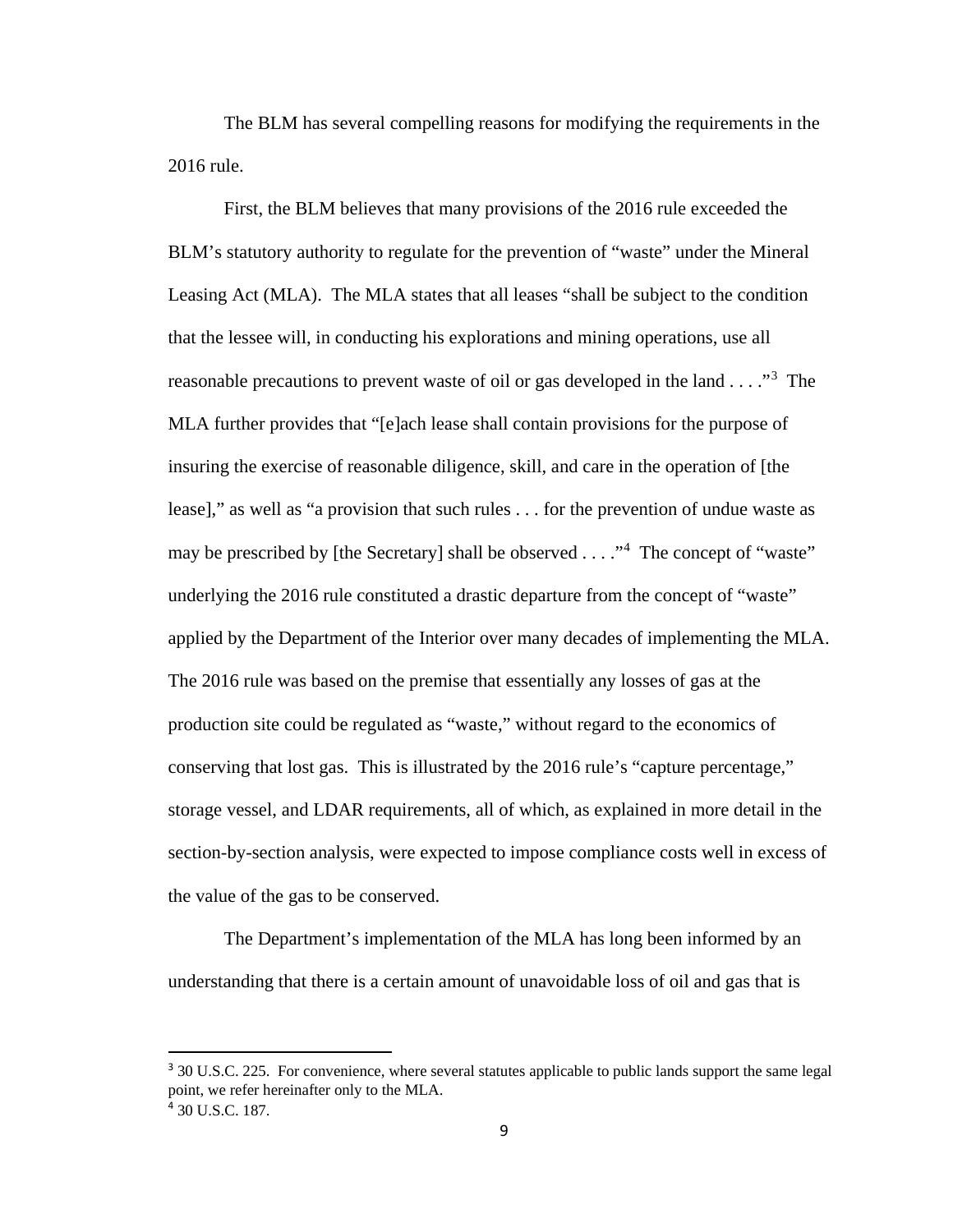The BLM has several compelling reasons for modifying the requirements in the 2016 rule.

First, the BLM believes that many provisions of the 2016 rule exceeded the BLM's statutory authority to regulate for the prevention of "waste" under the Mineral Leasing Act (MLA). The MLA states that all leases "shall be subject to the condition that the lessee will, in conducting his explorations and mining operations, use all reasonable precautions to prevent waste of oil or gas developed in the land . . . ."[3] The MLA further provides that "[e]ach lease shall contain provisions for the purpose of insuring the exercise of reasonable diligence, skill, and care in the operation of [the lease]," as well as "a provision that such rules . . . for the prevention of undue waste as may be prescribed by [the Secretary] shall be observed . . . ."[4] The concept of "waste" underlying the 2016 rule constituted a drastic departure from the concept of "waste" applied by the Department of the Interior over many decades of implementing the MLA. The 2016 rule was based on the premise that essentially any losses of gas at the production site could be regulated as "waste," without regard to the economics of conserving that lost gas. This is illustrated by the 2016 rule's "capture percentage," storage vessel, and LDAR requirements, all of which, as explained in more detail in the section-by-section analysis, were expected to impose compliance costs well in excess of the value of the gas to be conserved.

The Department's implementation of the MLA has long been informed by an understanding that there is a certain amount of unavoidable loss of oil and gas that is

---

[3] 30 U.S.C. 225. For convenience, where several statutes applicable to public lands support the same legal point, we refer hereinafter only to the MLA.

[4] 30 U.S.C. 187.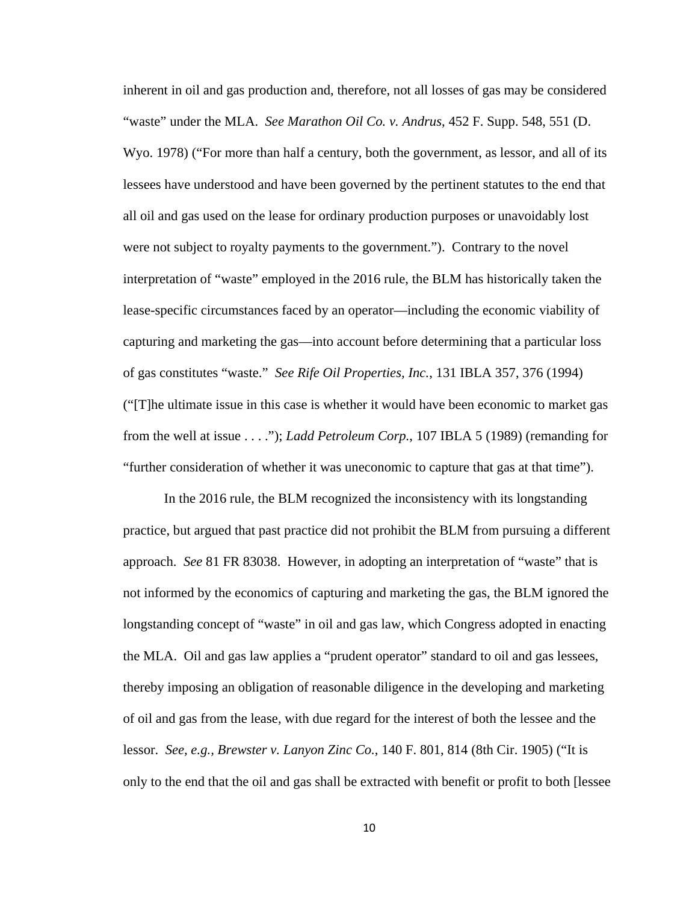inherent in oil and gas production and, therefore, not all losses of gas may be considered "waste" under the MLA. *See Marathon Oil Co. v. Andrus*, 452 F. Supp. 548, 551 (D. Wyo. 1978) ("For more than half a century, both the government, as lessor, and all of its lessees have understood and have been governed by the pertinent statutes to the end that all oil and gas used on the lease for ordinary production purposes or unavoidably lost were not subject to royalty payments to the government."). Contrary to the novel interpretation of "waste" employed in the 2016 rule, the BLM has historically taken the lease-specific circumstances faced by an operator—including the economic viability of capturing and marketing the gas—into account before determining that a particular loss of gas constitutes "waste." *See Rife Oil Properties, Inc.*, 131 IBLA 357, 376 (1994) ("[T]he ultimate issue in this case is whether it would have been economic to market gas from the well at issue . . . ."); *Ladd Petroleum Corp.*, 107 IBLA 5 (1989) (remanding for "further consideration of whether it was uneconomic to capture that gas at that time").

In the 2016 rule, the BLM recognized the inconsistency with its longstanding practice, but argued that past practice did not prohibit the BLM from pursuing a different approach. *See* 81 FR 83038. However, in adopting an interpretation of "waste" that is not informed by the economics of capturing and marketing the gas, the BLM ignored the longstanding concept of "waste" in oil and gas law, which Congress adopted in enacting the MLA. Oil and gas law applies a "prudent operator" standard to oil and gas lessees, thereby imposing an obligation of reasonable diligence in the developing and marketing of oil and gas from the lease, with due regard for the interest of both the lessee and the lessor. *See, e.g., Brewster v. Lanyon Zinc Co.*, 140 F. 801, 814 (8th Cir. 1905) ("It is only to the end that the oil and gas shall be extracted with benefit or profit to both [lessee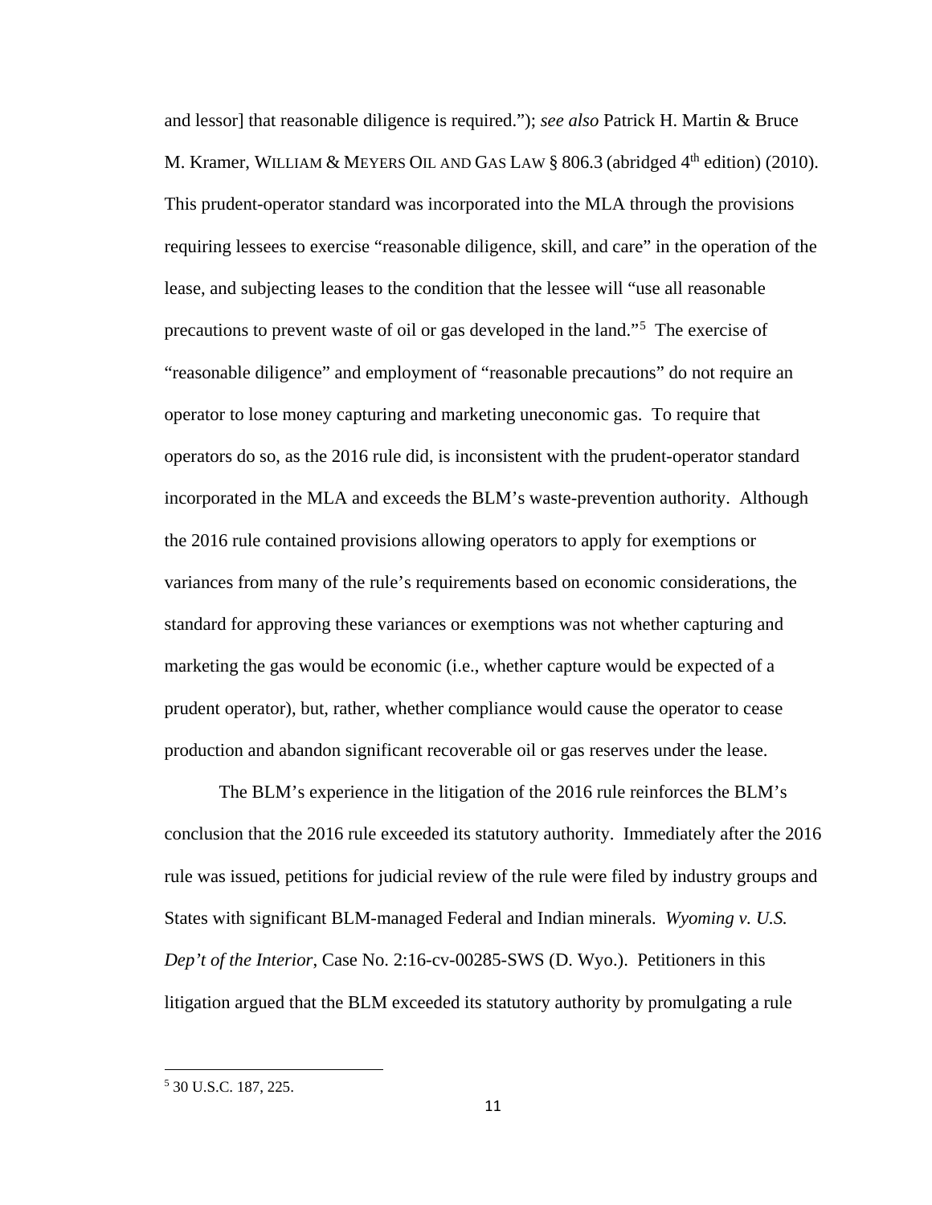and lessor] that reasonable diligence is required."); *see also* Patrick H. Martin & Bruce M. Kramer, WILLIAM & MEYERS OIL AND GAS LAW § 806.3 (abridged 4th edition) (2010). This prudent-operator standard was incorporated into the MLA through the provisions requiring lessees to exercise "reasonable diligence, skill, and care" in the operation of the lease, and subjecting leases to the condition that the lessee will "use all reasonable precautions to prevent waste of oil or gas developed in the land."[5] The exercise of "reasonable diligence" and employment of "reasonable precautions" do not require an operator to lose money capturing and marketing uneconomic gas. To require that operators do so, as the 2016 rule did, is inconsistent with the prudent-operator standard incorporated in the MLA and exceeds the BLM's waste-prevention authority. Although the 2016 rule contained provisions allowing operators to apply for exemptions or variances from many of the rule's requirements based on economic considerations, the standard for approving these variances or exemptions was not whether capturing and marketing the gas would be economic (i.e., whether capture would be expected of a prudent operator), but, rather, whether compliance would cause the operator to cease production and abandon significant recoverable oil or gas reserves under the lease.

The BLM's experience in the litigation of the 2016 rule reinforces the BLM's conclusion that the 2016 rule exceeded its statutory authority. Immediately after the 2016 rule was issued, petitions for judicial review of the rule were filed by industry groups and States with significant BLM-managed Federal and Indian minerals. *Wyoming v. U.S. Dep't of the Interior*, Case No. 2:16-cv-00285-SWS (D. Wyo.). Petitioners in this litigation argued that the BLM exceeded its statutory authority by promulgating a rule

---

[5] 30 U.S.C. 187, 225.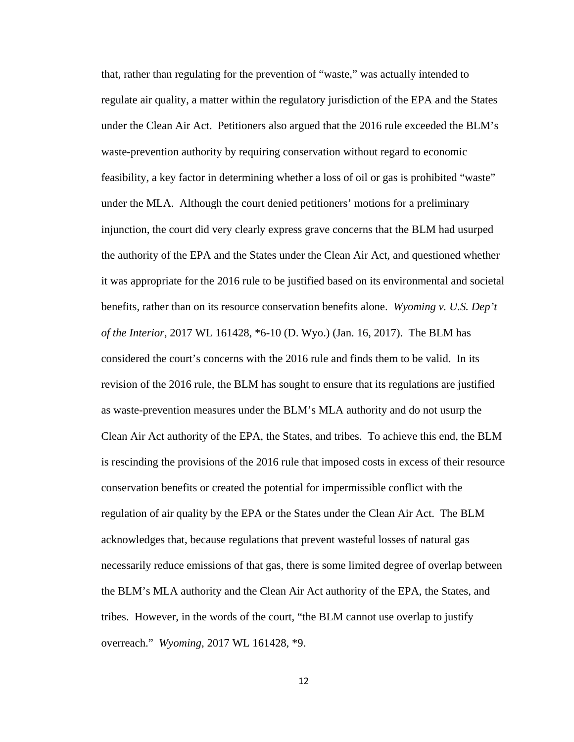that, rather than regulating for the prevention of "waste," was actually intended to regulate air quality, a matter within the regulatory jurisdiction of the EPA and the States under the Clean Air Act. Petitioners also argued that the 2016 rule exceeded the BLM's waste-prevention authority by requiring conservation without regard to economic feasibility, a key factor in determining whether a loss of oil or gas is prohibited "waste" under the MLA. Although the court denied petitioners' motions for a preliminary injunction, the court did very clearly express grave concerns that the BLM had usurped the authority of the EPA and the States under the Clean Air Act, and questioned whether it was appropriate for the 2016 rule to be justified based on its environmental and societal benefits, rather than on its resource conservation benefits alone. *Wyoming v. U.S. Dep't of the Interior*, 2017 WL 161428, *6-10 (D. Wyo.) (Jan. 16, 2017). The BLM has considered the court's concerns with the 2016 rule and finds them to be valid. In its revision of the 2016 rule, the BLM has sought to ensure that its regulations are justified as waste-prevention measures under the BLM's MLA authority and do not usurp the Clean Air Act authority of the EPA, the States, and tribes. To achieve this end, the BLM is rescinding the provisions of the 2016 rule that imposed costs in excess of their resource conservation benefits or created the potential for impermissible conflict with the regulation of air quality by the EPA or the States under the Clean Air Act. The BLM acknowledges that, because regulations that prevent wasteful losses of natural gas necessarily reduce emissions of that gas, there is some limited degree of overlap between the BLM's MLA authority and the Clean Air Act authority of the EPA, the States, and tribes. However, in the words of the court, "the BLM cannot use overlap to justify overreach." *Wyoming*, 2017 WL 161428, *9.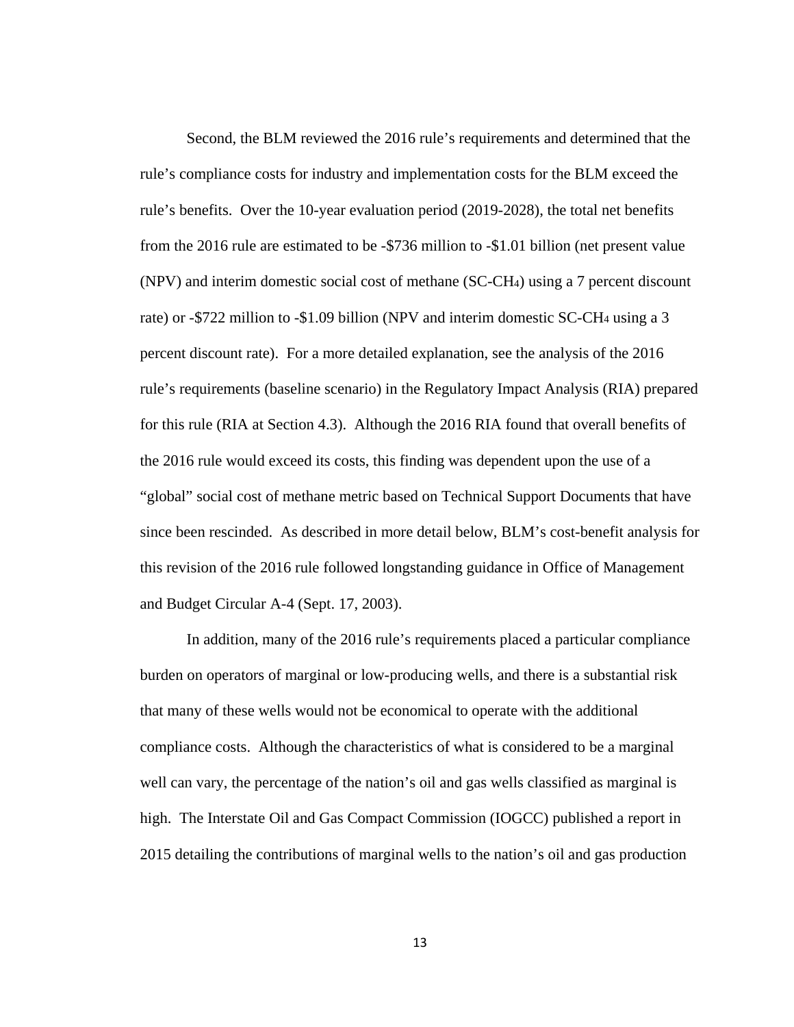Second, the BLM reviewed the 2016 rule's requirements and determined that the rule's compliance costs for industry and implementation costs for the BLM exceed the rule's benefits. Over the 10-year evaluation period (2019-2028), the total net benefits from the 2016 rule are estimated to be -$736 million to -$1.01 billion (net present value (NPV) and interim domestic social cost of methane (SC-$CH_4$) using a 7 percent discount rate) or -$722 million to -$1.09 billion (NPV and interim domestic SC-$CH_4$ using a 3 percent discount rate). For a more detailed explanation, see the analysis of the 2016 rule's requirements (baseline scenario) in the Regulatory Impact Analysis (RIA) prepared for this rule (RIA at Section 4.3). Although the 2016 RIA found that overall benefits of the 2016 rule would exceed its costs, this finding was dependent upon the use of a "global" social cost of methane metric based on Technical Support Documents that have since been rescinded. As described in more detail below, BLM's cost-benefit analysis for this revision of the 2016 rule followed longstanding guidance in Office of Management and Budget Circular A-4 (Sept. 17, 2003).

In addition, many of the 2016 rule's requirements placed a particular compliance burden on operators of marginal or low-producing wells, and there is a substantial risk that many of these wells would not be economical to operate with the additional compliance costs. Although the characteristics of what is considered to be a marginal well can vary, the percentage of the nation's oil and gas wells classified as marginal is high. The Interstate Oil and Gas Compact Commission (IOGCC) published a report in 2015 detailing the contributions of marginal wells to the nation's oil and gas production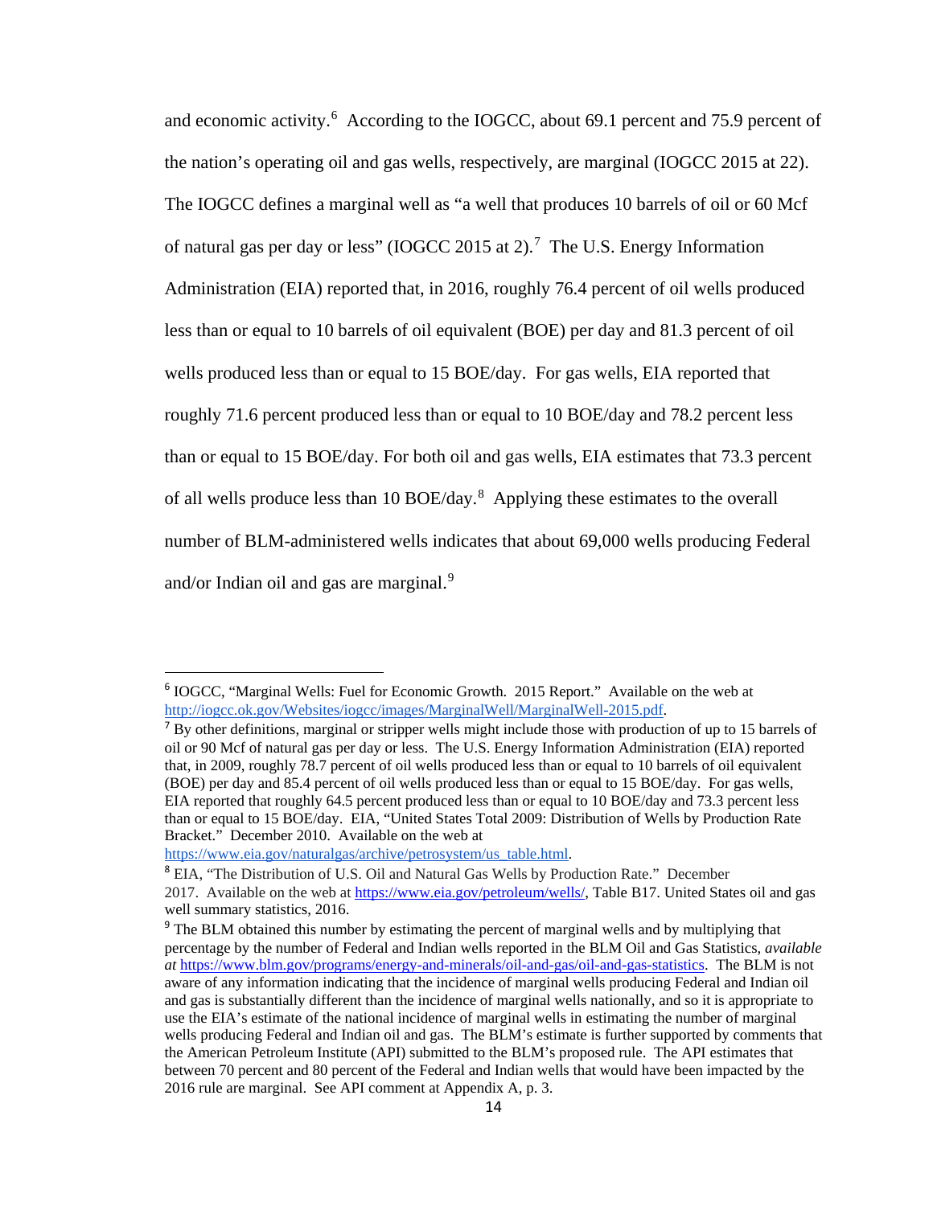and economic activity.[6] According to the IOGCC, about 69.1 percent and 75.9 percent of the nation's operating oil and gas wells, respectively, are marginal (IOGCC 2015 at 22). The IOGCC defines a marginal well as "a well that produces 10 barrels of oil or 60 Mcf of natural gas per day or less" (IOGCC 2015 at 2).[7] The U.S. Energy Information Administration (EIA) reported that, in 2016, roughly 76.4 percent of oil wells produced less than or equal to 10 barrels of oil equivalent (BOE) per day and 81.3 percent of oil wells produced less than or equal to 15 BOE/day. For gas wells, EIA reported that roughly 71.6 percent produced less than or equal to 10 BOE/day and 78.2 percent less than or equal to 15 BOE/day. For both oil and gas wells, EIA estimates that 73.3 percent of all wells produce less than 10 BOE/day.[8] Applying these estimates to the overall number of BLM-administered wells indicates that about 69,000 wells producing Federal and/or Indian oil and gas are marginal.[9]

---

[6] IOGCC, "Marginal Wells: Fuel for Economic Growth. 2015 Report." Available on the web at http://iogcc.ok.gov/Websites/iogcc/images/MarginalWell/MarginalWell-2015.pdf.

[7] By other definitions, marginal or stripper wells might include those with production of up to 15 barrels of oil or 90 Mcf of natural gas per day or less. The U.S. Energy Information Administration (EIA) reported that, in 2009, roughly 78.7 percent of oil wells produced less than or equal to 10 barrels of oil equivalent (BOE) per day and 85.4 percent of oil wells produced less than or equal to 15 BOE/day. For gas wells, EIA reported that roughly 64.5 percent produced less than or equal to 10 BOE/day and 73.3 percent less than or equal to 15 BOE/day. EIA, "United States Total 2009: Distribution of Wells by Production Rate Bracket." December 2010. Available on the web at https://www.eia.gov/naturalgas/archive/petrosystem/us_table.html.

[8] EIA, "The Distribution of U.S. Oil and Natural Gas Wells by Production Rate." December 2017. Available on the web at https://www.eia.gov/petroleum/wells/, Table B17. United States oil and gas well summary statistics, 2016.

[9] The BLM obtained this number by estimating the percent of marginal wells and by multiplying that percentage by the number of Federal and Indian wells reported in the BLM Oil and Gas Statistics, *available at* https://www.blm.gov/programs/energy-and-minerals/oil-and-gas/oil-and-gas-statistics. The BLM is not aware of any information indicating that the incidence of marginal wells producing Federal and Indian oil and gas is substantially different than the incidence of marginal wells nationally, and so it is appropriate to use the EIA's estimate of the national incidence of marginal wells in estimating the number of marginal wells producing Federal and Indian oil and gas. The BLM's estimate is further supported by comments that the American Petroleum Institute (API) submitted to the BLM's proposed rule. The API estimates that between 70 percent and 80 percent of the Federal and Indian wells that would have been impacted by the 2016 rule are marginal. See API comment at Appendix A, p. 3.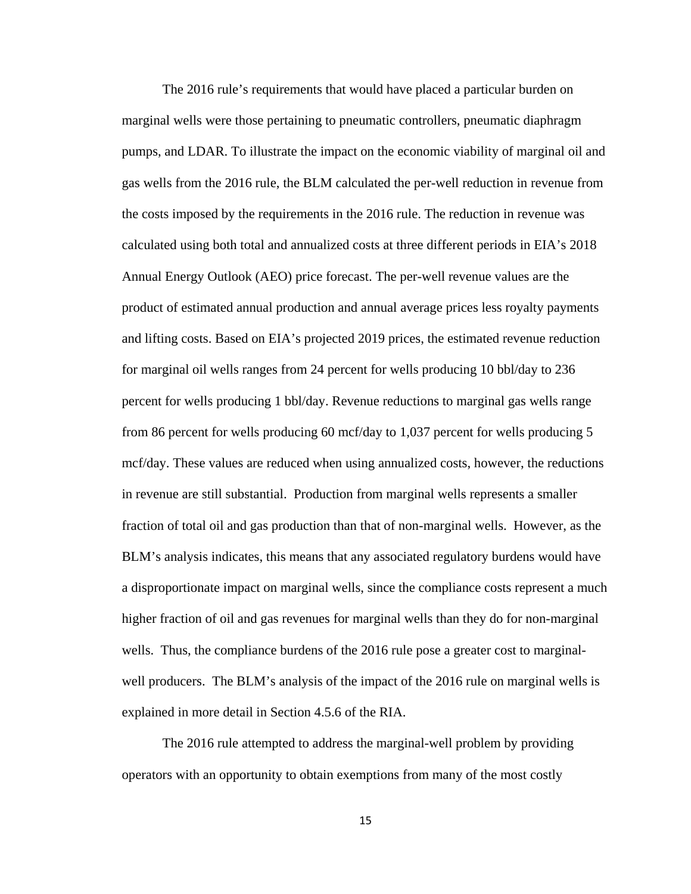The 2016 rule's requirements that would have placed a particular burden on marginal wells were those pertaining to pneumatic controllers, pneumatic diaphragm pumps, and LDAR. To illustrate the impact on the economic viability of marginal oil and gas wells from the 2016 rule, the BLM calculated the per-well reduction in revenue from the costs imposed by the requirements in the 2016 rule. The reduction in revenue was calculated using both total and annualized costs at three different periods in EIA's 2018 Annual Energy Outlook (AEO) price forecast. The per-well revenue values are the product of estimated annual production and annual average prices less royalty payments and lifting costs. Based on EIA's projected 2019 prices, the estimated revenue reduction for marginal oil wells ranges from 24 percent for wells producing 10 bbl/day to 236 percent for wells producing 1 bbl/day. Revenue reductions to marginal gas wells range from 86 percent for wells producing 60 mcf/day to 1,037 percent for wells producing 5 mcf/day. These values are reduced when using annualized costs, however, the reductions in revenue are still substantial. Production from marginal wells represents a smaller fraction of total oil and gas production than that of non-marginal wells. However, as the BLM's analysis indicates, this means that any associated regulatory burdens would have a disproportionate impact on marginal wells, since the compliance costs represent a much higher fraction of oil and gas revenues for marginal wells than they do for non-marginal wells. Thus, the compliance burdens of the 2016 rule pose a greater cost to marginal-well producers. The BLM's analysis of the impact of the 2016 rule on marginal wells is explained in more detail in Section 4.5.6 of the RIA.

The 2016 rule attempted to address the marginal-well problem by providing operators with an opportunity to obtain exemptions from many of the most costly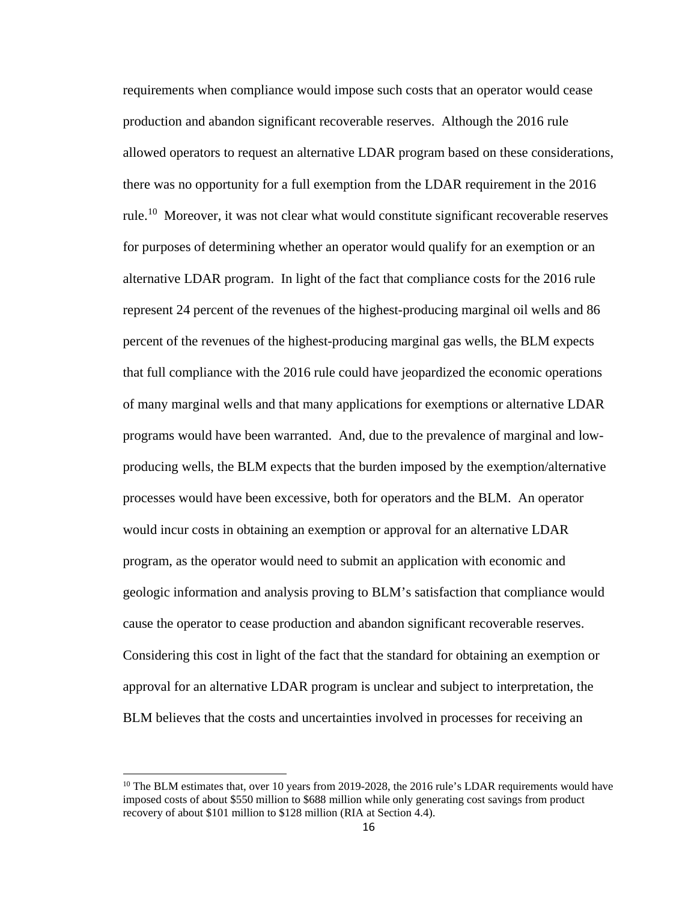requirements when compliance would impose such costs that an operator would cease production and abandon significant recoverable reserves. Although the 2016 rule allowed operators to request an alternative LDAR program based on these considerations, there was no opportunity for a full exemption from the LDAR requirement in the 2016 rule.[10] Moreover, it was not clear what would constitute significant recoverable reserves for purposes of determining whether an operator would qualify for an exemption or an alternative LDAR program. In light of the fact that compliance costs for the 2016 rule represent 24 percent of the revenues of the highest-producing marginal oil wells and 86 percent of the revenues of the highest-producing marginal gas wells, the BLM expects that full compliance with the 2016 rule could have jeopardized the economic operations of many marginal wells and that many applications for exemptions or alternative LDAR programs would have been warranted. And, due to the prevalence of marginal and low-producing wells, the BLM expects that the burden imposed by the exemption/alternative processes would have been excessive, both for operators and the BLM. An operator would incur costs in obtaining an exemption or approval for an alternative LDAR program, as the operator would need to submit an application with economic and geologic information and analysis proving to BLM's satisfaction that compliance would cause the operator to cease production and abandon significant recoverable reserves. Considering this cost in light of the fact that the standard for obtaining an exemption or approval for an alternative LDAR program is unclear and subject to interpretation, the BLM believes that the costs and uncertainties involved in processes for receiving an

[10] The BLM estimates that, over 10 years from 2019-2028, the 2016 rule's LDAR requirements would have imposed costs of about $550 million to $688 million while only generating cost savings from product recovery of about $101 million to $128 million (RIA at Section 4.4).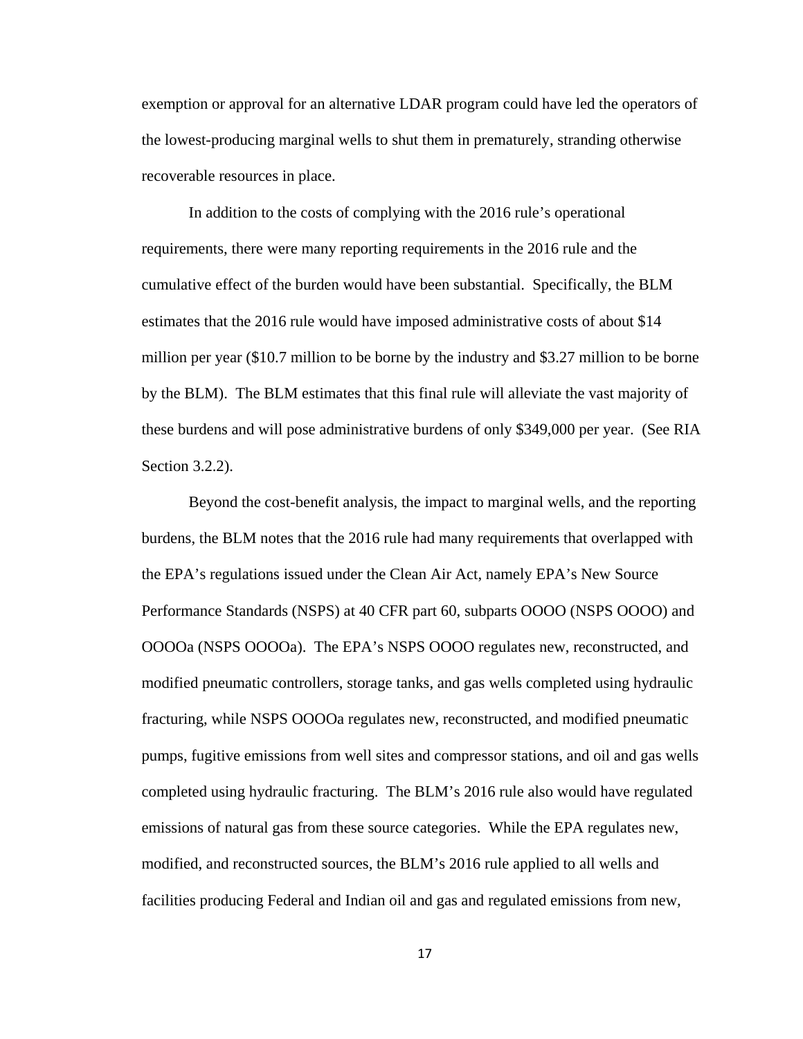exemption or approval for an alternative LDAR program could have led the operators of the lowest-producing marginal wells to shut them in prematurely, stranding otherwise recoverable resources in place.

In addition to the costs of complying with the 2016 rule's operational requirements, there were many reporting requirements in the 2016 rule and the cumulative effect of the burden would have been substantial. Specifically, the BLM estimates that the 2016 rule would have imposed administrative costs of about $14 million per year ($10.7 million to be borne by the industry and $3.27 million to be borne by the BLM). The BLM estimates that this final rule will alleviate the vast majority of these burdens and will pose administrative burdens of only $349,000 per year. (See RIA Section 3.2.2).

Beyond the cost-benefit analysis, the impact to marginal wells, and the reporting burdens, the BLM notes that the 2016 rule had many requirements that overlapped with the EPA's regulations issued under the Clean Air Act, namely EPA's New Source Performance Standards (NSPS) at 40 CFR part 60, subparts OOOO (NSPS OOOO) and OOOOa (NSPS OOOOa). The EPA's NSPS OOOO regulates new, reconstructed, and modified pneumatic controllers, storage tanks, and gas wells completed using hydraulic fracturing, while NSPS OOOOa regulates new, reconstructed, and modified pneumatic pumps, fugitive emissions from well sites and compressor stations, and oil and gas wells completed using hydraulic fracturing. The BLM's 2016 rule also would have regulated emissions of natural gas from these source categories. While the EPA regulates new, modified, and reconstructed sources, the BLM's 2016 rule applied to all wells and facilities producing Federal and Indian oil and gas and regulated emissions from new,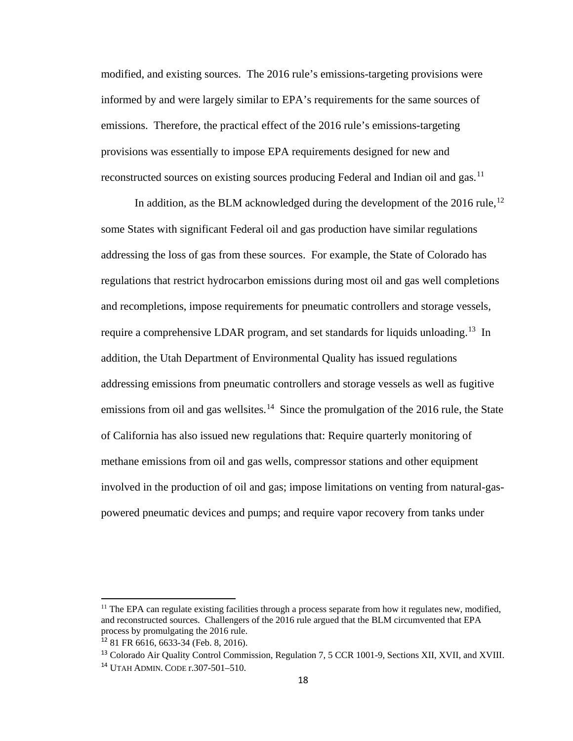modified, and existing sources. The 2016 rule's emissions-targeting provisions were informed by and were largely similar to EPA's requirements for the same sources of emissions. Therefore, the practical effect of the 2016 rule's emissions-targeting provisions was essentially to impose EPA requirements designed for new and reconstructed sources on existing sources producing Federal and Indian oil and gas.[11]

In addition, as the BLM acknowledged during the development of the 2016 rule,[12] some States with significant Federal oil and gas production have similar regulations addressing the loss of gas from these sources. For example, the State of Colorado has regulations that restrict hydrocarbon emissions during most oil and gas well completions and recompletions, impose requirements for pneumatic controllers and storage vessels, require a comprehensive LDAR program, and set standards for liquids unloading.[13] In addition, the Utah Department of Environmental Quality has issued regulations addressing emissions from pneumatic controllers and storage vessels as well as fugitive emissions from oil and gas wellsites.[14] Since the promulgation of the 2016 rule, the State of California has also issued new regulations that: Require quarterly monitoring of methane emissions from oil and gas wells, compressor stations and other equipment involved in the production of oil and gas; impose limitations on venting from natural-gas-powered pneumatic devices and pumps; and require vapor recovery from tanks under

---

[11] The EPA can regulate existing facilities through a process separate from how it regulates new, modified, and reconstructed sources. Challengers of the 2016 rule argued that the BLM circumvented that EPA process by promulgating the 2016 rule.

[12] 81 FR 6616, 6633-34 (Feb. 8, 2016).

[13] Colorado Air Quality Control Commission, Regulation 7, 5 CCR 1001-9, Sections XII, XVII, and XVIII.

[14] UTAH ADMIN. CODE r.307-501–510.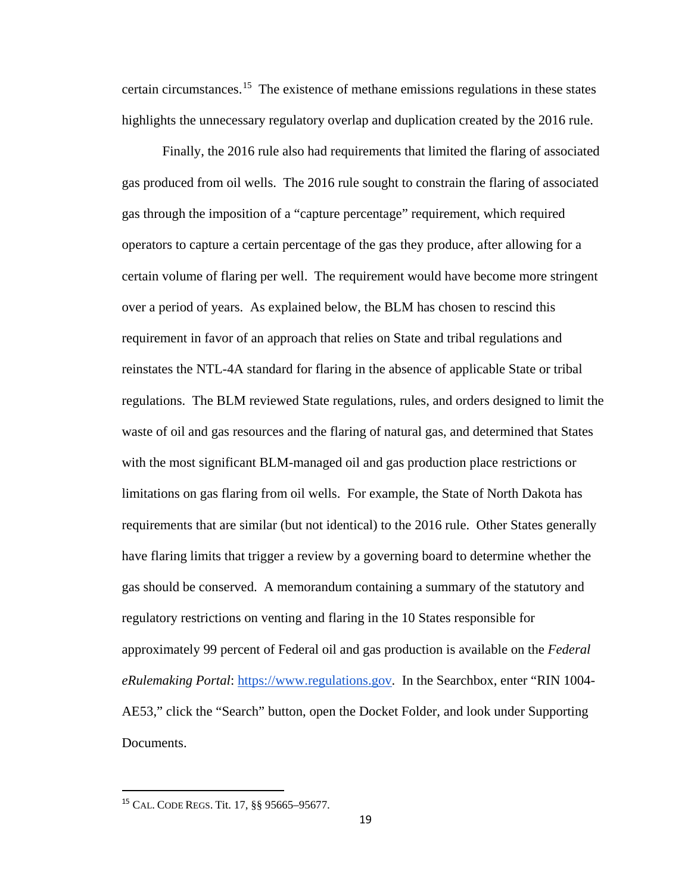certain circumstances.[15] The existence of methane emissions regulations in these states highlights the unnecessary regulatory overlap and duplication created by the 2016 rule.

Finally, the 2016 rule also had requirements that limited the flaring of associated gas produced from oil wells. The 2016 rule sought to constrain the flaring of associated gas through the imposition of a "capture percentage" requirement, which required operators to capture a certain percentage of the gas they produce, after allowing for a certain volume of flaring per well. The requirement would have become more stringent over a period of years. As explained below, the BLM has chosen to rescind this requirement in favor of an approach that relies on State and tribal regulations and reinstates the NTL-4A standard for flaring in the absence of applicable State or tribal regulations. The BLM reviewed State regulations, rules, and orders designed to limit the waste of oil and gas resources and the flaring of natural gas, and determined that States with the most significant BLM-managed oil and gas production place restrictions or limitations on gas flaring from oil wells. For example, the State of North Dakota has requirements that are similar (but not identical) to the 2016 rule. Other States generally have flaring limits that trigger a review by a governing board to determine whether the gas should be conserved. A memorandum containing a summary of the statutory and regulatory restrictions on venting and flaring in the 10 States responsible for approximately 99 percent of Federal oil and gas production is available on the *Federal eRulemaking Portal*: https://www.regulations.gov. In the Searchbox, enter "RIN 1004-AE53," click the "Search" button, open the Docket Folder, and look under Supporting Documents.

---

[15] CAL. CODE REGS. Tit. 17, §§ 95665–95677.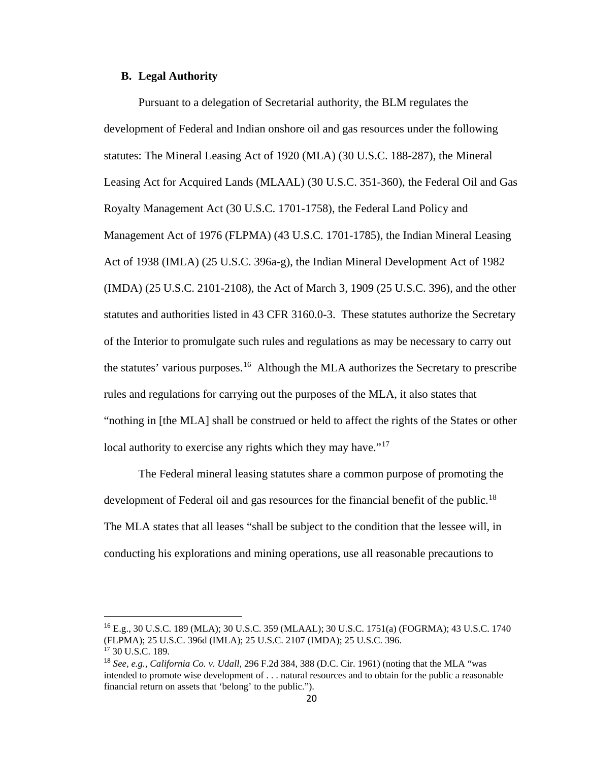### B. Legal Authority

Pursuant to a delegation of Secretarial authority, the BLM regulates the development of Federal and Indian onshore oil and gas resources under the following statutes: The Mineral Leasing Act of 1920 (MLA) (30 U.S.C. 188-287), the Mineral Leasing Act for Acquired Lands (MLAAL) (30 U.S.C. 351-360), the Federal Oil and Gas Royalty Management Act (30 U.S.C. 1701-1758), the Federal Land Policy and Management Act of 1976 (FLPMA) (43 U.S.C. 1701-1785), the Indian Mineral Leasing Act of 1938 (IMLA) (25 U.S.C. 396a-g), the Indian Mineral Development Act of 1982 (IMDA) (25 U.S.C. 2101-2108), the Act of March 3, 1909 (25 U.S.C. 396), and the other statutes and authorities listed in 43 CFR 3160.0-3. These statutes authorize the Secretary of the Interior to promulgate such rules and regulations as may be necessary to carry out the statutes' various purposes.[16] Although the MLA authorizes the Secretary to prescribe rules and regulations for carrying out the purposes of the MLA, it also states that "nothing in [the MLA] shall be construed or held to affect the rights of the States or other local authority to exercise any rights which they may have."[17]

The Federal mineral leasing statutes share a common purpose of promoting the development of Federal oil and gas resources for the financial benefit of the public.[18] The MLA states that all leases "shall be subject to the condition that the lessee will, in conducting his explorations and mining operations, use all reasonable precautions to

---

[16] E.g., 30 U.S.C. 189 (MLA); 30 U.S.C. 359 (MLAAL); 30 U.S.C. 1751(a) (FOGRMA); 43 U.S.C. 1740 (FLPMA); 25 U.S.C. 396d (IMLA); 25 U.S.C. 2107 (IMDA); 25 U.S.C. 396.

[17] 30 U.S.C. 189.

[18] *See, e.g., California Co. v. Udall*, 296 F.2d 384, 388 (D.C. Cir. 1961) (noting that the MLA "was intended to promote wise development of . . . natural resources and to obtain for the public a reasonable financial return on assets that 'belong' to the public.").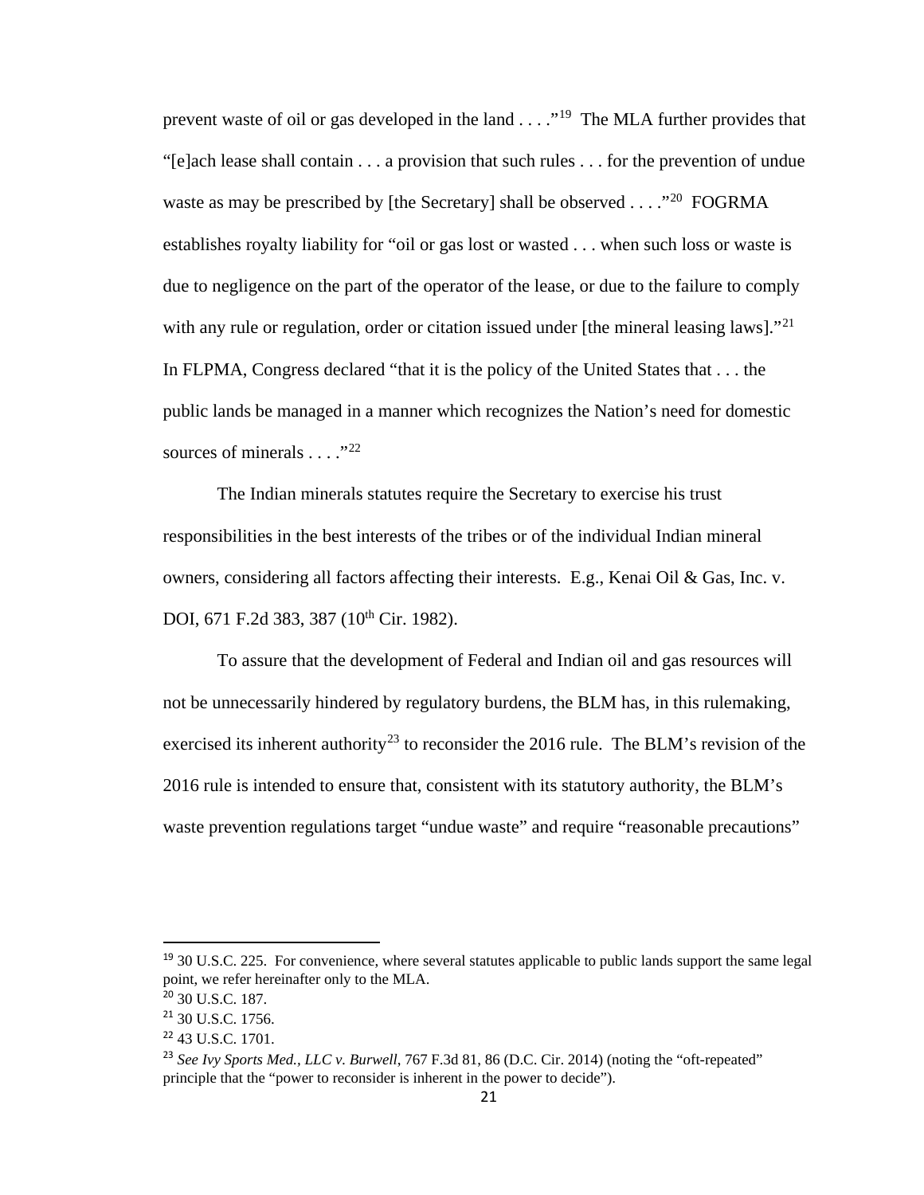prevent waste of oil or gas developed in the land . . . ."[19] The MLA further provides that "[e]ach lease shall contain . . . a provision that such rules . . . for the prevention of undue waste as may be prescribed by [the Secretary] shall be observed . . . ."[20] FOGRMA establishes royalty liability for "oil or gas lost or wasted . . . when such loss or waste is due to negligence on the part of the operator of the lease, or due to the failure to comply with any rule or regulation, order or citation issued under [the mineral leasing laws]."[21] In FLPMA, Congress declared "that it is the policy of the United States that . . . the public lands be managed in a manner which recognizes the Nation's need for domestic sources of minerals . . . ."[22]

The Indian minerals statutes require the Secretary to exercise his trust responsibilities in the best interests of the tribes or of the individual Indian mineral owners, considering all factors affecting their interests. E.g., Kenai Oil & Gas, Inc. v. DOI, 671 F.2d 383, 387 (10th Cir. 1982).

To assure that the development of Federal and Indian oil and gas resources will not be unnecessarily hindered by regulatory burdens, the BLM has, in this rulemaking, exercised its inherent authority[23] to reconsider the 2016 rule. The BLM's revision of the 2016 rule is intended to ensure that, consistent with its statutory authority, the BLM's waste prevention regulations target "undue waste" and require "reasonable precautions"

---

[19] 30 U.S.C. 225. For convenience, where several statutes applicable to public lands support the same legal point, we refer hereinafter only to the MLA.

[20] 30 U.S.C. 187.

[21] 30 U.S.C. 1756.

[22] 43 U.S.C. 1701.

[23] *See Ivy Sports Med., LLC v. Burwell*, 767 F.3d 81, 86 (D.C. Cir. 2014) (noting the "oft-repeated" principle that the "power to reconsider is inherent in the power to decide").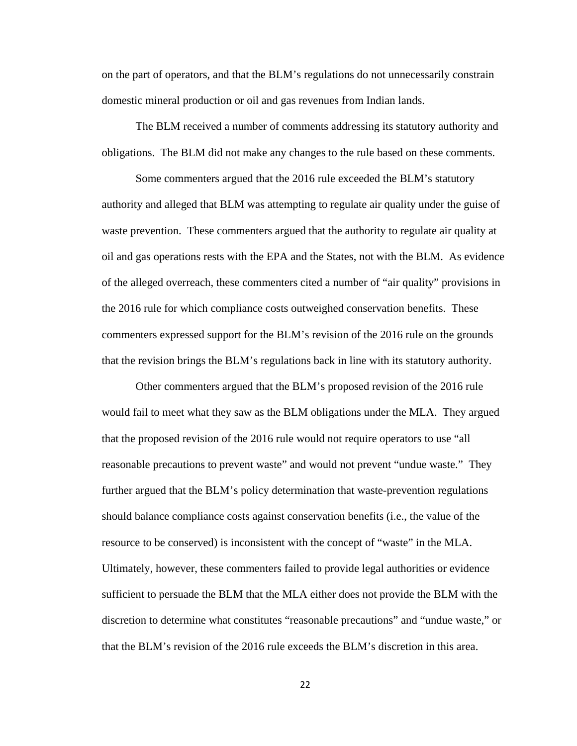on the part of operators, and that the BLM's regulations do not unnecessarily constrain domestic mineral production or oil and gas revenues from Indian lands.

The BLM received a number of comments addressing its statutory authority and obligations. The BLM did not make any changes to the rule based on these comments.

Some commenters argued that the 2016 rule exceeded the BLM's statutory authority and alleged that BLM was attempting to regulate air quality under the guise of waste prevention. These commenters argued that the authority to regulate air quality at oil and gas operations rests with the EPA and the States, not with the BLM. As evidence of the alleged overreach, these commenters cited a number of "air quality" provisions in the 2016 rule for which compliance costs outweighed conservation benefits. These commenters expressed support for the BLM's revision of the 2016 rule on the grounds that the revision brings the BLM's regulations back in line with its statutory authority.

Other commenters argued that the BLM's proposed revision of the 2016 rule would fail to meet what they saw as the BLM obligations under the MLA. They argued that the proposed revision of the 2016 rule would not require operators to use "all reasonable precautions to prevent waste" and would not prevent "undue waste." They further argued that the BLM's policy determination that waste-prevention regulations should balance compliance costs against conservation benefits (i.e., the value of the resource to be conserved) is inconsistent with the concept of "waste" in the MLA. Ultimately, however, these commenters failed to provide legal authorities or evidence sufficient to persuade the BLM that the MLA either does not provide the BLM with the discretion to determine what constitutes "reasonable precautions" and "undue waste," or that the BLM's revision of the 2016 rule exceeds the BLM's discretion in this area.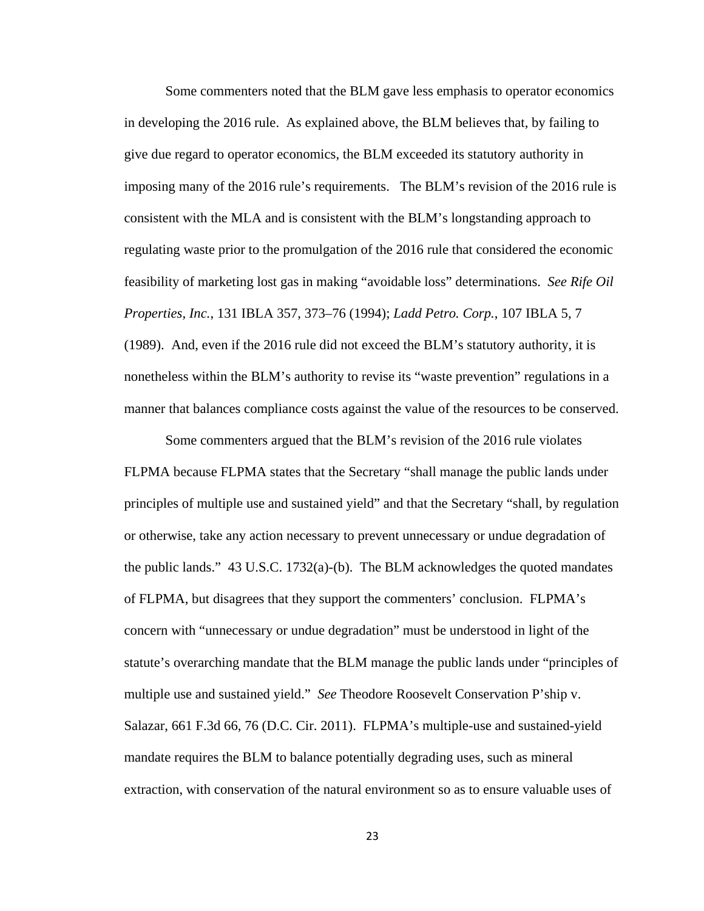Some commenters noted that the BLM gave less emphasis to operator economics in developing the 2016 rule. As explained above, the BLM believes that, by failing to give due regard to operator economics, the BLM exceeded its statutory authority in imposing many of the 2016 rule's requirements. The BLM's revision of the 2016 rule is consistent with the MLA and is consistent with the BLM's longstanding approach to regulating waste prior to the promulgation of the 2016 rule that considered the economic feasibility of marketing lost gas in making "avoidable loss" determinations. *See Rife Oil Properties, Inc.*, 131 IBLA 357, 373–76 (1994); *Ladd Petro. Corp.*, 107 IBLA 5, 7 (1989). And, even if the 2016 rule did not exceed the BLM's statutory authority, it is nonetheless within the BLM's authority to revise its "waste prevention" regulations in a manner that balances compliance costs against the value of the resources to be conserved.

Some commenters argued that the BLM's revision of the 2016 rule violates FLPMA because FLPMA states that the Secretary "shall manage the public lands under principles of multiple use and sustained yield" and that the Secretary "shall, by regulation or otherwise, take any action necessary to prevent unnecessary or undue degradation of the public lands." 43 U.S.C. 1732(a)-(b). The BLM acknowledges the quoted mandates of FLPMA, but disagrees that they support the commenters' conclusion. FLPMA's concern with "unnecessary or undue degradation" must be understood in light of the statute's overarching mandate that the BLM manage the public lands under "principles of multiple use and sustained yield." *See* Theodore Roosevelt Conservation P'ship v. Salazar, 661 F.3d 66, 76 (D.C. Cir. 2011). FLPMA's multiple-use and sustained-yield mandate requires the BLM to balance potentially degrading uses, such as mineral extraction, with conservation of the natural environment so as to ensure valuable uses of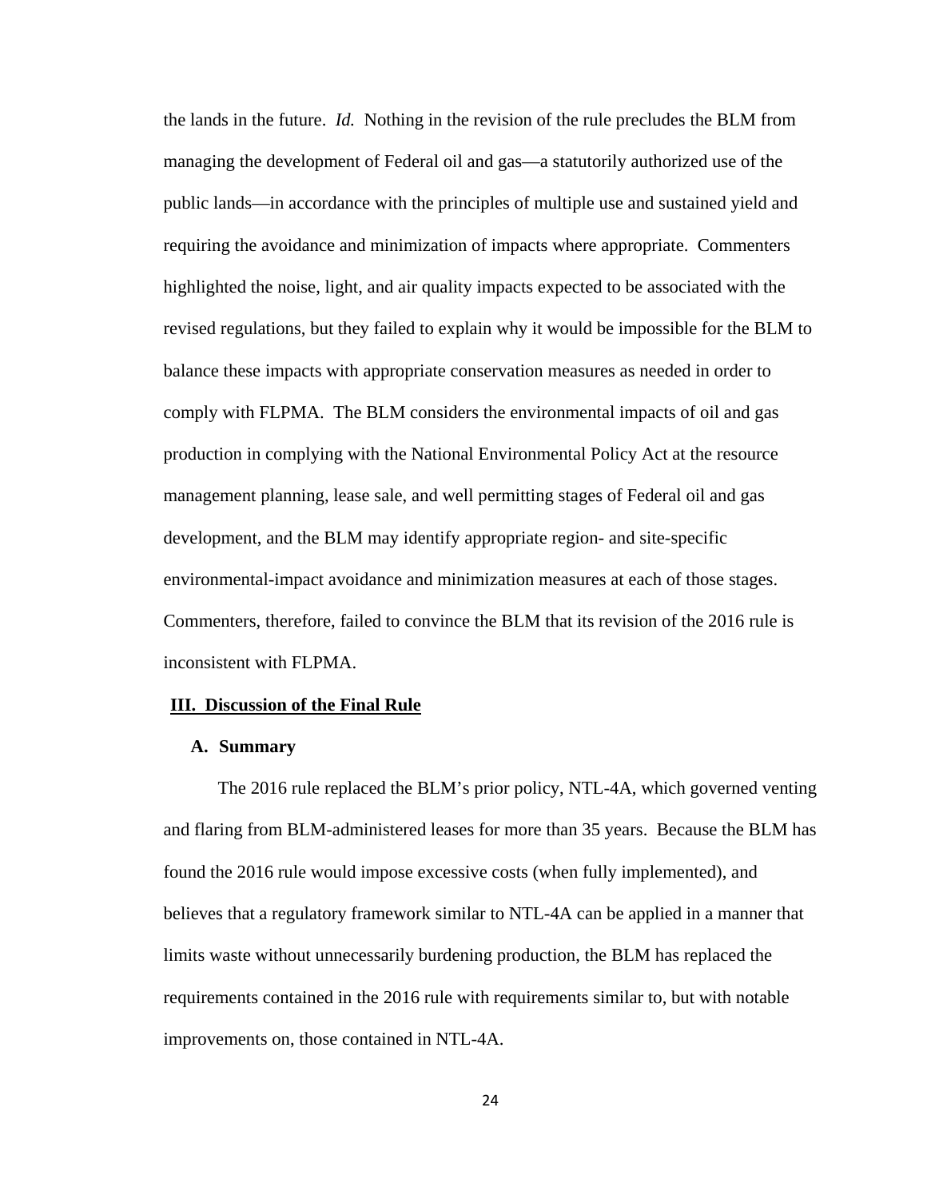the lands in the future. *Id.* Nothing in the revision of the rule precludes the BLM from managing the development of Federal oil and gas—a statutorily authorized use of the public lands—in accordance with the principles of multiple use and sustained yield and requiring the avoidance and minimization of impacts where appropriate. Commenters highlighted the noise, light, and air quality impacts expected to be associated with the revised regulations, but they failed to explain why it would be impossible for the BLM to balance these impacts with appropriate conservation measures as needed in order to comply with FLPMA. The BLM considers the environmental impacts of oil and gas production in complying with the National Environmental Policy Act at the resource management planning, lease sale, and well permitting stages of Federal oil and gas development, and the BLM may identify appropriate region- and site-specific environmental-impact avoidance and minimization measures at each of those stages. Commenters, therefore, failed to convince the BLM that its revision of the 2016 rule is inconsistent with FLPMA.

## III. Discussion of the Final Rule

### A. Summary

The 2016 rule replaced the BLM's prior policy, NTL-4A, which governed venting and flaring from BLM-administered leases for more than 35 years. Because the BLM has found the 2016 rule would impose excessive costs (when fully implemented), and believes that a regulatory framework similar to NTL-4A can be applied in a manner that limits waste without unnecessarily burdening production, the BLM has replaced the requirements contained in the 2016 rule with requirements similar to, but with notable improvements on, those contained in NTL-4A.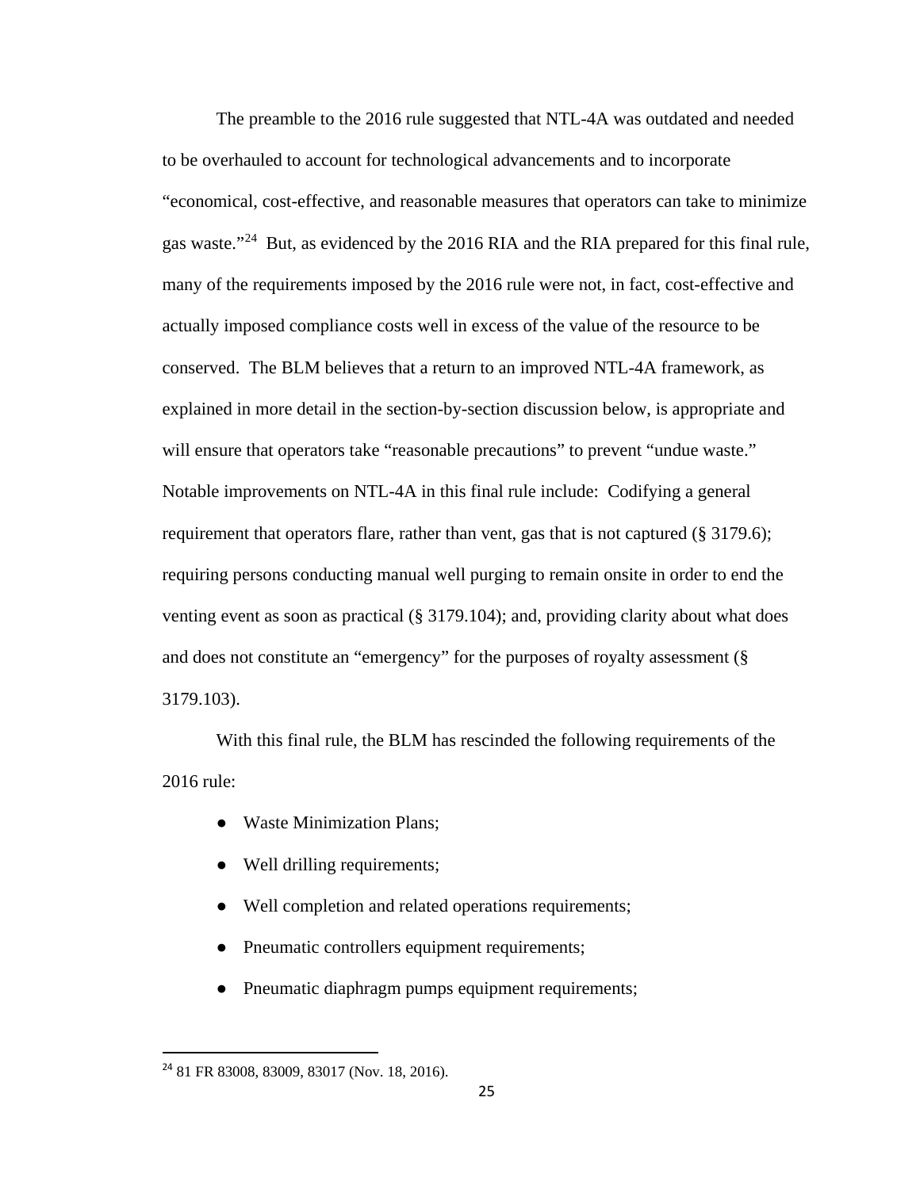The preamble to the 2016 rule suggested that NTL-4A was outdated and needed to be overhauled to account for technological advancements and to incorporate "economical, cost-effective, and reasonable measures that operators can take to minimize gas waste."[24] But, as evidenced by the 2016 RIA and the RIA prepared for this final rule, many of the requirements imposed by the 2016 rule were not, in fact, cost-effective and actually imposed compliance costs well in excess of the value of the resource to be conserved. The BLM believes that a return to an improved NTL-4A framework, as explained in more detail in the section-by-section discussion below, is appropriate and will ensure that operators take "reasonable precautions" to prevent "undue waste." Notable improvements on NTL-4A in this final rule include: Codifying a general requirement that operators flare, rather than vent, gas that is not captured (§ 3179.6); requiring persons conducting manual well purging to remain onsite in order to end the venting event as soon as practical (§ 3179.104); and, providing clarity about what does and does not constitute an "emergency" for the purposes of royalty assessment (§ 3179.103).

With this final rule, the BLM has rescinded the following requirements of the 2016 rule:

- Waste Minimization Plans;
- Well drilling requirements;
- Well completion and related operations requirements;
- Pneumatic controllers equipment requirements;
- Pneumatic diaphragm pumps equipment requirements;

[24] 81 FR 83008, 83009, 83017 (Nov. 18, 2016).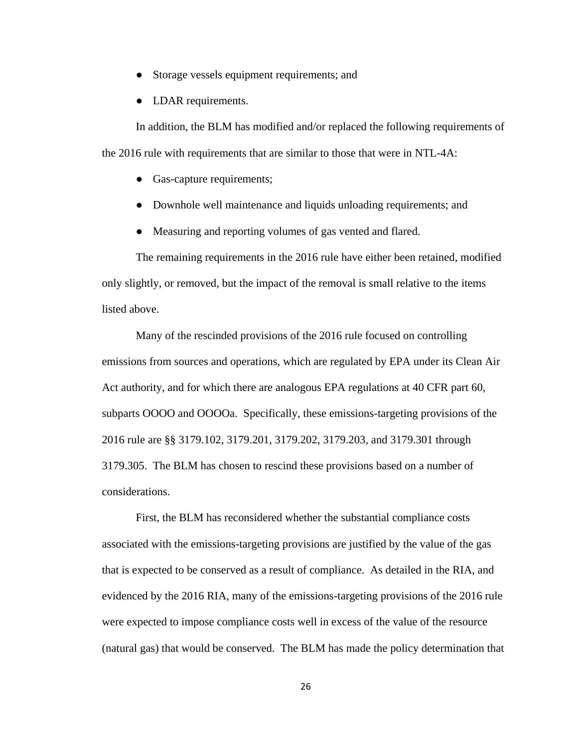- Storage vessels equipment requirements; and
- LDAR requirements.

In addition, the BLM has modified and/or replaced the following requirements of the 2016 rule with requirements that are similar to those that were in NTL-4A:

- Gas-capture requirements;
- Downhole well maintenance and liquids unloading requirements; and
- Measuring and reporting volumes of gas vented and flared.

The remaining requirements in the 2016 rule have either been retained, modified only slightly, or removed, but the impact of the removal is small relative to the items listed above.

Many of the rescinded provisions of the 2016 rule focused on controlling emissions from sources and operations, which are regulated by EPA under its Clean Air Act authority, and for which there are analogous EPA regulations at 40 CFR part 60, subparts OOOO and OOOOa. Specifically, these emissions-targeting provisions of the 2016 rule are §§ 3179.102, 3179.201, 3179.202, 3179.203, and 3179.301 through 3179.305. The BLM has chosen to rescind these provisions based on a number of considerations.

First, the BLM has reconsidered whether the substantial compliance costs associated with the emissions-targeting provisions are justified by the value of the gas that is expected to be conserved as a result of compliance. As detailed in the RIA, and evidenced by the 2016 RIA, many of the emissions-targeting provisions of the 2016 rule were expected to impose compliance costs well in excess of the value of the resource (natural gas) that would be conserved. The BLM has made the policy determination that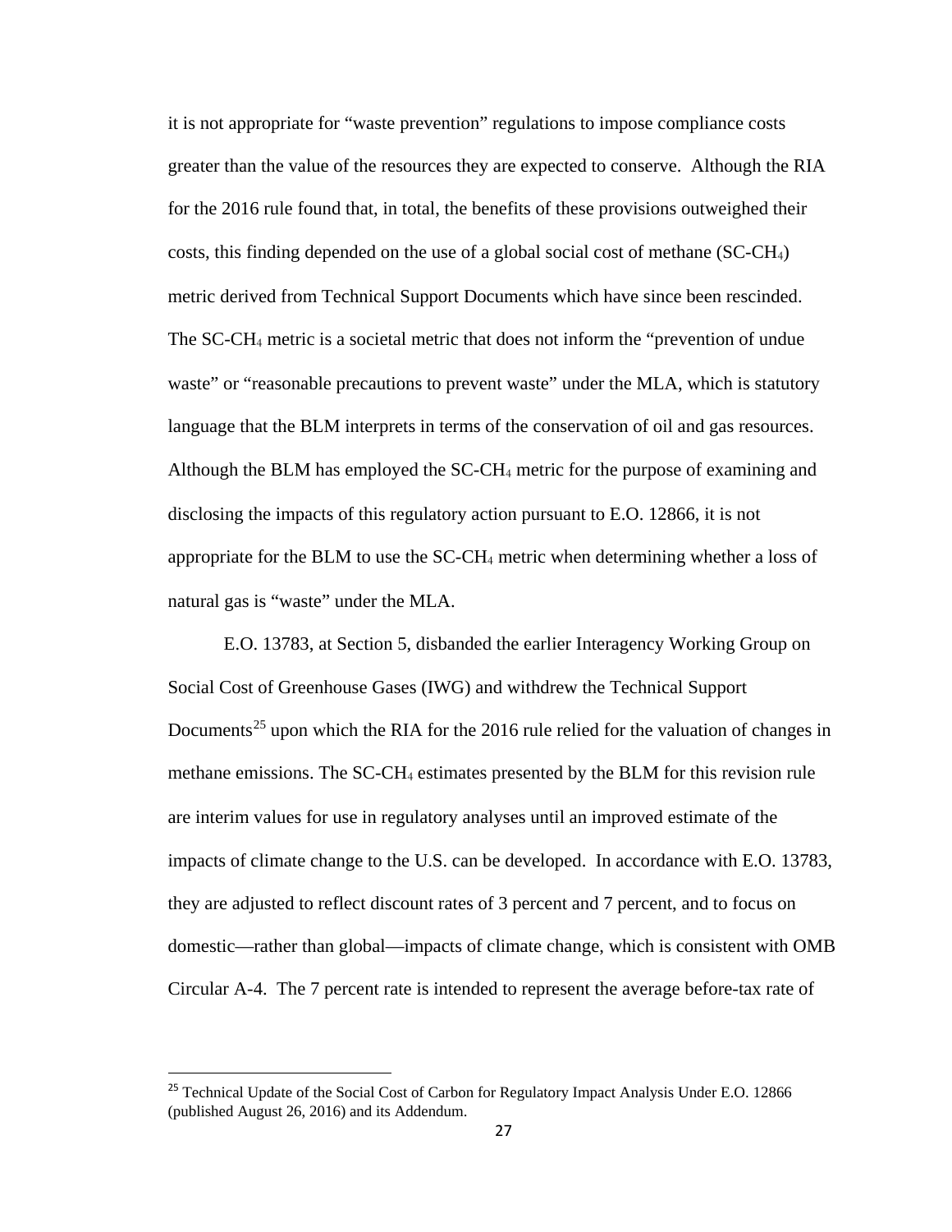it is not appropriate for "waste prevention" regulations to impose compliance costs greater than the value of the resources they are expected to conserve. Although the RIA for the 2016 rule found that, in total, the benefits of these provisions outweighed their costs, this finding depended on the use of a global social cost of methane (SC-$CH_4$) metric derived from Technical Support Documents which have since been rescinded. The SC-$CH_4$ metric is a societal metric that does not inform the "prevention of undue waste" or "reasonable precautions to prevent waste" under the MLA, which is statutory language that the BLM interprets in terms of the conservation of oil and gas resources. Although the BLM has employed the SC-$CH_4$ metric for the purpose of examining and disclosing the impacts of this regulatory action pursuant to E.O. 12866, it is not appropriate for the BLM to use the SC-$CH_4$ metric when determining whether a loss of natural gas is "waste" under the MLA.

E.O. 13783, at Section 5, disbanded the earlier Interagency Working Group on Social Cost of Greenhouse Gases (IWG) and withdrew the Technical Support Documents[25] upon which the RIA for the 2016 rule relied for the valuation of changes in methane emissions. The SC-$CH_4$ estimates presented by the BLM for this revision rule are interim values for use in regulatory analyses until an improved estimate of the impacts of climate change to the U.S. can be developed. In accordance with E.O. 13783, they are adjusted to reflect discount rates of 3 percent and 7 percent, and to focus on domestic—rather than global—impacts of climate change, which is consistent with OMB Circular A-4. The 7 percent rate is intended to represent the average before-tax rate of

[25] Technical Update of the Social Cost of Carbon for Regulatory Impact Analysis Under E.O. 12866 (published August 26, 2016) and its Addendum.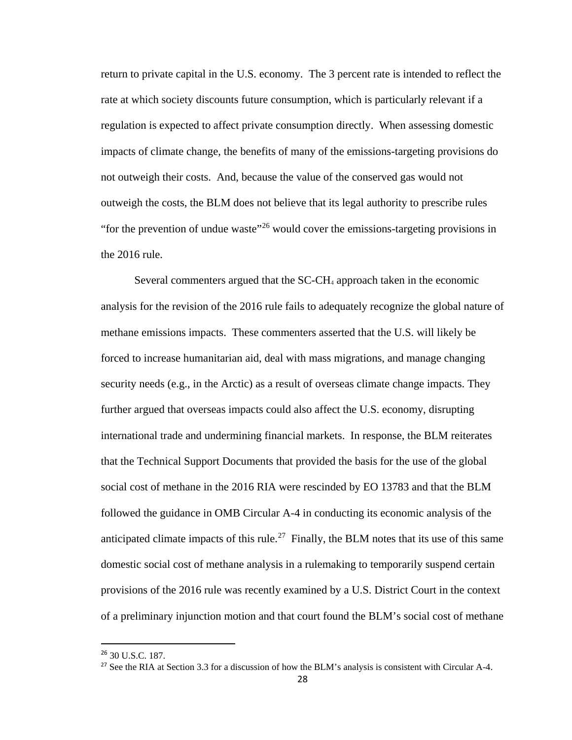return to private capital in the U.S. economy. The 3 percent rate is intended to reflect the rate at which society discounts future consumption, which is particularly relevant if a regulation is expected to affect private consumption directly. When assessing domestic impacts of climate change, the benefits of many of the emissions-targeting provisions do not outweigh their costs. And, because the value of the conserved gas would not outweigh the costs, the BLM does not believe that its legal authority to prescribe rules "for the prevention of undue waste"[26] would cover the emissions-targeting provisions in the 2016 rule.

Several commenters argued that the SC-$CH_4$ approach taken in the economic analysis for the revision of the 2016 rule fails to adequately recognize the global nature of methane emissions impacts. These commenters asserted that the U.S. will likely be forced to increase humanitarian aid, deal with mass migrations, and manage changing security needs (e.g., in the Arctic) as a result of overseas climate change impacts. They further argued that overseas impacts could also affect the U.S. economy, disrupting international trade and undermining financial markets. In response, the BLM reiterates that the Technical Support Documents that provided the basis for the use of the global social cost of methane in the 2016 RIA were rescinded by EO 13783 and that the BLM followed the guidance in OMB Circular A-4 in conducting its economic analysis of the anticipated climate impacts of this rule.[27] Finally, the BLM notes that its use of this same domestic social cost of methane analysis in a rulemaking to temporarily suspend certain provisions of the 2016 rule was recently examined by a U.S. District Court in the context of a preliminary injunction motion and that court found the BLM's social cost of methane

---

[26] 30 U.S.C. 187.

[27] See the RIA at Section 3.3 for a discussion of how the BLM's analysis is consistent with Circular A-4.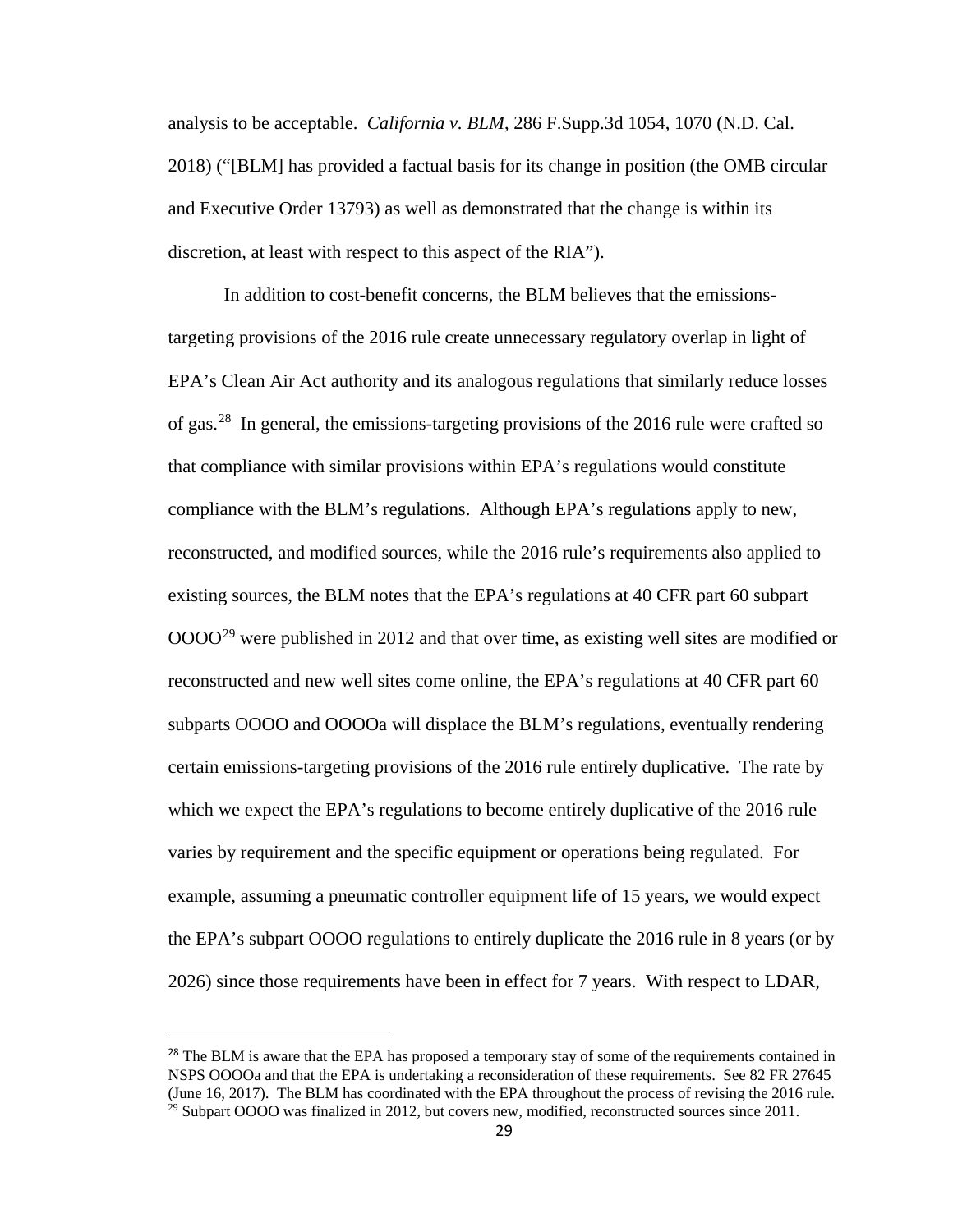analysis to be acceptable. *California v. BLM*, 286 F.Supp.3d 1054, 1070 (N.D. Cal. 2018) ("[BLM] has provided a factual basis for its change in position (the OMB circular and Executive Order 13793) as well as demonstrated that the change is within its discretion, at least with respect to this aspect of the RIA").

In addition to cost-benefit concerns, the BLM believes that the emissions-targeting provisions of the 2016 rule create unnecessary regulatory overlap in light of EPA's Clean Air Act authority and its analogous regulations that similarly reduce losses of gas.[28] In general, the emissions-targeting provisions of the 2016 rule were crafted so that compliance with similar provisions within EPA's regulations would constitute compliance with the BLM's regulations. Although EPA's regulations apply to new, reconstructed, and modified sources, while the 2016 rule's requirements also applied to existing sources, the BLM notes that the EPA's regulations at 40 CFR part 60 subpart OOOO[29] were published in 2012 and that over time, as existing well sites are modified or reconstructed and new well sites come online, the EPA's regulations at 40 CFR part 60 subparts OOOO and OOOOa will displace the BLM's regulations, eventually rendering certain emissions-targeting provisions of the 2016 rule entirely duplicative. The rate by which we expect the EPA's regulations to become entirely duplicative of the 2016 rule varies by requirement and the specific equipment or operations being regulated. For example, assuming a pneumatic controller equipment life of 15 years, we would expect the EPA's subpart OOOO regulations to entirely duplicate the 2016 rule in 8 years (or by 2026) since those requirements have been in effect for 7 years. With respect to LDAR,

---

[28] The BLM is aware that the EPA has proposed a temporary stay of some of the requirements contained in NSPS OOOOa and that the EPA is undertaking a reconsideration of these requirements. See 82 FR 27645 (June 16, 2017). The BLM has coordinated with the EPA throughout the process of revising the 2016 rule.

[29] Subpart OOOO was finalized in 2012, but covers new, modified, reconstructed sources since 2011.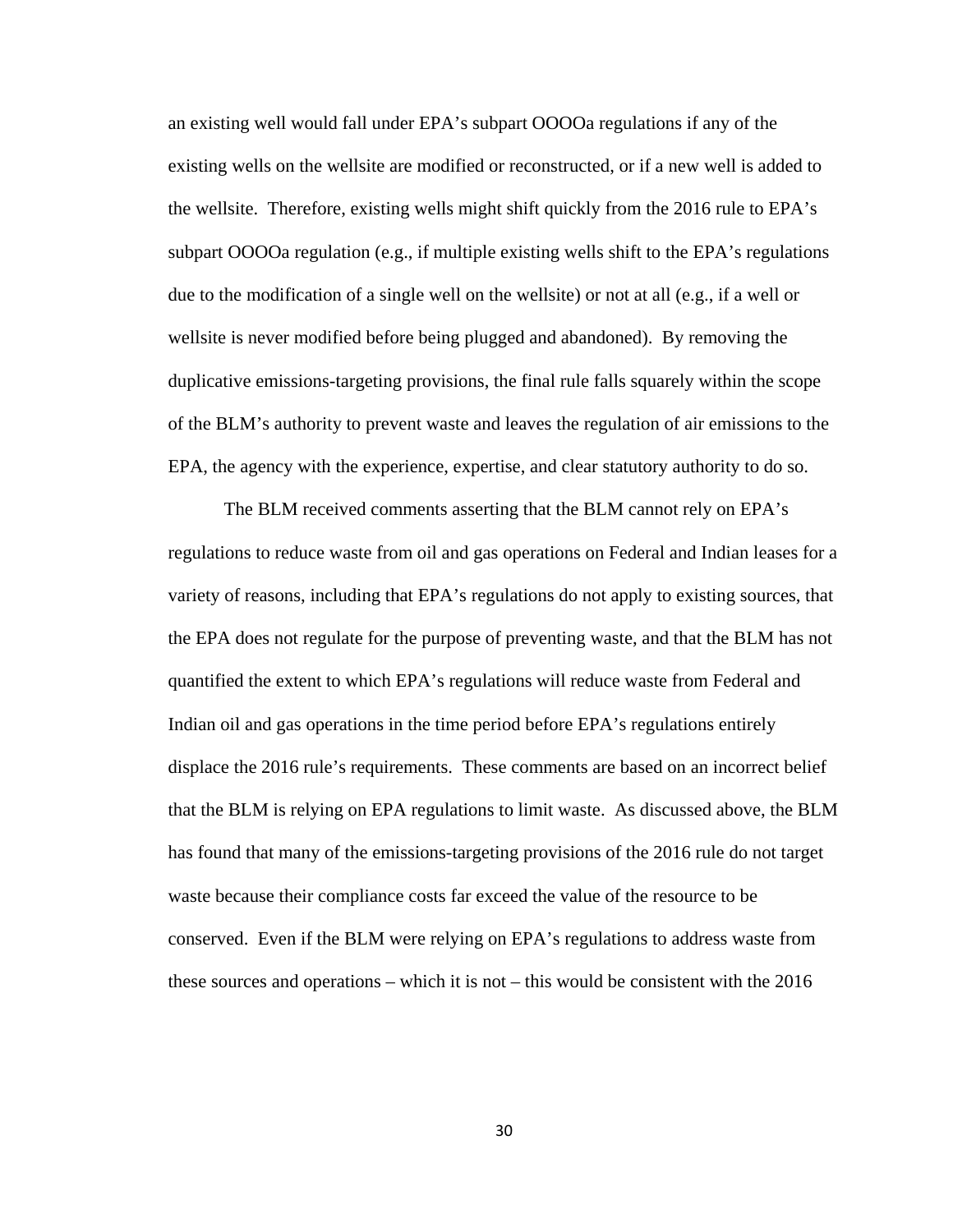an existing well would fall under EPA's subpart OOOOa regulations if any of the existing wells on the wellsite are modified or reconstructed, or if a new well is added to the wellsite. Therefore, existing wells might shift quickly from the 2016 rule to EPA's subpart OOOOa regulation (e.g., if multiple existing wells shift to the EPA's regulations due to the modification of a single well on the wellsite) or not at all (e.g., if a well or wellsite is never modified before being plugged and abandoned). By removing the duplicative emissions-targeting provisions, the final rule falls squarely within the scope of the BLM's authority to prevent waste and leaves the regulation of air emissions to the EPA, the agency with the experience, expertise, and clear statutory authority to do so.

The BLM received comments asserting that the BLM cannot rely on EPA's regulations to reduce waste from oil and gas operations on Federal and Indian leases for a variety of reasons, including that EPA's regulations do not apply to existing sources, that the EPA does not regulate for the purpose of preventing waste, and that the BLM has not quantified the extent to which EPA's regulations will reduce waste from Federal and Indian oil and gas operations in the time period before EPA's regulations entirely displace the 2016 rule's requirements. These comments are based on an incorrect belief that the BLM is relying on EPA regulations to limit waste. As discussed above, the BLM has found that many of the emissions-targeting provisions of the 2016 rule do not target waste because their compliance costs far exceed the value of the resource to be conserved. Even if the BLM were relying on EPA's regulations to address waste from these sources and operations – which it is not – this would be consistent with the 2016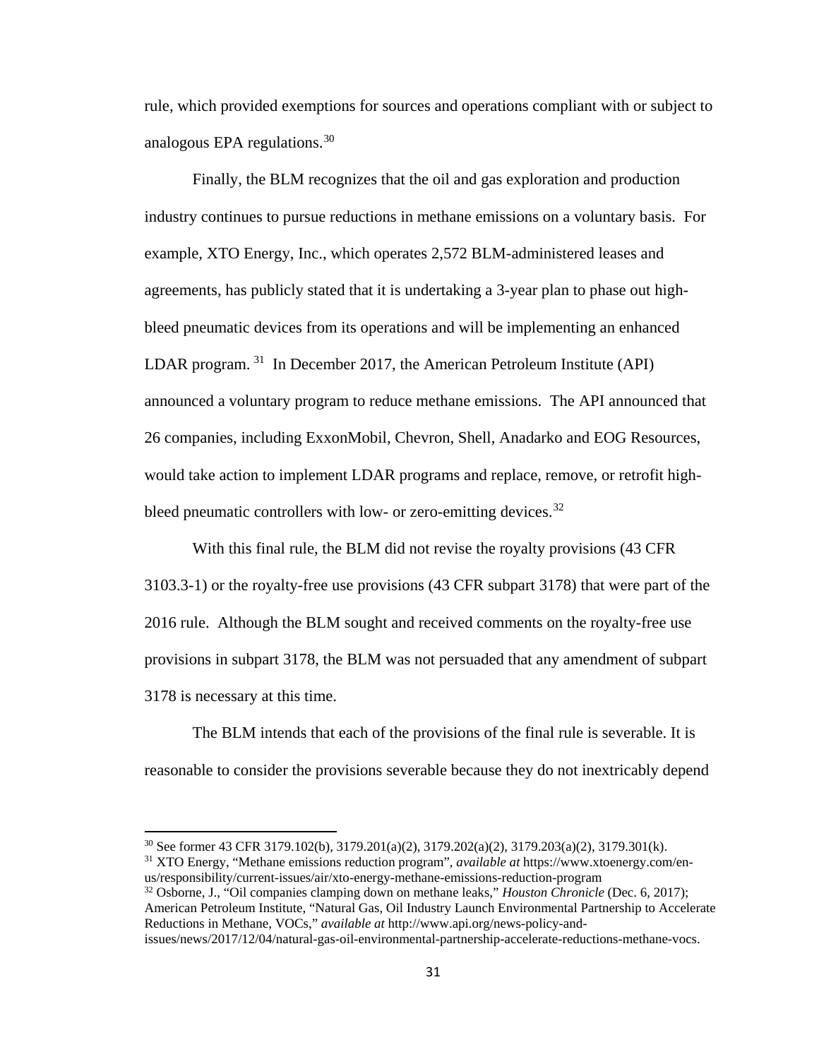rule, which provided exemptions for sources and operations compliant with or subject to analogous EPA regulations.[30]

Finally, the BLM recognizes that the oil and gas exploration and production industry continues to pursue reductions in methane emissions on a voluntary basis. For example, XTO Energy, Inc., which operates 2,572 BLM-administered leases and agreements, has publicly stated that it is undertaking a 3-year plan to phase out high-bleed pneumatic devices from its operations and will be implementing an enhanced LDAR program.[31] In December 2017, the American Petroleum Institute (API) announced a voluntary program to reduce methane emissions. The API announced that 26 companies, including ExxonMobil, Chevron, Shell, Anadarko and EOG Resources, would take action to implement LDAR programs and replace, remove, or retrofit high-bleed pneumatic controllers with low- or zero-emitting devices.[32]

With this final rule, the BLM did not revise the royalty provisions (43 CFR 3103.3-1) or the royalty-free use provisions (43 CFR subpart 3178) that were part of the 2016 rule. Although the BLM sought and received comments on the royalty-free use provisions in subpart 3178, the BLM was not persuaded that any amendment of subpart 3178 is necessary at this time.

The BLM intends that each of the provisions of the final rule is severable. It is reasonable to consider the provisions severable because they do not inextricably depend

---

[30] See former 43 CFR 3179.102(b), 3179.201(a)(2), 3179.202(a)(2), 3179.203(a)(2), 3179.301(k).

[31] XTO Energy, "Methane emissions reduction program", *available at* https://www.xtoenergy.com/en-us/responsibility/current-issues/air/xto-energy-methane-emissions-reduction-program

[32] Osborne, J., "Oil companies clamping down on methane leaks," *Houston Chronicle* (Dec. 6, 2017); American Petroleum Institute, "Natural Gas, Oil Industry Launch Environmental Partnership to Accelerate Reductions in Methane, VOCs," *available at* http://www.api.org/news-policy-and-issues/news/2017/12/04/natural-gas-oil-environmental-partnership-accelerate-reductions-methane-vocs.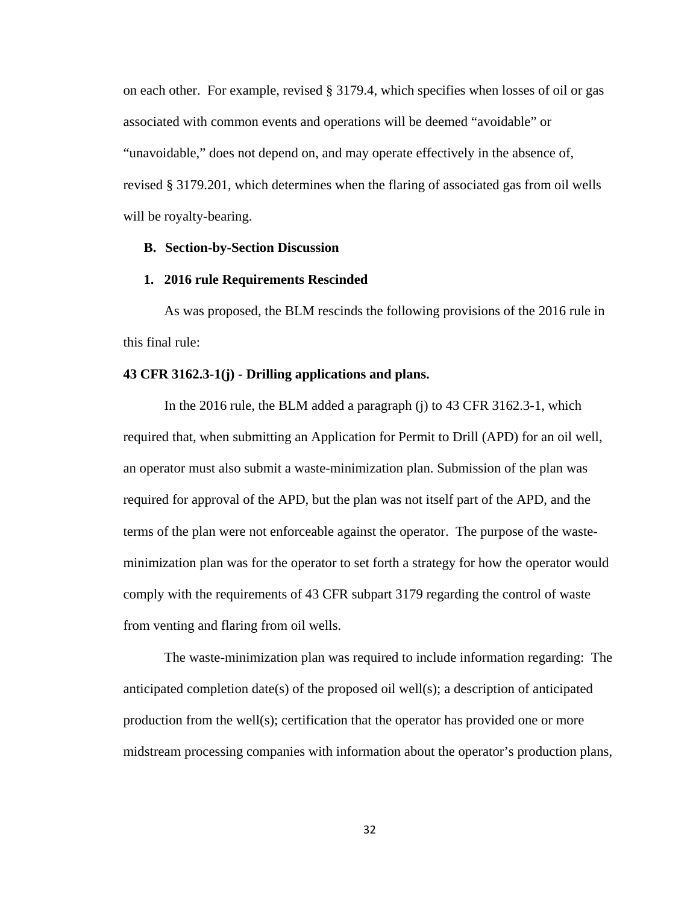on each other. For example, revised § 3179.4, which specifies when losses of oil or gas associated with common events and operations will be deemed "avoidable" or "unavoidable," does not depend on, and may operate effectively in the absence of, revised § 3179.201, which determines when the flaring of associated gas from oil wells will be royalty-bearing.

### B. Section-by-Section Discussion

#### 1. 2016 rule Requirements Rescinded

As was proposed, the BLM rescinds the following provisions of the 2016 rule in this final rule:

**43 CFR 3162.3-1(j) - Drilling applications and plans.**

In the 2016 rule, the BLM added a paragraph (j) to 43 CFR 3162.3-1, which required that, when submitting an Application for Permit to Drill (APD) for an oil well, an operator must also submit a waste-minimization plan. Submission of the plan was required for approval of the APD, but the plan was not itself part of the APD, and the terms of the plan were not enforceable against the operator. The purpose of the waste-minimization plan was for the operator to set forth a strategy for how the operator would comply with the requirements of 43 CFR subpart 3179 regarding the control of waste from venting and flaring from oil wells.

The waste-minimization plan was required to include information regarding: The anticipated completion date(s) of the proposed oil well(s); a description of anticipated production from the well(s); certification that the operator has provided one or more midstream processing companies with information about the operator's production plans,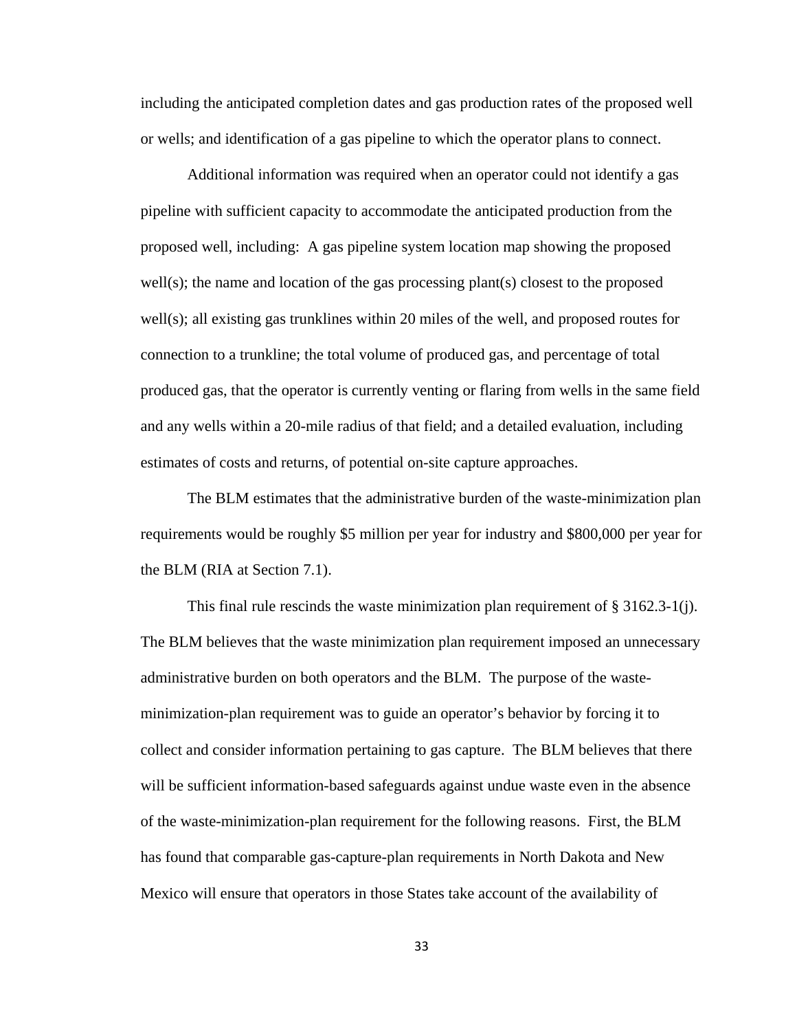including the anticipated completion dates and gas production rates of the proposed well or wells; and identification of a gas pipeline to which the operator plans to connect.

Additional information was required when an operator could not identify a gas pipeline with sufficient capacity to accommodate the anticipated production from the proposed well, including: A gas pipeline system location map showing the proposed well(s); the name and location of the gas processing plant(s) closest to the proposed well(s); all existing gas trunklines within 20 miles of the well, and proposed routes for connection to a trunkline; the total volume of produced gas, and percentage of total produced gas, that the operator is currently venting or flaring from wells in the same field and any wells within a 20-mile radius of that field; and a detailed evaluation, including estimates of costs and returns, of potential on-site capture approaches.

The BLM estimates that the administrative burden of the waste-minimization plan requirements would be roughly $5 million per year for industry and $800,000 per year for the BLM (RIA at Section 7.1).

This final rule rescinds the waste minimization plan requirement of § 3162.3-1(j). The BLM believes that the waste minimization plan requirement imposed an unnecessary administrative burden on both operators and the BLM. The purpose of the waste-minimization-plan requirement was to guide an operator's behavior by forcing it to collect and consider information pertaining to gas capture. The BLM believes that there will be sufficient information-based safeguards against undue waste even in the absence of the waste-minimization-plan requirement for the following reasons. First, the BLM has found that comparable gas-capture-plan requirements in North Dakota and New Mexico will ensure that operators in those States take account of the availability of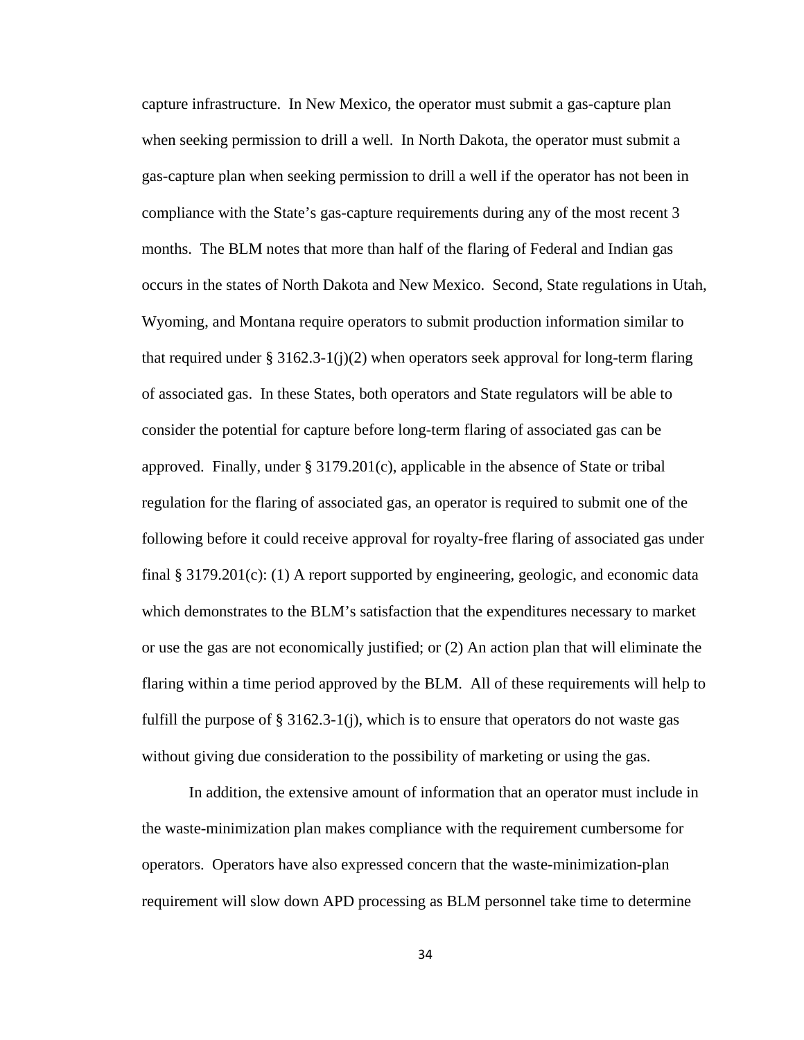capture infrastructure. In New Mexico, the operator must submit a gas-capture plan when seeking permission to drill a well. In North Dakota, the operator must submit a gas-capture plan when seeking permission to drill a well if the operator has not been in compliance with the State's gas-capture requirements during any of the most recent 3 months. The BLM notes that more than half of the flaring of Federal and Indian gas occurs in the states of North Dakota and New Mexico. Second, State regulations in Utah, Wyoming, and Montana require operators to submit production information similar to that required under § 3162.3-1(j)(2) when operators seek approval for long-term flaring of associated gas. In these States, both operators and State regulators will be able to consider the potential for capture before long-term flaring of associated gas can be approved. Finally, under § 3179.201(c), applicable in the absence of State or tribal regulation for the flaring of associated gas, an operator is required to submit one of the following before it could receive approval for royalty-free flaring of associated gas under final § 3179.201(c): (1) A report supported by engineering, geologic, and economic data which demonstrates to the BLM's satisfaction that the expenditures necessary to market or use the gas are not economically justified; or (2) An action plan that will eliminate the flaring within a time period approved by the BLM. All of these requirements will help to fulfill the purpose of § 3162.3-1(j), which is to ensure that operators do not waste gas without giving due consideration to the possibility of marketing or using the gas.

In addition, the extensive amount of information that an operator must include in the waste-minimization plan makes compliance with the requirement cumbersome for operators. Operators have also expressed concern that the waste-minimization-plan requirement will slow down APD processing as BLM personnel take time to determine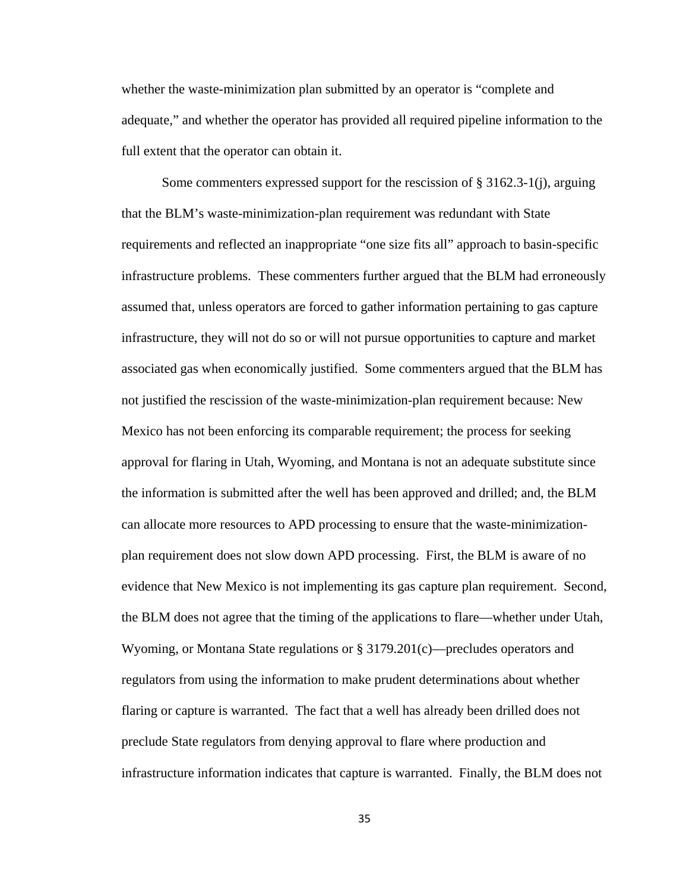whether the waste-minimization plan submitted by an operator is "complete and adequate," and whether the operator has provided all required pipeline information to the full extent that the operator can obtain it.

Some commenters expressed support for the rescission of § 3162.3-1(j), arguing that the BLM's waste-minimization-plan requirement was redundant with State requirements and reflected an inappropriate "one size fits all" approach to basin-specific infrastructure problems. These commenters further argued that the BLM had erroneously assumed that, unless operators are forced to gather information pertaining to gas capture infrastructure, they will not do so or will not pursue opportunities to capture and market associated gas when economically justified. Some commenters argued that the BLM has not justified the rescission of the waste-minimization-plan requirement because: New Mexico has not been enforcing its comparable requirement; the process for seeking approval for flaring in Utah, Wyoming, and Montana is not an adequate substitute since the information is submitted after the well has been approved and drilled; and, the BLM can allocate more resources to APD processing to ensure that the waste-minimization-plan requirement does not slow down APD processing. First, the BLM is aware of no evidence that New Mexico is not implementing its gas capture plan requirement. Second, the BLM does not agree that the timing of the applications to flare—whether under Utah, Wyoming, or Montana State regulations or § 3179.201(c)—precludes operators and regulators from using the information to make prudent determinations about whether flaring or capture is warranted. The fact that a well has already been drilled does not preclude State regulators from denying approval to flare where production and infrastructure information indicates that capture is warranted. Finally, the BLM does not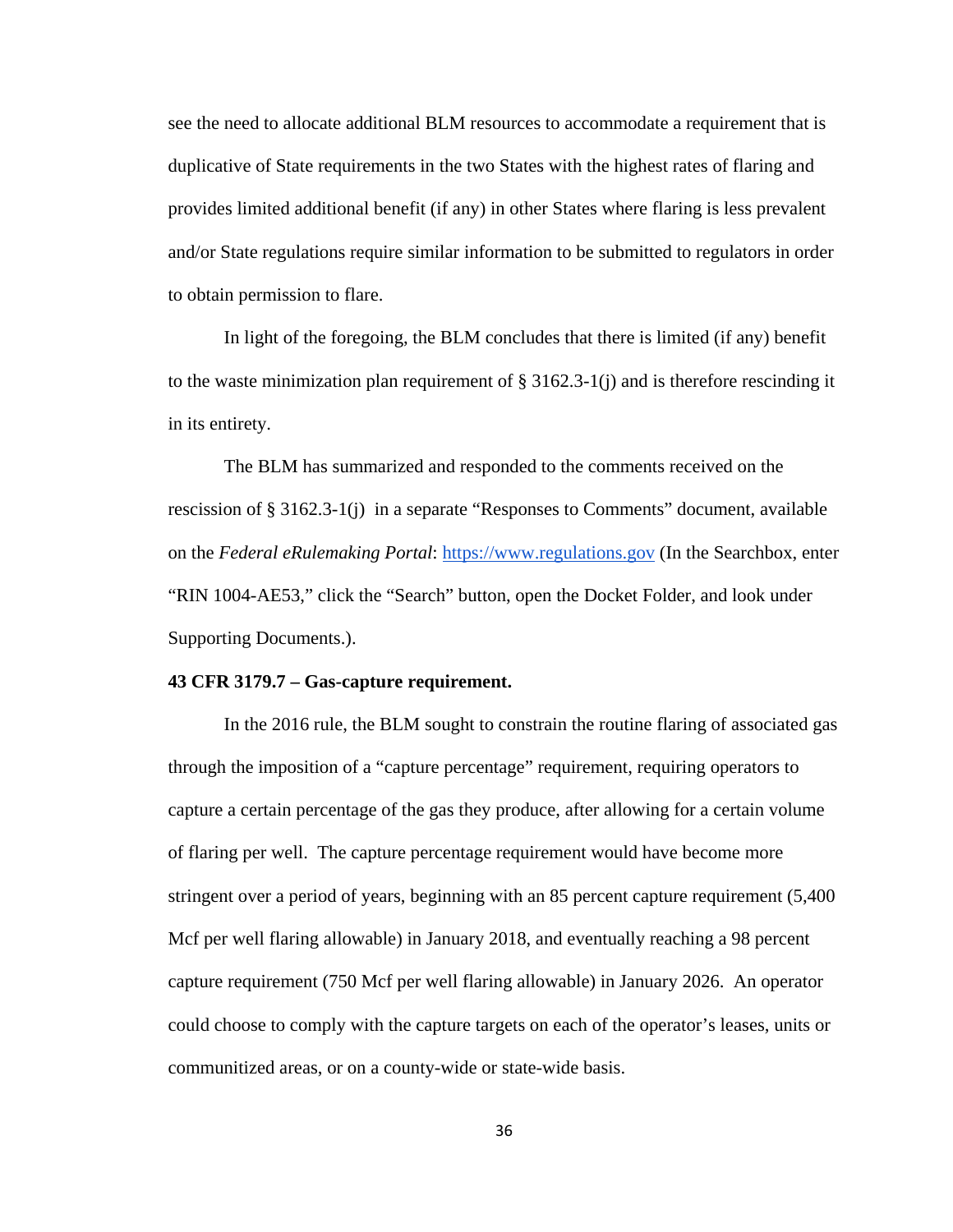see the need to allocate additional BLM resources to accommodate a requirement that is duplicative of State requirements in the two States with the highest rates of flaring and provides limited additional benefit (if any) in other States where flaring is less prevalent and/or State regulations require similar information to be submitted to regulators in order to obtain permission to flare.

In light of the foregoing, the BLM concludes that there is limited (if any) benefit to the waste minimization plan requirement of § 3162.3-1(j) and is therefore rescinding it in its entirety.

The BLM has summarized and responded to the comments received on the rescission of § 3162.3-1(j) in a separate "Responses to Comments" document, available on the *Federal eRulemaking Portal*: https://www.regulations.gov (In the Searchbox, enter "RIN 1004-AE53," click the "Search" button, open the Docket Folder, and look under Supporting Documents.).

**43 CFR 3179.7 – Gas-capture requirement.**

In the 2016 rule, the BLM sought to constrain the routine flaring of associated gas through the imposition of a "capture percentage" requirement, requiring operators to capture a certain percentage of the gas they produce, after allowing for a certain volume of flaring per well. The capture percentage requirement would have become more stringent over a period of years, beginning with an 85 percent capture requirement (5,400 Mcf per well flaring allowable) in January 2018, and eventually reaching a 98 percent capture requirement (750 Mcf per well flaring allowable) in January 2026. An operator could choose to comply with the capture targets on each of the operator's leases, units or communitized areas, or on a county-wide or state-wide basis.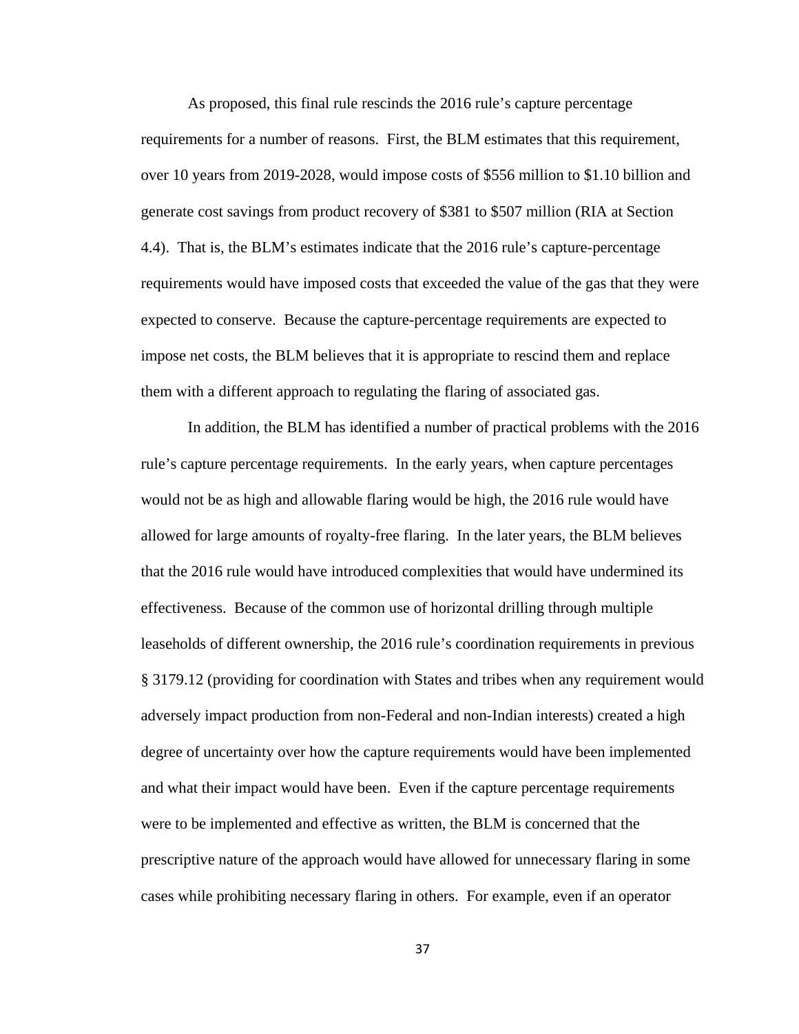As proposed, this final rule rescinds the 2016 rule's capture percentage requirements for a number of reasons. First, the BLM estimates that this requirement, over 10 years from 2019-2028, would impose costs of $556 million to $1.10 billion and generate cost savings from product recovery of $381 to $507 million (RIA at Section 4.4). That is, the BLM's estimates indicate that the 2016 rule's capture-percentage requirements would have imposed costs that exceeded the value of the gas that they were expected to conserve. Because the capture-percentage requirements are expected to impose net costs, the BLM believes that it is appropriate to rescind them and replace them with a different approach to regulating the flaring of associated gas.

In addition, the BLM has identified a number of practical problems with the 2016 rule's capture percentage requirements. In the early years, when capture percentages would not be as high and allowable flaring would be high, the 2016 rule would have allowed for large amounts of royalty-free flaring. In the later years, the BLM believes that the 2016 rule would have introduced complexities that would have undermined its effectiveness. Because of the common use of horizontal drilling through multiple leaseholds of different ownership, the 2016 rule's coordination requirements in previous § 3179.12 (providing for coordination with States and tribes when any requirement would adversely impact production from non-Federal and non-Indian interests) created a high degree of uncertainty over how the capture requirements would have been implemented and what their impact would have been. Even if the capture percentage requirements were to be implemented and effective as written, the BLM is concerned that the prescriptive nature of the approach would have allowed for unnecessary flaring in some cases while prohibiting necessary flaring in others. For example, even if an operator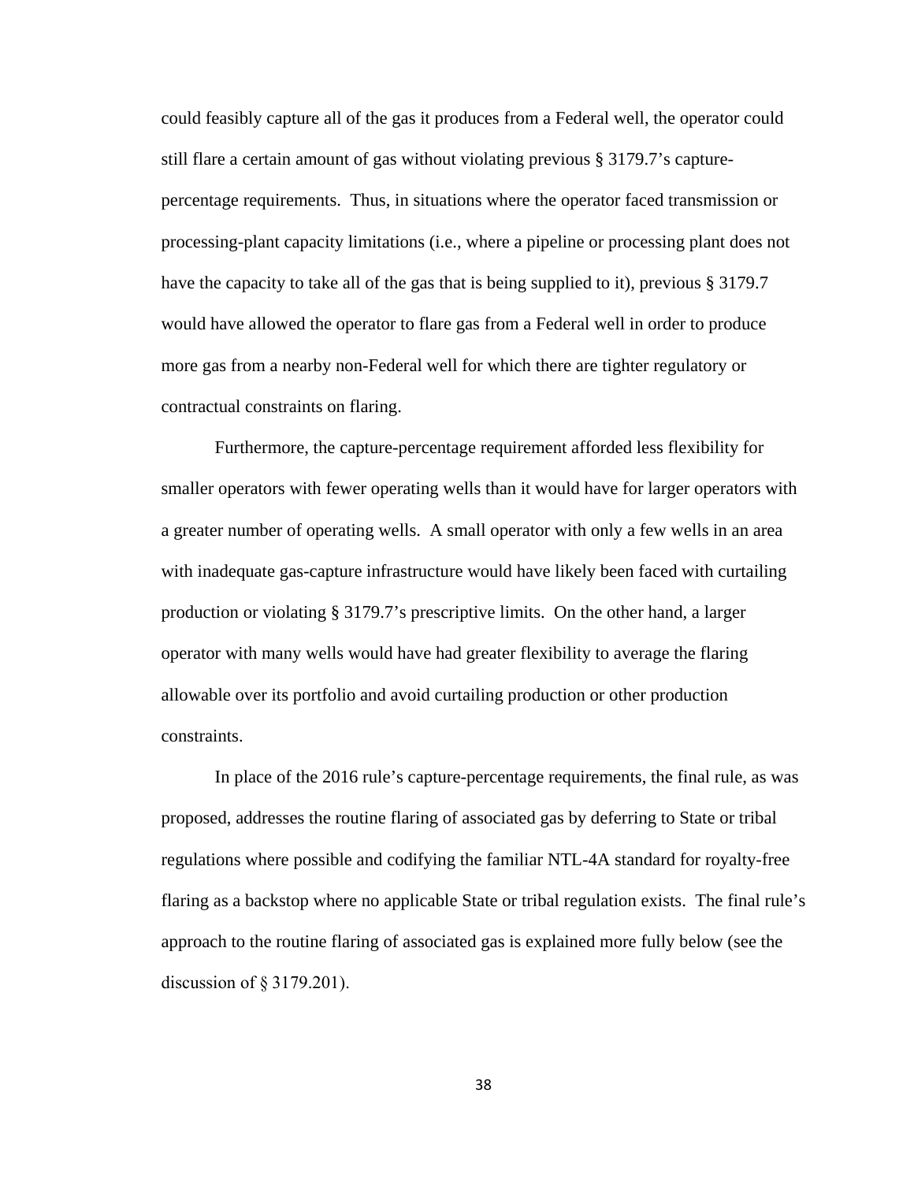could feasibly capture all of the gas it produces from a Federal well, the operator could still flare a certain amount of gas without violating previous § 3179.7's capture-percentage requirements. Thus, in situations where the operator faced transmission or processing-plant capacity limitations (i.e., where a pipeline or processing plant does not have the capacity to take all of the gas that is being supplied to it), previous § 3179.7 would have allowed the operator to flare gas from a Federal well in order to produce more gas from a nearby non-Federal well for which there are tighter regulatory or contractual constraints on flaring.

Furthermore, the capture-percentage requirement afforded less flexibility for smaller operators with fewer operating wells than it would have for larger operators with a greater number of operating wells. A small operator with only a few wells in an area with inadequate gas-capture infrastructure would have likely been faced with curtailing production or violating § 3179.7's prescriptive limits. On the other hand, a larger operator with many wells would have had greater flexibility to average the flaring allowable over its portfolio and avoid curtailing production or other production constraints.

In place of the 2016 rule's capture-percentage requirements, the final rule, as was proposed, addresses the routine flaring of associated gas by deferring to State or tribal regulations where possible and codifying the familiar NTL-4A standard for royalty-free flaring as a backstop where no applicable State or tribal regulation exists. The final rule's approach to the routine flaring of associated gas is explained more fully below (see the discussion of § 3179.201).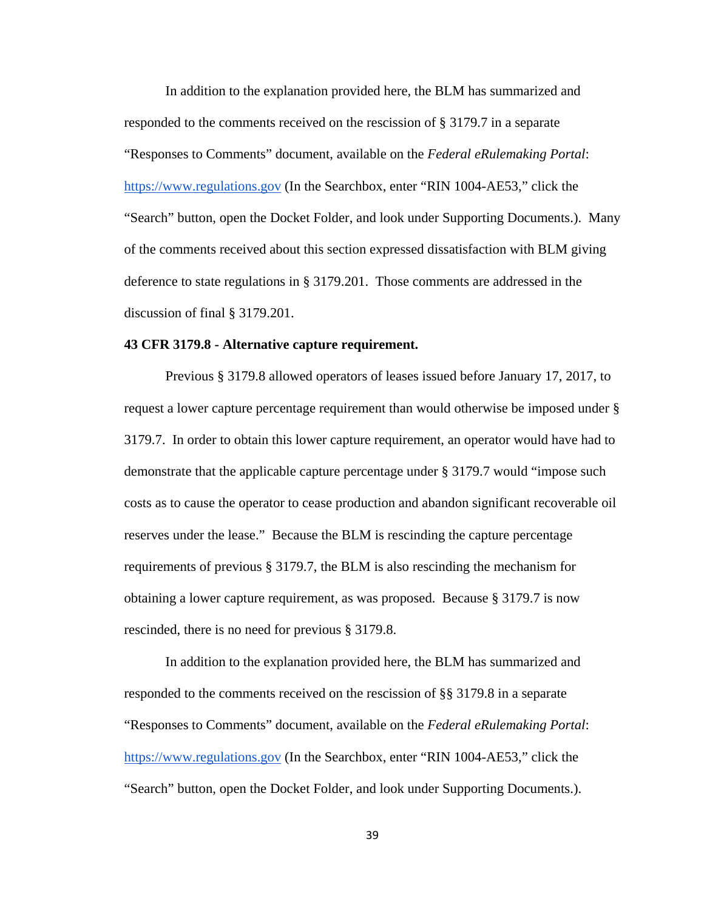In addition to the explanation provided here, the BLM has summarized and responded to the comments received on the rescission of § 3179.7 in a separate "Responses to Comments" document, available on the *Federal eRulemaking Portal*: https://www.regulations.gov (In the Searchbox, enter "RIN 1004-AE53," click the "Search" button, open the Docket Folder, and look under Supporting Documents.). Many of the comments received about this section expressed dissatisfaction with BLM giving deference to state regulations in § 3179.201. Those comments are addressed in the discussion of final § 3179.201.

**43 CFR 3179.8 - Alternative capture requirement.**

Previous § 3179.8 allowed operators of leases issued before January 17, 2017, to request a lower capture percentage requirement than would otherwise be imposed under § 3179.7. In order to obtain this lower capture requirement, an operator would have had to demonstrate that the applicable capture percentage under § 3179.7 would "impose such costs as to cause the operator to cease production and abandon significant recoverable oil reserves under the lease." Because the BLM is rescinding the capture percentage requirements of previous § 3179.7, the BLM is also rescinding the mechanism for obtaining a lower capture requirement, as was proposed. Because § 3179.7 is now rescinded, there is no need for previous § 3179.8.

In addition to the explanation provided here, the BLM has summarized and responded to the comments received on the rescission of §§ 3179.8 in a separate "Responses to Comments" document, available on the *Federal eRulemaking Portal*: https://www.regulations.gov (In the Searchbox, enter "RIN 1004-AE53," click the "Search" button, open the Docket Folder, and look under Supporting Documents.).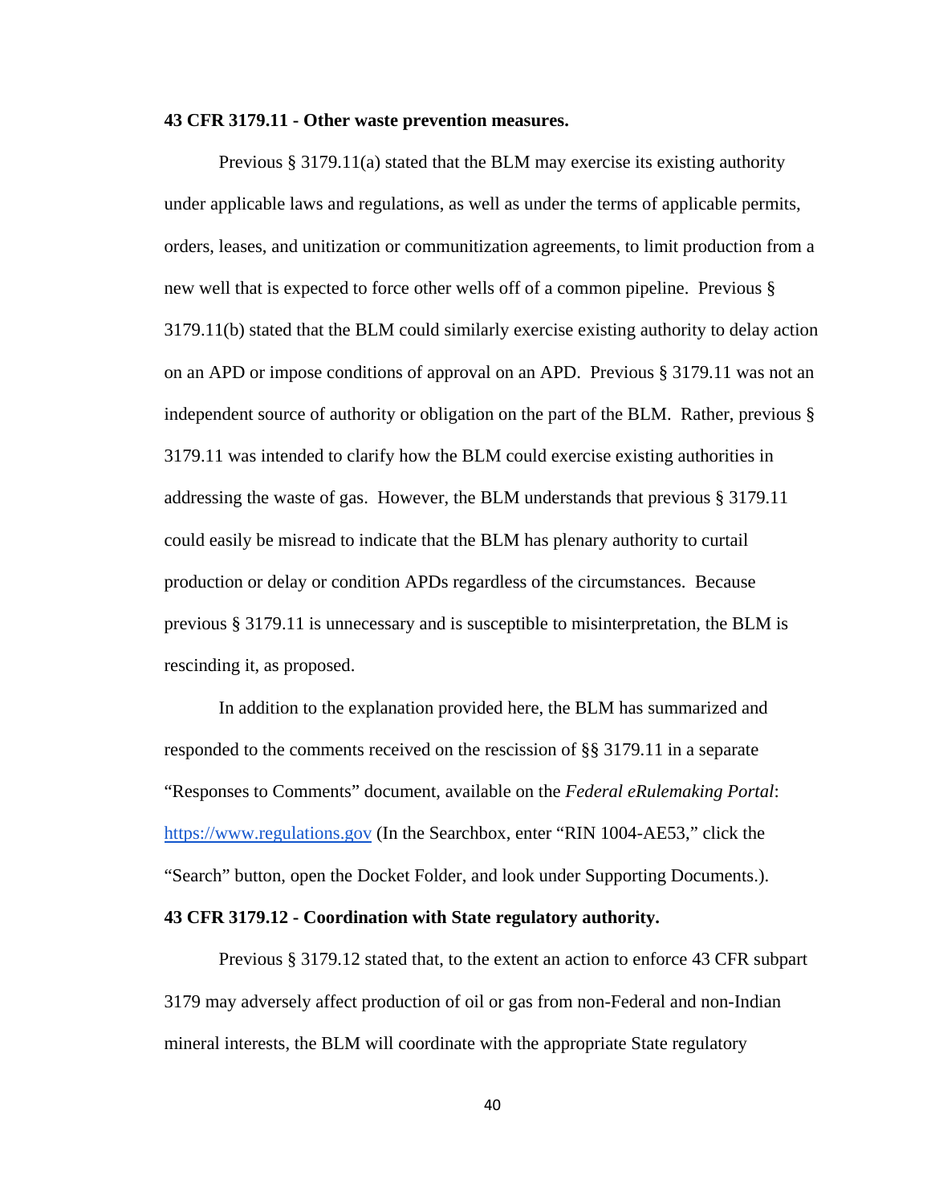**43 CFR 3179.11 - Other waste prevention measures.**

Previous § 3179.11(a) stated that the BLM may exercise its existing authority under applicable laws and regulations, as well as under the terms of applicable permits, orders, leases, and unitization or communitization agreements, to limit production from a new well that is expected to force other wells off of a common pipeline. Previous § 3179.11(b) stated that the BLM could similarly exercise existing authority to delay action on an APD or impose conditions of approval on an APD. Previous § 3179.11 was not an independent source of authority or obligation on the part of the BLM. Rather, previous § 3179.11 was intended to clarify how the BLM could exercise existing authorities in addressing the waste of gas. However, the BLM understands that previous § 3179.11 could easily be misread to indicate that the BLM has plenary authority to curtail production or delay or condition APDs regardless of the circumstances. Because previous § 3179.11 is unnecessary and is susceptible to misinterpretation, the BLM is rescinding it, as proposed.

In addition to the explanation provided here, the BLM has summarized and responded to the comments received on the rescission of §§ 3179.11 in a separate "Responses to Comments" document, available on the *Federal eRulemaking Portal*: https://www.regulations.gov (In the Searchbox, enter "RIN 1004-AE53," click the "Search" button, open the Docket Folder, and look under Supporting Documents.).

**43 CFR 3179.12 - Coordination with State regulatory authority.**

Previous § 3179.12 stated that, to the extent an action to enforce 43 CFR subpart 3179 may adversely affect production of oil or gas from non-Federal and non-Indian mineral interests, the BLM will coordinate with the appropriate State regulatory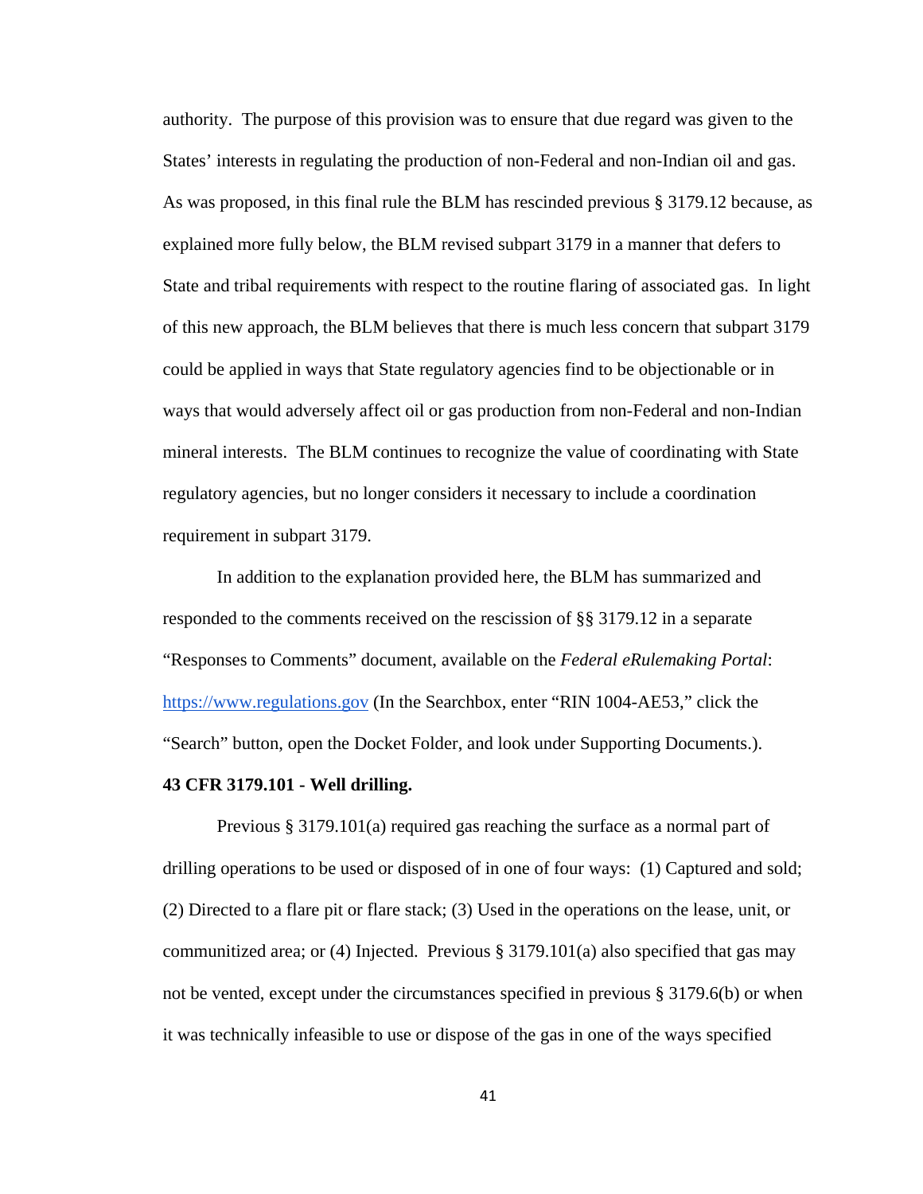authority. The purpose of this provision was to ensure that due regard was given to the States' interests in regulating the production of non-Federal and non-Indian oil and gas. As was proposed, in this final rule the BLM has rescinded previous § 3179.12 because, as explained more fully below, the BLM revised subpart 3179 in a manner that defers to State and tribal requirements with respect to the routine flaring of associated gas. In light of this new approach, the BLM believes that there is much less concern that subpart 3179 could be applied in ways that State regulatory agencies find to be objectionable or in ways that would adversely affect oil or gas production from non-Federal and non-Indian mineral interests. The BLM continues to recognize the value of coordinating with State regulatory agencies, but no longer considers it necessary to include a coordination requirement in subpart 3179.

In addition to the explanation provided here, the BLM has summarized and responded to the comments received on the rescission of §§ 3179.12 in a separate "Responses to Comments" document, available on the *Federal eRulemaking Portal*: https://www.regulations.gov (In the Searchbox, enter "RIN 1004-AE53," click the "Search" button, open the Docket Folder, and look under Supporting Documents.).

**43 CFR 3179.101 - Well drilling.**

Previous § 3179.101(a) required gas reaching the surface as a normal part of drilling operations to be used or disposed of in one of four ways: (1) Captured and sold; (2) Directed to a flare pit or flare stack; (3) Used in the operations on the lease, unit, or communitized area; or (4) Injected. Previous § 3179.101(a) also specified that gas may not be vented, except under the circumstances specified in previous § 3179.6(b) or when it was technically infeasible to use or dispose of the gas in one of the ways specified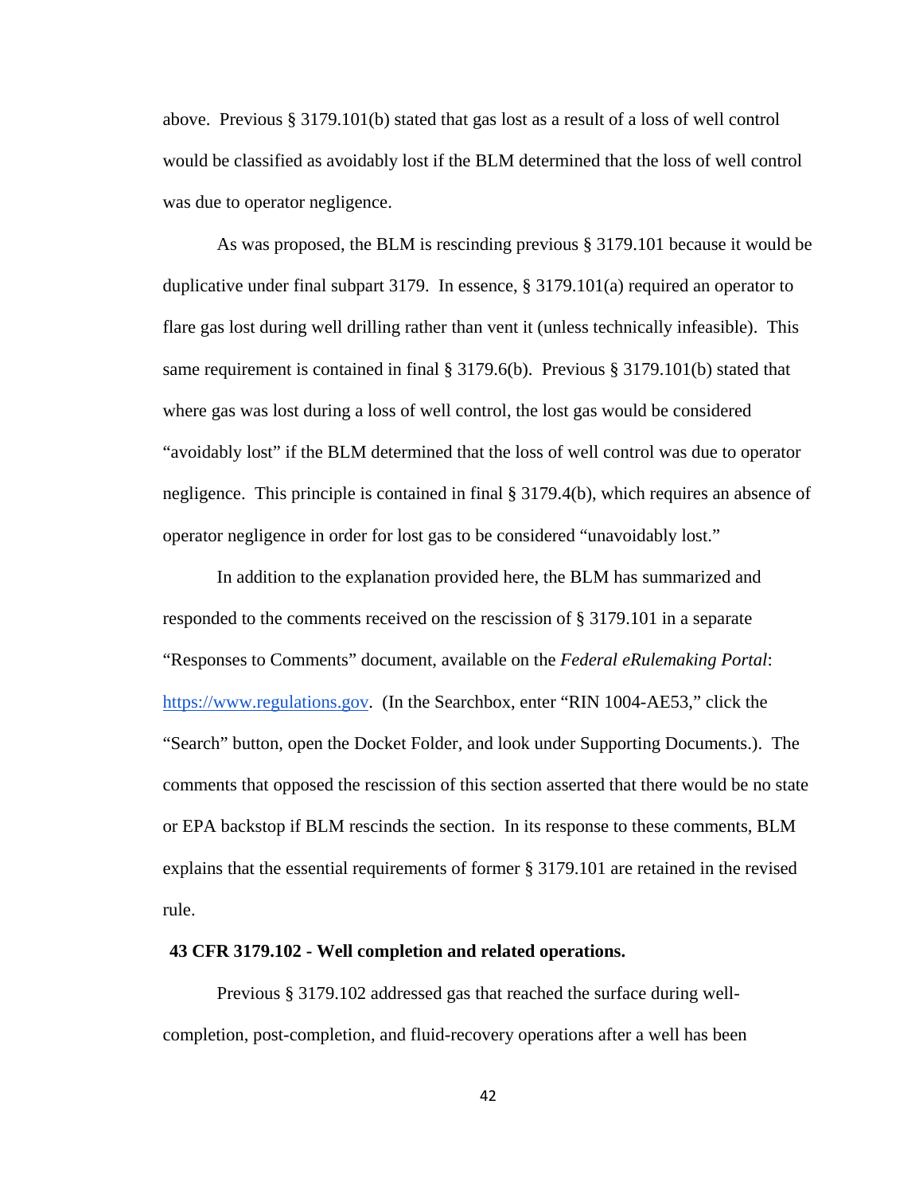above. Previous § 3179.101(b) stated that gas lost as a result of a loss of well control would be classified as avoidably lost if the BLM determined that the loss of well control was due to operator negligence.

As was proposed, the BLM is rescinding previous § 3179.101 because it would be duplicative under final subpart 3179. In essence, § 3179.101(a) required an operator to flare gas lost during well drilling rather than vent it (unless technically infeasible). This same requirement is contained in final § 3179.6(b). Previous § 3179.101(b) stated that where gas was lost during a loss of well control, the lost gas would be considered "avoidably lost" if the BLM determined that the loss of well control was due to operator negligence. This principle is contained in final § 3179.4(b), which requires an absence of operator negligence in order for lost gas to be considered "unavoidably lost."

In addition to the explanation provided here, the BLM has summarized and responded to the comments received on the rescission of § 3179.101 in a separate "Responses to Comments" document, available on the *Federal eRulemaking Portal*: https://www.regulations.gov. (In the Searchbox, enter "RIN 1004-AE53," click the "Search" button, open the Docket Folder, and look under Supporting Documents.). The comments that opposed the rescission of this section asserted that there would be no state or EPA backstop if BLM rescinds the section. In its response to these comments, BLM explains that the essential requirements of former § 3179.101 are retained in the revised rule.

**43 CFR 3179.102 - Well completion and related operations.**

Previous § 3179.102 addressed gas that reached the surface during well-completion, post-completion, and fluid-recovery operations after a well has been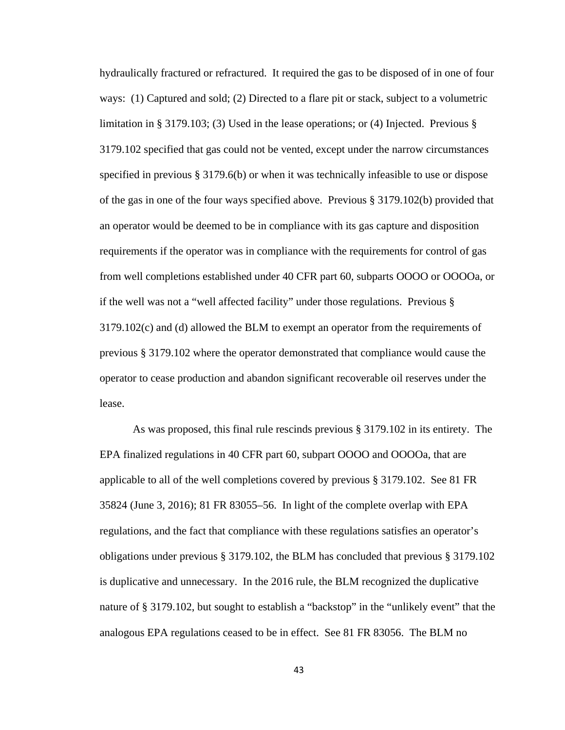hydraulically fractured or refractured. It required the gas to be disposed of in one of four ways: (1) Captured and sold; (2) Directed to a flare pit or stack, subject to a volumetric limitation in § 3179.103; (3) Used in the lease operations; or (4) Injected. Previous § 3179.102 specified that gas could not be vented, except under the narrow circumstances specified in previous § 3179.6(b) or when it was technically infeasible to use or dispose of the gas in one of the four ways specified above. Previous § 3179.102(b) provided that an operator would be deemed to be in compliance with its gas capture and disposition requirements if the operator was in compliance with the requirements for control of gas from well completions established under 40 CFR part 60, subparts OOOO or OOOOa, or if the well was not a "well affected facility" under those regulations. Previous § 3179.102(c) and (d) allowed the BLM to exempt an operator from the requirements of previous § 3179.102 where the operator demonstrated that compliance would cause the operator to cease production and abandon significant recoverable oil reserves under the lease.

As was proposed, this final rule rescinds previous § 3179.102 in its entirety. The EPA finalized regulations in 40 CFR part 60, subpart OOOO and OOOOa, that are applicable to all of the well completions covered by previous § 3179.102. See 81 FR 35824 (June 3, 2016); 81 FR 83055–56. In light of the complete overlap with EPA regulations, and the fact that compliance with these regulations satisfies an operator's obligations under previous § 3179.102, the BLM has concluded that previous § 3179.102 is duplicative and unnecessary. In the 2016 rule, the BLM recognized the duplicative nature of § 3179.102, but sought to establish a "backstop" in the "unlikely event" that the analogous EPA regulations ceased to be in effect. See 81 FR 83056. The BLM no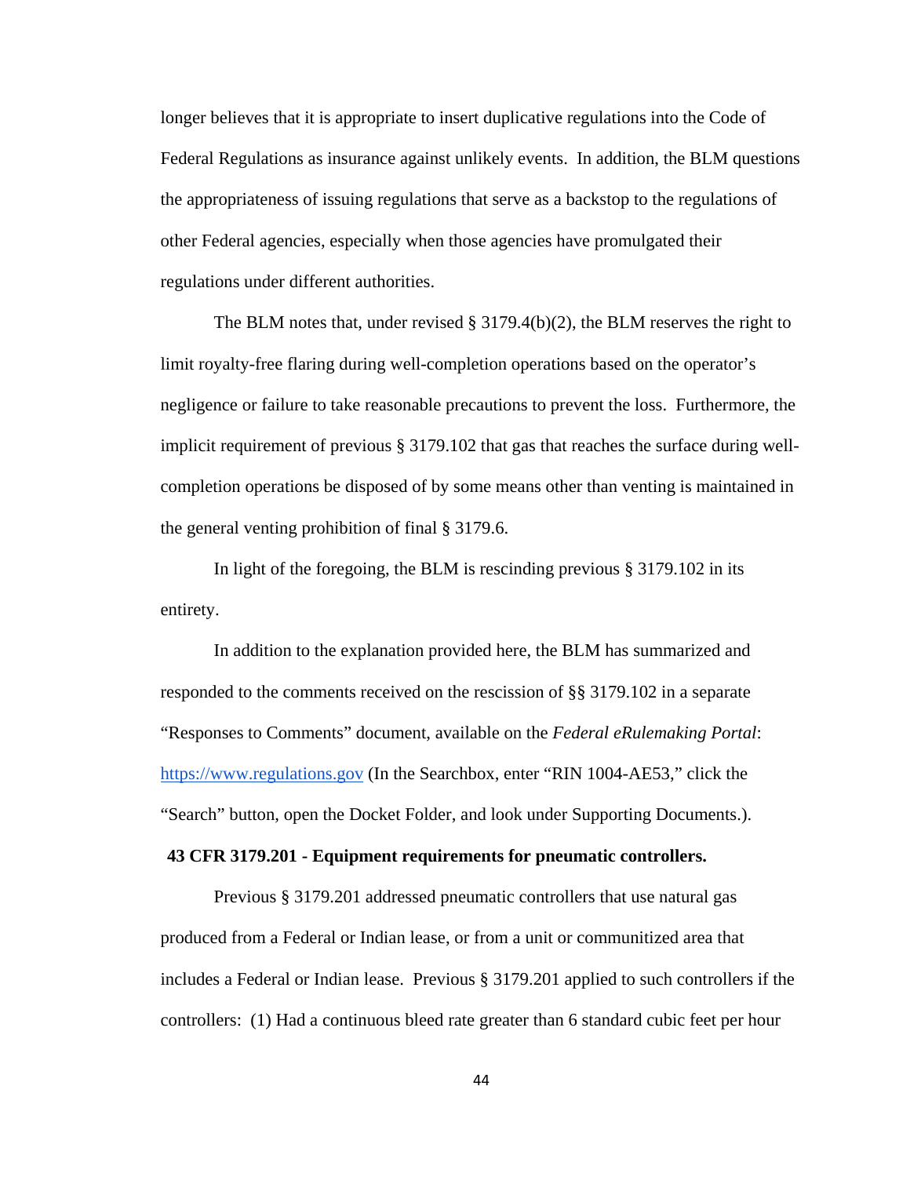longer believes that it is appropriate to insert duplicative regulations into the Code of Federal Regulations as insurance against unlikely events. In addition, the BLM questions the appropriateness of issuing regulations that serve as a backstop to the regulations of other Federal agencies, especially when those agencies have promulgated their regulations under different authorities.

The BLM notes that, under revised § 3179.4(b)(2), the BLM reserves the right to limit royalty-free flaring during well-completion operations based on the operator's negligence or failure to take reasonable precautions to prevent the loss. Furthermore, the implicit requirement of previous § 3179.102 that gas that reaches the surface during well-completion operations be disposed of by some means other than venting is maintained in the general venting prohibition of final § 3179.6.

In light of the foregoing, the BLM is rescinding previous § 3179.102 in its entirety.

In addition to the explanation provided here, the BLM has summarized and responded to the comments received on the rescission of §§ 3179.102 in a separate "Responses to Comments" document, available on the *Federal eRulemaking Portal*: https://www.regulations.gov (In the Searchbox, enter "RIN 1004-AE53," click the "Search" button, open the Docket Folder, and look under Supporting Documents.).

**43 CFR 3179.201 - Equipment requirements for pneumatic controllers.**

Previous § 3179.201 addressed pneumatic controllers that use natural gas produced from a Federal or Indian lease, or from a unit or communitized area that includes a Federal or Indian lease. Previous § 3179.201 applied to such controllers if the controllers: (1) Had a continuous bleed rate greater than 6 standard cubic feet per hour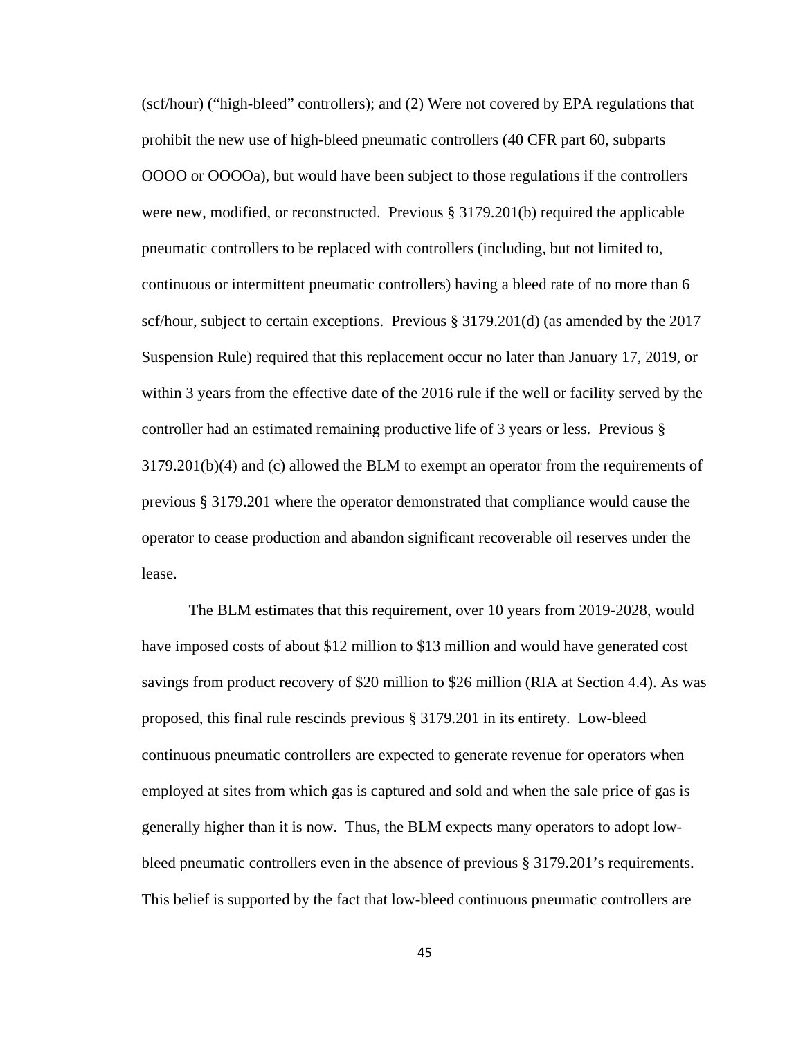(scf/hour) ("high-bleed" controllers); and (2) Were not covered by EPA regulations that prohibit the new use of high-bleed pneumatic controllers (40 CFR part 60, subparts OOOO or OOOOa), but would have been subject to those regulations if the controllers were new, modified, or reconstructed. Previous § 3179.201(b) required the applicable pneumatic controllers to be replaced with controllers (including, but not limited to, continuous or intermittent pneumatic controllers) having a bleed rate of no more than 6 scf/hour, subject to certain exceptions. Previous § 3179.201(d) (as amended by the 2017 Suspension Rule) required that this replacement occur no later than January 17, 2019, or within 3 years from the effective date of the 2016 rule if the well or facility served by the controller had an estimated remaining productive life of 3 years or less. Previous § 3179.201(b)(4) and (c) allowed the BLM to exempt an operator from the requirements of previous § 3179.201 where the operator demonstrated that compliance would cause the operator to cease production and abandon significant recoverable oil reserves under the lease.

The BLM estimates that this requirement, over 10 years from 2019-2028, would have imposed costs of about \$12 million to \$13 million and would have generated cost savings from product recovery of \$20 million to \$26 million (RIA at Section 4.4). As was proposed, this final rule rescinds previous § 3179.201 in its entirety. Low-bleed continuous pneumatic controllers are expected to generate revenue for operators when employed at sites from which gas is captured and sold and when the sale price of gas is generally higher than it is now. Thus, the BLM expects many operators to adopt low-bleed pneumatic controllers even in the absence of previous § 3179.201's requirements. This belief is supported by the fact that low-bleed continuous pneumatic controllers are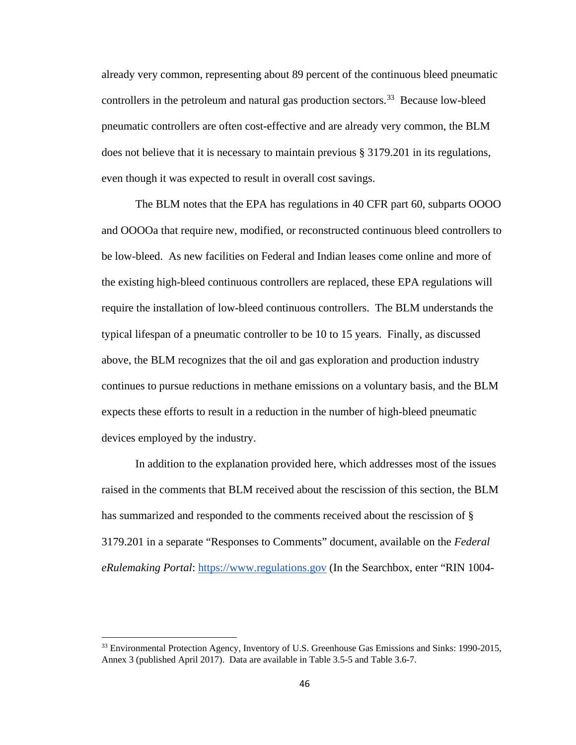already very common, representing about 89 percent of the continuous bleed pneumatic controllers in the petroleum and natural gas production sectors.[33] Because low-bleed pneumatic controllers are often cost-effective and are already very common, the BLM does not believe that it is necessary to maintain previous § 3179.201 in its regulations, even though it was expected to result in overall cost savings.

The BLM notes that the EPA has regulations in 40 CFR part 60, subparts OOOO and OOOOa that require new, modified, or reconstructed continuous bleed controllers to be low-bleed. As new facilities on Federal and Indian leases come online and more of the existing high-bleed continuous controllers are replaced, these EPA regulations will require the installation of low-bleed continuous controllers. The BLM understands the typical lifespan of a pneumatic controller to be 10 to 15 years. Finally, as discussed above, the BLM recognizes that the oil and gas exploration and production industry continues to pursue reductions in methane emissions on a voluntary basis, and the BLM expects these efforts to result in a reduction in the number of high-bleed pneumatic devices employed by the industry.

In addition to the explanation provided here, which addresses most of the issues raised in the comments that BLM received about the rescission of this section, the BLM has summarized and responded to the comments received about the rescission of § 3179.201 in a separate "Responses to Comments" document, available on the *Federal eRulemaking Portal*: https://www.regulations.gov (In the Searchbox, enter "RIN 1004-

---

[33] Environmental Protection Agency, Inventory of U.S. Greenhouse Gas Emissions and Sinks: 1990-2015, Annex 3 (published April 2017). Data are available in Table 3.5-5 and Table 3.6-7.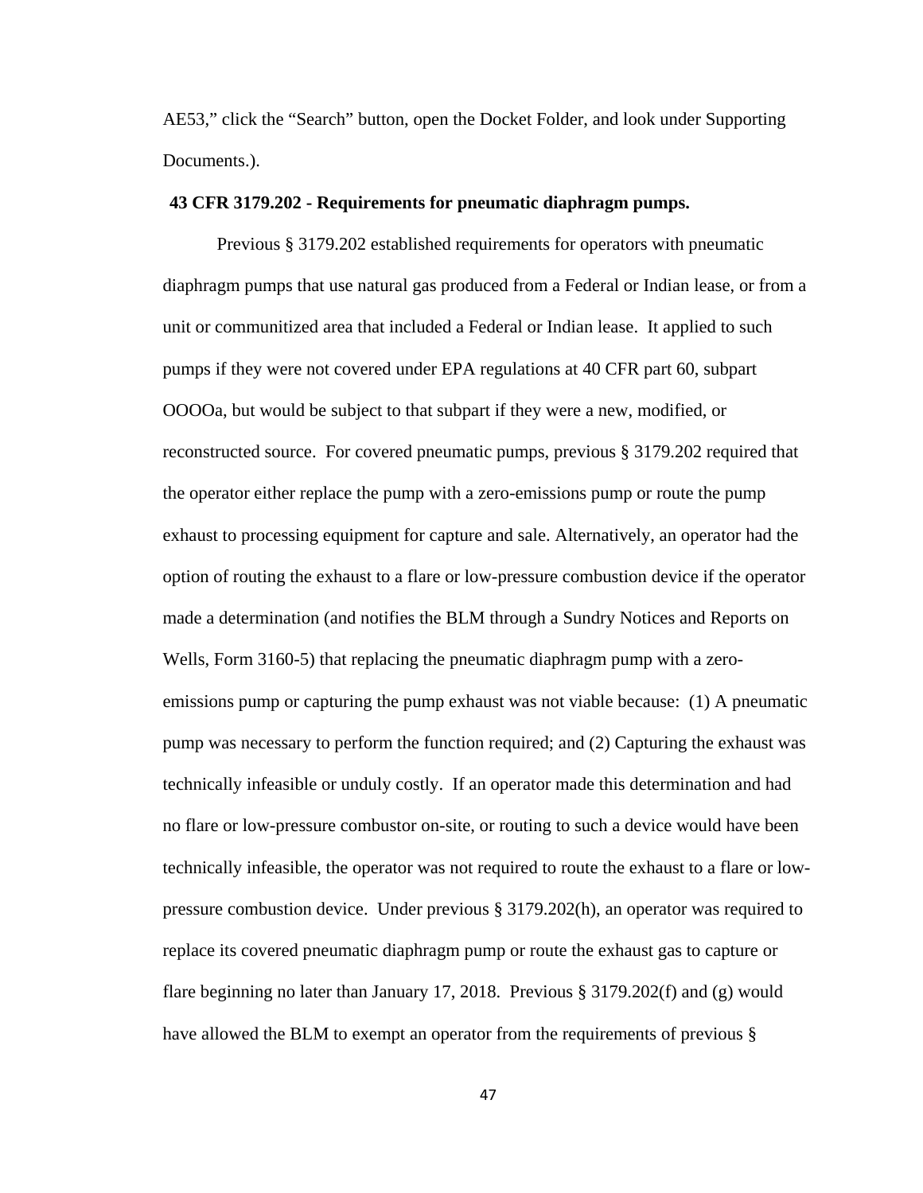AE53," click the "Search" button, open the Docket Folder, and look under Supporting Documents.).

**43 CFR 3179.202 - Requirements for pneumatic diaphragm pumps.**

Previous § 3179.202 established requirements for operators with pneumatic diaphragm pumps that use natural gas produced from a Federal or Indian lease, or from a unit or communitized area that included a Federal or Indian lease. It applied to such pumps if they were not covered under EPA regulations at 40 CFR part 60, subpart OOOOa, but would be subject to that subpart if they were a new, modified, or reconstructed source. For covered pneumatic pumps, previous § 3179.202 required that the operator either replace the pump with a zero-emissions pump or route the pump exhaust to processing equipment for capture and sale. Alternatively, an operator had the option of routing the exhaust to a flare or low-pressure combustion device if the operator made a determination (and notifies the BLM through a Sundry Notices and Reports on Wells, Form 3160-5) that replacing the pneumatic diaphragm pump with a zero-emissions pump or capturing the pump exhaust was not viable because: (1) A pneumatic pump was necessary to perform the function required; and (2) Capturing the exhaust was technically infeasible or unduly costly. If an operator made this determination and had no flare or low-pressure combustor on-site, or routing to such a device would have been technically infeasible, the operator was not required to route the exhaust to a flare or low-pressure combustion device. Under previous § 3179.202(h), an operator was required to replace its covered pneumatic diaphragm pump or route the exhaust gas to capture or flare beginning no later than January 17, 2018. Previous § 3179.202(f) and (g) would have allowed the BLM to exempt an operator from the requirements of previous §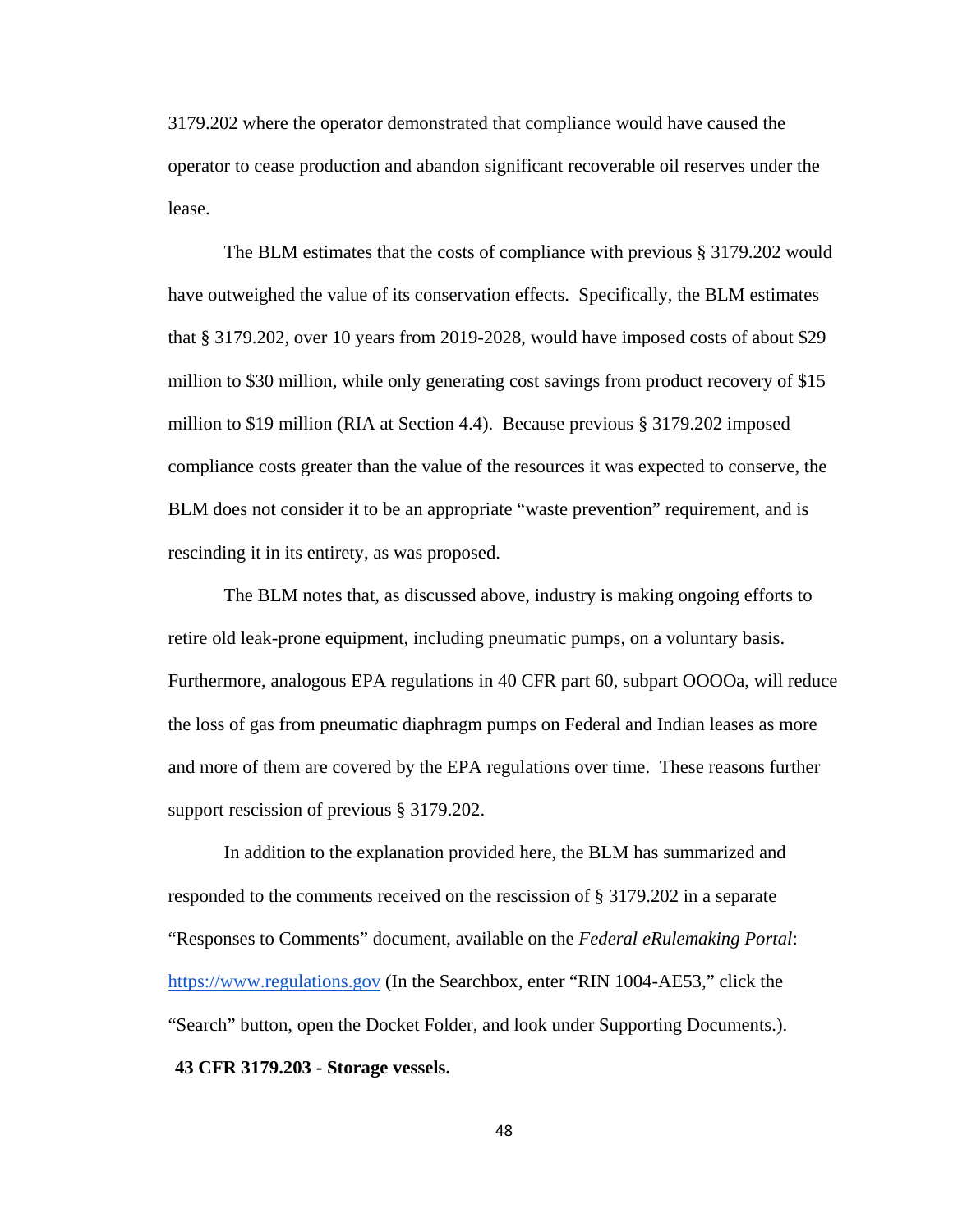3179.202 where the operator demonstrated that compliance would have caused the operator to cease production and abandon significant recoverable oil reserves under the lease.

The BLM estimates that the costs of compliance with previous § 3179.202 would have outweighed the value of its conservation effects. Specifically, the BLM estimates that § 3179.202, over 10 years from 2019-2028, would have imposed costs of about $29 million to $30 million, while only generating cost savings from product recovery of $15 million to $19 million (RIA at Section 4.4). Because previous § 3179.202 imposed compliance costs greater than the value of the resources it was expected to conserve, the BLM does not consider it to be an appropriate "waste prevention" requirement, and is rescinding it in its entirety, as was proposed.

The BLM notes that, as discussed above, industry is making ongoing efforts to retire old leak-prone equipment, including pneumatic pumps, on a voluntary basis. Furthermore, analogous EPA regulations in 40 CFR part 60, subpart OOOOa, will reduce the loss of gas from pneumatic diaphragm pumps on Federal and Indian leases as more and more of them are covered by the EPA regulations over time. These reasons further support rescission of previous § 3179.202.

In addition to the explanation provided here, the BLM has summarized and responded to the comments received on the rescission of § 3179.202 in a separate "Responses to Comments" document, available on the *Federal eRulemaking Portal*: [https://www.regulations.gov](https://www.regulations.gov) (In the Searchbox, enter "RIN 1004-AE53," click the "Search" button, open the Docket Folder, and look under Supporting Documents.).

**43 CFR 3179.203 - Storage vessels.**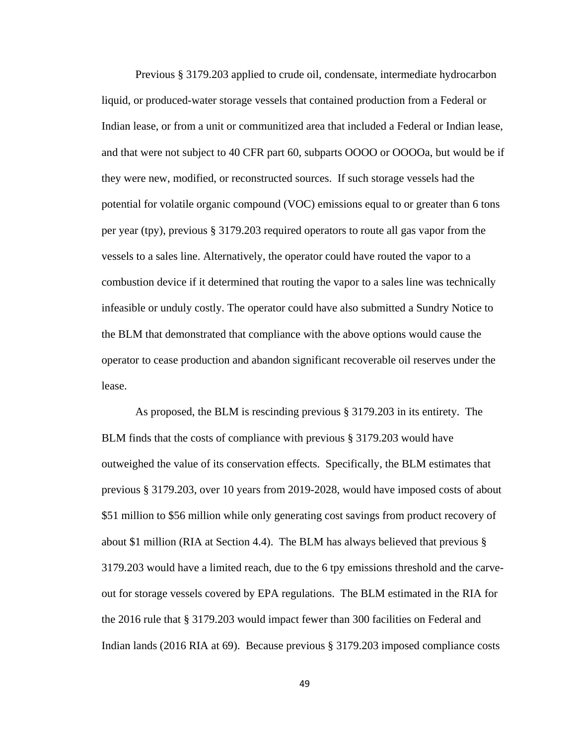Previous § 3179.203 applied to crude oil, condensate, intermediate hydrocarbon liquid, or produced-water storage vessels that contained production from a Federal or Indian lease, or from a unit or communitized area that included a Federal or Indian lease, and that were not subject to 40 CFR part 60, subparts OOOO or OOOOa, but would be if they were new, modified, or reconstructed sources. If such storage vessels had the potential for volatile organic compound (VOC) emissions equal to or greater than 6 tons per year (tpy), previous § 3179.203 required operators to route all gas vapor from the vessels to a sales line. Alternatively, the operator could have routed the vapor to a combustion device if it determined that routing the vapor to a sales line was technically infeasible or unduly costly. The operator could have also submitted a Sundry Notice to the BLM that demonstrated that compliance with the above options would cause the operator to cease production and abandon significant recoverable oil reserves under the lease.

As proposed, the BLM is rescinding previous § 3179.203 in its entirety. The BLM finds that the costs of compliance with previous § 3179.203 would have outweighed the value of its conservation effects. Specifically, the BLM estimates that previous § 3179.203, over 10 years from 2019-2028, would have imposed costs of about $51 million to $56 million while only generating cost savings from product recovery of about $1 million (RIA at Section 4.4). The BLM has always believed that previous § 3179.203 would have a limited reach, due to the 6 tpy emissions threshold and the carve-out for storage vessels covered by EPA regulations. The BLM estimated in the RIA for the 2016 rule that § 3179.203 would impact fewer than 300 facilities on Federal and Indian lands (2016 RIA at 69). Because previous § 3179.203 imposed compliance costs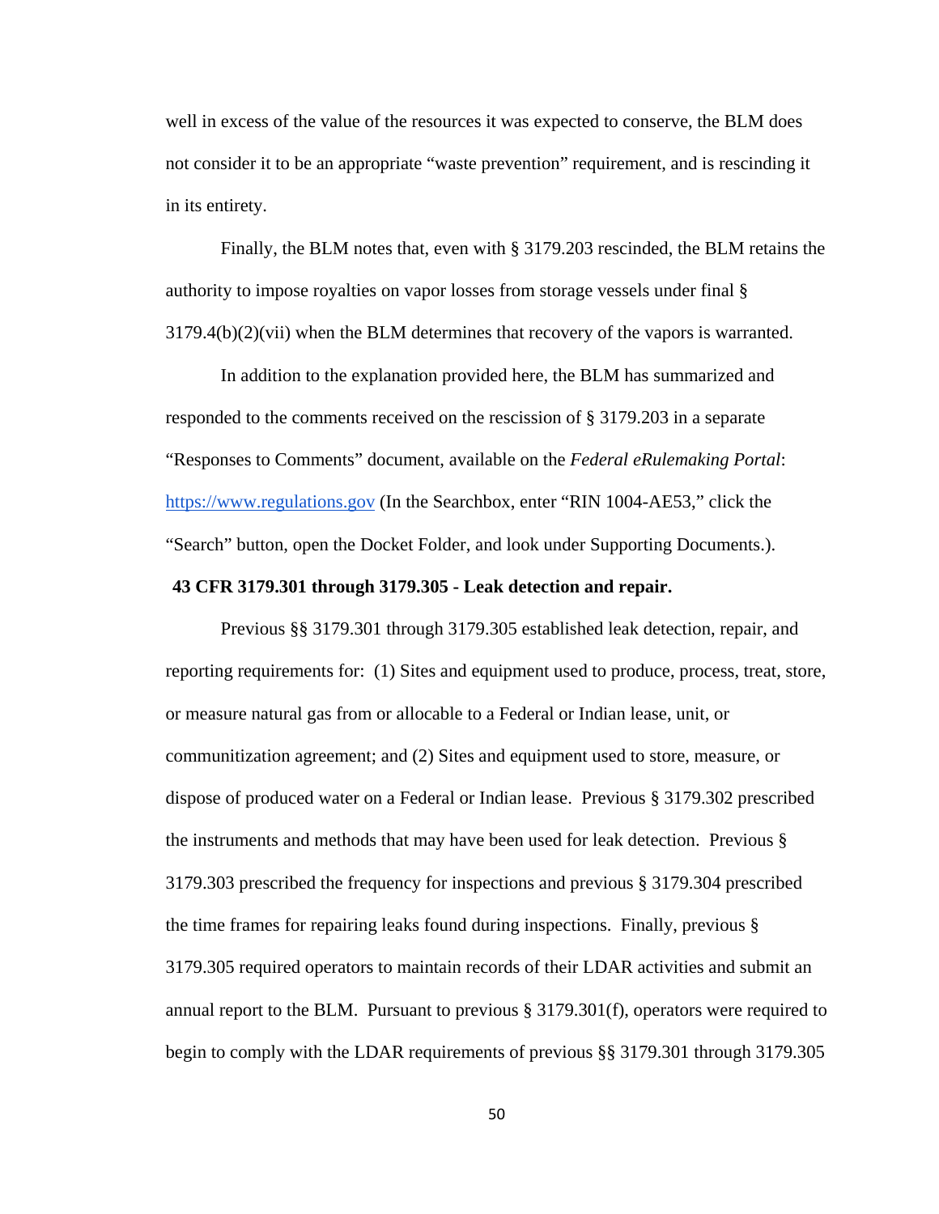well in excess of the value of the resources it was expected to conserve, the BLM does not consider it to be an appropriate "waste prevention" requirement, and is rescinding it in its entirety.

Finally, the BLM notes that, even with § 3179.203 rescinded, the BLM retains the authority to impose royalties on vapor losses from storage vessels under final § 3179.4(b)(2)(vii) when the BLM determines that recovery of the vapors is warranted.

In addition to the explanation provided here, the BLM has summarized and responded to the comments received on the rescission of § 3179.203 in a separate "Responses to Comments" document, available on the *Federal eRulemaking Portal*: https://www.regulations.gov (In the Searchbox, enter "RIN 1004-AE53," click the "Search" button, open the Docket Folder, and look under Supporting Documents.).

**43 CFR 3179.301 through 3179.305 - Leak detection and repair.**

Previous §§ 3179.301 through 3179.305 established leak detection, repair, and reporting requirements for: (1) Sites and equipment used to produce, process, treat, store, or measure natural gas from or allocable to a Federal or Indian lease, unit, or communitization agreement; and (2) Sites and equipment used to store, measure, or dispose of produced water on a Federal or Indian lease. Previous § 3179.302 prescribed the instruments and methods that may have been used for leak detection. Previous § 3179.303 prescribed the frequency for inspections and previous § 3179.304 prescribed the time frames for repairing leaks found during inspections. Finally, previous § 3179.305 required operators to maintain records of their LDAR activities and submit an annual report to the BLM. Pursuant to previous § 3179.301(f), operators were required to begin to comply with the LDAR requirements of previous §§ 3179.301 through 3179.305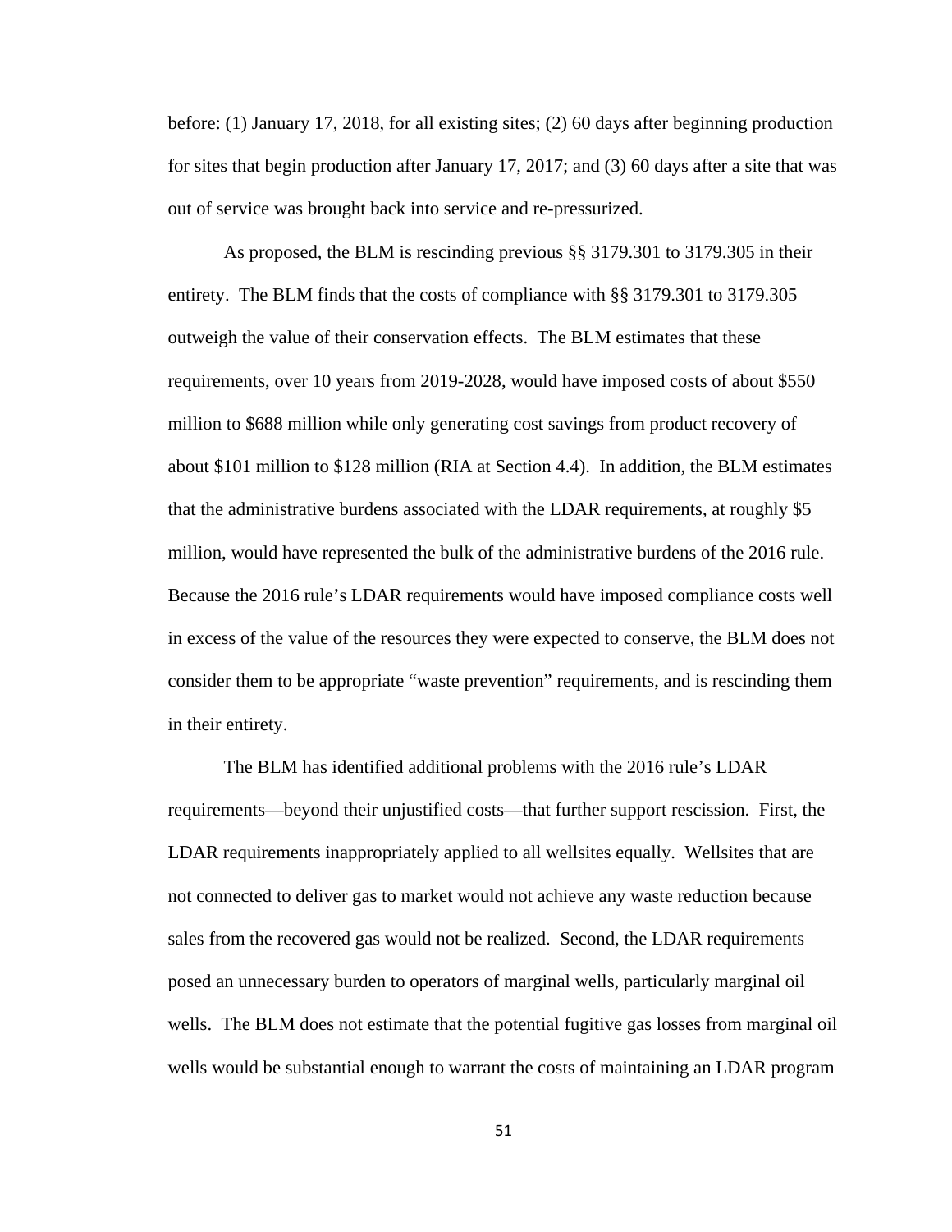before: (1) January 17, 2018, for all existing sites; (2) 60 days after beginning production for sites that begin production after January 17, 2017; and (3) 60 days after a site that was out of service was brought back into service and re-pressurized.

As proposed, the BLM is rescinding previous §§ 3179.301 to 3179.305 in their entirety. The BLM finds that the costs of compliance with §§ 3179.301 to 3179.305 outweigh the value of their conservation effects. The BLM estimates that these requirements, over 10 years from 2019-2028, would have imposed costs of about $550 million to $688 million while only generating cost savings from product recovery of about $101 million to $128 million (RIA at Section 4.4). In addition, the BLM estimates that the administrative burdens associated with the LDAR requirements, at roughly $5 million, would have represented the bulk of the administrative burdens of the 2016 rule. Because the 2016 rule's LDAR requirements would have imposed compliance costs well in excess of the value of the resources they were expected to conserve, the BLM does not consider them to be appropriate "waste prevention" requirements, and is rescinding them in their entirety.

The BLM has identified additional problems with the 2016 rule's LDAR requirements—beyond their unjustified costs—that further support rescission. First, the LDAR requirements inappropriately applied to all wellsites equally. Wellsites that are not connected to deliver gas to market would not achieve any waste reduction because sales from the recovered gas would not be realized. Second, the LDAR requirements posed an unnecessary burden to operators of marginal wells, particularly marginal oil wells. The BLM does not estimate that the potential fugitive gas losses from marginal oil wells would be substantial enough to warrant the costs of maintaining an LDAR program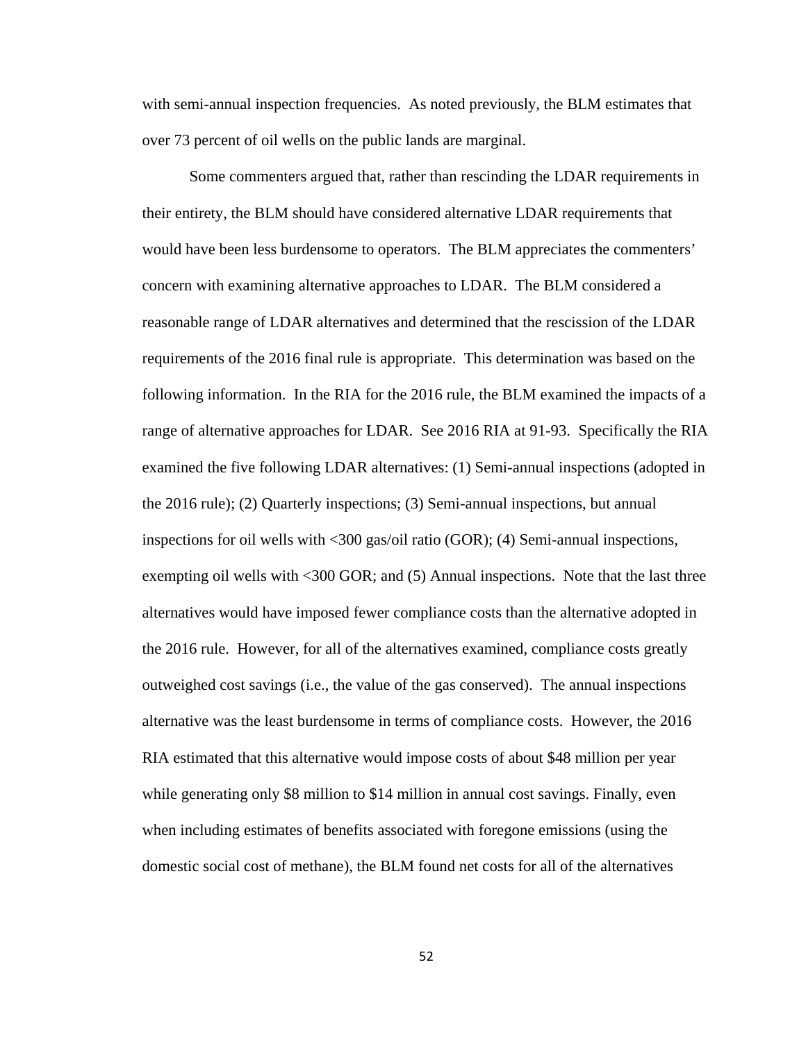with semi-annual inspection frequencies. As noted previously, the BLM estimates that over 73 percent of oil wells on the public lands are marginal.

Some commenters argued that, rather than rescinding the LDAR requirements in their entirety, the BLM should have considered alternative LDAR requirements that would have been less burdensome to operators. The BLM appreciates the commenters' concern with examining alternative approaches to LDAR. The BLM considered a reasonable range of LDAR alternatives and determined that the rescission of the LDAR requirements of the 2016 final rule is appropriate. This determination was based on the following information. In the RIA for the 2016 rule, the BLM examined the impacts of a range of alternative approaches for LDAR. See 2016 RIA at 91-93. Specifically the RIA examined the five following LDAR alternatives: (1) Semi-annual inspections (adopted in the 2016 rule); (2) Quarterly inspections; (3) Semi-annual inspections, but annual inspections for oil wells with <300 gas/oil ratio (GOR); (4) Semi-annual inspections, exempting oil wells with <300 GOR; and (5) Annual inspections. Note that the last three alternatives would have imposed fewer compliance costs than the alternative adopted in the 2016 rule. However, for all of the alternatives examined, compliance costs greatly outweighed cost savings (i.e., the value of the gas conserved). The annual inspections alternative was the least burdensome in terms of compliance costs. However, the 2016 RIA estimated that this alternative would impose costs of about $48 million per year while generating only $8 million to $14 million in annual cost savings. Finally, even when including estimates of benefits associated with foregone emissions (using the domestic social cost of methane), the BLM found net costs for all of the alternatives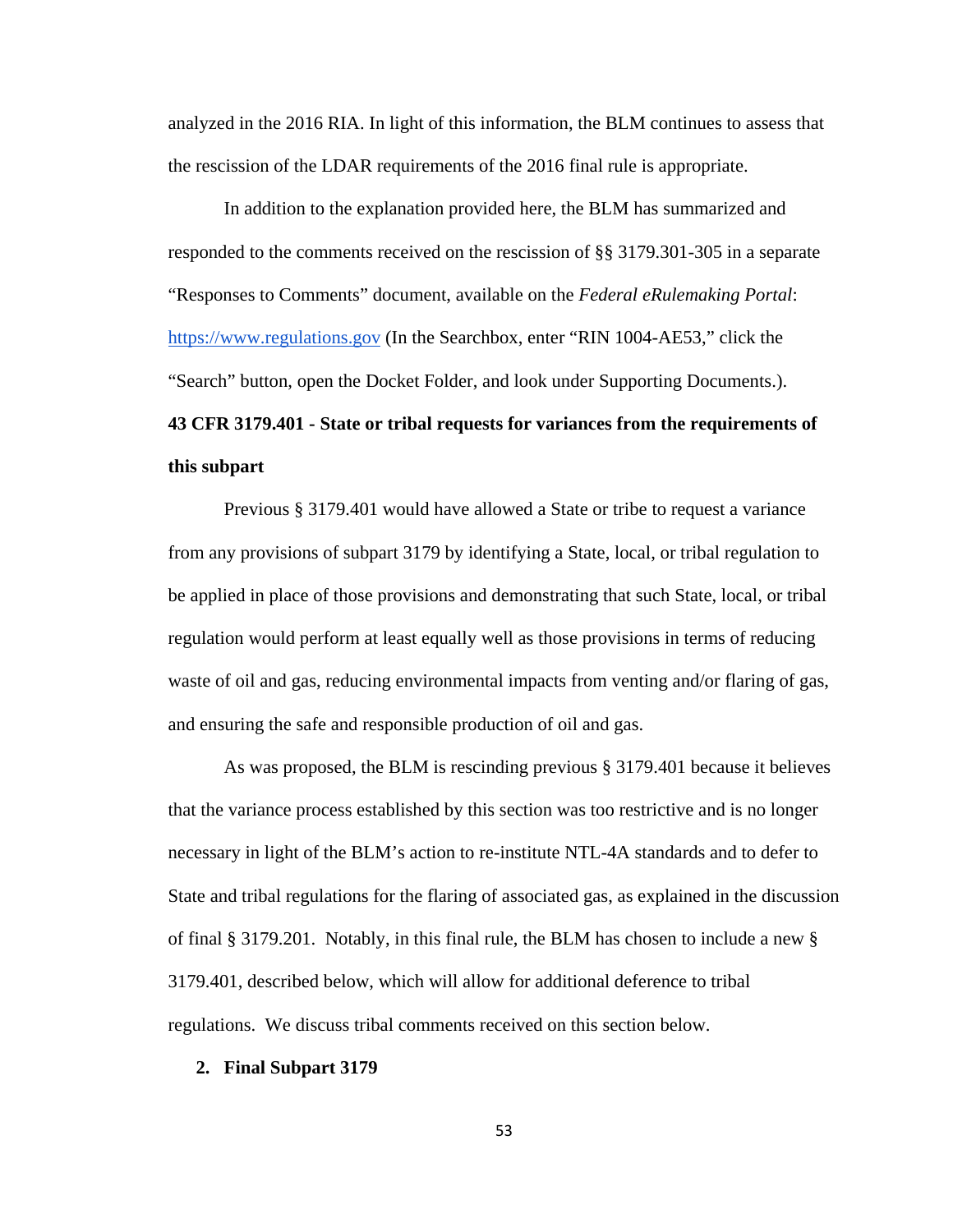analyzed in the 2016 RIA. In light of this information, the BLM continues to assess that the rescission of the LDAR requirements of the 2016 final rule is appropriate.

In addition to the explanation provided here, the BLM has summarized and responded to the comments received on the rescission of §§ 3179.301-305 in a separate "Responses to Comments" document, available on the *Federal eRulemaking Portal*: [https://www.regulations.gov](https://www.regulations.gov) (In the Searchbox, enter "RIN 1004-AE53," click the "Search" button, open the Docket Folder, and look under Supporting Documents.).

**43 CFR 3179.401 - State or tribal requests for variances from the requirements of this subpart**

Previous § 3179.401 would have allowed a State or tribe to request a variance from any provisions of subpart 3179 by identifying a State, local, or tribal regulation to be applied in place of those provisions and demonstrating that such State, local, or tribal regulation would perform at least equally well as those provisions in terms of reducing waste of oil and gas, reducing environmental impacts from venting and/or flaring of gas, and ensuring the safe and responsible production of oil and gas.

As was proposed, the BLM is rescinding previous § 3179.401 because it believes that the variance process established by this section was too restrictive and is no longer necessary in light of the BLM's action to re-institute NTL-4A standards and to defer to State and tribal regulations for the flaring of associated gas, as explained in the discussion of final § 3179.201. Notably, in this final rule, the BLM has chosen to include a new § 3179.401, described below, which will allow for additional deference to tribal regulations. We discuss tribal comments received on this section below.

**2. Final Subpart 3179**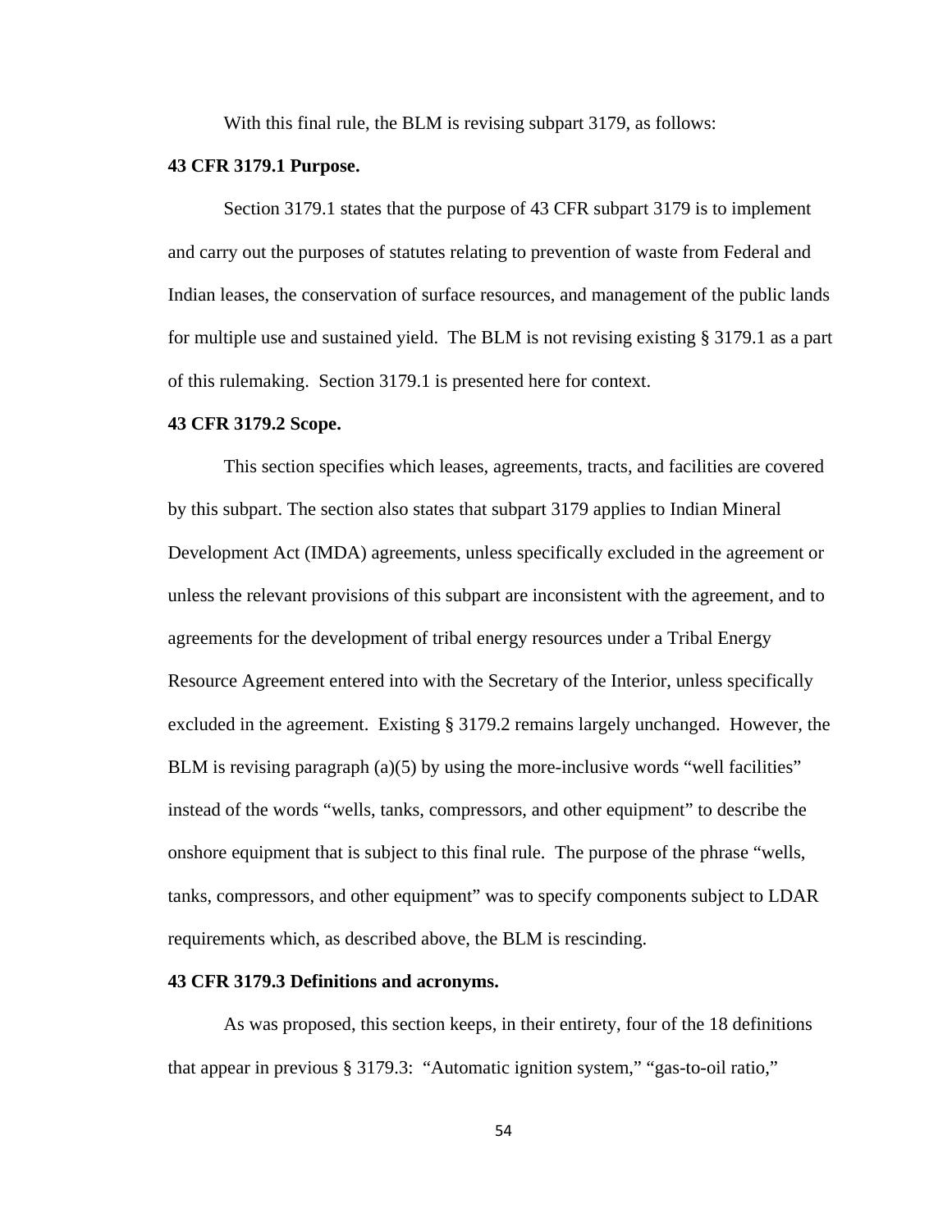With this final rule, the BLM is revising subpart 3179, as follows:

**43 CFR 3179.1 Purpose.**

Section 3179.1 states that the purpose of 43 CFR subpart 3179 is to implement and carry out the purposes of statutes relating to prevention of waste from Federal and Indian leases, the conservation of surface resources, and management of the public lands for multiple use and sustained yield. The BLM is not revising existing § 3179.1 as a part of this rulemaking. Section 3179.1 is presented here for context.

**43 CFR 3179.2 Scope.**

This section specifies which leases, agreements, tracts, and facilities are covered by this subpart. The section also states that subpart 3179 applies to Indian Mineral Development Act (IMDA) agreements, unless specifically excluded in the agreement or unless the relevant provisions of this subpart are inconsistent with the agreement, and to agreements for the development of tribal energy resources under a Tribal Energy Resource Agreement entered into with the Secretary of the Interior, unless specifically excluded in the agreement. Existing § 3179.2 remains largely unchanged. However, the BLM is revising paragraph (a)(5) by using the more-inclusive words "well facilities" instead of the words "wells, tanks, compressors, and other equipment" to describe the onshore equipment that is subject to this final rule. The purpose of the phrase "wells, tanks, compressors, and other equipment" was to specify components subject to LDAR requirements which, as described above, the BLM is rescinding.

**43 CFR 3179.3 Definitions and acronyms.**

As was proposed, this section keeps, in their entirety, four of the 18 definitions that appear in previous § 3179.3: "Automatic ignition system," "gas-to-oil ratio,"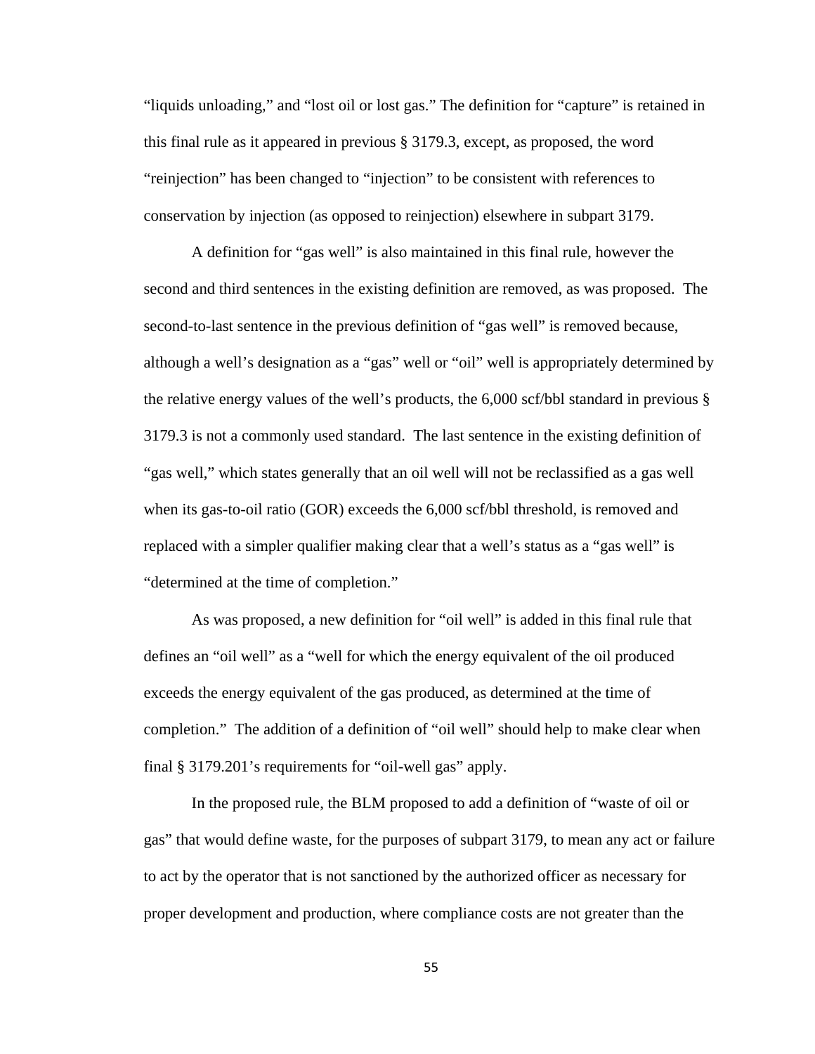"liquids unloading," and "lost oil or lost gas." The definition for "capture" is retained in this final rule as it appeared in previous § 3179.3, except, as proposed, the word "reinjection" has been changed to "injection" to be consistent with references to conservation by injection (as opposed to reinjection) elsewhere in subpart 3179.

A definition for "gas well" is also maintained in this final rule, however the second and third sentences in the existing definition are removed, as was proposed. The second-to-last sentence in the previous definition of "gas well" is removed because, although a well's designation as a "gas" well or "oil" well is appropriately determined by the relative energy values of the well's products, the 6,000 scf/bbl standard in previous § 3179.3 is not a commonly used standard. The last sentence in the existing definition of "gas well," which states generally that an oil well will not be reclassified as a gas well when its gas-to-oil ratio (GOR) exceeds the 6,000 scf/bbl threshold, is removed and replaced with a simpler qualifier making clear that a well's status as a "gas well" is "determined at the time of completion."

As was proposed, a new definition for "oil well" is added in this final rule that defines an "oil well" as a "well for which the energy equivalent of the oil produced exceeds the energy equivalent of the gas produced, as determined at the time of completion." The addition of a definition of "oil well" should help to make clear when final § 3179.201's requirements for "oil-well gas" apply.

In the proposed rule, the BLM proposed to add a definition of "waste of oil or gas" that would define waste, for the purposes of subpart 3179, to mean any act or failure to act by the operator that is not sanctioned by the authorized officer as necessary for proper development and production, where compliance costs are not greater than the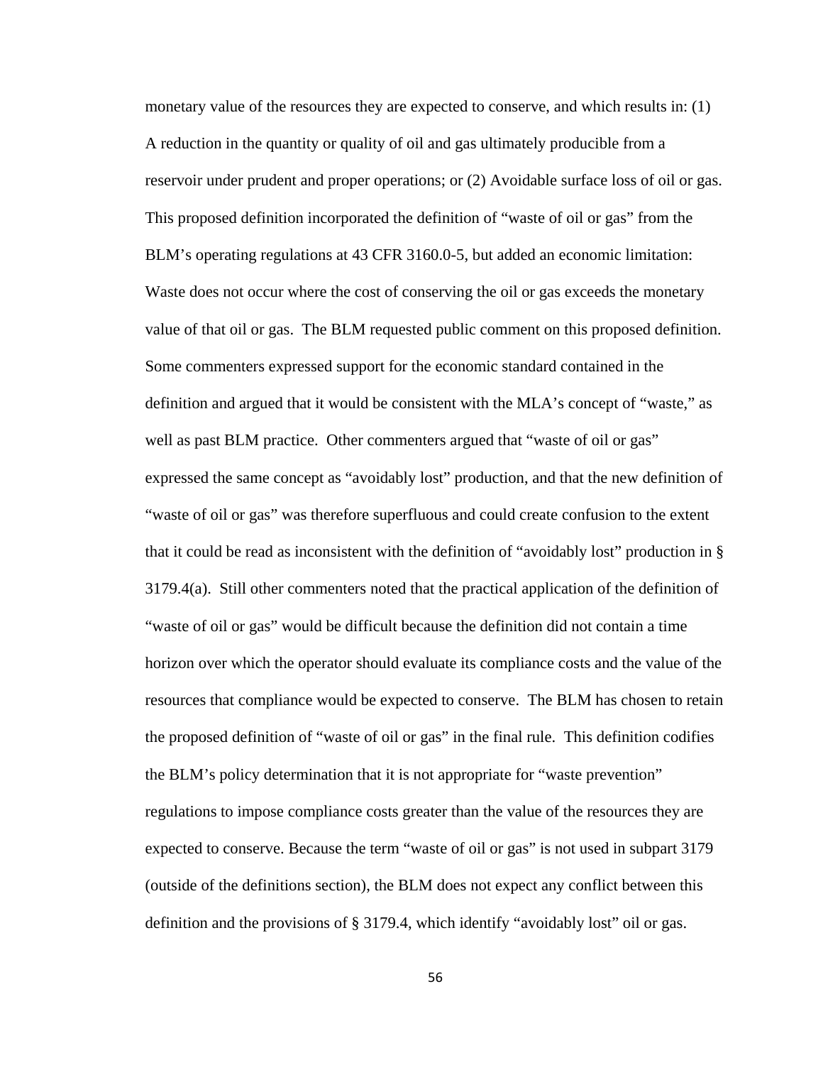monetary value of the resources they are expected to conserve, and which results in: (1) A reduction in the quantity or quality of oil and gas ultimately producible from a reservoir under prudent and proper operations; or (2) Avoidable surface loss of oil or gas. This proposed definition incorporated the definition of "waste of oil or gas" from the BLM's operating regulations at 43 CFR 3160.0-5, but added an economic limitation: Waste does not occur where the cost of conserving the oil or gas exceeds the monetary value of that oil or gas. The BLM requested public comment on this proposed definition. Some commenters expressed support for the economic standard contained in the definition and argued that it would be consistent with the MLA's concept of "waste," as well as past BLM practice. Other commenters argued that "waste of oil or gas" expressed the same concept as "avoidably lost" production, and that the new definition of "waste of oil or gas" was therefore superfluous and could create confusion to the extent that it could be read as inconsistent with the definition of "avoidably lost" production in § 3179.4(a). Still other commenters noted that the practical application of the definition of "waste of oil or gas" would be difficult because the definition did not contain a time horizon over which the operator should evaluate its compliance costs and the value of the resources that compliance would be expected to conserve. The BLM has chosen to retain the proposed definition of "waste of oil or gas" in the final rule. This definition codifies the BLM's policy determination that it is not appropriate for "waste prevention" regulations to impose compliance costs greater than the value of the resources they are expected to conserve. Because the term "waste of oil or gas" is not used in subpart 3179 (outside of the definitions section), the BLM does not expect any conflict between this definition and the provisions of § 3179.4, which identify "avoidably lost" oil or gas.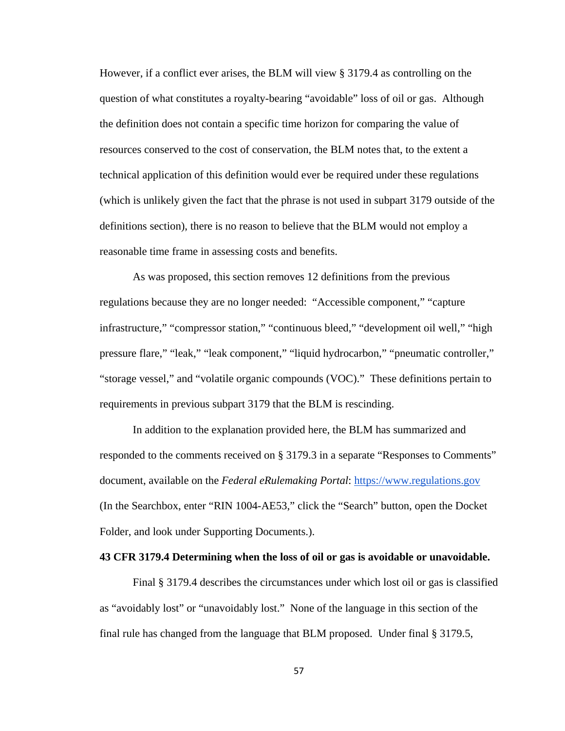However, if a conflict ever arises, the BLM will view § 3179.4 as controlling on the question of what constitutes a royalty-bearing "avoidable" loss of oil or gas. Although the definition does not contain a specific time horizon for comparing the value of resources conserved to the cost of conservation, the BLM notes that, to the extent a technical application of this definition would ever be required under these regulations (which is unlikely given the fact that the phrase is not used in subpart 3179 outside of the definitions section), there is no reason to believe that the BLM would not employ a reasonable time frame in assessing costs and benefits.

As was proposed, this section removes 12 definitions from the previous regulations because they are no longer needed: "Accessible component," "capture infrastructure," "compressor station," "continuous bleed," "development oil well," "high pressure flare," "leak," "leak component," "liquid hydrocarbon," "pneumatic controller," "storage vessel," and "volatile organic compounds (VOC)." These definitions pertain to requirements in previous subpart 3179 that the BLM is rescinding.

In addition to the explanation provided here, the BLM has summarized and responded to the comments received on § 3179.3 in a separate "Responses to Comments" document, available on the *Federal eRulemaking Portal*: https://www.regulations.gov (In the Searchbox, enter "RIN 1004-AE53," click the "Search" button, open the Docket Folder, and look under Supporting Documents.).

**43 CFR 3179.4 Determining when the loss of oil or gas is avoidable or unavoidable.**

Final § 3179.4 describes the circumstances under which lost oil or gas is classified as "avoidably lost" or "unavoidably lost." None of the language in this section of the final rule has changed from the language that BLM proposed. Under final § 3179.5,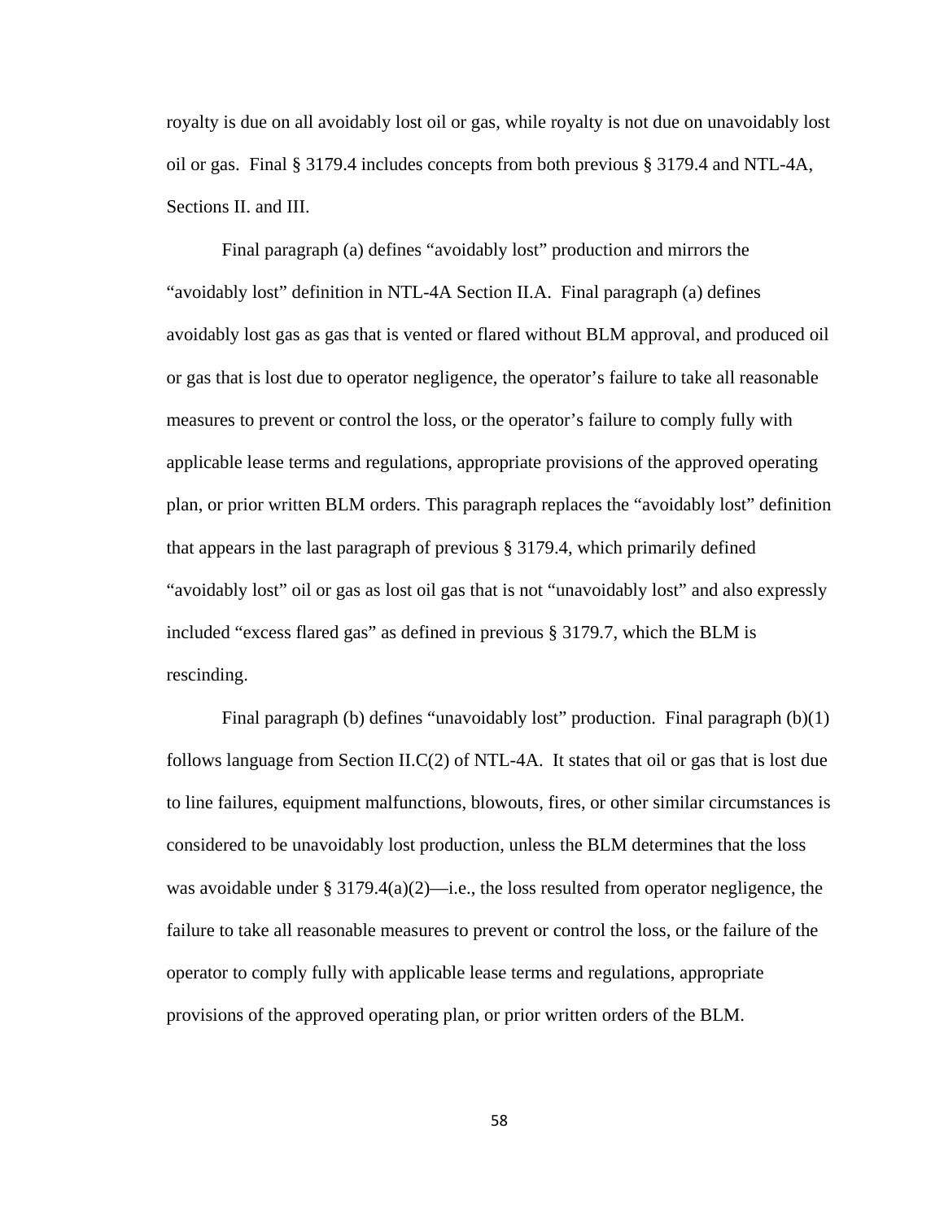royalty is due on all avoidably lost oil or gas, while royalty is not due on unavoidably lost oil or gas. Final § 3179.4 includes concepts from both previous § 3179.4 and NTL-4A, Sections II. and III.

Final paragraph (a) defines "avoidably lost" production and mirrors the "avoidably lost" definition in NTL-4A Section II.A. Final paragraph (a) defines avoidably lost gas as gas that is vented or flared without BLM approval, and produced oil or gas that is lost due to operator negligence, the operator's failure to take all reasonable measures to prevent or control the loss, or the operator's failure to comply fully with applicable lease terms and regulations, appropriate provisions of the approved operating plan, or prior written BLM orders. This paragraph replaces the "avoidably lost" definition that appears in the last paragraph of previous § 3179.4, which primarily defined "avoidably lost" oil or gas as lost oil gas that is not "unavoidably lost" and also expressly included "excess flared gas" as defined in previous § 3179.7, which the BLM is rescinding.

Final paragraph (b) defines "unavoidably lost" production. Final paragraph (b)(1) follows language from Section II.C(2) of NTL-4A. It states that oil or gas that is lost due to line failures, equipment malfunctions, blowouts, fires, or other similar circumstances is considered to be unavoidably lost production, unless the BLM determines that the loss was avoidable under § 3179.4(a)(2)—i.e., the loss resulted from operator negligence, the failure to take all reasonable measures to prevent or control the loss, or the failure of the operator to comply fully with applicable lease terms and regulations, appropriate provisions of the approved operating plan, or prior written orders of the BLM.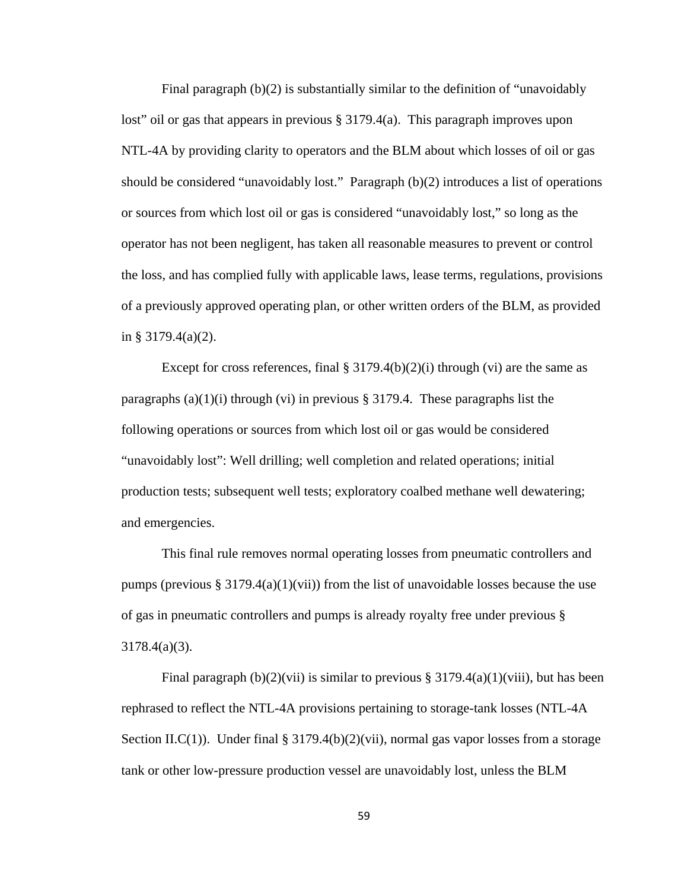Final paragraph (b)(2) is substantially similar to the definition of "unavoidably lost" oil or gas that appears in previous § 3179.4(a). This paragraph improves upon NTL-4A by providing clarity to operators and the BLM about which losses of oil or gas should be considered "unavoidably lost." Paragraph (b)(2) introduces a list of operations or sources from which lost oil or gas is considered "unavoidably lost," so long as the operator has not been negligent, has taken all reasonable measures to prevent or control the loss, and has complied fully with applicable laws, lease terms, regulations, provisions of a previously approved operating plan, or other written orders of the BLM, as provided in § 3179.4(a)(2).

Except for cross references, final § 3179.4(b)(2)(i) through (vi) are the same as paragraphs (a)(1)(i) through (vi) in previous § 3179.4. These paragraphs list the following operations or sources from which lost oil or gas would be considered "unavoidably lost": Well drilling; well completion and related operations; initial production tests; subsequent well tests; exploratory coalbed methane well dewatering; and emergencies.

This final rule removes normal operating losses from pneumatic controllers and pumps (previous § 3179.4(a)(1)(vii)) from the list of unavoidable losses because the use of gas in pneumatic controllers and pumps is already royalty free under previous § 3178.4(a)(3).

Final paragraph (b)(2)(vii) is similar to previous § 3179.4(a)(1)(viii), but has been rephrased to reflect the NTL-4A provisions pertaining to storage-tank losses (NTL-4A Section II.C(1)). Under final § 3179.4(b)(2)(vii), normal gas vapor losses from a storage tank or other low-pressure production vessel are unavoidably lost, unless the BLM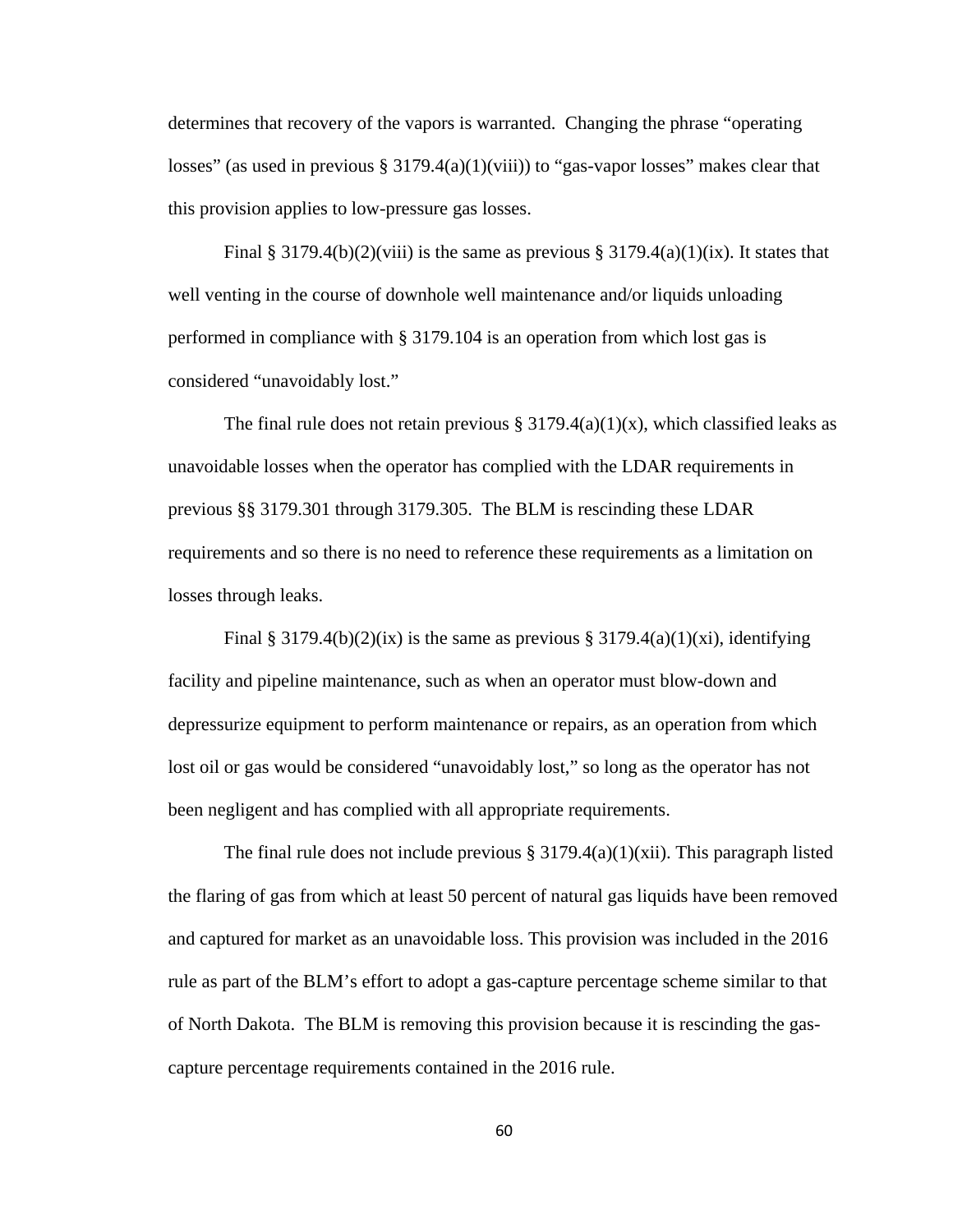determines that recovery of the vapors is warranted. Changing the phrase "operating losses" (as used in previous § 3179.4(a)(1)(viii)) to "gas-vapor losses" makes clear that this provision applies to low-pressure gas losses.

Final § 3179.4(b)(2)(viii) is the same as previous § 3179.4(a)(1)(ix). It states that well venting in the course of downhole well maintenance and/or liquids unloading performed in compliance with § 3179.104 is an operation from which lost gas is considered "unavoidably lost."

The final rule does not retain previous § 3179.4(a)(1)(x), which classified leaks as unavoidable losses when the operator has complied with the LDAR requirements in previous §§ 3179.301 through 3179.305. The BLM is rescinding these LDAR requirements and so there is no need to reference these requirements as a limitation on losses through leaks.

Final § 3179.4(b)(2)(ix) is the same as previous § 3179.4(a)(1)(xi), identifying facility and pipeline maintenance, such as when an operator must blow-down and depressurize equipment to perform maintenance or repairs, as an operation from which lost oil or gas would be considered "unavoidably lost," so long as the operator has not been negligent and has complied with all appropriate requirements.

The final rule does not include previous § 3179.4(a)(1)(xii). This paragraph listed the flaring of gas from which at least 50 percent of natural gas liquids have been removed and captured for market as an unavoidable loss. This provision was included in the 2016 rule as part of the BLM's effort to adopt a gas-capture percentage scheme similar to that of North Dakota. The BLM is removing this provision because it is rescinding the gas-capture percentage requirements contained in the 2016 rule.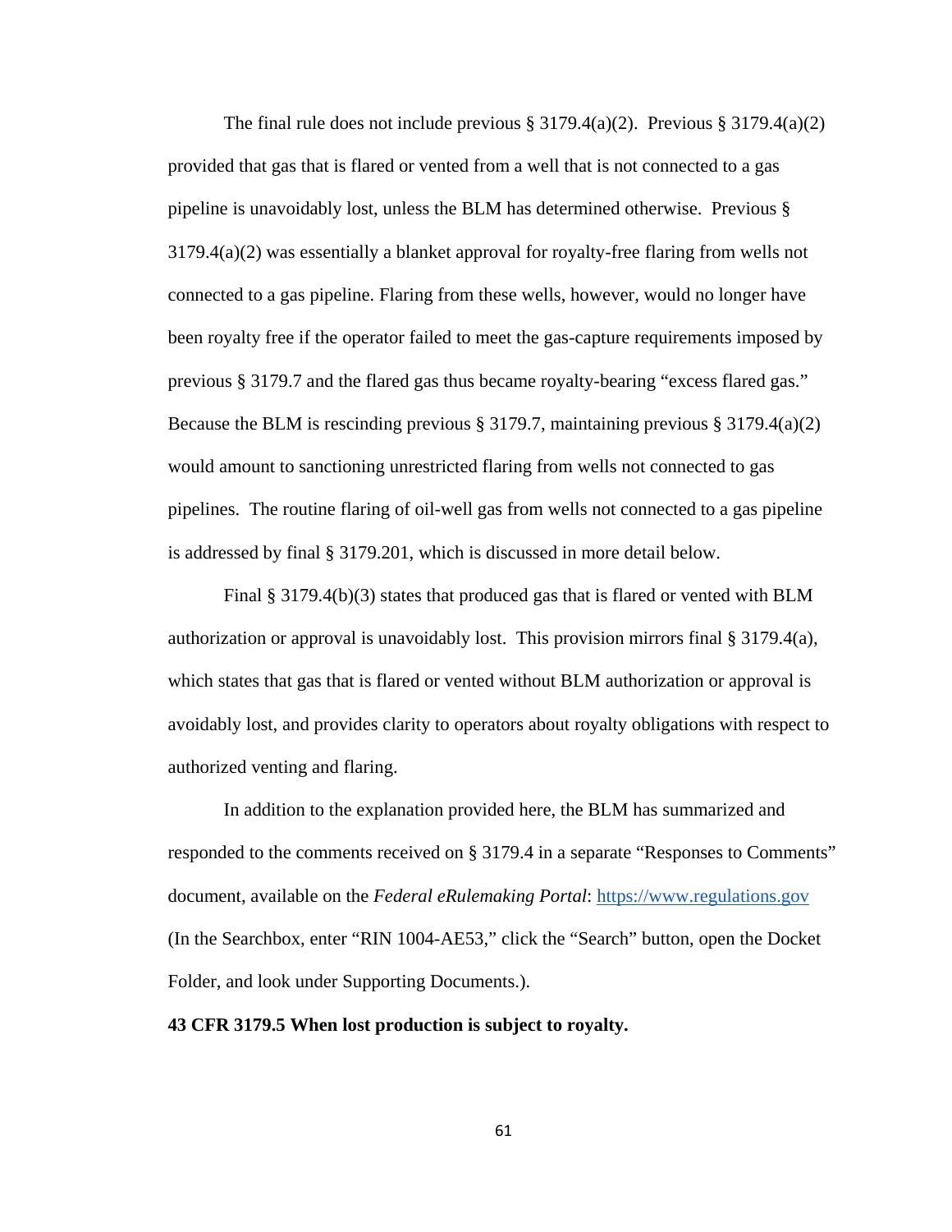The final rule does not include previous § 3179.4(a)(2). Previous § 3179.4(a)(2) provided that gas that is flared or vented from a well that is not connected to a gas pipeline is unavoidably lost, unless the BLM has determined otherwise. Previous § 3179.4(a)(2) was essentially a blanket approval for royalty-free flaring from wells not connected to a gas pipeline. Flaring from these wells, however, would no longer have been royalty free if the operator failed to meet the gas-capture requirements imposed by previous § 3179.7 and the flared gas thus became royalty-bearing "excess flared gas." Because the BLM is rescinding previous § 3179.7, maintaining previous § 3179.4(a)(2) would amount to sanctioning unrestricted flaring from wells not connected to gas pipelines. The routine flaring of oil-well gas from wells not connected to a gas pipeline is addressed by final § 3179.201, which is discussed in more detail below.

Final § 3179.4(b)(3) states that produced gas that is flared or vented with BLM authorization or approval is unavoidably lost. This provision mirrors final § 3179.4(a), which states that gas that is flared or vented without BLM authorization or approval is avoidably lost, and provides clarity to operators about royalty obligations with respect to authorized venting and flaring.

In addition to the explanation provided here, the BLM has summarized and responded to the comments received on § 3179.4 in a separate "Responses to Comments" document, available on the *Federal eRulemaking Portal*: https://www.regulations.gov (In the Searchbox, enter "RIN 1004-AE53," click the "Search" button, open the Docket Folder, and look under Supporting Documents.).

**43 CFR 3179.5 When lost production is subject to royalty.**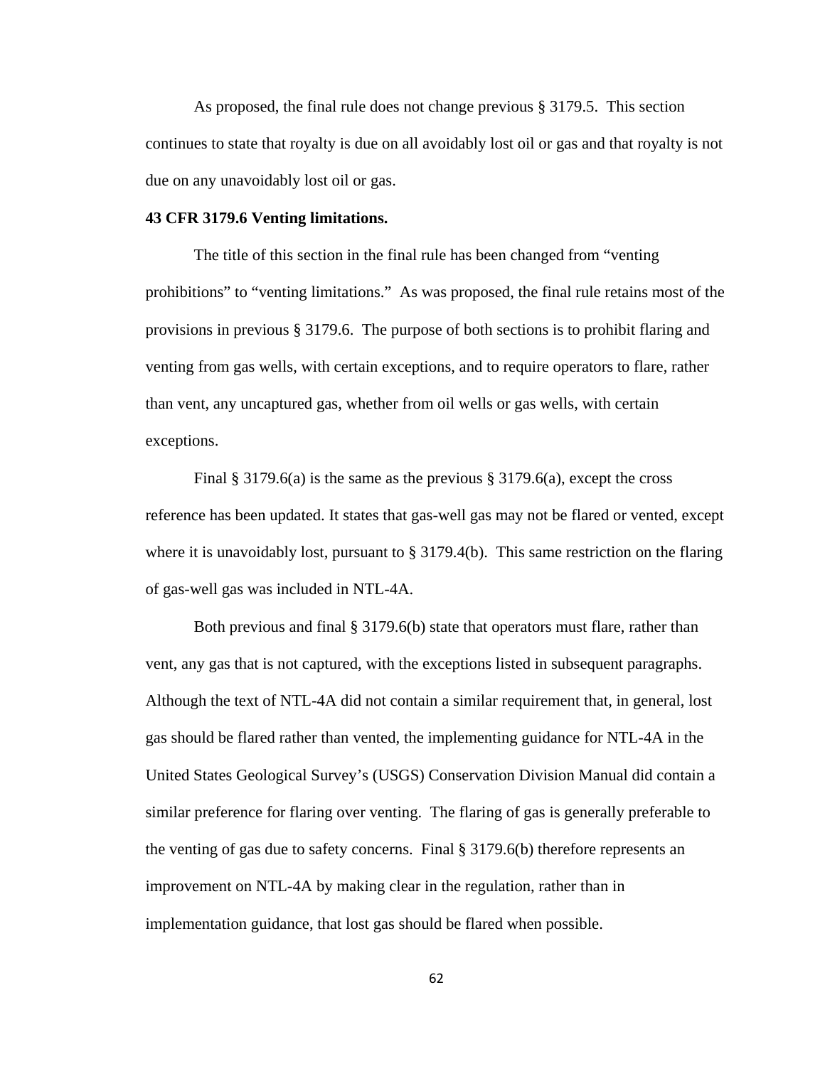As proposed, the final rule does not change previous § 3179.5. This section continues to state that royalty is due on all avoidably lost oil or gas and that royalty is not due on any unavoidably lost oil or gas.

**43 CFR 3179.6 Venting limitations.**

The title of this section in the final rule has been changed from "venting prohibitions" to "venting limitations." As was proposed, the final rule retains most of the provisions in previous § 3179.6. The purpose of both sections is to prohibit flaring and venting from gas wells, with certain exceptions, and to require operators to flare, rather than vent, any uncaptured gas, whether from oil wells or gas wells, with certain exceptions.

Final § 3179.6(a) is the same as the previous § 3179.6(a), except the cross reference has been updated. It states that gas-well gas may not be flared or vented, except where it is unavoidably lost, pursuant to § 3179.4(b). This same restriction on the flaring of gas-well gas was included in NTL-4A.

Both previous and final § 3179.6(b) state that operators must flare, rather than vent, any gas that is not captured, with the exceptions listed in subsequent paragraphs. Although the text of NTL-4A did not contain a similar requirement that, in general, lost gas should be flared rather than vented, the implementing guidance for NTL-4A in the United States Geological Survey's (USGS) Conservation Division Manual did contain a similar preference for flaring over venting. The flaring of gas is generally preferable to the venting of gas due to safety concerns. Final § 3179.6(b) therefore represents an improvement on NTL-4A by making clear in the regulation, rather than in implementation guidance, that lost gas should be flared when possible.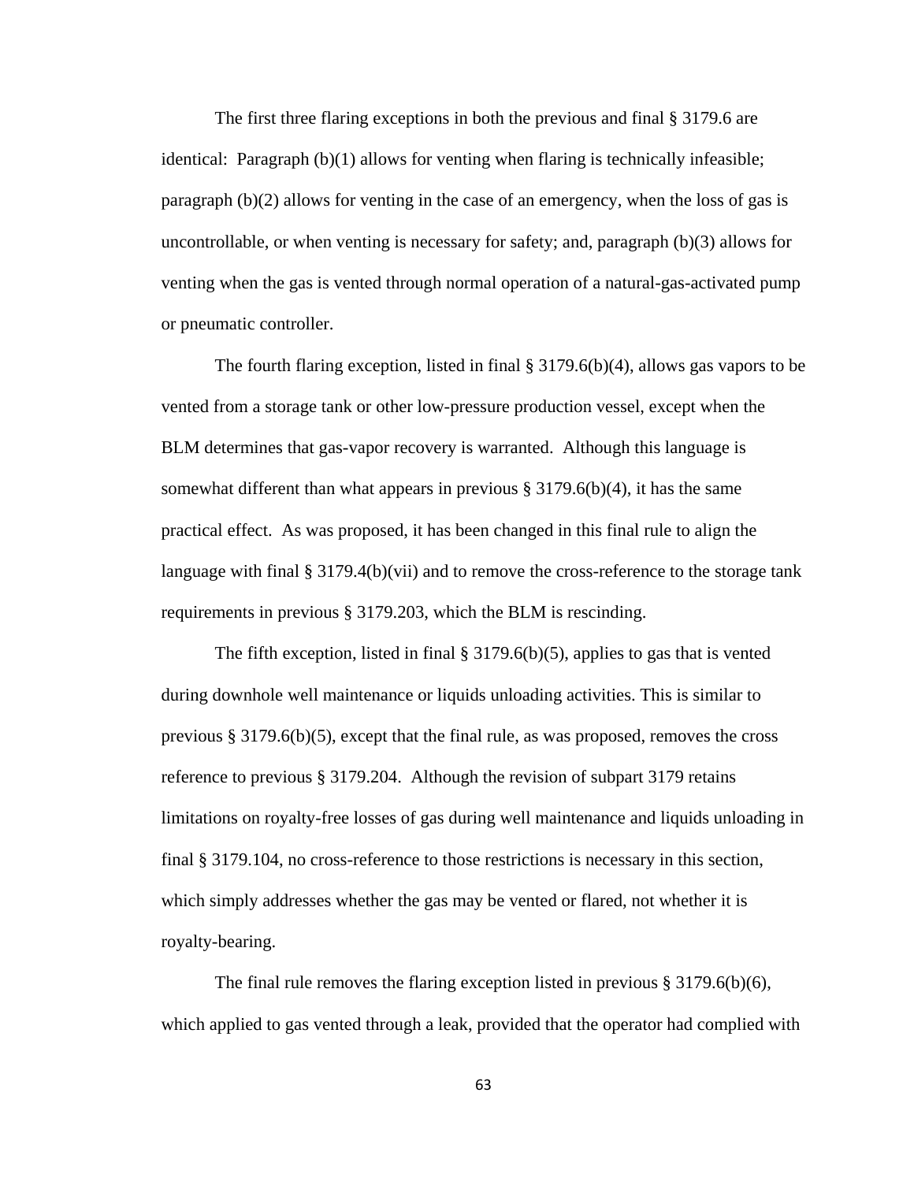The first three flaring exceptions in both the previous and final § 3179.6 are identical: Paragraph (b)(1) allows for venting when flaring is technically infeasible; paragraph (b)(2) allows for venting in the case of an emergency, when the loss of gas is uncontrollable, or when venting is necessary for safety; and, paragraph (b)(3) allows for venting when the gas is vented through normal operation of a natural-gas-activated pump or pneumatic controller.

The fourth flaring exception, listed in final § 3179.6(b)(4), allows gas vapors to be vented from a storage tank or other low-pressure production vessel, except when the BLM determines that gas-vapor recovery is warranted. Although this language is somewhat different than what appears in previous § 3179.6(b)(4), it has the same practical effect. As was proposed, it has been changed in this final rule to align the language with final § 3179.4(b)(vii) and to remove the cross-reference to the storage tank requirements in previous § 3179.203, which the BLM is rescinding.

The fifth exception, listed in final § 3179.6(b)(5), applies to gas that is vented during downhole well maintenance or liquids unloading activities. This is similar to previous § 3179.6(b)(5), except that the final rule, as was proposed, removes the cross reference to previous § 3179.204. Although the revision of subpart 3179 retains limitations on royalty-free losses of gas during well maintenance and liquids unloading in final § 3179.104, no cross-reference to those restrictions is necessary in this section, which simply addresses whether the gas may be vented or flared, not whether it is royalty-bearing.

The final rule removes the flaring exception listed in previous § 3179.6(b)(6), which applied to gas vented through a leak, provided that the operator had complied with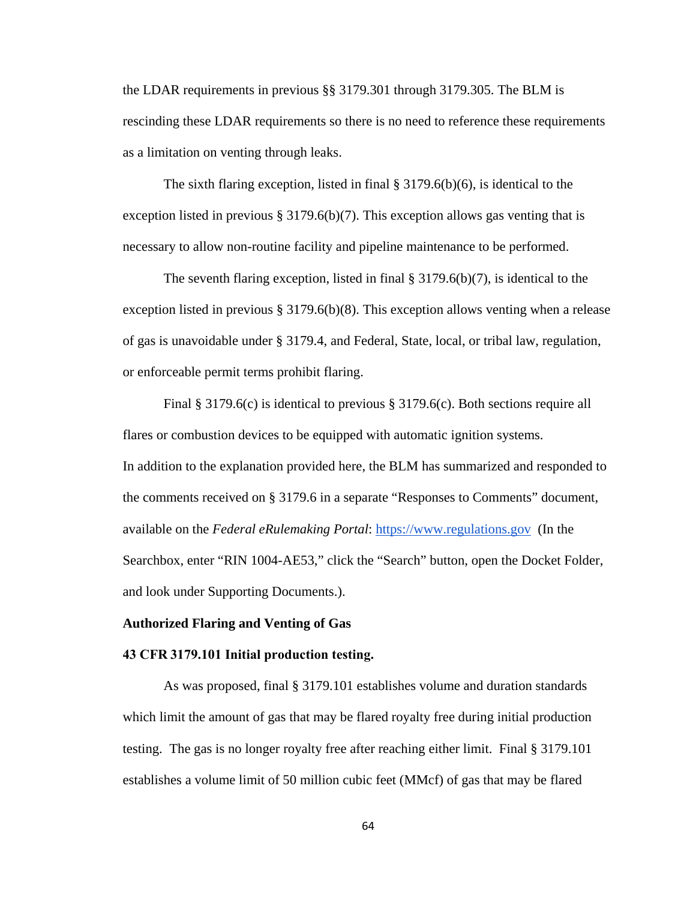the LDAR requirements in previous §§ 3179.301 through 3179.305. The BLM is rescinding these LDAR requirements so there is no need to reference these requirements as a limitation on venting through leaks.

The sixth flaring exception, listed in final § 3179.6(b)(6), is identical to the exception listed in previous § 3179.6(b)(7). This exception allows gas venting that is necessary to allow non-routine facility and pipeline maintenance to be performed.

The seventh flaring exception, listed in final § 3179.6(b)(7), is identical to the exception listed in previous § 3179.6(b)(8). This exception allows venting when a release of gas is unavoidable under § 3179.4, and Federal, State, local, or tribal law, regulation, or enforceable permit terms prohibit flaring.

Final § 3179.6(c) is identical to previous § 3179.6(c). Both sections require all flares or combustion devices to be equipped with automatic ignition systems.

In addition to the explanation provided here, the BLM has summarized and responded to the comments received on § 3179.6 in a separate "Responses to Comments" document, available on the *Federal eRulemaking Portal*: https://www.regulations.gov (In the Searchbox, enter "RIN 1004-AE53," click the "Search" button, open the Docket Folder, and look under Supporting Documents.).

**Authorized Flaring and Venting of Gas**

**43 CFR 3179.101 Initial production testing.**

As was proposed, final § 3179.101 establishes volume and duration standards which limit the amount of gas that may be flared royalty free during initial production testing. The gas is no longer royalty free after reaching either limit. Final § 3179.101 establishes a volume limit of 50 million cubic feet (MMcf) of gas that may be flared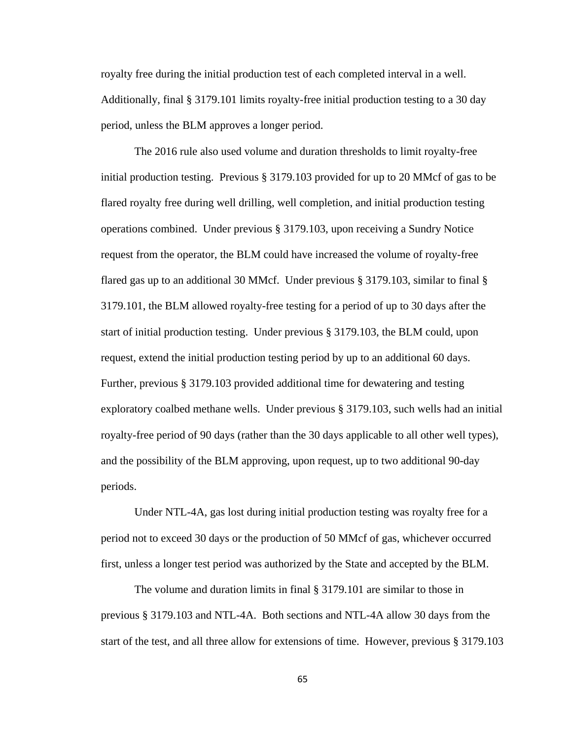royalty free during the initial production test of each completed interval in a well. Additionally, final § 3179.101 limits royalty-free initial production testing to a 30 day period, unless the BLM approves a longer period.

The 2016 rule also used volume and duration thresholds to limit royalty-free initial production testing. Previous § 3179.103 provided for up to 20 MMcf of gas to be flared royalty free during well drilling, well completion, and initial production testing operations combined. Under previous § 3179.103, upon receiving a Sundry Notice request from the operator, the BLM could have increased the volume of royalty-free flared gas up to an additional 30 MMcf. Under previous § 3179.103, similar to final § 3179.101, the BLM allowed royalty-free testing for a period of up to 30 days after the start of initial production testing. Under previous § 3179.103, the BLM could, upon request, extend the initial production testing period by up to an additional 60 days. Further, previous § 3179.103 provided additional time for dewatering and testing exploratory coalbed methane wells. Under previous § 3179.103, such wells had an initial royalty-free period of 90 days (rather than the 30 days applicable to all other well types), and the possibility of the BLM approving, upon request, up to two additional 90-day periods.

Under NTL-4A, gas lost during initial production testing was royalty free for a period not to exceed 30 days or the production of 50 MMcf of gas, whichever occurred first, unless a longer test period was authorized by the State and accepted by the BLM.

The volume and duration limits in final § 3179.101 are similar to those in previous § 3179.103 and NTL-4A. Both sections and NTL-4A allow 30 days from the start of the test, and all three allow for extensions of time. However, previous § 3179.103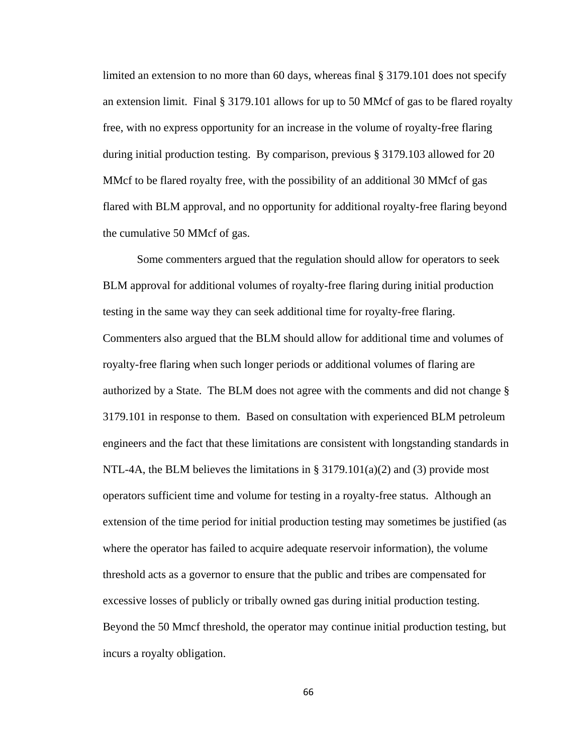limited an extension to no more than 60 days, whereas final § 3179.101 does not specify an extension limit. Final § 3179.101 allows for up to 50 MMcf of gas to be flared royalty free, with no express opportunity for an increase in the volume of royalty-free flaring during initial production testing. By comparison, previous § 3179.103 allowed for 20 MMcf to be flared royalty free, with the possibility of an additional 30 MMcf of gas flared with BLM approval, and no opportunity for additional royalty-free flaring beyond the cumulative 50 MMcf of gas.

Some commenters argued that the regulation should allow for operators to seek BLM approval for additional volumes of royalty-free flaring during initial production testing in the same way they can seek additional time for royalty-free flaring. Commenters also argued that the BLM should allow for additional time and volumes of royalty-free flaring when such longer periods or additional volumes of flaring are authorized by a State. The BLM does not agree with the comments and did not change § 3179.101 in response to them. Based on consultation with experienced BLM petroleum engineers and the fact that these limitations are consistent with longstanding standards in NTL-4A, the BLM believes the limitations in § 3179.101(a)(2) and (3) provide most operators sufficient time and volume for testing in a royalty-free status. Although an extension of the time period for initial production testing may sometimes be justified (as where the operator has failed to acquire adequate reservoir information), the volume threshold acts as a governor to ensure that the public and tribes are compensated for excessive losses of publicly or tribally owned gas during initial production testing. Beyond the 50 Mmcf threshold, the operator may continue initial production testing, but incurs a royalty obligation.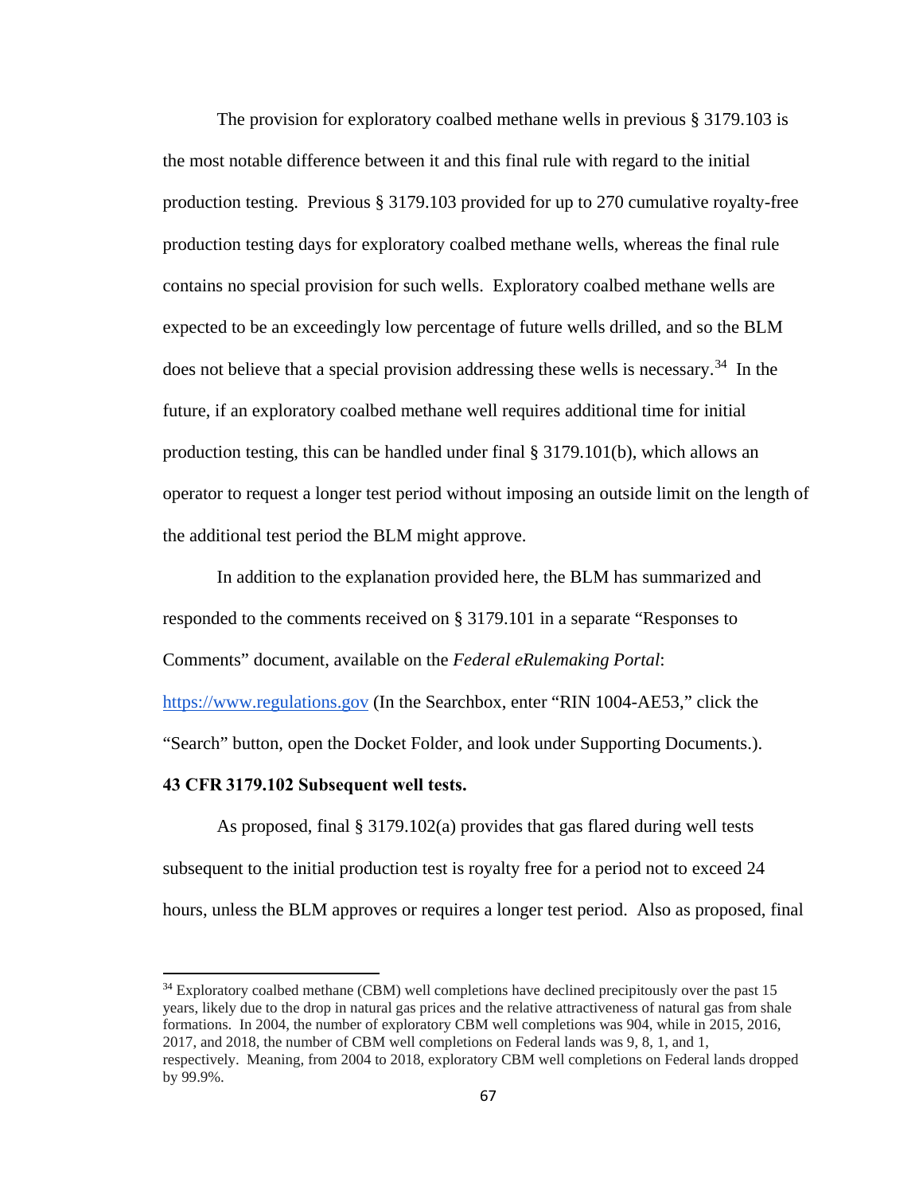The provision for exploratory coalbed methane wells in previous § 3179.103 is the most notable difference between it and this final rule with regard to the initial production testing. Previous § 3179.103 provided for up to 270 cumulative royalty-free production testing days for exploratory coalbed methane wells, whereas the final rule contains no special provision for such wells. Exploratory coalbed methane wells are expected to be an exceedingly low percentage of future wells drilled, and so the BLM does not believe that a special provision addressing these wells is necessary.[34] In the future, if an exploratory coalbed methane well requires additional time for initial production testing, this can be handled under final § 3179.101(b), which allows an operator to request a longer test period without imposing an outside limit on the length of the additional test period the BLM might approve.

In addition to the explanation provided here, the BLM has summarized and responded to the comments received on § 3179.101 in a separate "Responses to Comments" document, available on the *Federal eRulemaking Portal*: [https://www.regulations.gov](https://www.regulations.gov) (In the Searchbox, enter "RIN 1004-AE53," click the "Search" button, open the Docket Folder, and look under Supporting Documents.).

**43 CFR 3179.102 Subsequent well tests.**

As proposed, final § 3179.102(a) provides that gas flared during well tests subsequent to the initial production test is royalty free for a period not to exceed 24 hours, unless the BLM approves or requires a longer test period. Also as proposed, final

---

[34] Exploratory coalbed methane (CBM) well completions have declined precipitously over the past 15 years, likely due to the drop in natural gas prices and the relative attractiveness of natural gas from shale formations. In 2004, the number of exploratory CBM well completions was 904, while in 2015, 2016, 2017, and 2018, the number of CBM well completions on Federal lands was 9, 8, 1, and 1, respectively. Meaning, from 2004 to 2018, exploratory CBM well completions on Federal lands dropped by 99.9%.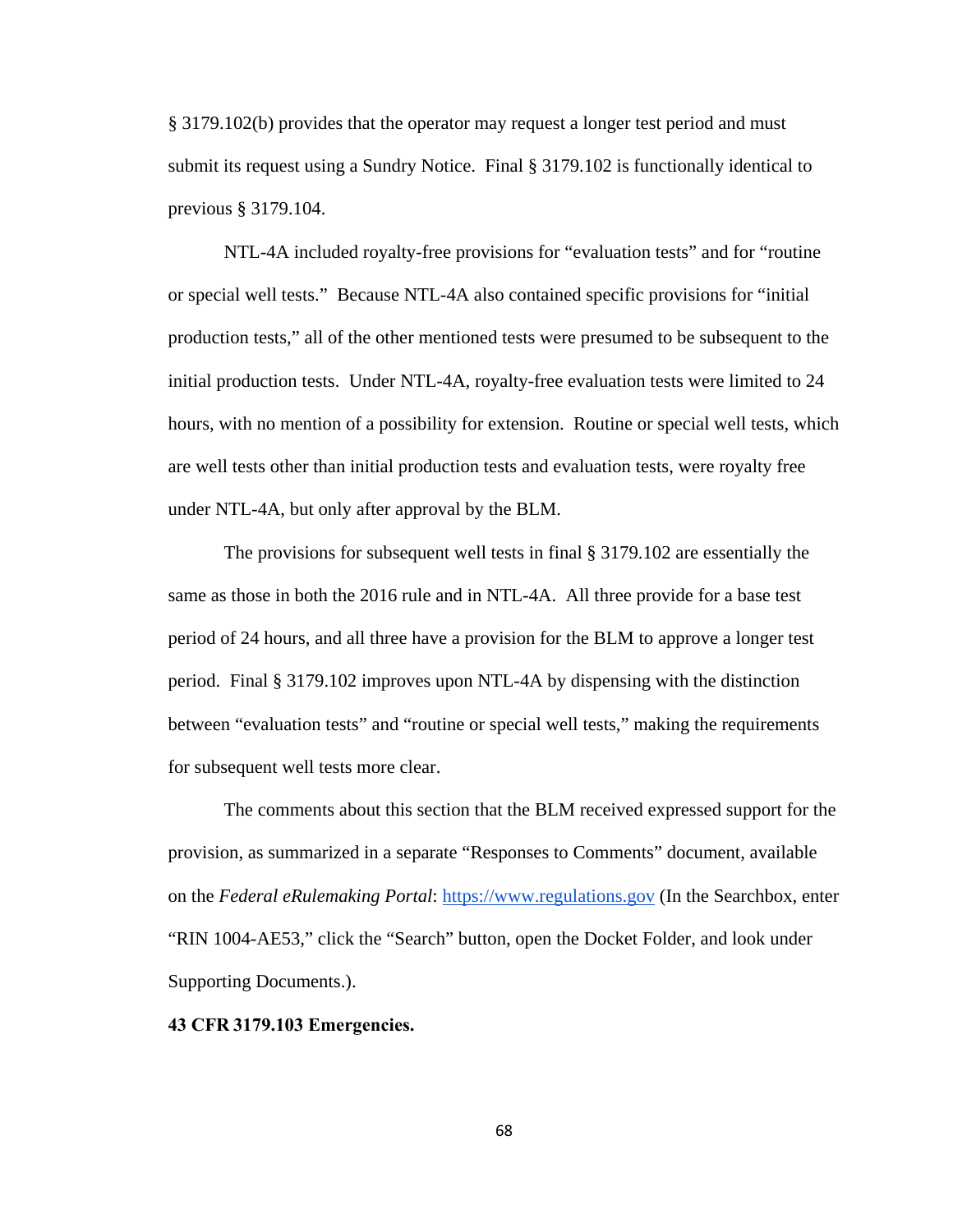§ 3179.102(b) provides that the operator may request a longer test period and must submit its request using a Sundry Notice. Final § 3179.102 is functionally identical to previous § 3179.104.

NTL-4A included royalty-free provisions for "evaluation tests" and for "routine or special well tests." Because NTL-4A also contained specific provisions for "initial production tests," all of the other mentioned tests were presumed to be subsequent to the initial production tests. Under NTL-4A, royalty-free evaluation tests were limited to 24 hours, with no mention of a possibility for extension. Routine or special well tests, which are well tests other than initial production tests and evaluation tests, were royalty free under NTL-4A, but only after approval by the BLM.

The provisions for subsequent well tests in final § 3179.102 are essentially the same as those in both the 2016 rule and in NTL-4A. All three provide for a base test period of 24 hours, and all three have a provision for the BLM to approve a longer test period. Final § 3179.102 improves upon NTL-4A by dispensing with the distinction between "evaluation tests" and "routine or special well tests," making the requirements for subsequent well tests more clear.

The comments about this section that the BLM received expressed support for the provision, as summarized in a separate "Responses to Comments" document, available on the *Federal eRulemaking Portal*: https://www.regulations.gov (In the Searchbox, enter "RIN 1004-AE53," click the "Search" button, open the Docket Folder, and look under Supporting Documents.).

**43 CFR 3179.103 Emergencies.**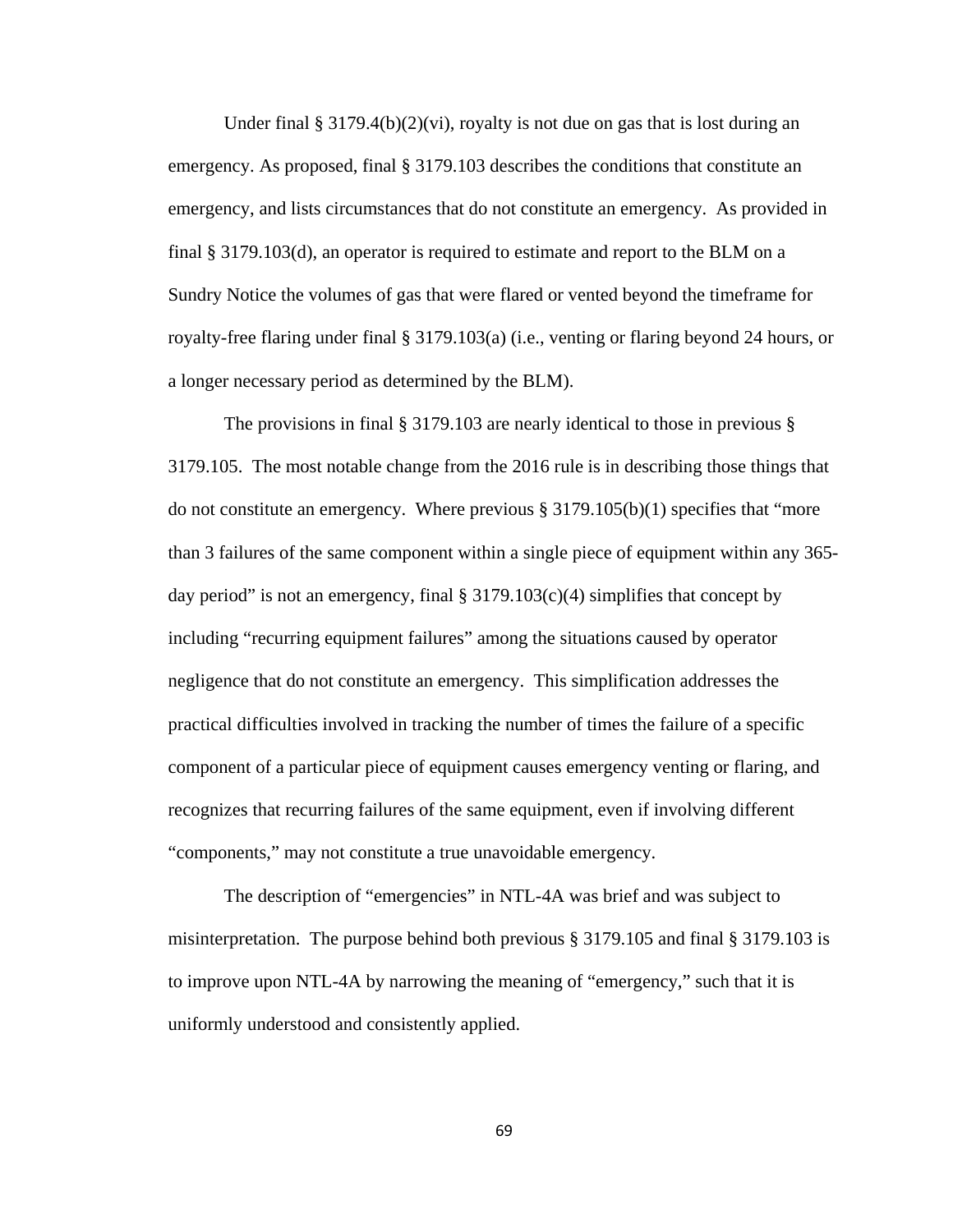Under final § 3179.4(b)(2)(vi), royalty is not due on gas that is lost during an emergency. As proposed, final § 3179.103 describes the conditions that constitute an emergency, and lists circumstances that do not constitute an emergency. As provided in final § 3179.103(d), an operator is required to estimate and report to the BLM on a Sundry Notice the volumes of gas that were flared or vented beyond the timeframe for royalty-free flaring under final § 3179.103(a) (i.e., venting or flaring beyond 24 hours, or a longer necessary period as determined by the BLM).

The provisions in final § 3179.103 are nearly identical to those in previous § 3179.105. The most notable change from the 2016 rule is in describing those things that do not constitute an emergency. Where previous § 3179.105(b)(1) specifies that "more than 3 failures of the same component within a single piece of equipment within any 365-day period" is not an emergency, final § 3179.103(c)(4) simplifies that concept by including "recurring equipment failures" among the situations caused by operator negligence that do not constitute an emergency. This simplification addresses the practical difficulties involved in tracking the number of times the failure of a specific component of a particular piece of equipment causes emergency venting or flaring, and recognizes that recurring failures of the same equipment, even if involving different "components," may not constitute a true unavoidable emergency.

The description of "emergencies" in NTL-4A was brief and was subject to misinterpretation. The purpose behind both previous § 3179.105 and final § 3179.103 is to improve upon NTL-4A by narrowing the meaning of "emergency," such that it is uniformly understood and consistently applied.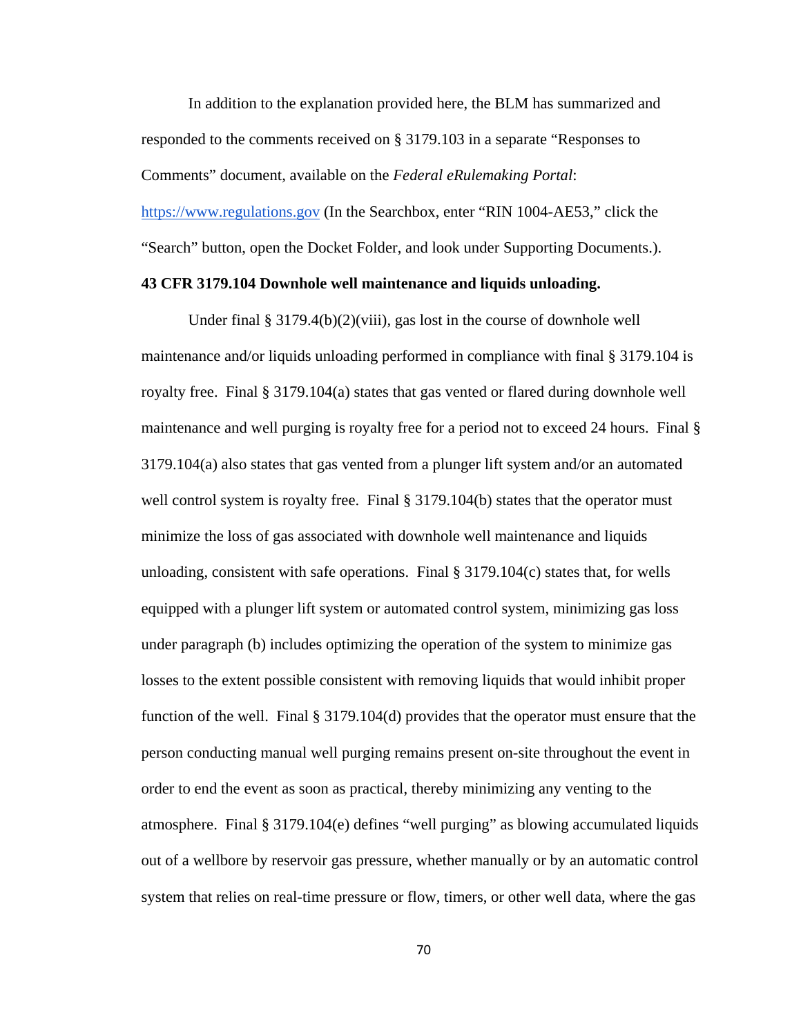In addition to the explanation provided here, the BLM has summarized and responded to the comments received on § 3179.103 in a separate "Responses to Comments" document, available on the *Federal eRulemaking Portal*: https://www.regulations.gov (In the Searchbox, enter "RIN 1004-AE53," click the "Search" button, open the Docket Folder, and look under Supporting Documents.).

**43 CFR 3179.104 Downhole well maintenance and liquids unloading.**

Under final § 3179.4(b)(2)(viii), gas lost in the course of downhole well maintenance and/or liquids unloading performed in compliance with final § 3179.104 is royalty free. Final § 3179.104(a) states that gas vented or flared during downhole well maintenance and well purging is royalty free for a period not to exceed 24 hours. Final § 3179.104(a) also states that gas vented from a plunger lift system and/or an automated well control system is royalty free. Final § 3179.104(b) states that the operator must minimize the loss of gas associated with downhole well maintenance and liquids unloading, consistent with safe operations. Final § 3179.104(c) states that, for wells equipped with a plunger lift system or automated control system, minimizing gas loss under paragraph (b) includes optimizing the operation of the system to minimize gas losses to the extent possible consistent with removing liquids that would inhibit proper function of the well. Final § 3179.104(d) provides that the operator must ensure that the person conducting manual well purging remains present on-site throughout the event in order to end the event as soon as practical, thereby minimizing any venting to the atmosphere. Final § 3179.104(e) defines "well purging" as blowing accumulated liquids out of a wellbore by reservoir gas pressure, whether manually or by an automatic control system that relies on real-time pressure or flow, timers, or other well data, where the gas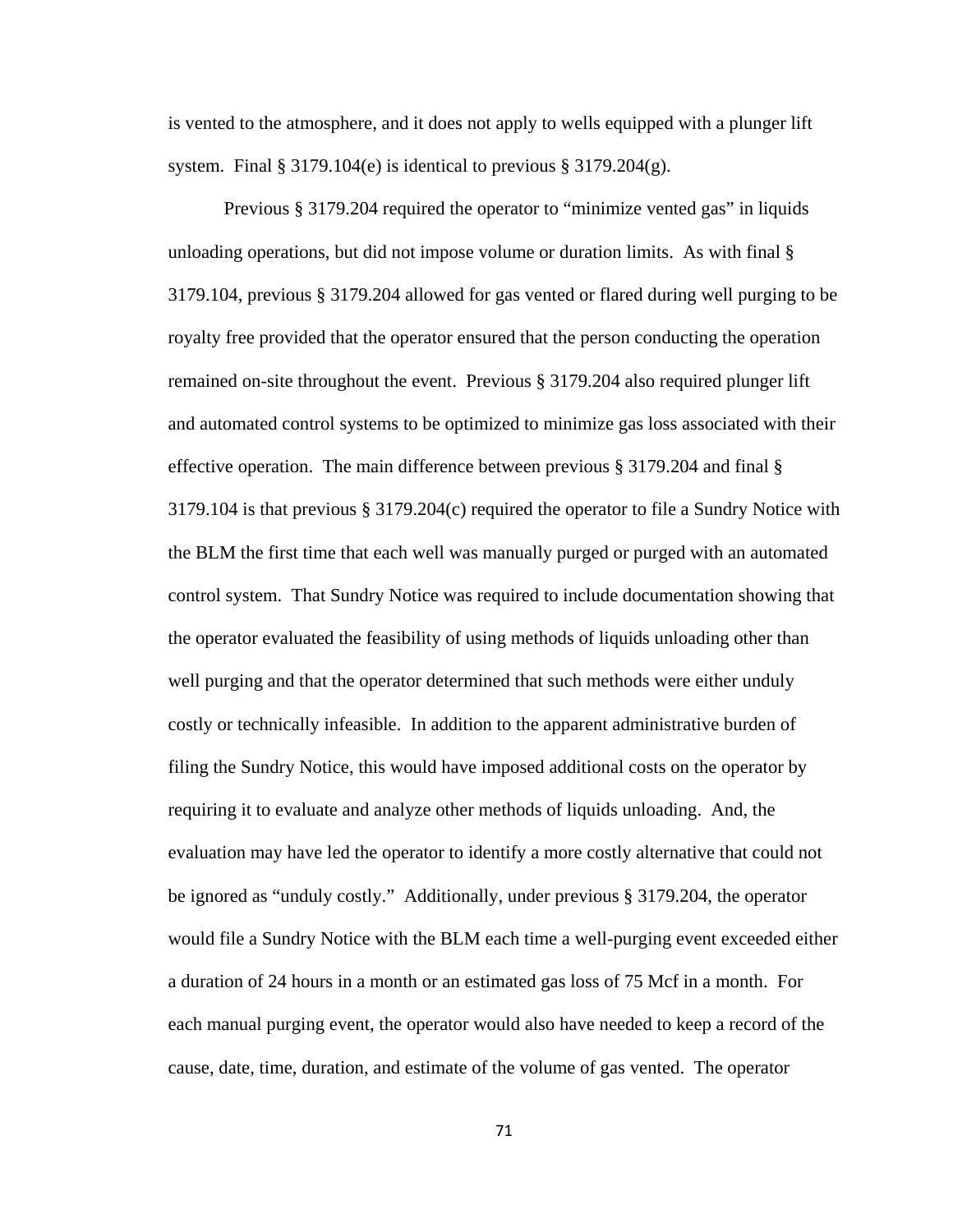is vented to the atmosphere, and it does not apply to wells equipped with a plunger lift system. Final § 3179.104(e) is identical to previous § 3179.204(g).

Previous § 3179.204 required the operator to "minimize vented gas" in liquids unloading operations, but did not impose volume or duration limits. As with final § 3179.104, previous § 3179.204 allowed for gas vented or flared during well purging to be royalty free provided that the operator ensured that the person conducting the operation remained on-site throughout the event. Previous § 3179.204 also required plunger lift and automated control systems to be optimized to minimize gas loss associated with their effective operation. The main difference between previous § 3179.204 and final § 3179.104 is that previous § 3179.204(c) required the operator to file a Sundry Notice with the BLM the first time that each well was manually purged or purged with an automated control system. That Sundry Notice was required to include documentation showing that the operator evaluated the feasibility of using methods of liquids unloading other than well purging and that the operator determined that such methods were either unduly costly or technically infeasible. In addition to the apparent administrative burden of filing the Sundry Notice, this would have imposed additional costs on the operator by requiring it to evaluate and analyze other methods of liquids unloading. And, the evaluation may have led the operator to identify a more costly alternative that could not be ignored as "unduly costly." Additionally, under previous § 3179.204, the operator would file a Sundry Notice with the BLM each time a well-purging event exceeded either a duration of 24 hours in a month or an estimated gas loss of 75 Mcf in a month. For each manual purging event, the operator would also have needed to keep a record of the cause, date, time, duration, and estimate of the volume of gas vented. The operator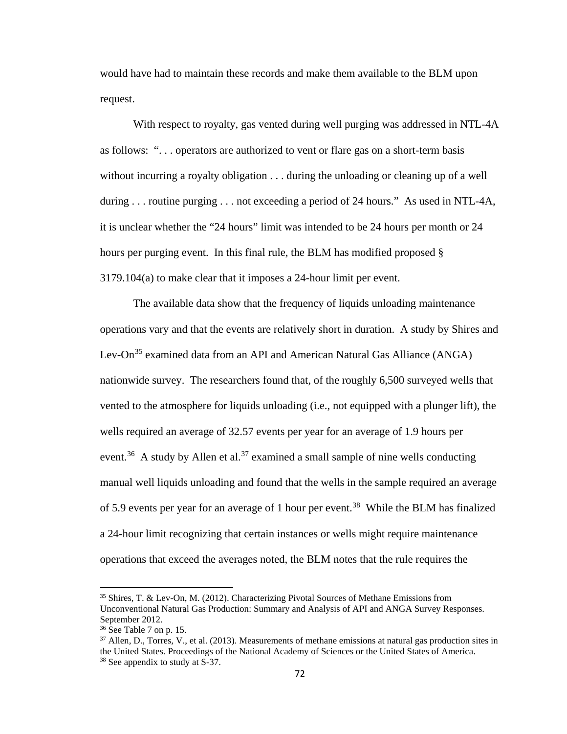would have had to maintain these records and make them available to the BLM upon request.

With respect to royalty, gas vented during well purging was addressed in NTL-4A as follows: ". . . operators are authorized to vent or flare gas on a short-term basis without incurring a royalty obligation . . . during the unloading or cleaning up of a well during . . . routine purging . . . not exceeding a period of 24 hours." As used in NTL-4A, it is unclear whether the "24 hours" limit was intended to be 24 hours per month or 24 hours per purging event. In this final rule, the BLM has modified proposed § 3179.104(a) to make clear that it imposes a 24-hour limit per event.

The available data show that the frequency of liquids unloading maintenance operations vary and that the events are relatively short in duration. A study by Shires and Lev-On[35] examined data from an API and American Natural Gas Alliance (ANGA) nationwide survey. The researchers found that, of the roughly 6,500 surveyed wells that vented to the atmosphere for liquids unloading (i.e., not equipped with a plunger lift), the wells required an average of 32.57 events per year for an average of 1.9 hours per event.[36] A study by Allen et al.[37] examined a small sample of nine wells conducting manual well liquids unloading and found that the wells in the sample required an average of 5.9 events per year for an average of 1 hour per event.[38] While the BLM has finalized a 24-hour limit recognizing that certain instances or wells might require maintenance operations that exceed the averages noted, the BLM notes that the rule requires the

---

[35] Shires, T. & Lev-On, M. (2012). Characterizing Pivotal Sources of Methane Emissions from Unconventional Natural Gas Production: Summary and Analysis of API and ANGA Survey Responses. September 2012.

[36] See Table 7 on p. 15.

[37] Allen, D., Torres, V., et al. (2013). Measurements of methane emissions at natural gas production sites in the United States. Proceedings of the National Academy of Sciences or the United States of America.

[38] See appendix to study at S-37.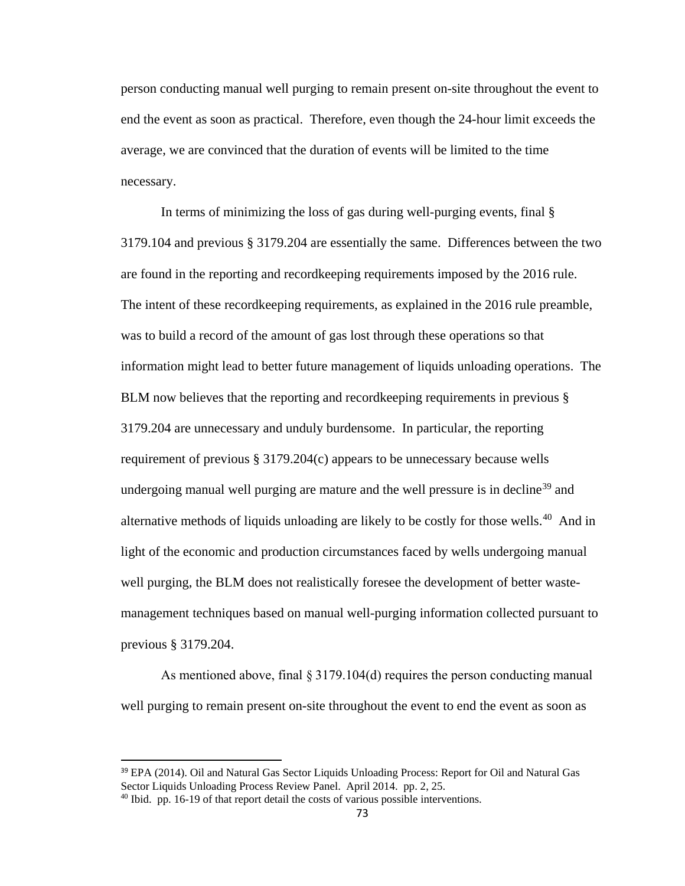person conducting manual well purging to remain present on-site throughout the event to end the event as soon as practical. Therefore, even though the 24-hour limit exceeds the average, we are convinced that the duration of events will be limited to the time necessary.

In terms of minimizing the loss of gas during well-purging events, final § 3179.104 and previous § 3179.204 are essentially the same. Differences between the two are found in the reporting and recordkeeping requirements imposed by the 2016 rule. The intent of these recordkeeping requirements, as explained in the 2016 rule preamble, was to build a record of the amount of gas lost through these operations so that information might lead to better future management of liquids unloading operations. The BLM now believes that the reporting and recordkeeping requirements in previous § 3179.204 are unnecessary and unduly burdensome. In particular, the reporting requirement of previous § 3179.204(c) appears to be unnecessary because wells undergoing manual well purging are mature and the well pressure is in decline[39] and alternative methods of liquids unloading are likely to be costly for those wells.[40] And in light of the economic and production circumstances faced by wells undergoing manual well purging, the BLM does not realistically foresee the development of better waste-management techniques based on manual well-purging information collected pursuant to previous § 3179.204.

As mentioned above, final § 3179.104(d) requires the person conducting manual well purging to remain present on-site throughout the event to end the event as soon as

---

[39] EPA (2014). Oil and Natural Gas Sector Liquids Unloading Process: Report for Oil and Natural Gas Sector Liquids Unloading Process Review Panel. April 2014. pp. 2, 25.

[40] Ibid. pp. 16-19 of that report detail the costs of various possible interventions.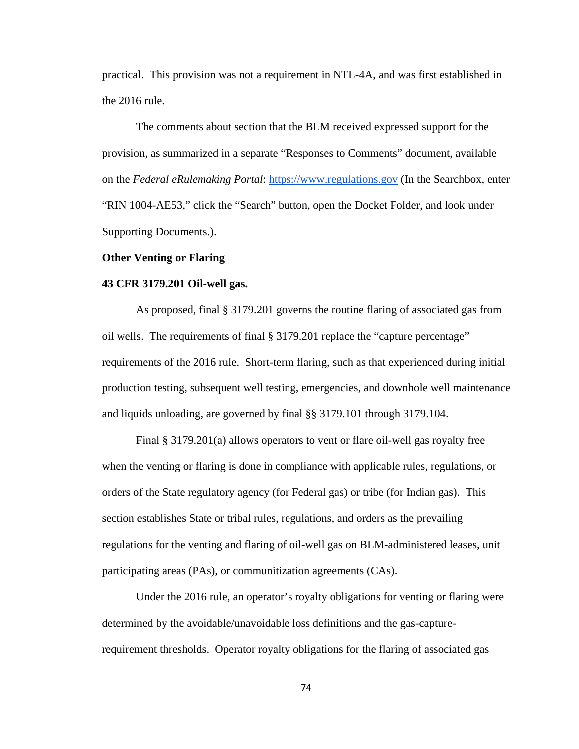practical. This provision was not a requirement in NTL-4A, and was first established in the 2016 rule.

The comments about section that the BLM received expressed support for the provision, as summarized in a separate "Responses to Comments" document, available on the *Federal eRulemaking Portal*: https://www.regulations.gov (In the Searchbox, enter "RIN 1004-AE53," click the "Search" button, open the Docket Folder, and look under Supporting Documents.).

**Other Venting or Flaring**

**43 CFR 3179.201 Oil-well gas.**

As proposed, final § 3179.201 governs the routine flaring of associated gas from oil wells. The requirements of final § 3179.201 replace the "capture percentage" requirements of the 2016 rule. Short-term flaring, such as that experienced during initial production testing, subsequent well testing, emergencies, and downhole well maintenance and liquids unloading, are governed by final §§ 3179.101 through 3179.104.

Final § 3179.201(a) allows operators to vent or flare oil-well gas royalty free when the venting or flaring is done in compliance with applicable rules, regulations, or orders of the State regulatory agency (for Federal gas) or tribe (for Indian gas). This section establishes State or tribal rules, regulations, and orders as the prevailing regulations for the venting and flaring of oil-well gas on BLM-administered leases, unit participating areas (PAs), or communitization agreements (CAs).

Under the 2016 rule, an operator's royalty obligations for venting or flaring were determined by the avoidable/unavoidable loss definitions and the gas-capture-requirement thresholds. Operator royalty obligations for the flaring of associated gas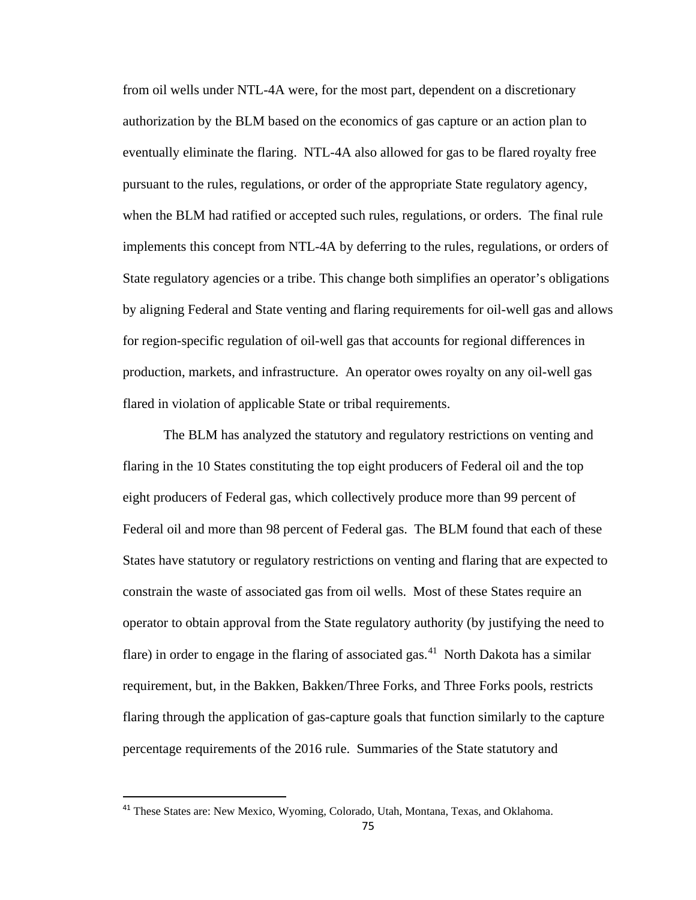from oil wells under NTL-4A were, for the most part, dependent on a discretionary authorization by the BLM based on the economics of gas capture or an action plan to eventually eliminate the flaring. NTL-4A also allowed for gas to be flared royalty free pursuant to the rules, regulations, or order of the appropriate State regulatory agency, when the BLM had ratified or accepted such rules, regulations, or orders. The final rule implements this concept from NTL-4A by deferring to the rules, regulations, or orders of State regulatory agencies or a tribe. This change both simplifies an operator's obligations by aligning Federal and State venting and flaring requirements for oil-well gas and allows for region-specific regulation of oil-well gas that accounts for regional differences in production, markets, and infrastructure. An operator owes royalty on any oil-well gas flared in violation of applicable State or tribal requirements.

The BLM has analyzed the statutory and regulatory restrictions on venting and flaring in the 10 States constituting the top eight producers of Federal oil and the top eight producers of Federal gas, which collectively produce more than 99 percent of Federal oil and more than 98 percent of Federal gas. The BLM found that each of these States have statutory or regulatory restrictions on venting and flaring that are expected to constrain the waste of associated gas from oil wells. Most of these States require an operator to obtain approval from the State regulatory authority (by justifying the need to flare) in order to engage in the flaring of associated gas.[41] North Dakota has a similar requirement, but, in the Bakken, Bakken/Three Forks, and Three Forks pools, restricts flaring through the application of gas-capture goals that function similarly to the capture percentage requirements of the 2016 rule. Summaries of the State statutory and

[41] These States are: New Mexico, Wyoming, Colorado, Utah, Montana, Texas, and Oklahoma.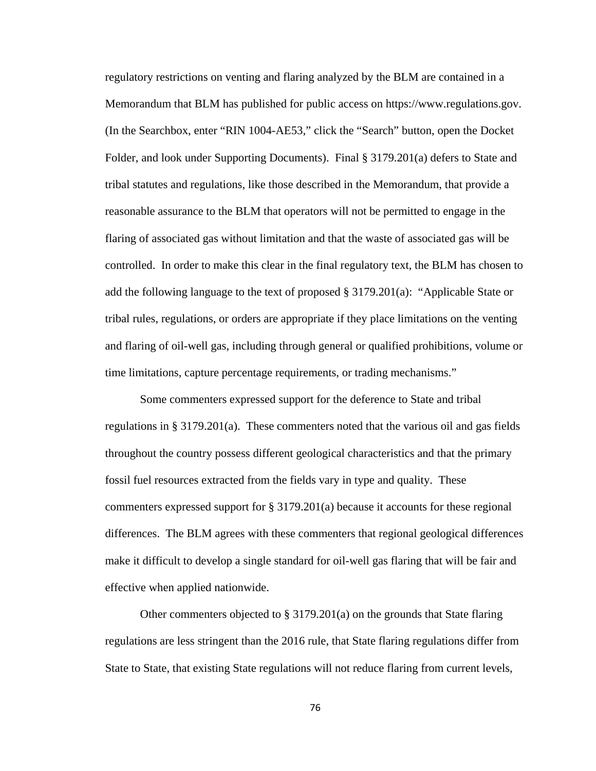regulatory restrictions on venting and flaring analyzed by the BLM are contained in a Memorandum that BLM has published for public access on https://www.regulations.gov. (In the Searchbox, enter "RIN 1004-AE53," click the "Search" button, open the Docket Folder, and look under Supporting Documents). Final § 3179.201(a) defers to State and tribal statutes and regulations, like those described in the Memorandum, that provide a reasonable assurance to the BLM that operators will not be permitted to engage in the flaring of associated gas without limitation and that the waste of associated gas will be controlled. In order to make this clear in the final regulatory text, the BLM has chosen to add the following language to the text of proposed § 3179.201(a): "Applicable State or tribal rules, regulations, or orders are appropriate if they place limitations on the venting and flaring of oil-well gas, including through general or qualified prohibitions, volume or time limitations, capture percentage requirements, or trading mechanisms."

Some commenters expressed support for the deference to State and tribal regulations in § 3179.201(a). These commenters noted that the various oil and gas fields throughout the country possess different geological characteristics and that the primary fossil fuel resources extracted from the fields vary in type and quality. These commenters expressed support for § 3179.201(a) because it accounts for these regional differences. The BLM agrees with these commenters that regional geological differences make it difficult to develop a single standard for oil-well gas flaring that will be fair and effective when applied nationwide.

Other commenters objected to § 3179.201(a) on the grounds that State flaring regulations are less stringent than the 2016 rule, that State flaring regulations differ from State to State, that existing State regulations will not reduce flaring from current levels,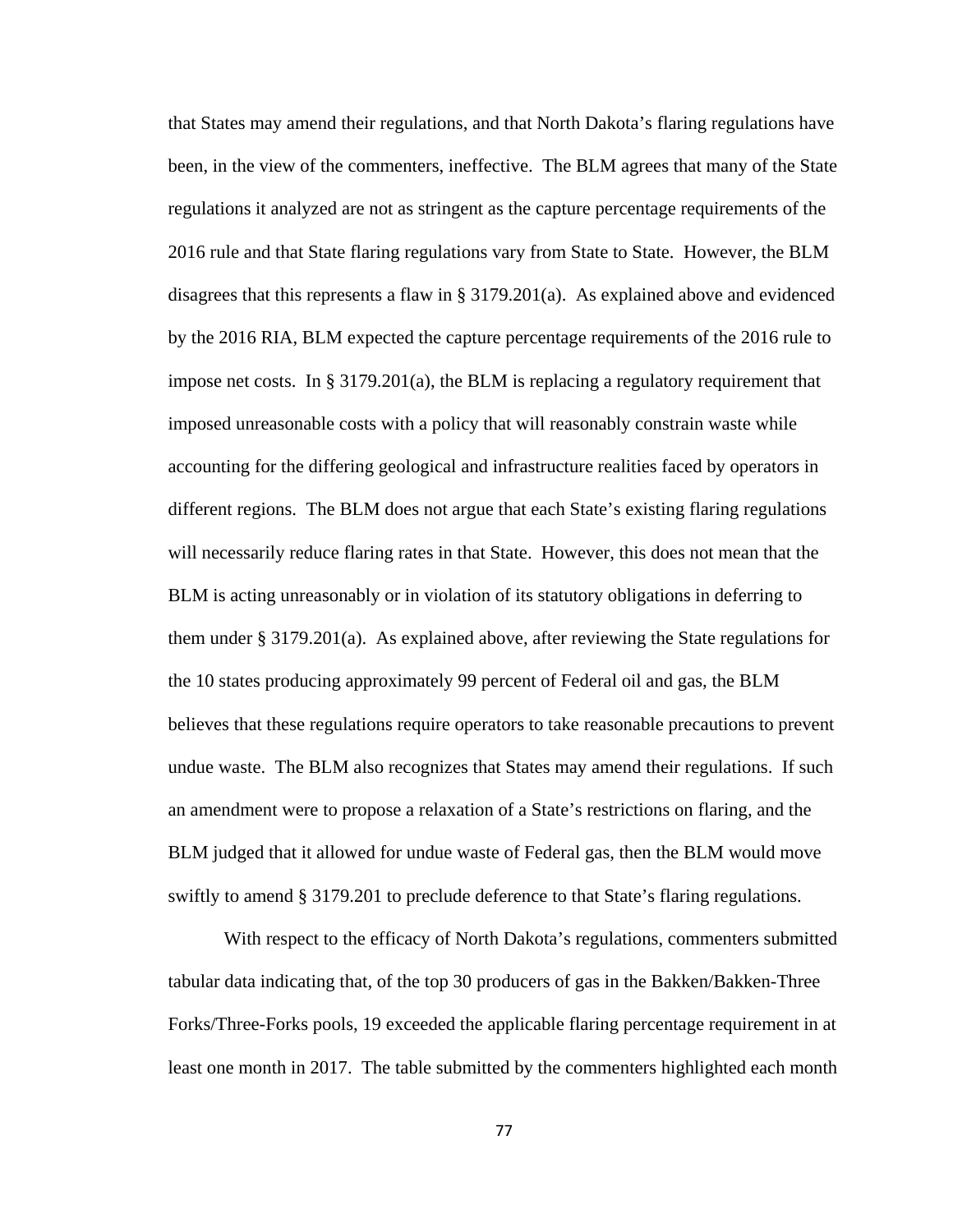that States may amend their regulations, and that North Dakota's flaring regulations have been, in the view of the commenters, ineffective. The BLM agrees that many of the State regulations it analyzed are not as stringent as the capture percentage requirements of the 2016 rule and that State flaring regulations vary from State to State. However, the BLM disagrees that this represents a flaw in § 3179.201(a). As explained above and evidenced by the 2016 RIA, BLM expected the capture percentage requirements of the 2016 rule to impose net costs. In § 3179.201(a), the BLM is replacing a regulatory requirement that imposed unreasonable costs with a policy that will reasonably constrain waste while accounting for the differing geological and infrastructure realities faced by operators in different regions. The BLM does not argue that each State's existing flaring regulations will necessarily reduce flaring rates in that State. However, this does not mean that the BLM is acting unreasonably or in violation of its statutory obligations in deferring to them under § 3179.201(a). As explained above, after reviewing the State regulations for the 10 states producing approximately 99 percent of Federal oil and gas, the BLM believes that these regulations require operators to take reasonable precautions to prevent undue waste. The BLM also recognizes that States may amend their regulations. If such an amendment were to propose a relaxation of a State's restrictions on flaring, and the BLM judged that it allowed for undue waste of Federal gas, then the BLM would move swiftly to amend § 3179.201 to preclude deference to that State's flaring regulations.

With respect to the efficacy of North Dakota's regulations, commenters submitted tabular data indicating that, of the top 30 producers of gas in the Bakken/Bakken-Three Forks/Three-Forks pools, 19 exceeded the applicable flaring percentage requirement in at least one month in 2017. The table submitted by the commenters highlighted each month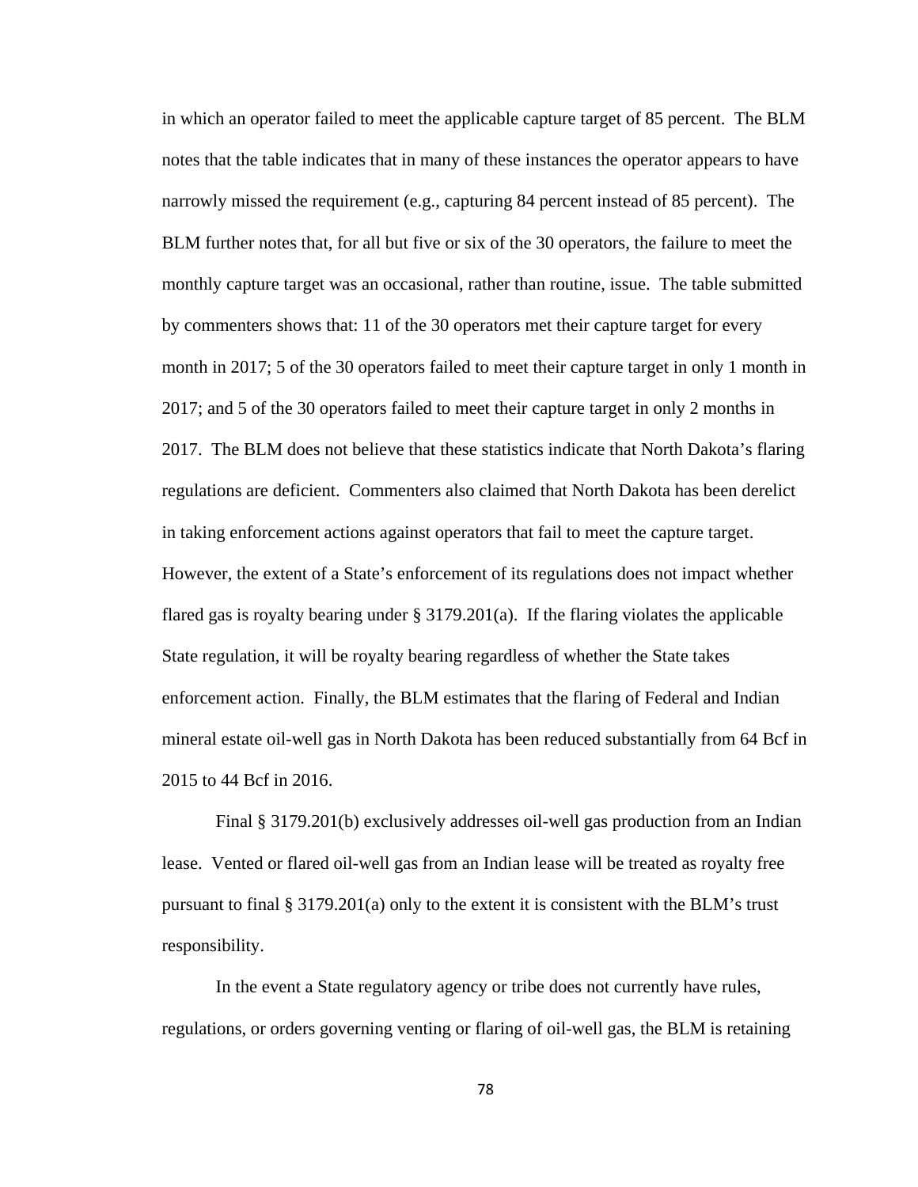in which an operator failed to meet the applicable capture target of 85 percent. The BLM notes that the table indicates that in many of these instances the operator appears to have narrowly missed the requirement (e.g., capturing 84 percent instead of 85 percent). The BLM further notes that, for all but five or six of the 30 operators, the failure to meet the monthly capture target was an occasional, rather than routine, issue. The table submitted by commenters shows that: 11 of the 30 operators met their capture target for every month in 2017; 5 of the 30 operators failed to meet their capture target in only 1 month in 2017; and 5 of the 30 operators failed to meet their capture target in only 2 months in 2017. The BLM does not believe that these statistics indicate that North Dakota's flaring regulations are deficient. Commenters also claimed that North Dakota has been derelict in taking enforcement actions against operators that fail to meet the capture target. However, the extent of a State's enforcement of its regulations does not impact whether flared gas is royalty bearing under § 3179.201(a). If the flaring violates the applicable State regulation, it will be royalty bearing regardless of whether the State takes enforcement action. Finally, the BLM estimates that the flaring of Federal and Indian mineral estate oil-well gas in North Dakota has been reduced substantially from 64 Bcf in 2015 to 44 Bcf in 2016.

Final § 3179.201(b) exclusively addresses oil-well gas production from an Indian lease. Vented or flared oil-well gas from an Indian lease will be treated as royalty free pursuant to final § 3179.201(a) only to the extent it is consistent with the BLM's trust responsibility.

In the event a State regulatory agency or tribe does not currently have rules, regulations, or orders governing venting or flaring of oil-well gas, the BLM is retaining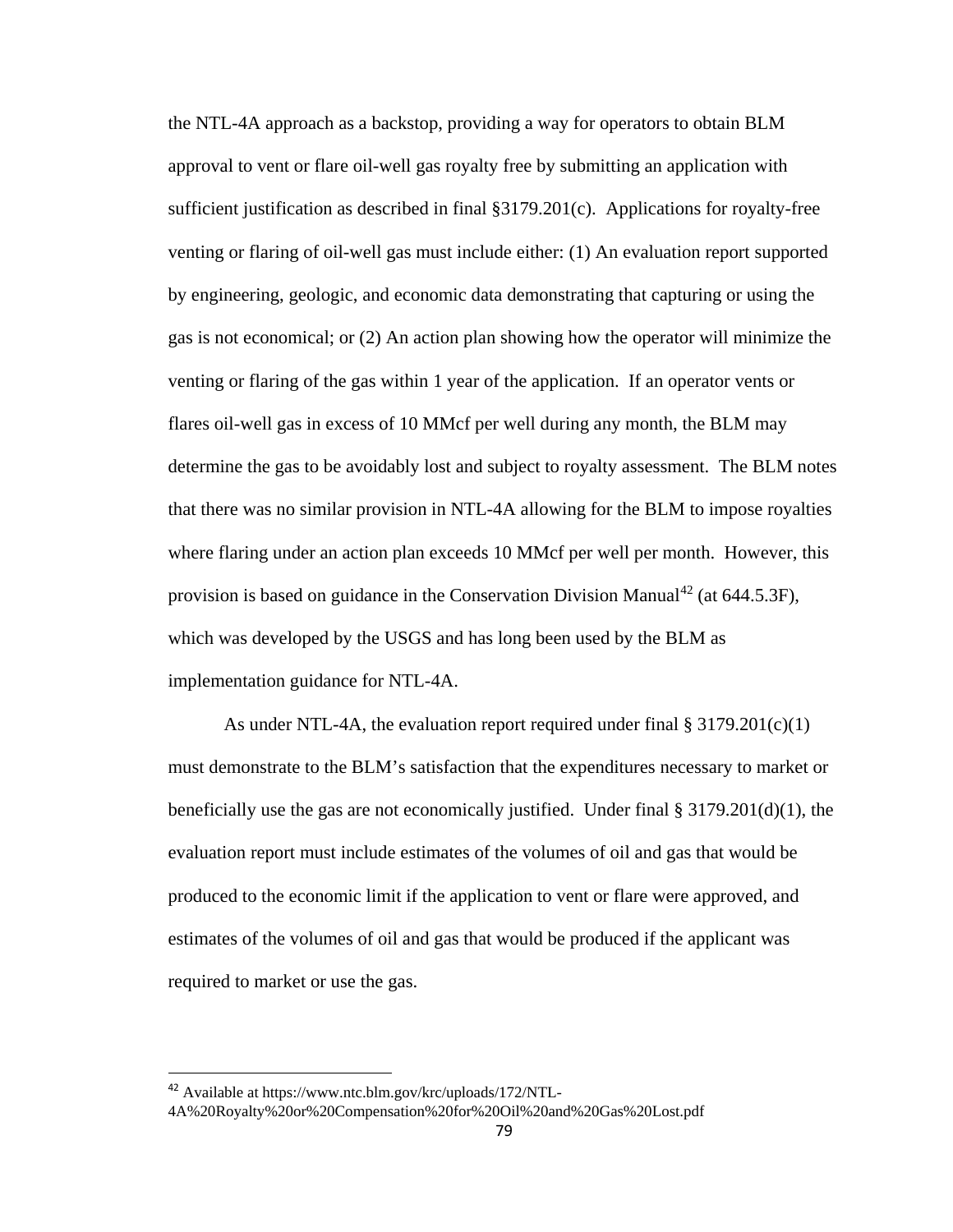the NTL-4A approach as a backstop, providing a way for operators to obtain BLM approval to vent or flare oil-well gas royalty free by submitting an application with sufficient justification as described in final §3179.201(c). Applications for royalty-free venting or flaring of oil-well gas must include either: (1) An evaluation report supported by engineering, geologic, and economic data demonstrating that capturing or using the gas is not economical; or (2) An action plan showing how the operator will minimize the venting or flaring of the gas within 1 year of the application. If an operator vents or flares oil-well gas in excess of 10 MMcf per well during any month, the BLM may determine the gas to be avoidably lost and subject to royalty assessment. The BLM notes that there was no similar provision in NTL-4A allowing for the BLM to impose royalties where flaring under an action plan exceeds 10 MMcf per well per month. However, this provision is based on guidance in the Conservation Division Manual[42] (at 644.5.3F), which was developed by the USGS and has long been used by the BLM as implementation guidance for NTL-4A.

As under NTL-4A, the evaluation report required under final § 3179.201(c)(1) must demonstrate to the BLM's satisfaction that the expenditures necessary to market or beneficially use the gas are not economically justified. Under final § 3179.201(d)(1), the evaluation report must include estimates of the volumes of oil and gas that would be produced to the economic limit if the application to vent or flare were approved, and estimates of the volumes of oil and gas that would be produced if the applicant was required to market or use the gas.

[42] Available at https://www.ntc.blm.gov/krc/uploads/172/NTL-4A%20Royalty%20or%20Compensation%20for%20Oil%20and%20Gas%20Lost.pdf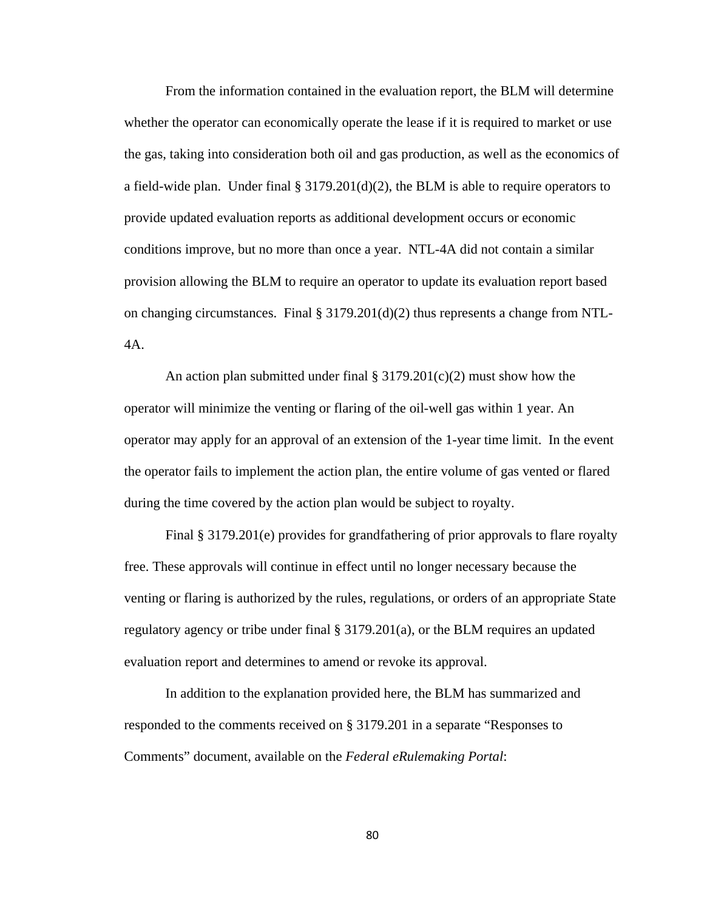From the information contained in the evaluation report, the BLM will determine whether the operator can economically operate the lease if it is required to market or use the gas, taking into consideration both oil and gas production, as well as the economics of a field-wide plan. Under final § 3179.201(d)(2), the BLM is able to require operators to provide updated evaluation reports as additional development occurs or economic conditions improve, but no more than once a year. NTL-4A did not contain a similar provision allowing the BLM to require an operator to update its evaluation report based on changing circumstances. Final § 3179.201(d)(2) thus represents a change from NTL-4A.

An action plan submitted under final § 3179.201(c)(2) must show how the operator will minimize the venting or flaring of the oil-well gas within 1 year. An operator may apply for an approval of an extension of the 1-year time limit. In the event the operator fails to implement the action plan, the entire volume of gas vented or flared during the time covered by the action plan would be subject to royalty.

Final § 3179.201(e) provides for grandfathering of prior approvals to flare royalty free. These approvals will continue in effect until no longer necessary because the venting or flaring is authorized by the rules, regulations, or orders of an appropriate State regulatory agency or tribe under final § 3179.201(a), or the BLM requires an updated evaluation report and determines to amend or revoke its approval.

In addition to the explanation provided here, the BLM has summarized and responded to the comments received on § 3179.201 in a separate "Responses to Comments" document, available on the *Federal eRulemaking Portal*: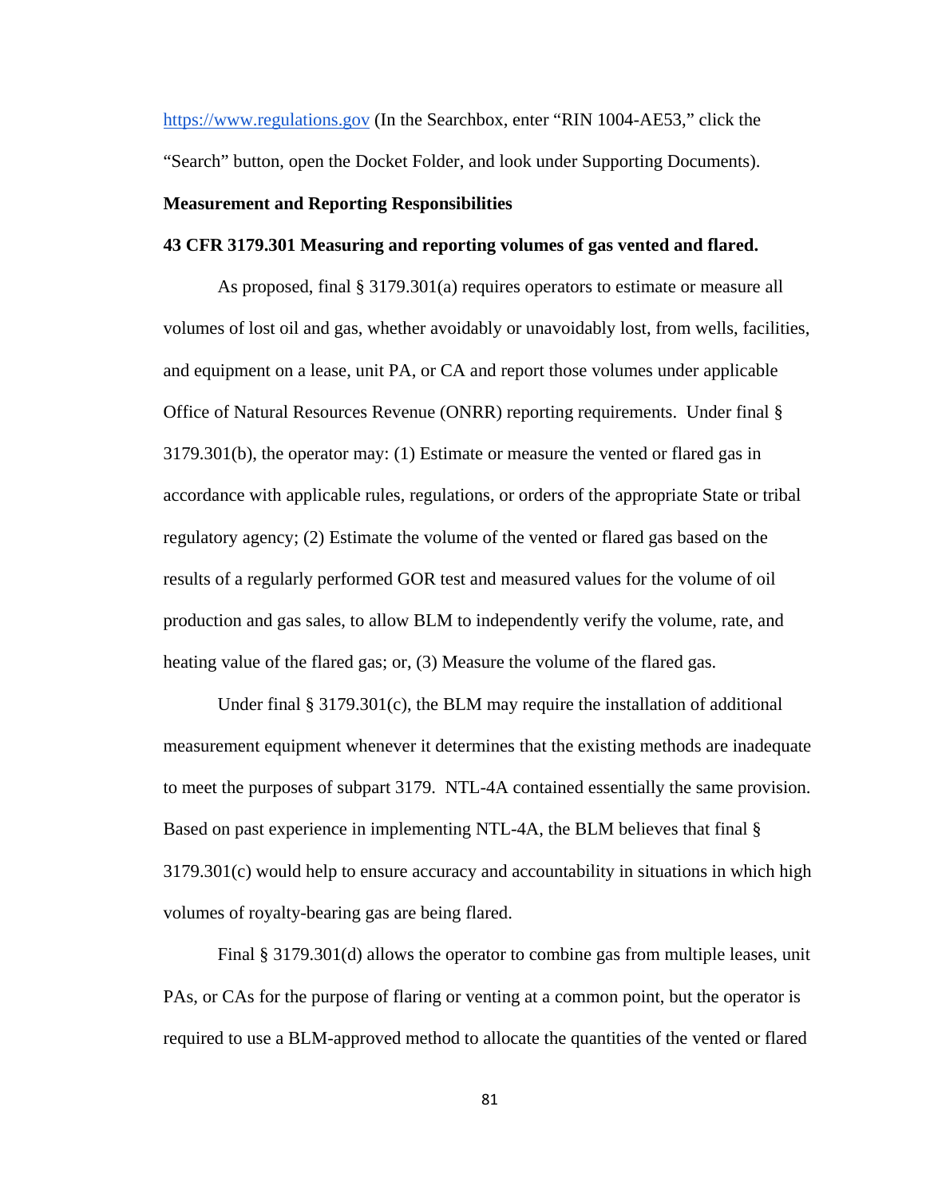https://www.regulations.gov (In the Searchbox, enter "RIN 1004-AE53," click the "Search" button, open the Docket Folder, and look under Supporting Documents).

**Measurement and Reporting Responsibilities**

**43 CFR 3179.301 Measuring and reporting volumes of gas vented and flared.**

As proposed, final § 3179.301(a) requires operators to estimate or measure all volumes of lost oil and gas, whether avoidably or unavoidably lost, from wells, facilities, and equipment on a lease, unit PA, or CA and report those volumes under applicable Office of Natural Resources Revenue (ONRR) reporting requirements. Under final § 3179.301(b), the operator may: (1) Estimate or measure the vented or flared gas in accordance with applicable rules, regulations, or orders of the appropriate State or tribal regulatory agency; (2) Estimate the volume of the vented or flared gas based on the results of a regularly performed GOR test and measured values for the volume of oil production and gas sales, to allow BLM to independently verify the volume, rate, and heating value of the flared gas; or, (3) Measure the volume of the flared gas.

Under final § 3179.301(c), the BLM may require the installation of additional measurement equipment whenever it determines that the existing methods are inadequate to meet the purposes of subpart 3179. NTL-4A contained essentially the same provision. Based on past experience in implementing NTL-4A, the BLM believes that final § 3179.301(c) would help to ensure accuracy and accountability in situations in which high volumes of royalty-bearing gas are being flared.

Final § 3179.301(d) allows the operator to combine gas from multiple leases, unit PAs, or CAs for the purpose of flaring or venting at a common point, but the operator is required to use a BLM-approved method to allocate the quantities of the vented or flared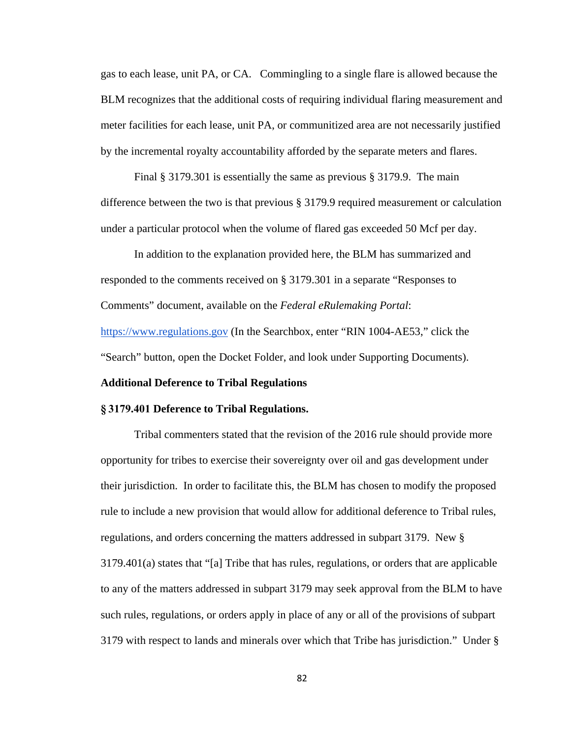gas to each lease, unit PA, or CA. Commingling to a single flare is allowed because the BLM recognizes that the additional costs of requiring individual flaring measurement and meter facilities for each lease, unit PA, or communitized area are not necessarily justified by the incremental royalty accountability afforded by the separate meters and flares.

Final § 3179.301 is essentially the same as previous § 3179.9. The main difference between the two is that previous § 3179.9 required measurement or calculation under a particular protocol when the volume of flared gas exceeded 50 Mcf per day.

In addition to the explanation provided here, the BLM has summarized and responded to the comments received on § 3179.301 in a separate "Responses to Comments" document, available on the *Federal eRulemaking Portal*: https://www.regulations.gov (In the Searchbox, enter "RIN 1004-AE53," click the "Search" button, open the Docket Folder, and look under Supporting Documents).

**Additional Deference to Tribal Regulations**

**§ 3179.401 Deference to Tribal Regulations.**

Tribal commenters stated that the revision of the 2016 rule should provide more opportunity for tribes to exercise their sovereignty over oil and gas development under their jurisdiction. In order to facilitate this, the BLM has chosen to modify the proposed rule to include a new provision that would allow for additional deference to Tribal rules, regulations, and orders concerning the matters addressed in subpart 3179. New § 3179.401(a) states that "[a] Tribe that has rules, regulations, or orders that are applicable to any of the matters addressed in subpart 3179 may seek approval from the BLM to have such rules, regulations, or orders apply in place of any or all of the provisions of subpart 3179 with respect to lands and minerals over which that Tribe has jurisdiction." Under §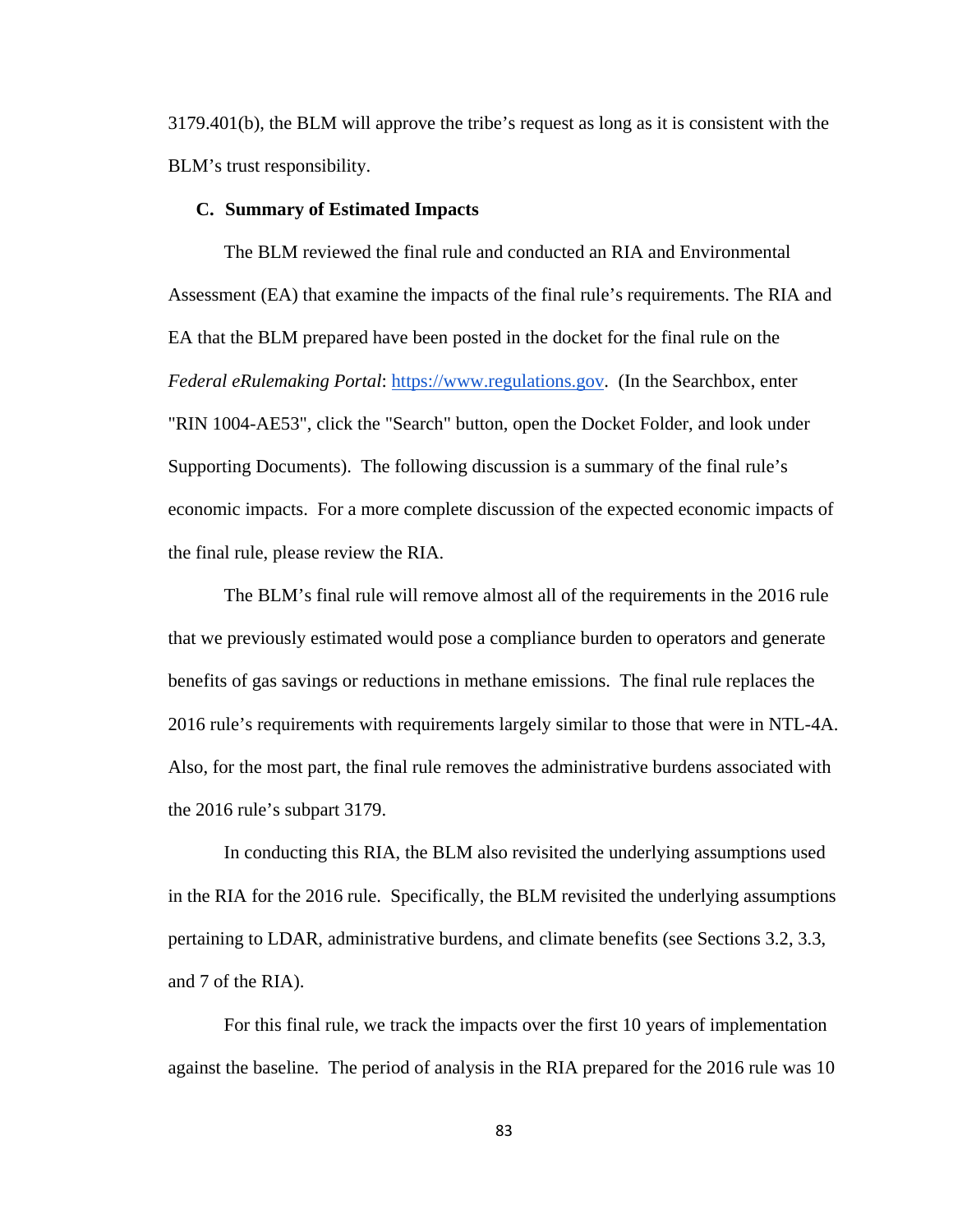3179.401(b), the BLM will approve the tribe's request as long as it is consistent with the BLM's trust responsibility.

### C. Summary of Estimated Impacts

The BLM reviewed the final rule and conducted an RIA and Environmental Assessment (EA) that examine the impacts of the final rule's requirements. The RIA and EA that the BLM prepared have been posted in the docket for the final rule on the *Federal eRulemaking Portal*: [https://www.regulations.gov](https://www.regulations.gov). (In the Searchbox, enter "RIN 1004-AE53", click the "Search" button, open the Docket Folder, and look under Supporting Documents). The following discussion is a summary of the final rule's economic impacts. For a more complete discussion of the expected economic impacts of the final rule, please review the RIA.

The BLM's final rule will remove almost all of the requirements in the 2016 rule that we previously estimated would pose a compliance burden to operators and generate benefits of gas savings or reductions in methane emissions. The final rule replaces the 2016 rule's requirements with requirements largely similar to those that were in NTL-4A. Also, for the most part, the final rule removes the administrative burdens associated with the 2016 rule's subpart 3179.

In conducting this RIA, the BLM also revisited the underlying assumptions used in the RIA for the 2016 rule. Specifically, the BLM revisited the underlying assumptions pertaining to LDAR, administrative burdens, and climate benefits (see Sections 3.2, 3.3, and 7 of the RIA).

For this final rule, we track the impacts over the first 10 years of implementation against the baseline. The period of analysis in the RIA prepared for the 2016 rule was 10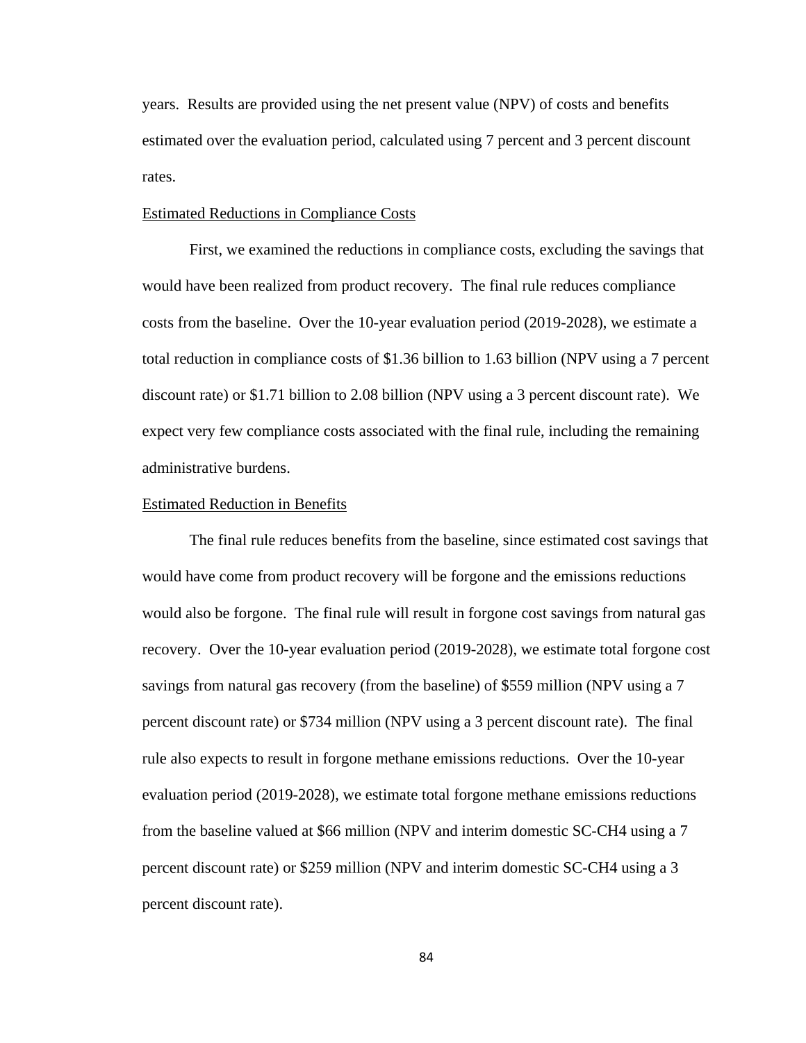years. Results are provided using the net present value (NPV) of costs and benefits estimated over the evaluation period, calculated using 7 percent and 3 percent discount rates.

Estimated Reductions in Compliance Costs

First, we examined the reductions in compliance costs, excluding the savings that would have been realized from product recovery. The final rule reduces compliance costs from the baseline. Over the 10-year evaluation period (2019-2028), we estimate a total reduction in compliance costs of $1.36 billion to 1.63 billion (NPV using a 7 percent discount rate) or $1.71 billion to 2.08 billion (NPV using a 3 percent discount rate). We expect very few compliance costs associated with the final rule, including the remaining administrative burdens.

Estimated Reduction in Benefits

The final rule reduces benefits from the baseline, since estimated cost savings that would have come from product recovery will be forgone and the emissions reductions would also be forgone. The final rule will result in forgone cost savings from natural gas recovery. Over the 10-year evaluation period (2019-2028), we estimate total forgone cost savings from natural gas recovery (from the baseline) of $559 million (NPV using a 7 percent discount rate) or $734 million (NPV using a 3 percent discount rate). The final rule also expects to result in forgone methane emissions reductions. Over the 10-year evaluation period (2019-2028), we estimate total forgone methane emissions reductions from the baseline valued at $66 million (NPV and interim domestic SC-$CH_4$ using a 7 percent discount rate) or $259 million (NPV and interim domestic SC-$CH_4$ using a 3 percent discount rate).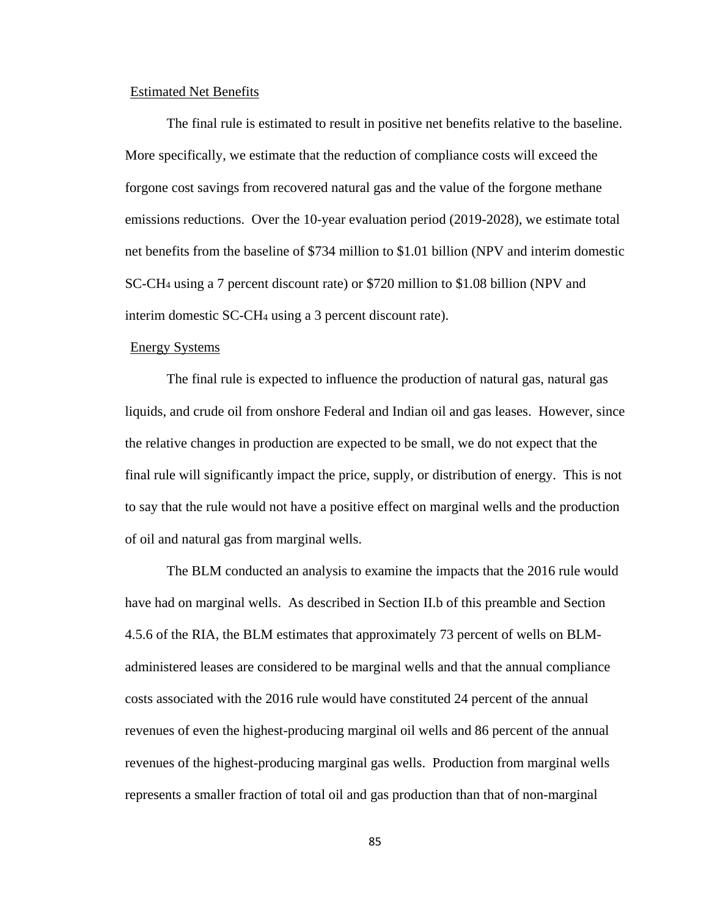Estimated Net Benefits

The final rule is estimated to result in positive net benefits relative to the baseline. More specifically, we estimate that the reduction of compliance costs will exceed the forgone cost savings from recovered natural gas and the value of the forgone methane emissions reductions. Over the 10-year evaluation period (2019-2028), we estimate total net benefits from the baseline of \$734 million to \$1.01 billion (NPV and interim domestic SC-$CH_4$ using a 7 percent discount rate) or \$720 million to \$1.08 billion (NPV and interim domestic SC-$CH_4$ using a 3 percent discount rate).

Energy Systems

The final rule is expected to influence the production of natural gas, natural gas liquids, and crude oil from onshore Federal and Indian oil and gas leases. However, since the relative changes in production are expected to be small, we do not expect that the final rule will significantly impact the price, supply, or distribution of energy. This is not to say that the rule would not have a positive effect on marginal wells and the production of oil and natural gas from marginal wells.

The BLM conducted an analysis to examine the impacts that the 2016 rule would have had on marginal wells. As described in Section II.b of this preamble and Section 4.5.6 of the RIA, the BLM estimates that approximately 73 percent of wells on BLM-administered leases are considered to be marginal wells and that the annual compliance costs associated with the 2016 rule would have constituted 24 percent of the annual revenues of even the highest-producing marginal oil wells and 86 percent of the annual revenues of the highest-producing marginal gas wells. Production from marginal wells represents a smaller fraction of total oil and gas production than that of non-marginal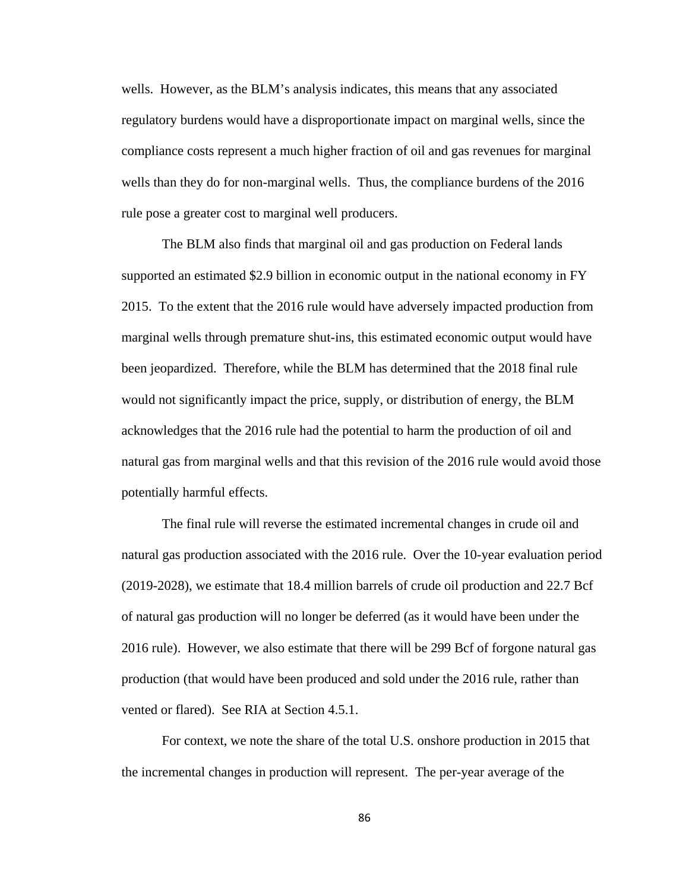wells. However, as the BLM's analysis indicates, this means that any associated regulatory burdens would have a disproportionate impact on marginal wells, since the compliance costs represent a much higher fraction of oil and gas revenues for marginal wells than they do for non-marginal wells. Thus, the compliance burdens of the 2016 rule pose a greater cost to marginal well producers.

The BLM also finds that marginal oil and gas production on Federal lands supported an estimated $2.9 billion in economic output in the national economy in FY 2015. To the extent that the 2016 rule would have adversely impacted production from marginal wells through premature shut-ins, this estimated economic output would have been jeopardized. Therefore, while the BLM has determined that the 2018 final rule would not significantly impact the price, supply, or distribution of energy, the BLM acknowledges that the 2016 rule had the potential to harm the production of oil and natural gas from marginal wells and that this revision of the 2016 rule would avoid those potentially harmful effects.

The final rule will reverse the estimated incremental changes in crude oil and natural gas production associated with the 2016 rule. Over the 10-year evaluation period (2019-2028), we estimate that 18.4 million barrels of crude oil production and 22.7 Bcf of natural gas production will no longer be deferred (as it would have been under the 2016 rule). However, we also estimate that there will be 299 Bcf of forgone natural gas production (that would have been produced and sold under the 2016 rule, rather than vented or flared). See RIA at Section 4.5.1.

For context, we note the share of the total U.S. onshore production in 2015 that the incremental changes in production will represent. The per-year average of the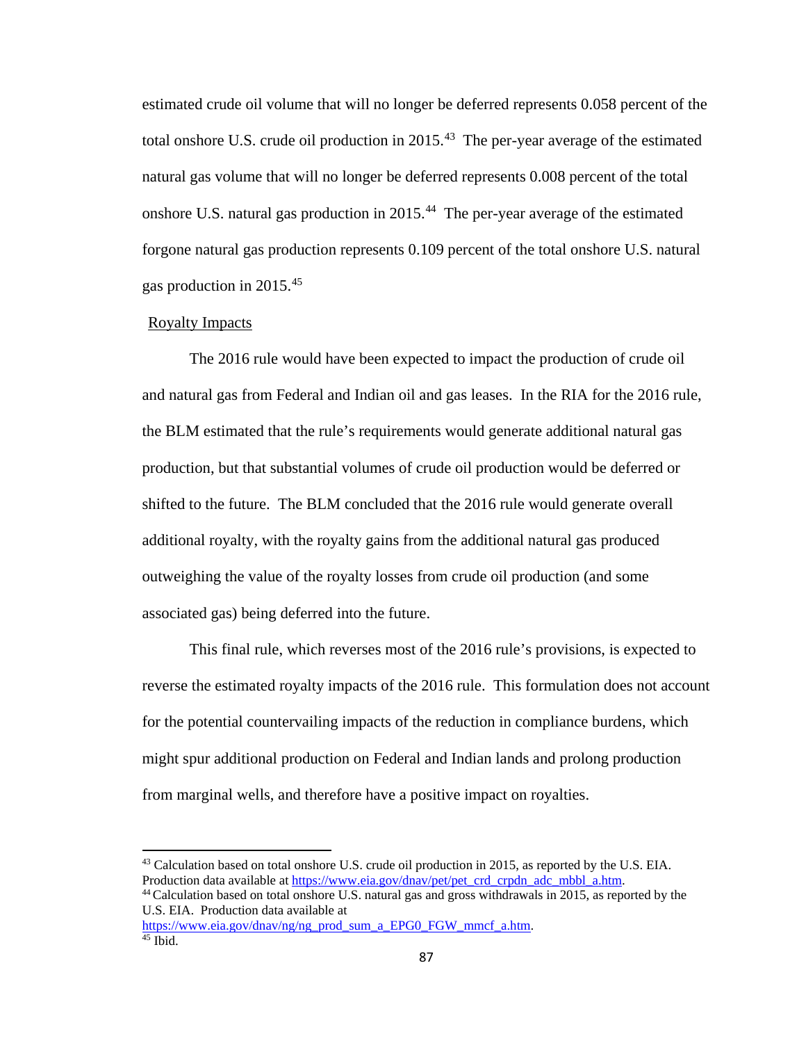estimated crude oil volume that will no longer be deferred represents 0.058 percent of the total onshore U.S. crude oil production in 2015.[43] The per-year average of the estimated natural gas volume that will no longer be deferred represents 0.008 percent of the total onshore U.S. natural gas production in 2015.[44] The per-year average of the estimated forgone natural gas production represents 0.109 percent of the total onshore U.S. natural gas production in 2015.[45]

Royalty Impacts

The 2016 rule would have been expected to impact the production of crude oil and natural gas from Federal and Indian oil and gas leases. In the RIA for the 2016 rule, the BLM estimated that the rule's requirements would generate additional natural gas production, but that substantial volumes of crude oil production would be deferred or shifted to the future. The BLM concluded that the 2016 rule would generate overall additional royalty, with the royalty gains from the additional natural gas produced outweighing the value of the royalty losses from crude oil production (and some associated gas) being deferred into the future.

This final rule, which reverses most of the 2016 rule's provisions, is expected to reverse the estimated royalty impacts of the 2016 rule. This formulation does not account for the potential countervailing impacts of the reduction in compliance burdens, which might spur additional production on Federal and Indian lands and prolong production from marginal wells, and therefore have a positive impact on royalties.

---

[43] Calculation based on total onshore U.S. crude oil production in 2015, as reported by the U.S. EIA. Production data available at https://www.eia.gov/dnav/pet/pet_crd_crpdn_adc_mbbl_a.htm.

[44] Calculation based on total onshore U.S. natural gas and gross withdrawals in 2015, as reported by the U.S. EIA. Production data available at https://www.eia.gov/dnav/ng/ng_prod_sum_a_EPG0_FGW_mmcf_a.htm.

[45] Ibid.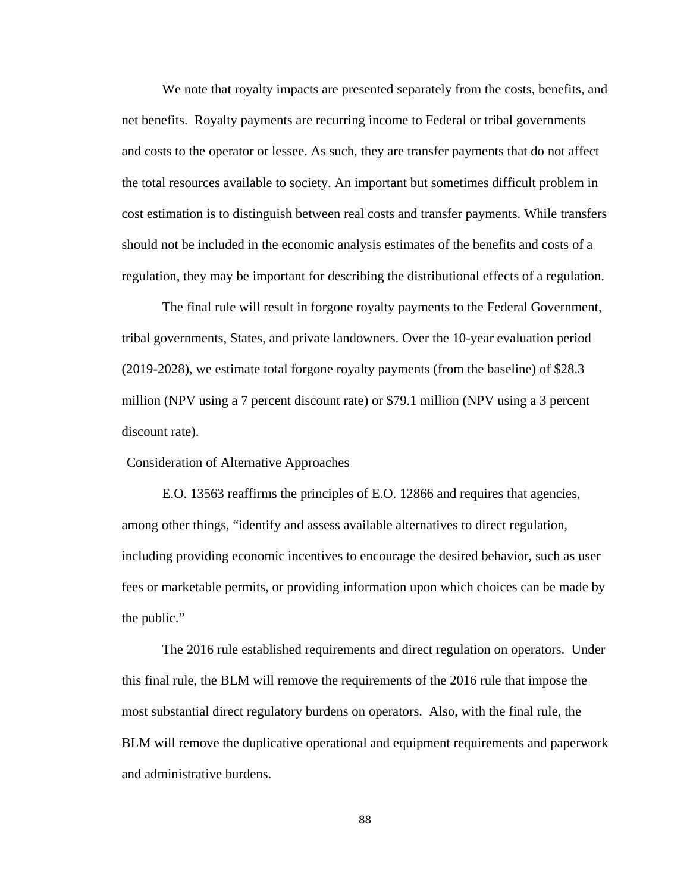We note that royalty impacts are presented separately from the costs, benefits, and net benefits. Royalty payments are recurring income to Federal or tribal governments and costs to the operator or lessee. As such, they are transfer payments that do not affect the total resources available to society. An important but sometimes difficult problem in cost estimation is to distinguish between real costs and transfer payments. While transfers should not be included in the economic analysis estimates of the benefits and costs of a regulation, they may be important for describing the distributional effects of a regulation.

The final rule will result in forgone royalty payments to the Federal Government, tribal governments, States, and private landowners. Over the 10-year evaluation period (2019-2028), we estimate total forgone royalty payments (from the baseline) of $28.3 million (NPV using a 7 percent discount rate) or $79.1 million (NPV using a 3 percent discount rate).

Consideration of Alternative Approaches

E.O. 13563 reaffirms the principles of E.O. 12866 and requires that agencies, among other things, "identify and assess available alternatives to direct regulation, including providing economic incentives to encourage the desired behavior, such as user fees or marketable permits, or providing information upon which choices can be made by the public."

The 2016 rule established requirements and direct regulation on operators. Under this final rule, the BLM will remove the requirements of the 2016 rule that impose the most substantial direct regulatory burdens on operators. Also, with the final rule, the BLM will remove the duplicative operational and equipment requirements and paperwork and administrative burdens.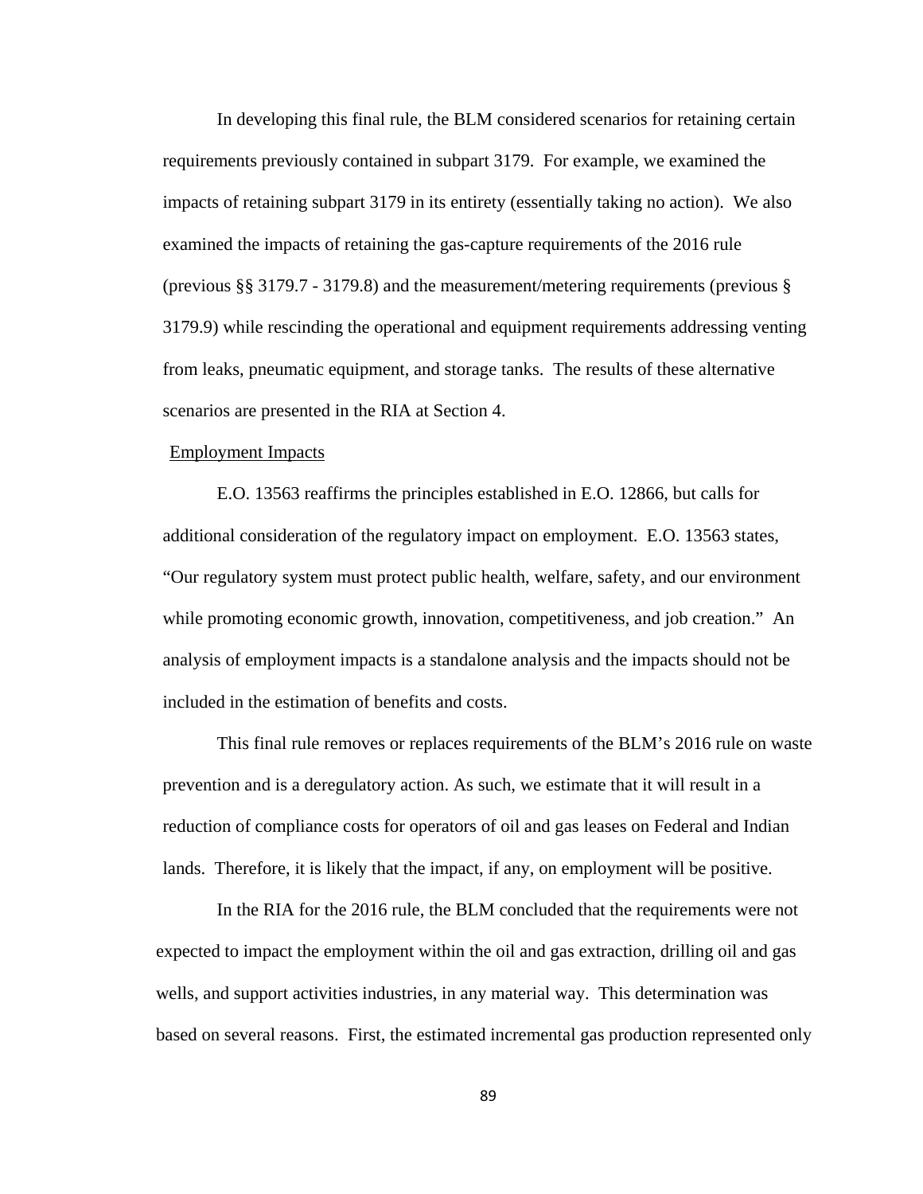In developing this final rule, the BLM considered scenarios for retaining certain requirements previously contained in subpart 3179. For example, we examined the impacts of retaining subpart 3179 in its entirety (essentially taking no action). We also examined the impacts of retaining the gas-capture requirements of the 2016 rule (previous §§ 3179.7 - 3179.8) and the measurement/metering requirements (previous § 3179.9) while rescinding the operational and equipment requirements addressing venting from leaks, pneumatic equipment, and storage tanks. The results of these alternative scenarios are presented in the RIA at Section 4.

Employment Impacts

E.O. 13563 reaffirms the principles established in E.O. 12866, but calls for additional consideration of the regulatory impact on employment. E.O. 13563 states, "Our regulatory system must protect public health, welfare, safety, and our environment while promoting economic growth, innovation, competitiveness, and job creation." An analysis of employment impacts is a standalone analysis and the impacts should not be included in the estimation of benefits and costs.

This final rule removes or replaces requirements of the BLM's 2016 rule on waste prevention and is a deregulatory action. As such, we estimate that it will result in a reduction of compliance costs for operators of oil and gas leases on Federal and Indian lands. Therefore, it is likely that the impact, if any, on employment will be positive.

In the RIA for the 2016 rule, the BLM concluded that the requirements were not expected to impact the employment within the oil and gas extraction, drilling oil and gas wells, and support activities industries, in any material way. This determination was based on several reasons. First, the estimated incremental gas production represented only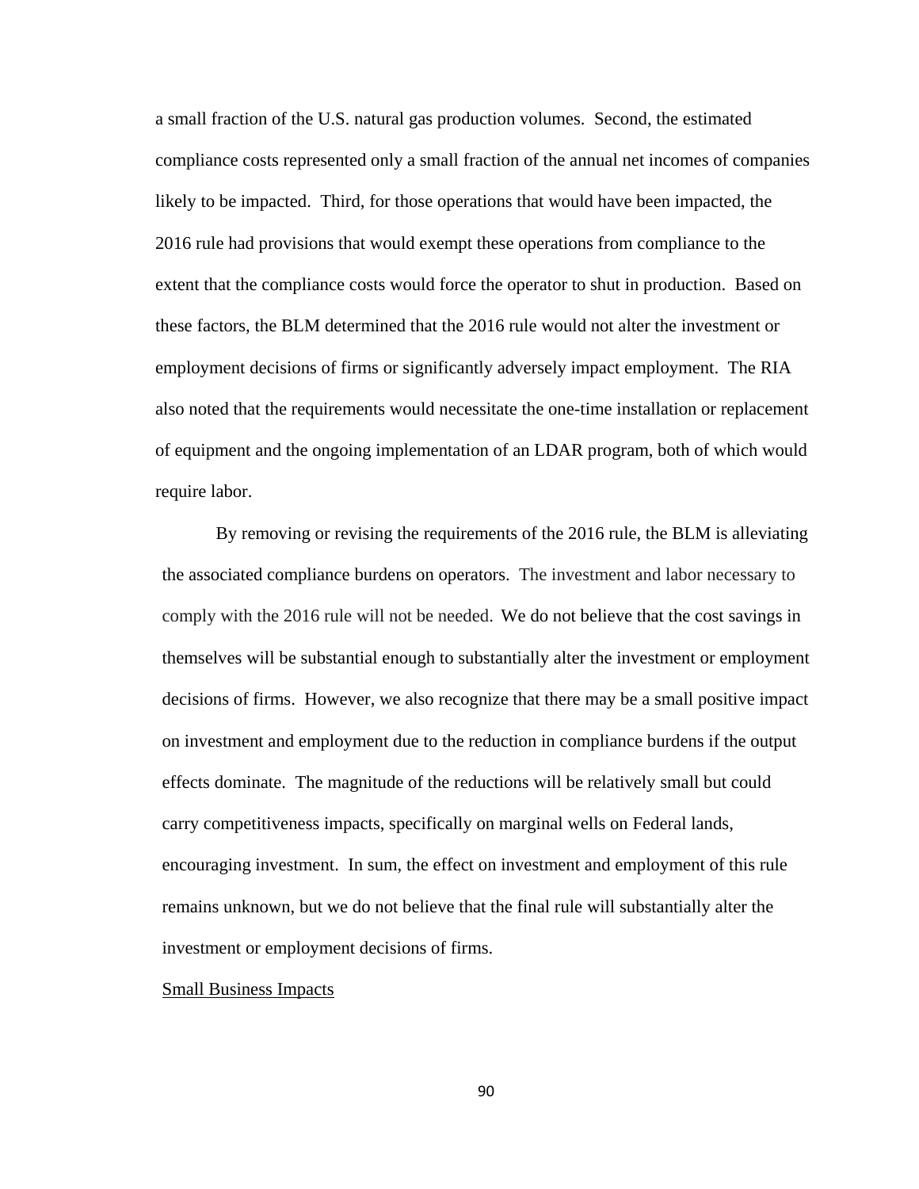a small fraction of the U.S. natural gas production volumes. Second, the estimated compliance costs represented only a small fraction of the annual net incomes of companies likely to be impacted. Third, for those operations that would have been impacted, the 2016 rule had provisions that would exempt these operations from compliance to the extent that the compliance costs would force the operator to shut in production. Based on these factors, the BLM determined that the 2016 rule would not alter the investment or employment decisions of firms or significantly adversely impact employment. The RIA also noted that the requirements would necessitate the one-time installation or replacement of equipment and the ongoing implementation of an LDAR program, both of which would require labor.

By removing or revising the requirements of the 2016 rule, the BLM is alleviating the associated compliance burdens on operators. The investment and labor necessary to comply with the 2016 rule will not be needed. We do not believe that the cost savings in themselves will be substantial enough to substantially alter the investment or employment decisions of firms. However, we also recognize that there may be a small positive impact on investment and employment due to the reduction in compliance burdens if the output effects dominate. The magnitude of the reductions will be relatively small but could carry competitiveness impacts, specifically on marginal wells on Federal lands, encouraging investment. In sum, the effect on investment and employment of this rule remains unknown, but we do not believe that the final rule will substantially alter the investment or employment decisions of firms.

Small Business Impacts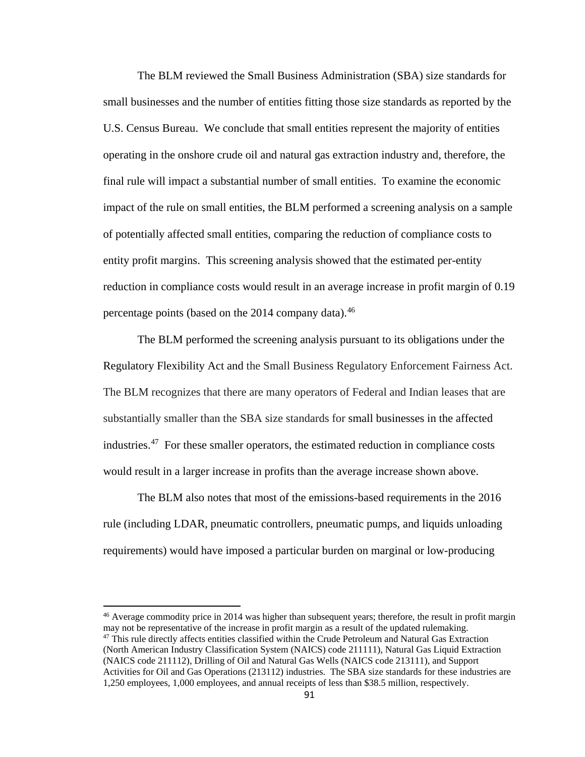The BLM reviewed the Small Business Administration (SBA) size standards for small businesses and the number of entities fitting those size standards as reported by the U.S. Census Bureau. We conclude that small entities represent the majority of entities operating in the onshore crude oil and natural gas extraction industry and, therefore, the final rule will impact a substantial number of small entities. To examine the economic impact of the rule on small entities, the BLM performed a screening analysis on a sample of potentially affected small entities, comparing the reduction of compliance costs to entity profit margins. This screening analysis showed that the estimated per-entity reduction in compliance costs would result in an average increase in profit margin of 0.19 percentage points (based on the 2014 company data).[46]

The BLM performed the screening analysis pursuant to its obligations under the Regulatory Flexibility Act and the Small Business Regulatory Enforcement Fairness Act. The BLM recognizes that there are many operators of Federal and Indian leases that are substantially smaller than the SBA size standards for small businesses in the affected industries.[47] For these smaller operators, the estimated reduction in compliance costs would result in a larger increase in profits than the average increase shown above.

The BLM also notes that most of the emissions-based requirements in the 2016 rule (including LDAR, pneumatic controllers, pneumatic pumps, and liquids unloading requirements) would have imposed a particular burden on marginal or low-producing

---

[46] Average commodity price in 2014 was higher than subsequent years; therefore, the result in profit margin may not be representative of the increase in profit margin as a result of the updated rulemaking.

[47] This rule directly affects entities classified within the Crude Petroleum and Natural Gas Extraction (North American Industry Classification System (NAICS) code 211111), Natural Gas Liquid Extraction (NAICS code 211112), Drilling of Oil and Natural Gas Wells (NAICS code 213111), and Support Activities for Oil and Gas Operations (213112) industries. The SBA size standards for these industries are 1,250 employees, 1,000 employees, and annual receipts of less than $38.5 million, respectively.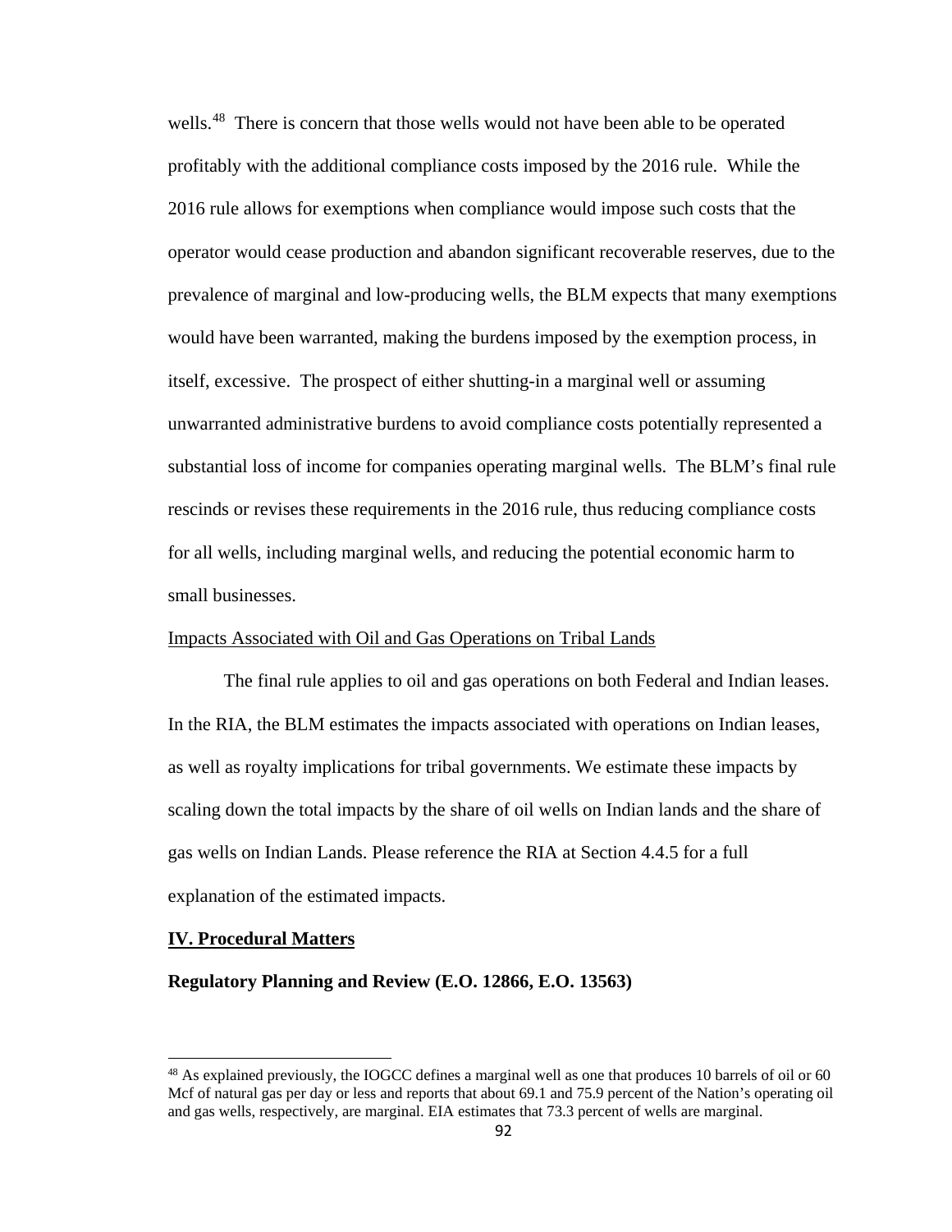wells.[48] There is concern that those wells would not have been able to be operated profitably with the additional compliance costs imposed by the 2016 rule. While the 2016 rule allows for exemptions when compliance would impose such costs that the operator would cease production and abandon significant recoverable reserves, due to the prevalence of marginal and low-producing wells, the BLM expects that many exemptions would have been warranted, making the burdens imposed by the exemption process, in itself, excessive. The prospect of either shutting-in a marginal well or assuming unwarranted administrative burdens to avoid compliance costs potentially represented a substantial loss of income for companies operating marginal wells. The BLM's final rule rescinds or revises these requirements in the 2016 rule, thus reducing compliance costs for all wells, including marginal wells, and reducing the potential economic harm to small businesses.

Impacts Associated with Oil and Gas Operations on Tribal Lands

The final rule applies to oil and gas operations on both Federal and Indian leases. In the RIA, the BLM estimates the impacts associated with operations on Indian leases, as well as royalty implications for tribal governments. We estimate these impacts by scaling down the total impacts by the share of oil wells on Indian lands and the share of gas wells on Indian Lands. Please reference the RIA at Section 4.4.5 for a full explanation of the estimated impacts.

## IV. Procedural Matters

**Regulatory Planning and Review (E.O. 12866, E.O. 13563)**

[48] As explained previously, the IOGCC defines a marginal well as one that produces 10 barrels of oil or 60 Mcf of natural gas per day or less and reports that about 69.1 and 75.9 percent of the Nation's operating oil and gas wells, respectively, are marginal. EIA estimates that 73.3 percent of wells are marginal.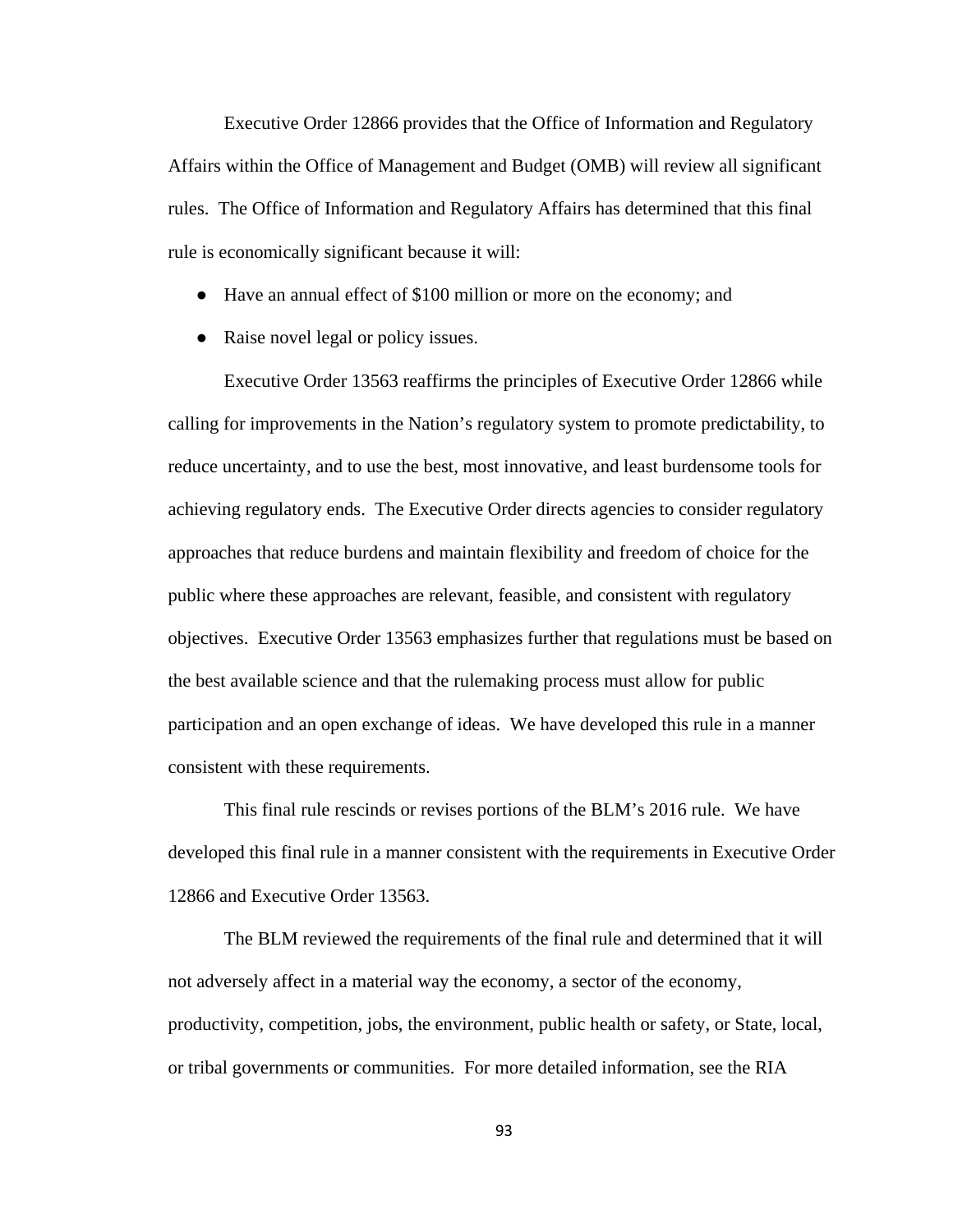Executive Order 12866 provides that the Office of Information and Regulatory Affairs within the Office of Management and Budget (OMB) will review all significant rules. The Office of Information and Regulatory Affairs has determined that this final rule is economically significant because it will:

- Have an annual effect of $100 million or more on the economy; and
- Raise novel legal or policy issues.

Executive Order 13563 reaffirms the principles of Executive Order 12866 while calling for improvements in the Nation's regulatory system to promote predictability, to reduce uncertainty, and to use the best, most innovative, and least burdensome tools for achieving regulatory ends. The Executive Order directs agencies to consider regulatory approaches that reduce burdens and maintain flexibility and freedom of choice for the public where these approaches are relevant, feasible, and consistent with regulatory objectives. Executive Order 13563 emphasizes further that regulations must be based on the best available science and that the rulemaking process must allow for public participation and an open exchange of ideas. We have developed this rule in a manner consistent with these requirements.

This final rule rescinds or revises portions of the BLM's 2016 rule. We have developed this final rule in a manner consistent with the requirements in Executive Order 12866 and Executive Order 13563.

The BLM reviewed the requirements of the final rule and determined that it will not adversely affect in a material way the economy, a sector of the economy, productivity, competition, jobs, the environment, public health or safety, or State, local, or tribal governments or communities. For more detailed information, see the RIA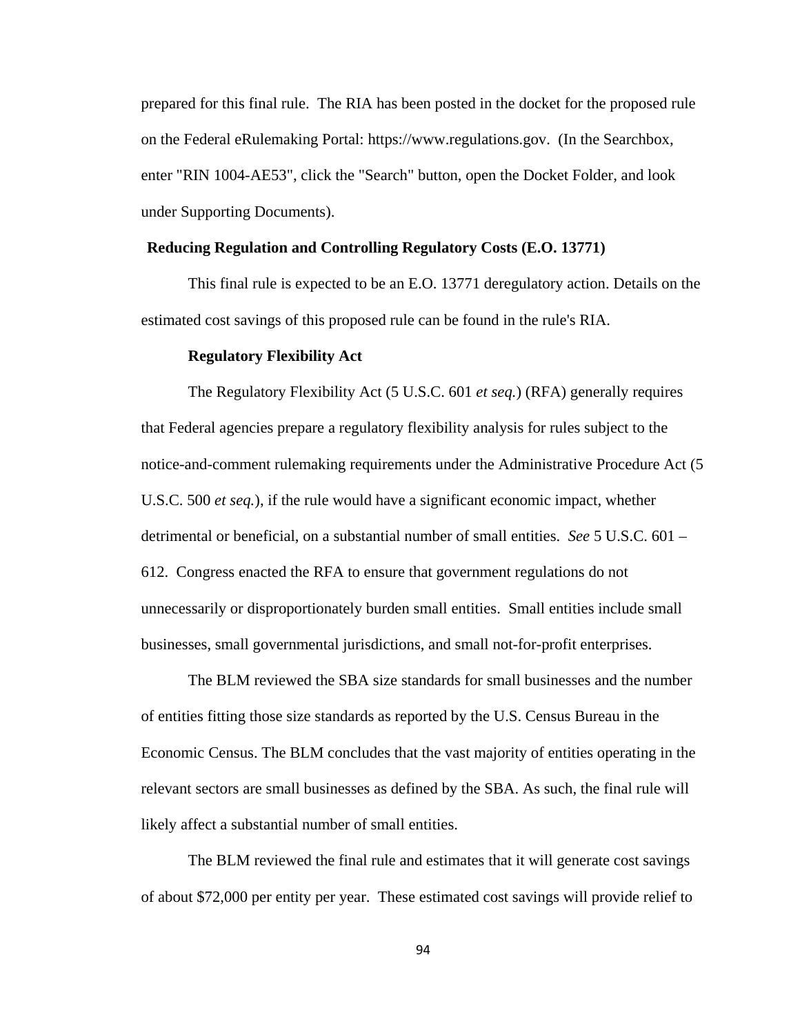prepared for this final rule. The RIA has been posted in the docket for the proposed rule on the Federal eRulemaking Portal: https://www.regulations.gov. (In the Searchbox, enter "RIN 1004-AE53", click the "Search" button, open the Docket Folder, and look under Supporting Documents).

**Reducing Regulation and Controlling Regulatory Costs (E.O. 13771)**

This final rule is expected to be an E.O. 13771 deregulatory action. Details on the estimated cost savings of this proposed rule can be found in the rule's RIA.

**Regulatory Flexibility Act**

The Regulatory Flexibility Act (5 U.S.C. 601 *et seq.*) (RFA) generally requires that Federal agencies prepare a regulatory flexibility analysis for rules subject to the notice-and-comment rulemaking requirements under the Administrative Procedure Act (5 U.S.C. 500 *et seq.*), if the rule would have a significant economic impact, whether detrimental or beneficial, on a substantial number of small entities. *See* 5 U.S.C. 601 – 612. Congress enacted the RFA to ensure that government regulations do not unnecessarily or disproportionately burden small entities. Small entities include small businesses, small governmental jurisdictions, and small not-for-profit enterprises.

The BLM reviewed the SBA size standards for small businesses and the number of entities fitting those size standards as reported by the U.S. Census Bureau in the Economic Census. The BLM concludes that the vast majority of entities operating in the relevant sectors are small businesses as defined by the SBA. As such, the final rule will likely affect a substantial number of small entities.

The BLM reviewed the final rule and estimates that it will generate cost savings of about $72,000 per entity per year. These estimated cost savings will provide relief to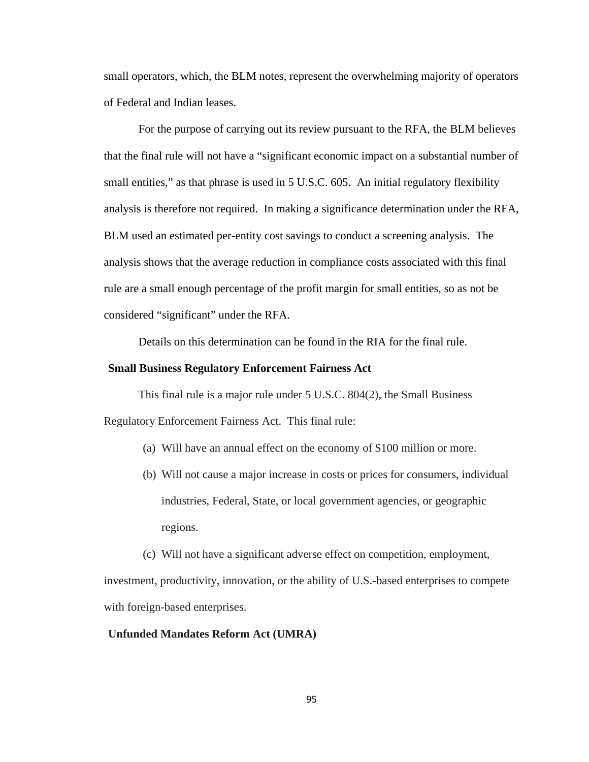small operators, which, the BLM notes, represent the overwhelming majority of operators of Federal and Indian leases.

For the purpose of carrying out its review pursuant to the RFA, the BLM believes that the final rule will not have a "significant economic impact on a substantial number of small entities," as that phrase is used in 5 U.S.C. 605. An initial regulatory flexibility analysis is therefore not required. In making a significance determination under the RFA, BLM used an estimated per-entity cost savings to conduct a screening analysis. The analysis shows that the average reduction in compliance costs associated with this final rule are a small enough percentage of the profit margin for small entities, so as not be considered "significant" under the RFA.

Details on this determination can be found in the RIA for the final rule.

**Small Business Regulatory Enforcement Fairness Act**

This final rule is a major rule under 5 U.S.C. 804(2), the Small Business Regulatory Enforcement Fairness Act. This final rule:

(a) Will have an annual effect on the economy of $100 million or more.

(b) Will not cause a major increase in costs or prices for consumers, individual industries, Federal, State, or local government agencies, or geographic regions.

(c) Will not have a significant adverse effect on competition, employment, investment, productivity, innovation, or the ability of U.S.-based enterprises to compete with foreign-based enterprises.

**Unfunded Mandates Reform Act (UMRA)**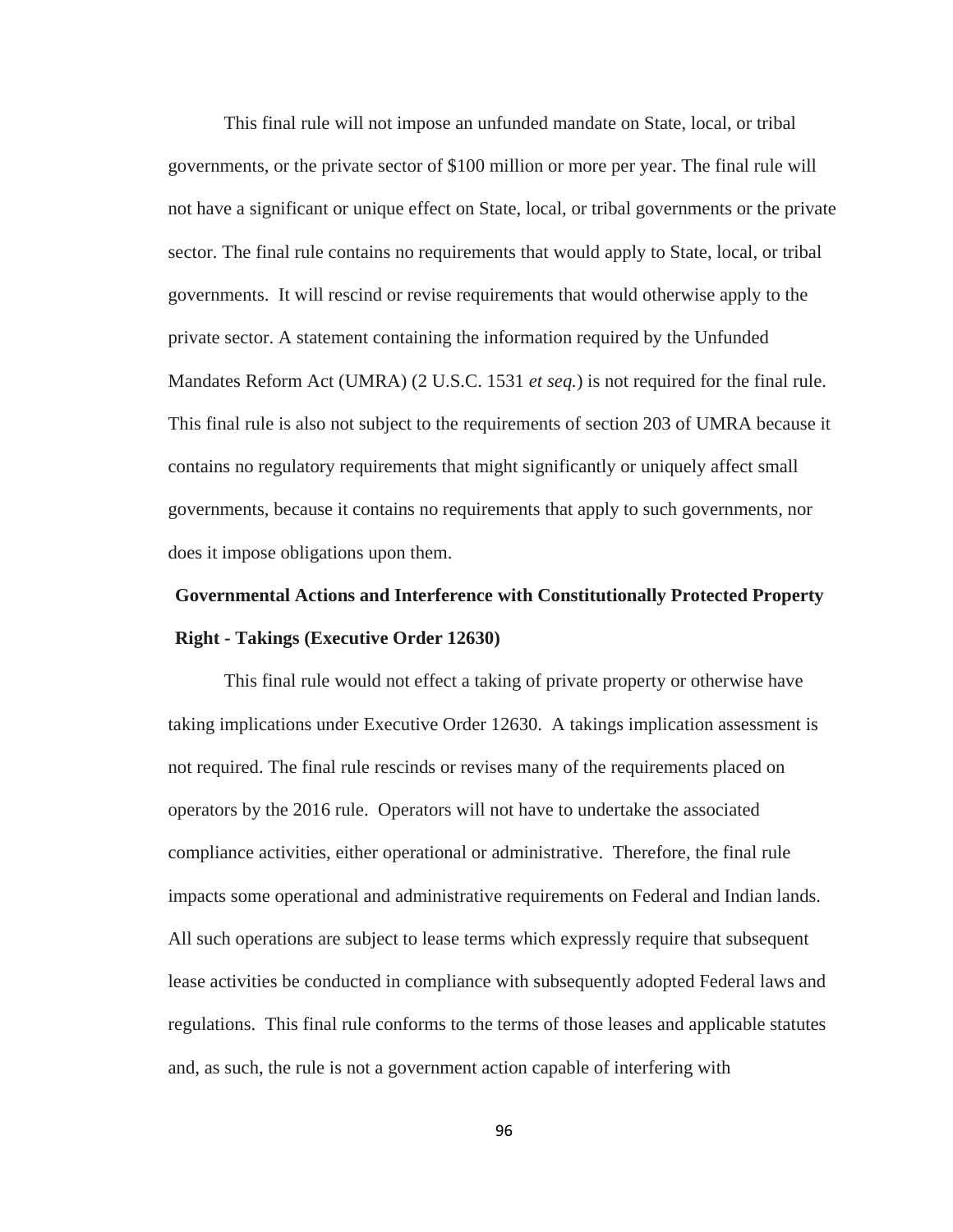This final rule will not impose an unfunded mandate on State, local, or tribal governments, or the private sector of $100 million or more per year. The final rule will not have a significant or unique effect on State, local, or tribal governments or the private sector. The final rule contains no requirements that would apply to State, local, or tribal governments. It will rescind or revise requirements that would otherwise apply to the private sector. A statement containing the information required by the Unfunded Mandates Reform Act (UMRA) (2 U.S.C. 1531 *et seq.*) is not required for the final rule. This final rule is also not subject to the requirements of section 203 of UMRA because it contains no regulatory requirements that might significantly or uniquely affect small governments, because it contains no requirements that apply to such governments, nor does it impose obligations upon them.

**Governmental Actions and Interference with Constitutionally Protected Property Right - Takings (Executive Order 12630)**

This final rule would not effect a taking of private property or otherwise have taking implications under Executive Order 12630. A takings implication assessment is not required. The final rule rescinds or revises many of the requirements placed on operators by the 2016 rule. Operators will not have to undertake the associated compliance activities, either operational or administrative. Therefore, the final rule impacts some operational and administrative requirements on Federal and Indian lands. All such operations are subject to lease terms which expressly require that subsequent lease activities be conducted in compliance with subsequently adopted Federal laws and regulations. This final rule conforms to the terms of those leases and applicable statutes and, as such, the rule is not a government action capable of interfering with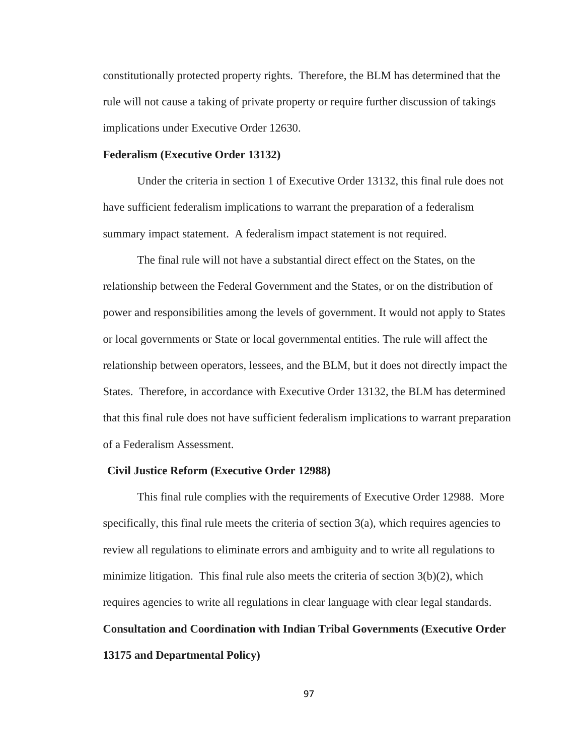constitutionally protected property rights. Therefore, the BLM has determined that the rule will not cause a taking of private property or require further discussion of takings implications under Executive Order 12630.

**Federalism (Executive Order 13132)**

Under the criteria in section 1 of Executive Order 13132, this final rule does not have sufficient federalism implications to warrant the preparation of a federalism summary impact statement. A federalism impact statement is not required.

The final rule will not have a substantial direct effect on the States, on the relationship between the Federal Government and the States, or on the distribution of power and responsibilities among the levels of government. It would not apply to States or local governments or State or local governmental entities. The rule will affect the relationship between operators, lessees, and the BLM, but it does not directly impact the States. Therefore, in accordance with Executive Order 13132, the BLM has determined that this final rule does not have sufficient federalism implications to warrant preparation of a Federalism Assessment.

**Civil Justice Reform (Executive Order 12988)**

This final rule complies with the requirements of Executive Order 12988. More specifically, this final rule meets the criteria of section 3(a), which requires agencies to review all regulations to eliminate errors and ambiguity and to write all regulations to minimize litigation. This final rule also meets the criteria of section 3(b)(2), which requires agencies to write all regulations in clear language with clear legal standards.

**Consultation and Coordination with Indian Tribal Governments (Executive Order 13175 and Departmental Policy)**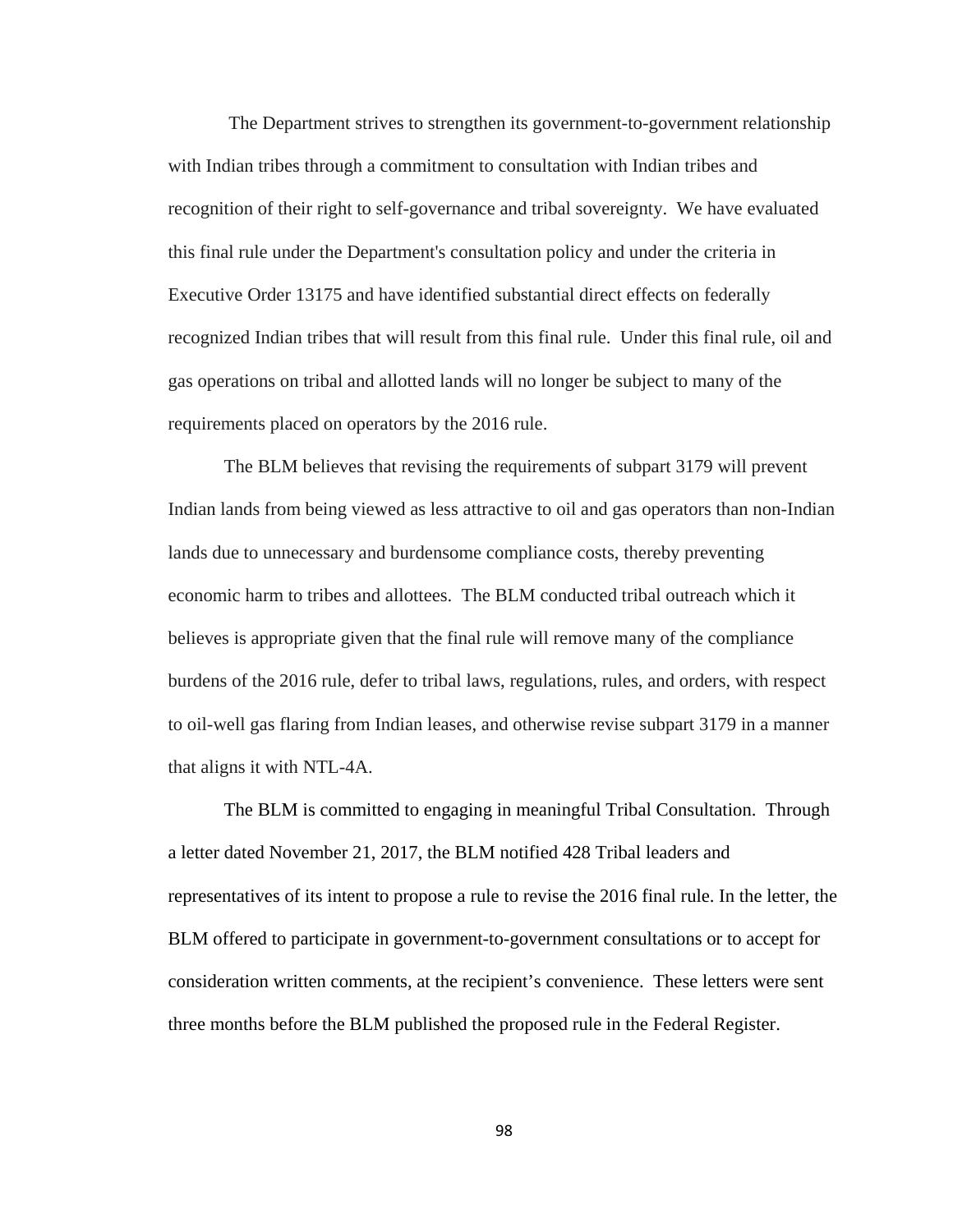The Department strives to strengthen its government-to-government relationship with Indian tribes through a commitment to consultation with Indian tribes and recognition of their right to self-governance and tribal sovereignty. We have evaluated this final rule under the Department's consultation policy and under the criteria in Executive Order 13175 and have identified substantial direct effects on federally recognized Indian tribes that will result from this final rule. Under this final rule, oil and gas operations on tribal and allotted lands will no longer be subject to many of the requirements placed on operators by the 2016 rule.

The BLM believes that revising the requirements of subpart 3179 will prevent Indian lands from being viewed as less attractive to oil and gas operators than non-Indian lands due to unnecessary and burdensome compliance costs, thereby preventing economic harm to tribes and allottees. The BLM conducted tribal outreach which it believes is appropriate given that the final rule will remove many of the compliance burdens of the 2016 rule, defer to tribal laws, regulations, rules, and orders, with respect to oil-well gas flaring from Indian leases, and otherwise revise subpart 3179 in a manner that aligns it with NTL-4A.

The BLM is committed to engaging in meaningful Tribal Consultation. Through a letter dated November 21, 2017, the BLM notified 428 Tribal leaders and representatives of its intent to propose a rule to revise the 2016 final rule. In the letter, the BLM offered to participate in government-to-government consultations or to accept for consideration written comments, at the recipient's convenience. These letters were sent three months before the BLM published the proposed rule in the Federal Register.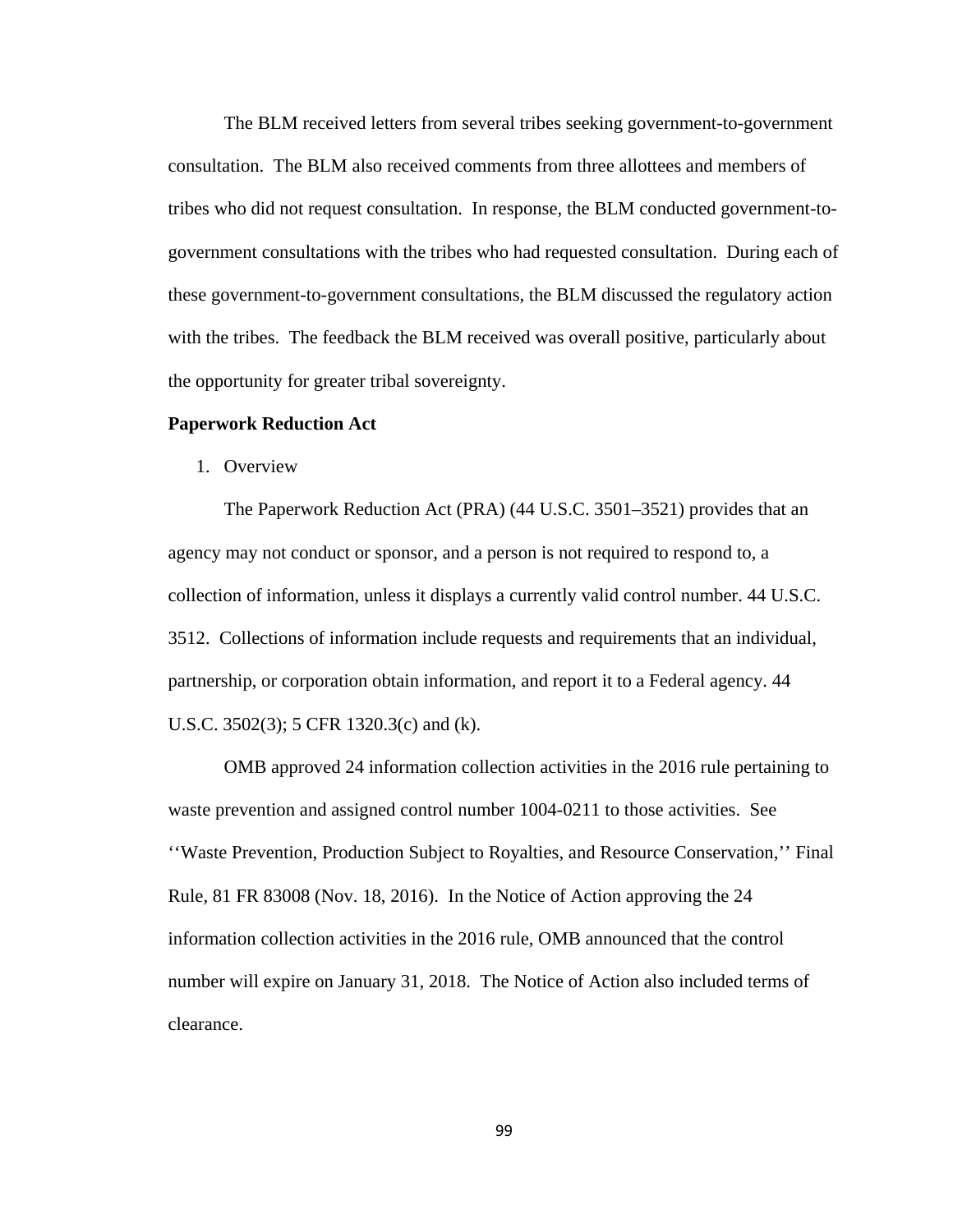The BLM received letters from several tribes seeking government-to-government consultation. The BLM also received comments from three allottees and members of tribes who did not request consultation. In response, the BLM conducted government-to-government consultations with the tribes who had requested consultation. During each of these government-to-government consultations, the BLM discussed the regulatory action with the tribes. The feedback the BLM received was overall positive, particularly about the opportunity for greater tribal sovereignty.

**Paperwork Reduction Act**

1. Overview

The Paperwork Reduction Act (PRA) (44 U.S.C. 3501–3521) provides that an agency may not conduct or sponsor, and a person is not required to respond to, a collection of information, unless it displays a currently valid control number. 44 U.S.C. 3512. Collections of information include requests and requirements that an individual, partnership, or corporation obtain information, and report it to a Federal agency. 44 U.S.C. 3502(3); 5 CFR 1320.3(c) and (k).

OMB approved 24 information collection activities in the 2016 rule pertaining to waste prevention and assigned control number 1004-0211 to those activities. See ''Waste Prevention, Production Subject to Royalties, and Resource Conservation,'' Final Rule, 81 FR 83008 (Nov. 18, 2016). In the Notice of Action approving the 24 information collection activities in the 2016 rule, OMB announced that the control number will expire on January 31, 2018. The Notice of Action also included terms of clearance.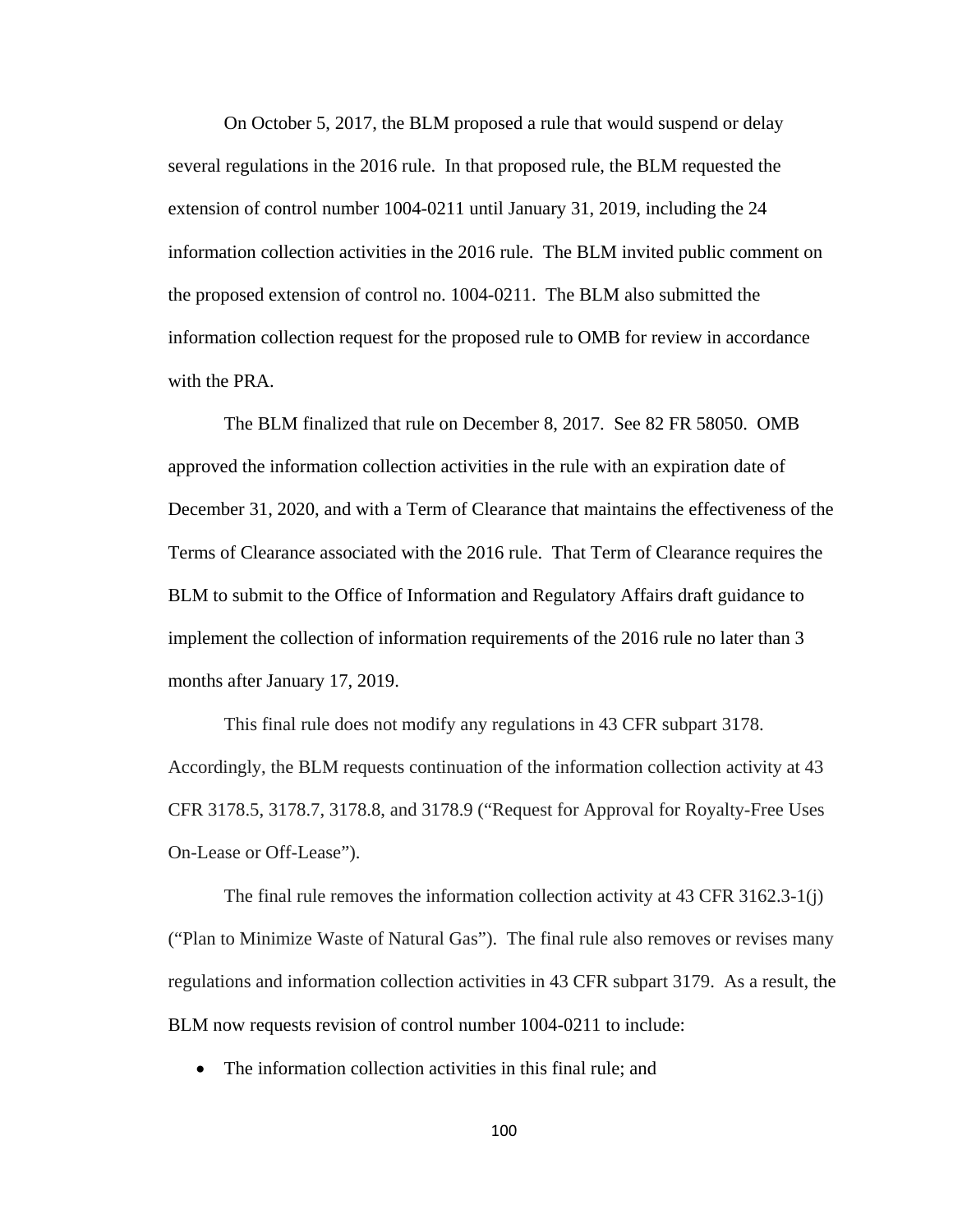On October 5, 2017, the BLM proposed a rule that would suspend or delay several regulations in the 2016 rule. In that proposed rule, the BLM requested the extension of control number 1004-0211 until January 31, 2019, including the 24 information collection activities in the 2016 rule. The BLM invited public comment on the proposed extension of control no. 1004-0211. The BLM also submitted the information collection request for the proposed rule to OMB for review in accordance with the PRA.

The BLM finalized that rule on December 8, 2017. See 82 FR 58050. OMB approved the information collection activities in the rule with an expiration date of December 31, 2020, and with a Term of Clearance that maintains the effectiveness of the Terms of Clearance associated with the 2016 rule. That Term of Clearance requires the BLM to submit to the Office of Information and Regulatory Affairs draft guidance to implement the collection of information requirements of the 2016 rule no later than 3 months after January 17, 2019.

This final rule does not modify any regulations in 43 CFR subpart 3178. Accordingly, the BLM requests continuation of the information collection activity at 43 CFR 3178.5, 3178.7, 3178.8, and 3178.9 ("Request for Approval for Royalty-Free Uses On-Lease or Off-Lease").

The final rule removes the information collection activity at 43 CFR 3162.3-1(j) ("Plan to Minimize Waste of Natural Gas"). The final rule also removes or revises many regulations and information collection activities in 43 CFR subpart 3179. As a result, the BLM now requests revision of control number 1004-0211 to include:

- The information collection activities in this final rule; and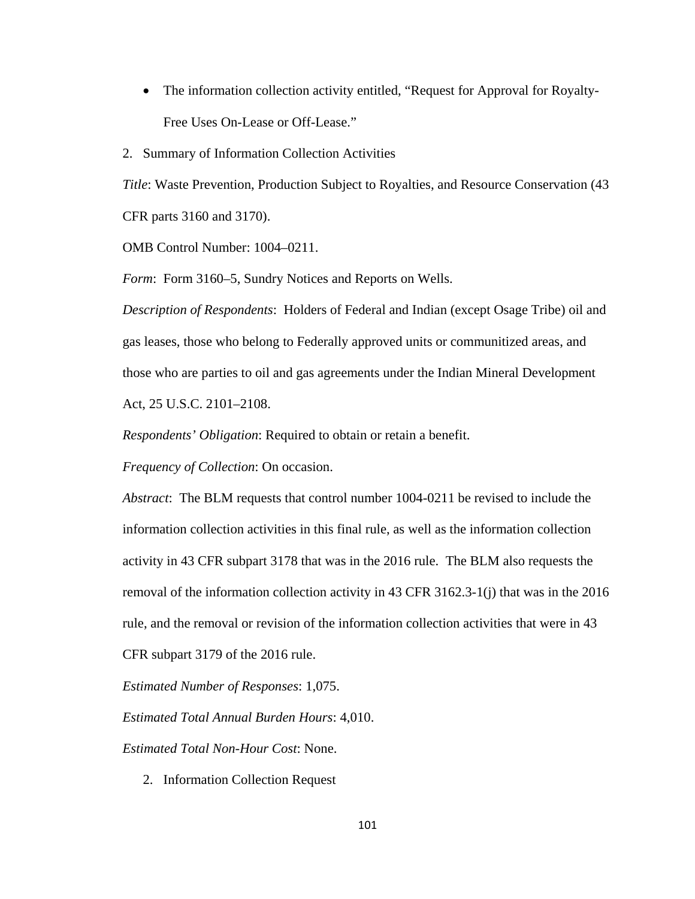- The information collection activity entitled, "Request for Approval for Royalty-Free Uses On-Lease or Off-Lease."

2. Summary of Information Collection Activities

*Title*: Waste Prevention, Production Subject to Royalties, and Resource Conservation (43 CFR parts 3160 and 3170).

OMB Control Number: 1004–0211.

*Form*: Form 3160–5, Sundry Notices and Reports on Wells.

*Description of Respondents*: Holders of Federal and Indian (except Osage Tribe) oil and gas leases, those who belong to Federally approved units or communitized areas, and those who are parties to oil and gas agreements under the Indian Mineral Development Act, 25 U.S.C. 2101–2108.

*Respondents' Obligation*: Required to obtain or retain a benefit.

*Frequency of Collection*: On occasion.

*Abstract*: The BLM requests that control number 1004-0211 be revised to include the information collection activities in this final rule, as well as the information collection activity in 43 CFR subpart 3178 that was in the 2016 rule. The BLM also requests the removal of the information collection activity in 43 CFR 3162.3-1(j) that was in the 2016 rule, and the removal or revision of the information collection activities that were in 43 CFR subpart 3179 of the 2016 rule.

*Estimated Number of Responses*: 1,075.

*Estimated Total Annual Burden Hours*: 4,010.

*Estimated Total Non-Hour Cost*: None.

2. Information Collection Request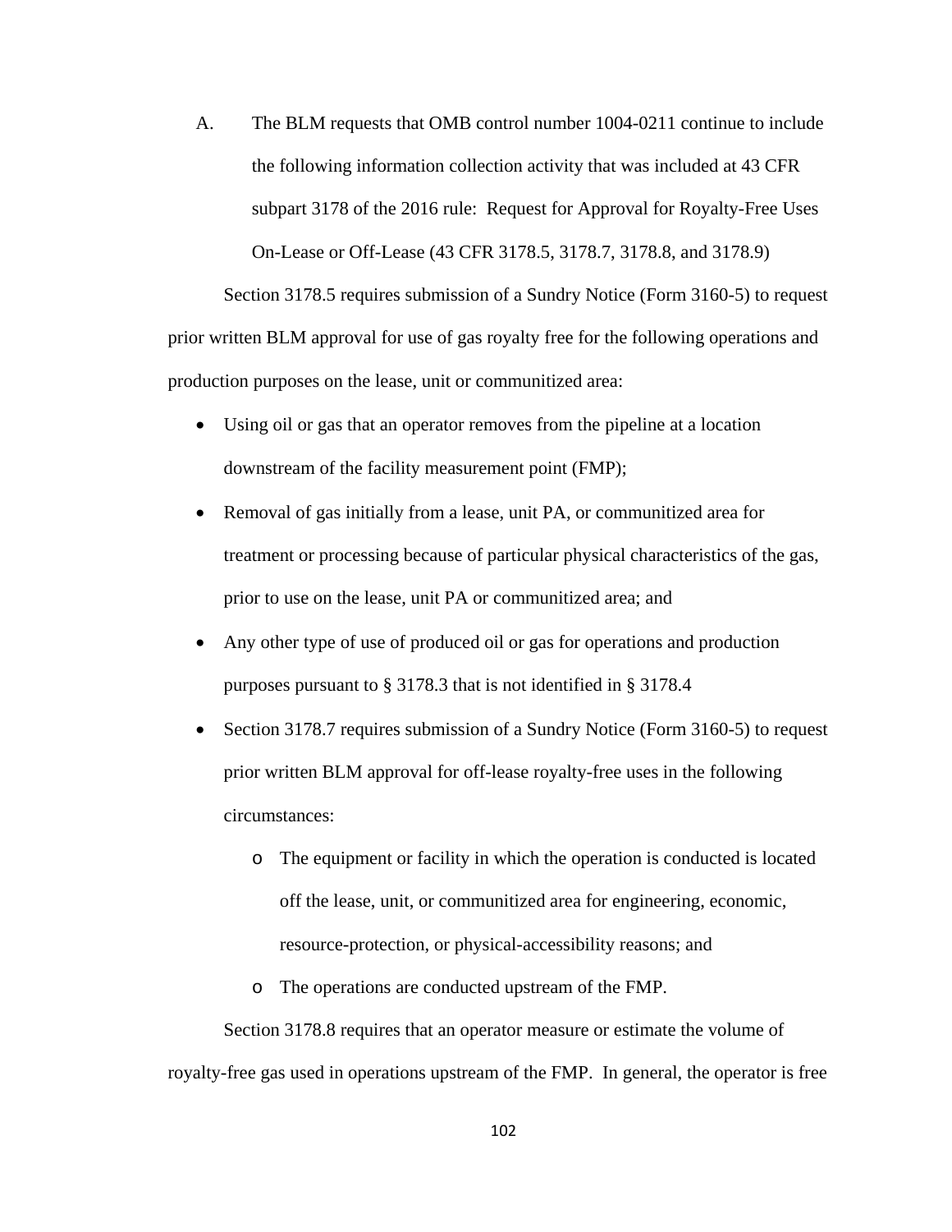A. The BLM requests that OMB control number 1004-0211 continue to include the following information collection activity that was included at 43 CFR subpart 3178 of the 2016 rule: Request for Approval for Royalty-Free Uses On-Lease or Off-Lease (43 CFR 3178.5, 3178.7, 3178.8, and 3178.9)

Section 3178.5 requires submission of a Sundry Notice (Form 3160-5) to request prior written BLM approval for use of gas royalty free for the following operations and production purposes on the lease, unit or communitized area:

- Using oil or gas that an operator removes from the pipeline at a location downstream of the facility measurement point (FMP);
- Removal of gas initially from a lease, unit PA, or communitized area for treatment or processing because of particular physical characteristics of the gas, prior to use on the lease, unit PA or communitized area; and
- Any other type of use of produced oil or gas for operations and production purposes pursuant to § 3178.3 that is not identified in § 3178.4
- Section 3178.7 requires submission of a Sundry Notice (Form 3160-5) to request prior written BLM approval for off-lease royalty-free uses in the following circumstances:
  - The equipment or facility in which the operation is conducted is located off the lease, unit, or communitized area for engineering, economic, resource-protection, or physical-accessibility reasons; and
  - The operations are conducted upstream of the FMP.

Section 3178.8 requires that an operator measure or estimate the volume of royalty-free gas used in operations upstream of the FMP. In general, the operator is free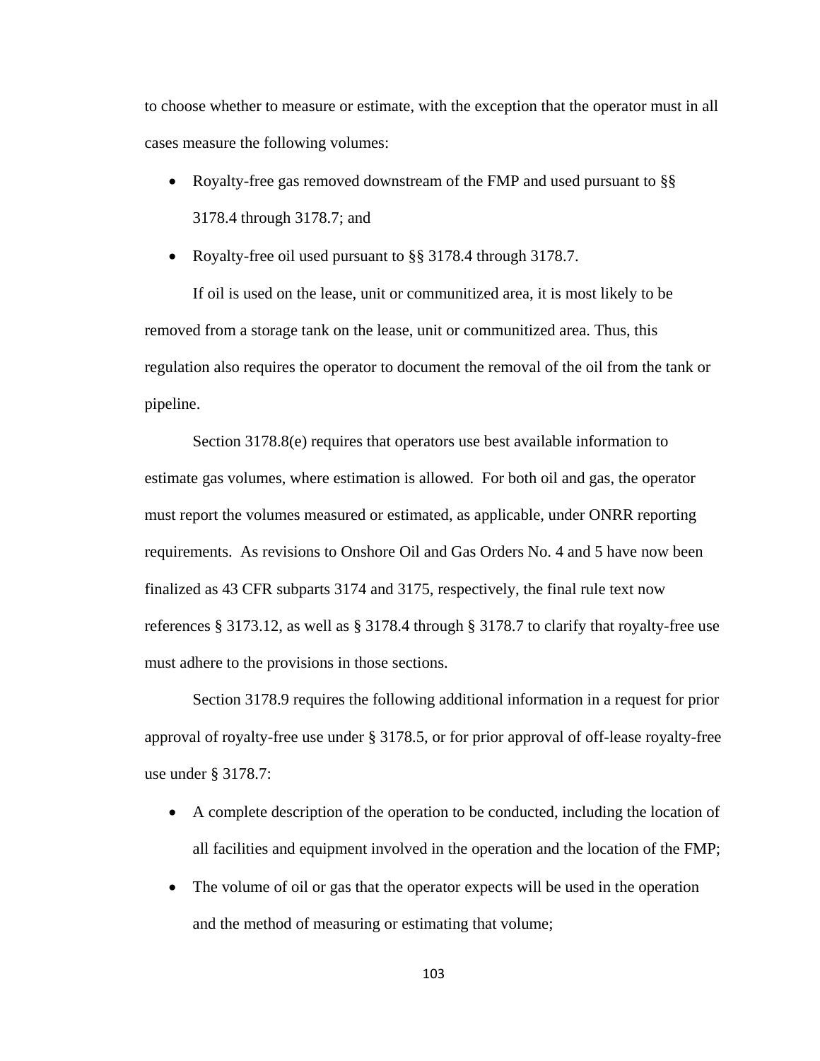to choose whether to measure or estimate, with the exception that the operator must in all cases measure the following volumes:

- Royalty-free gas removed downstream of the FMP and used pursuant to §§ 3178.4 through 3178.7; and
- Royalty-free oil used pursuant to §§ 3178.4 through 3178.7.

If oil is used on the lease, unit or communitized area, it is most likely to be removed from a storage tank on the lease, unit or communitized area. Thus, this regulation also requires the operator to document the removal of the oil from the tank or pipeline.

Section 3178.8(e) requires that operators use best available information to estimate gas volumes, where estimation is allowed. For both oil and gas, the operator must report the volumes measured or estimated, as applicable, under ONRR reporting requirements. As revisions to Onshore Oil and Gas Orders No. 4 and 5 have now been finalized as 43 CFR subparts 3174 and 3175, respectively, the final rule text now references § 3173.12, as well as § 3178.4 through § 3178.7 to clarify that royalty-free use must adhere to the provisions in those sections.

Section 3178.9 requires the following additional information in a request for prior approval of royalty-free use under § 3178.5, or for prior approval of off-lease royalty-free use under § 3178.7:

- A complete description of the operation to be conducted, including the location of all facilities and equipment involved in the operation and the location of the FMP;
- The volume of oil or gas that the operator expects will be used in the operation and the method of measuring or estimating that volume;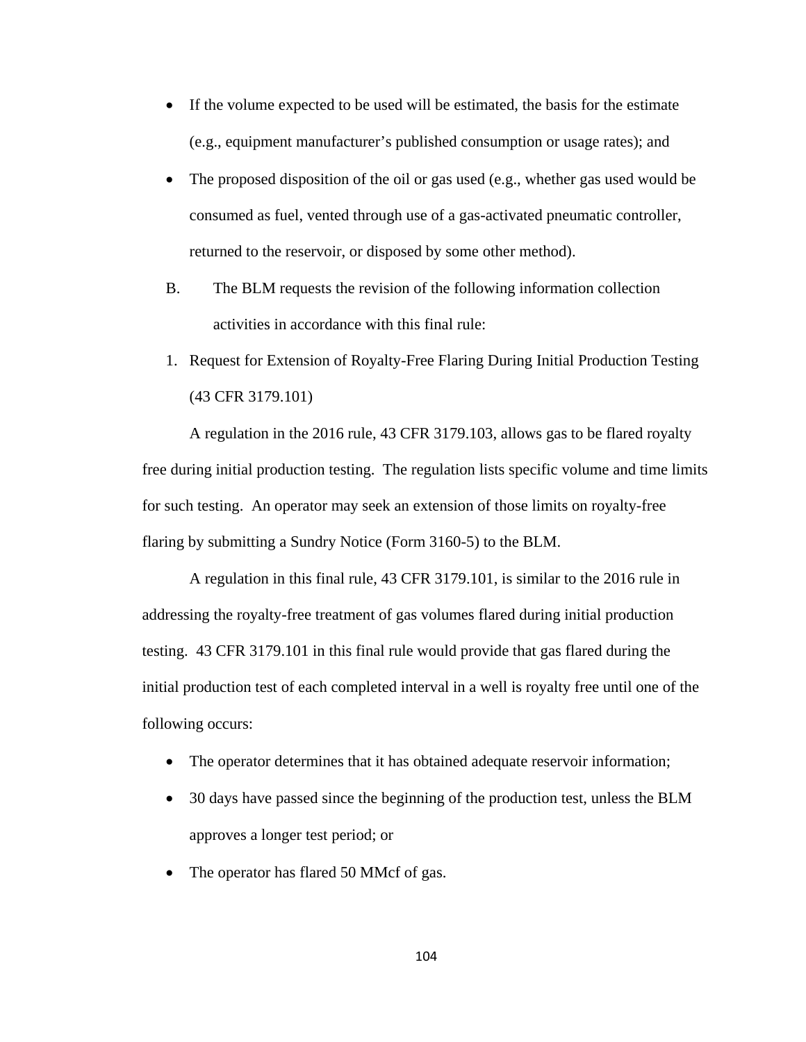- If the volume expected to be used will be estimated, the basis for the estimate (e.g., equipment manufacturer's published consumption or usage rates); and
- The proposed disposition of the oil or gas used (e.g., whether gas used would be consumed as fuel, vented through use of a gas-activated pneumatic controller, returned to the reservoir, or disposed by some other method).

B. The BLM requests the revision of the following information collection activities in accordance with this final rule:

1. Request for Extension of Royalty-Free Flaring During Initial Production Testing (43 CFR 3179.101)

A regulation in the 2016 rule, 43 CFR 3179.103, allows gas to be flared royalty free during initial production testing. The regulation lists specific volume and time limits for such testing. An operator may seek an extension of those limits on royalty-free flaring by submitting a Sundry Notice (Form 3160-5) to the BLM.

A regulation in this final rule, 43 CFR 3179.101, is similar to the 2016 rule in addressing the royalty-free treatment of gas volumes flared during initial production testing. 43 CFR 3179.101 in this final rule would provide that gas flared during the initial production test of each completed interval in a well is royalty free until one of the following occurs:

- The operator determines that it has obtained adequate reservoir information;
- 30 days have passed since the beginning of the production test, unless the BLM approves a longer test period; or
- The operator has flared 50 MMcf of gas.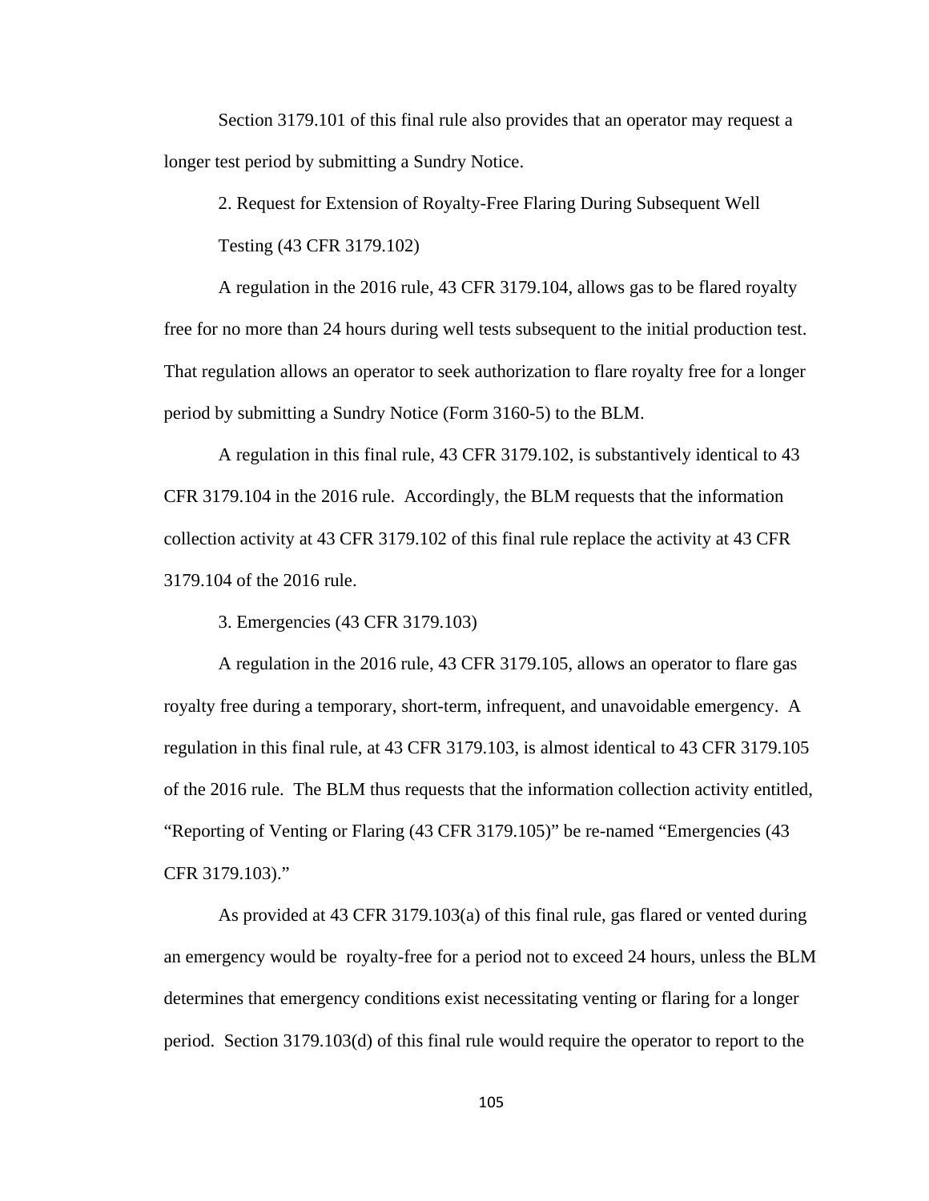Section 3179.101 of this final rule also provides that an operator may request a longer test period by submitting a Sundry Notice.

2. Request for Extension of Royalty-Free Flaring During Subsequent Well Testing (43 CFR 3179.102)

A regulation in the 2016 rule, 43 CFR 3179.104, allows gas to be flared royalty free for no more than 24 hours during well tests subsequent to the initial production test. That regulation allows an operator to seek authorization to flare royalty free for a longer period by submitting a Sundry Notice (Form 3160-5) to the BLM.

A regulation in this final rule, 43 CFR 3179.102, is substantively identical to 43 CFR 3179.104 in the 2016 rule. Accordingly, the BLM requests that the information collection activity at 43 CFR 3179.102 of this final rule replace the activity at 43 CFR 3179.104 of the 2016 rule.

3. Emergencies (43 CFR 3179.103)

A regulation in the 2016 rule, 43 CFR 3179.105, allows an operator to flare gas royalty free during a temporary, short-term, infrequent, and unavoidable emergency. A regulation in this final rule, at 43 CFR 3179.103, is almost identical to 43 CFR 3179.105 of the 2016 rule. The BLM thus requests that the information collection activity entitled, “Reporting of Venting or Flaring (43 CFR 3179.105)” be re-named “Emergencies (43 CFR 3179.103).”

As provided at 43 CFR 3179.103(a) of this final rule, gas flared or vented during an emergency would be royalty-free for a period not to exceed 24 hours, unless the BLM determines that emergency conditions exist necessitating venting or flaring for a longer period. Section 3179.103(d) of this final rule would require the operator to report to the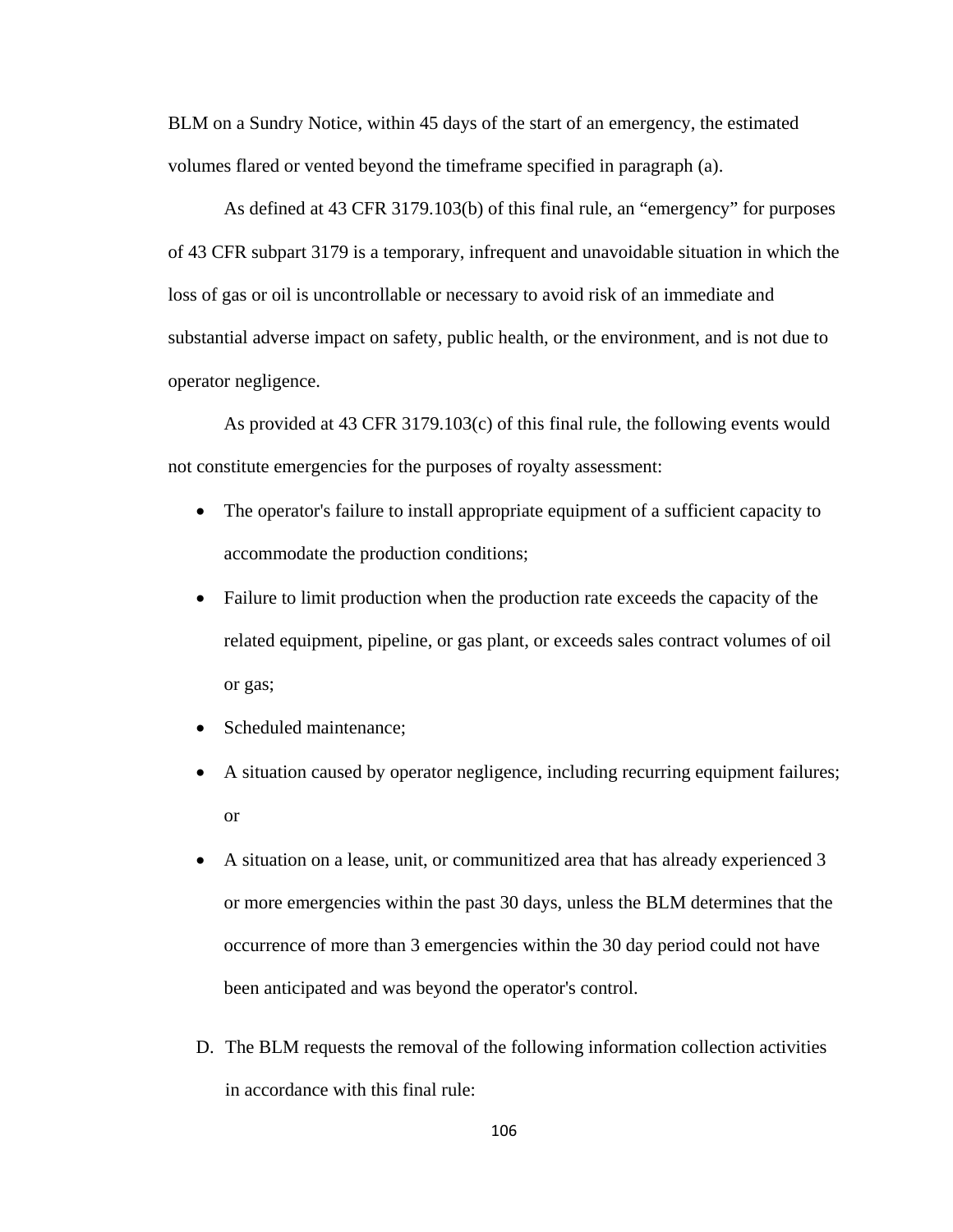BLM on a Sundry Notice, within 45 days of the start of an emergency, the estimated volumes flared or vented beyond the timeframe specified in paragraph (a).

As defined at 43 CFR 3179.103(b) of this final rule, an "emergency" for purposes of 43 CFR subpart 3179 is a temporary, infrequent and unavoidable situation in which the loss of gas or oil is uncontrollable or necessary to avoid risk of an immediate and substantial adverse impact on safety, public health, or the environment, and is not due to operator negligence.

As provided at 43 CFR 3179.103(c) of this final rule, the following events would not constitute emergencies for the purposes of royalty assessment:

- The operator's failure to install appropriate equipment of a sufficient capacity to accommodate the production conditions;
- Failure to limit production when the production rate exceeds the capacity of the related equipment, pipeline, or gas plant, or exceeds sales contract volumes of oil or gas;
- Scheduled maintenance;
- A situation caused by operator negligence, including recurring equipment failures; or
- A situation on a lease, unit, or communitized area that has already experienced 3 or more emergencies within the past 30 days, unless the BLM determines that the occurrence of more than 3 emergencies within the 30 day period could not have been anticipated and was beyond the operator's control.

D. The BLM requests the removal of the following information collection activities in accordance with this final rule: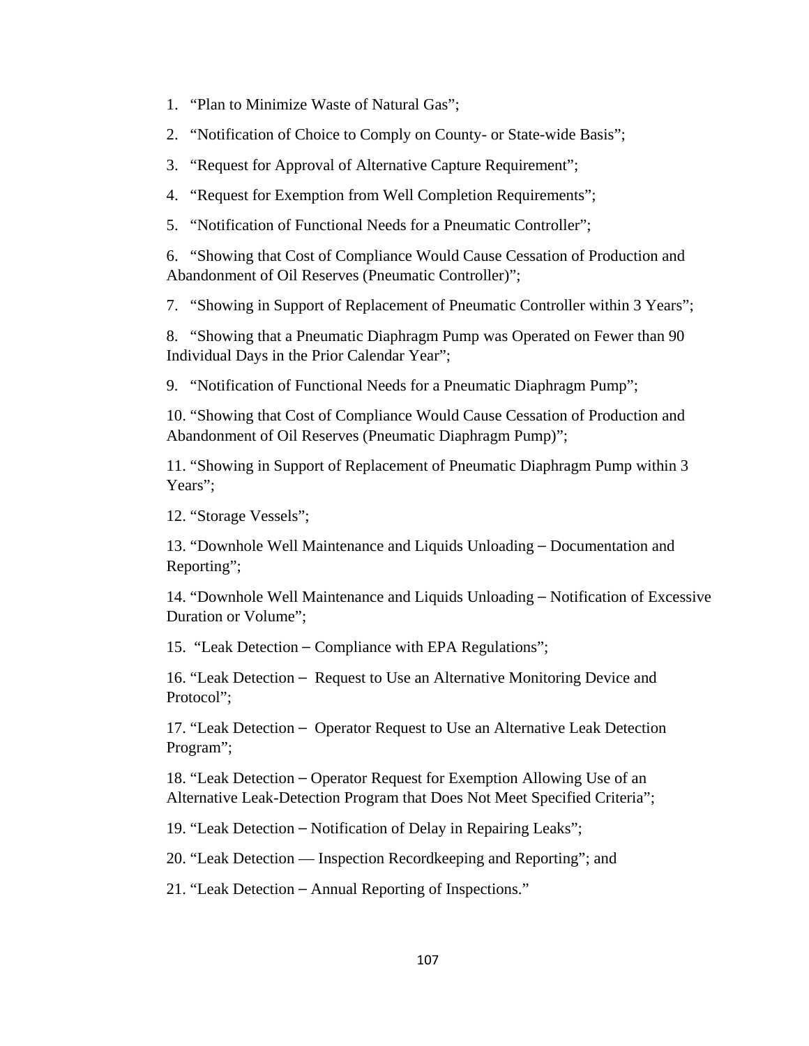1. "Plan to Minimize Waste of Natural Gas";

2. "Notification of Choice to Comply on County- or State-wide Basis";

3. "Request for Approval of Alternative Capture Requirement";

4. "Request for Exemption from Well Completion Requirements";

5. "Notification of Functional Needs for a Pneumatic Controller";

6. "Showing that Cost of Compliance Would Cause Cessation of Production and Abandonment of Oil Reserves (Pneumatic Controller)";

7. "Showing in Support of Replacement of Pneumatic Controller within 3 Years";

8. "Showing that a Pneumatic Diaphragm Pump was Operated on Fewer than 90 Individual Days in the Prior Calendar Year";

9. "Notification of Functional Needs for a Pneumatic Diaphragm Pump";

10. "Showing that Cost of Compliance Would Cause Cessation of Production and Abandonment of Oil Reserves (Pneumatic Diaphragm Pump)";

11. "Showing in Support of Replacement of Pneumatic Diaphragm Pump within 3 Years";

12. "Storage Vessels";

13. "Downhole Well Maintenance and Liquids Unloading – Documentation and Reporting";

14. "Downhole Well Maintenance and Liquids Unloading – Notification of Excessive Duration or Volume";

15. "Leak Detection – Compliance with EPA Regulations";

16. "Leak Detection – Request to Use an Alternative Monitoring Device and Protocol";

17. "Leak Detection – Operator Request to Use an Alternative Leak Detection Program";

18. "Leak Detection – Operator Request for Exemption Allowing Use of an Alternative Leak-Detection Program that Does Not Meet Specified Criteria";

19. "Leak Detection – Notification of Delay in Repairing Leaks";

20. "Leak Detection — Inspection Recordkeeping and Reporting"; and

21. "Leak Detection – Annual Reporting of Inspections."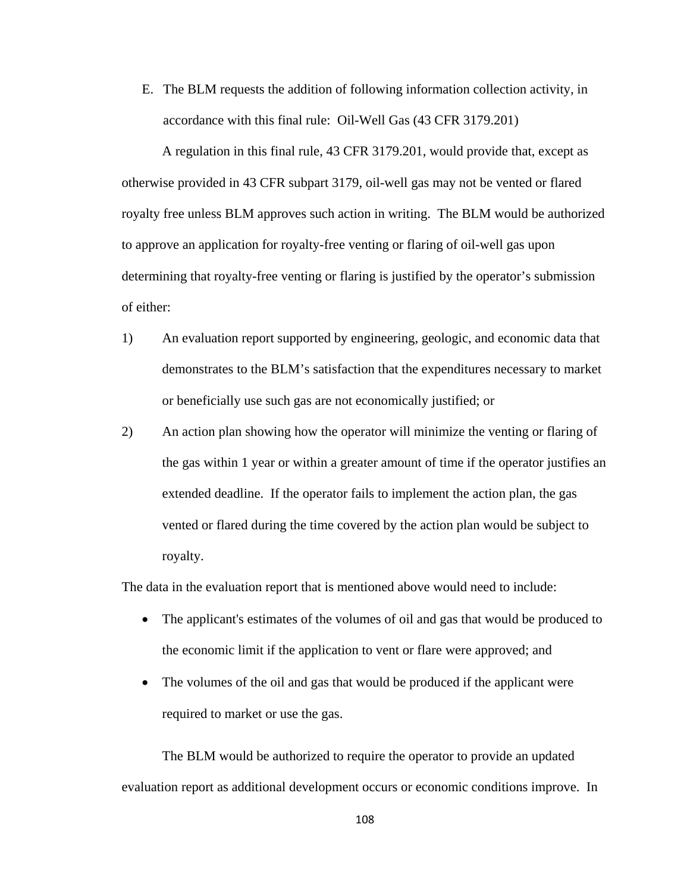E. The BLM requests the addition of following information collection activity, in accordance with this final rule: Oil-Well Gas (43 CFR 3179.201)

A regulation in this final rule, 43 CFR 3179.201, would provide that, except as otherwise provided in 43 CFR subpart 3179, oil-well gas may not be vented or flared royalty free unless BLM approves such action in writing. The BLM would be authorized to approve an application for royalty-free venting or flaring of oil-well gas upon determining that royalty-free venting or flaring is justified by the operator's submission of either:

1) An evaluation report supported by engineering, geologic, and economic data that demonstrates to the BLM's satisfaction that the expenditures necessary to market or beneficially use such gas are not economically justified; or
2) An action plan showing how the operator will minimize the venting or flaring of the gas within 1 year or within a greater amount of time if the operator justifies an extended deadline. If the operator fails to implement the action plan, the gas vented or flared during the time covered by the action plan would be subject to royalty.

The data in the evaluation report that is mentioned above would need to include:

- The applicant's estimates of the volumes of oil and gas that would be produced to the economic limit if the application to vent or flare were approved; and
- The volumes of the oil and gas that would be produced if the applicant were required to market or use the gas.

The BLM would be authorized to require the operator to provide an updated evaluation report as additional development occurs or economic conditions improve. In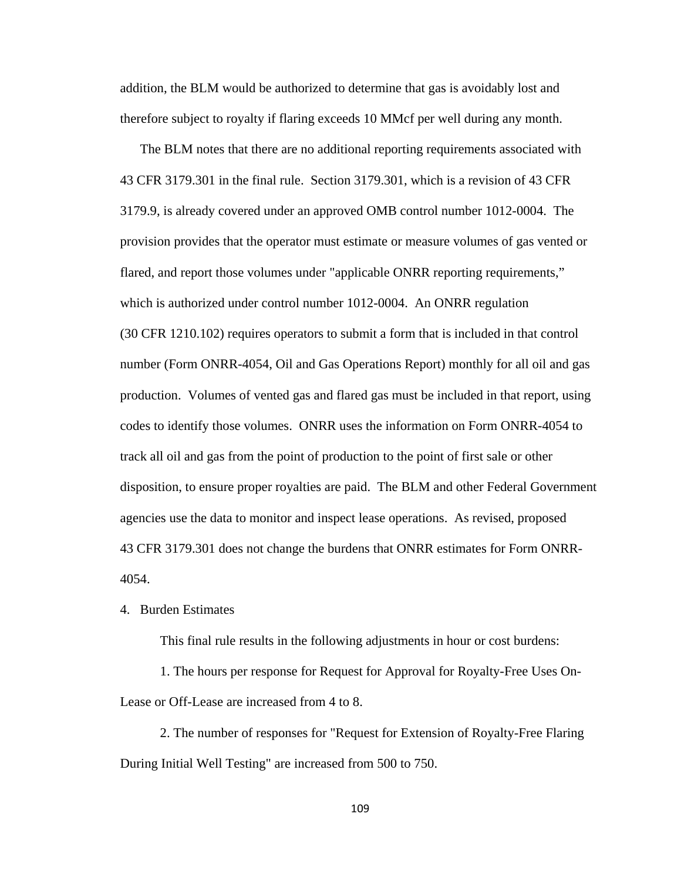addition, the BLM would be authorized to determine that gas is avoidably lost and therefore subject to royalty if flaring exceeds 10 MMcf per well during any month.

The BLM notes that there are no additional reporting requirements associated with 43 CFR 3179.301 in the final rule. Section 3179.301, which is a revision of 43 CFR 3179.9, is already covered under an approved OMB control number 1012-0004. The provision provides that the operator must estimate or measure volumes of gas vented or flared, and report those volumes under "applicable ONRR reporting requirements," which is authorized under control number 1012-0004. An ONRR regulation (30 CFR 1210.102) requires operators to submit a form that is included in that control number (Form ONRR-4054, Oil and Gas Operations Report) monthly for all oil and gas production. Volumes of vented gas and flared gas must be included in that report, using codes to identify those volumes. ONRR uses the information on Form ONRR-4054 to track all oil and gas from the point of production to the point of first sale or other disposition, to ensure proper royalties are paid. The BLM and other Federal Government agencies use the data to monitor and inspect lease operations. As revised, proposed 43 CFR 3179.301 does not change the burdens that ONRR estimates for Form ONRR-4054.

4. Burden Estimates

This final rule results in the following adjustments in hour or cost burdens:

1. The hours per response for Request for Approval for Royalty-Free Uses On-Lease or Off-Lease are increased from 4 to 8.

2. The number of responses for "Request for Extension of Royalty-Free Flaring During Initial Well Testing" are increased from 500 to 750.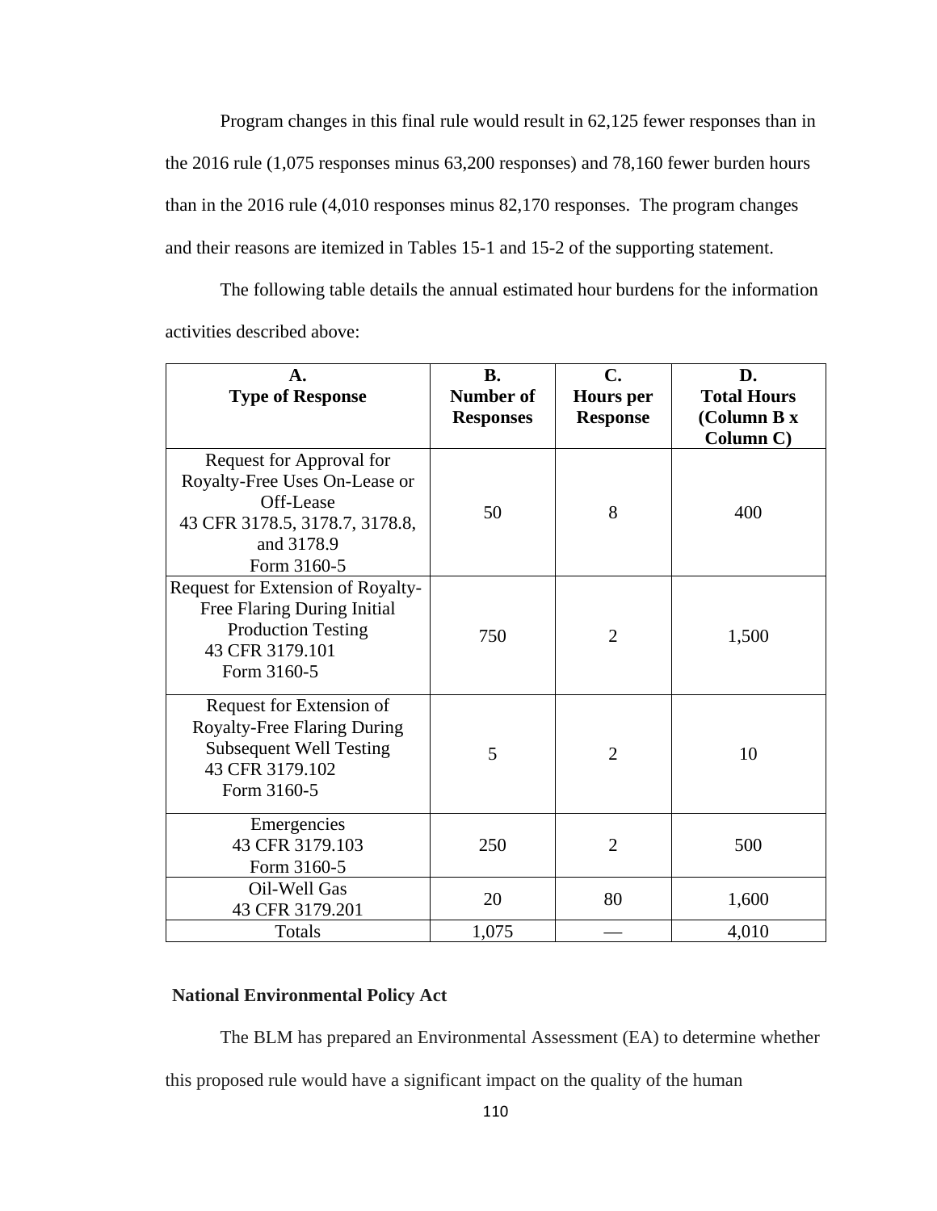Program changes in this final rule would result in 62,125 fewer responses than in the 2016 rule (1,075 responses minus 63,200 responses) and 78,160 fewer burden hours than in the 2016 rule (4,010 responses minus 82,170 responses. The program changes and their reasons are itemized in Tables 15-1 and 15-2 of the supporting statement.

The following table details the annual estimated hour burdens for the information activities described above:

| A. Type of Response | B. Number of Responses | C. Hours per Response | D. Total Hours (Column B x Column C) |
|---|---|---|---|
| Request for Approval for Royalty-Free Uses On-Lease or Off-Lease 43 CFR 3178.5, 3178.7, 3178.8, and 3178.9 Form 3160-5 | 50 | 8 | 400 |
| Request for Extension of Royalty-Free Flaring During Initial Production Testing 43 CFR 3179.101 Form 3160-5 | 750 | 2 | 1,500 |
| Request for Extension of Royalty-Free Flaring During Subsequent Well Testing 43 CFR 3179.102 Form 3160-5 | 5 | 2 | 10 |
| Emergencies 43 CFR 3179.103 Form 3160-5 | 250 | 2 | 500 |
| Oil-Well Gas 43 CFR 3179.201 | 20 | 80 | 1,600 |
| Totals | 1,075 | — | 4,010 |

**National Environmental Policy Act**

The BLM has prepared an Environmental Assessment (EA) to determine whether this proposed rule would have a significant impact on the quality of the human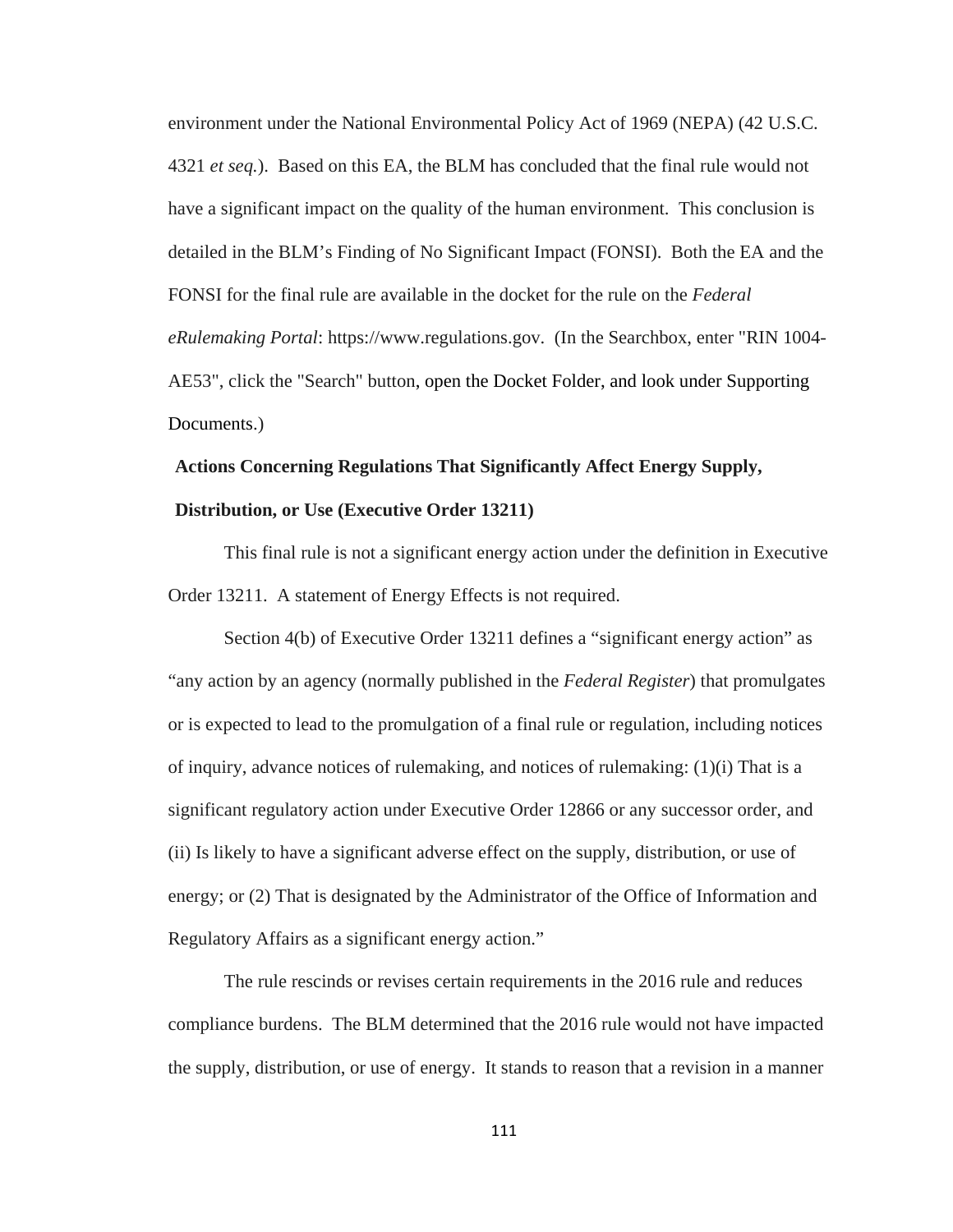environment under the National Environmental Policy Act of 1969 (NEPA) (42 U.S.C. 4321 *et seq.*). Based on this EA, the BLM has concluded that the final rule would not have a significant impact on the quality of the human environment. This conclusion is detailed in the BLM's Finding of No Significant Impact (FONSI). Both the EA and the FONSI for the final rule are available in the docket for the rule on the *Federal eRulemaking Portal*: https://www.regulations.gov. (In the Searchbox, enter "RIN 1004-AE53", click the "Search" button, open the Docket Folder, and look under Supporting Documents.)

**Actions Concerning Regulations That Significantly Affect Energy Supply, Distribution, or Use (Executive Order 13211)**

This final rule is not a significant energy action under the definition in Executive Order 13211. A statement of Energy Effects is not required.

Section 4(b) of Executive Order 13211 defines a "significant energy action" as "any action by an agency (normally published in the *Federal Register*) that promulgates or is expected to lead to the promulgation of a final rule or regulation, including notices of inquiry, advance notices of rulemaking, and notices of rulemaking: (1)(i) That is a significant regulatory action under Executive Order 12866 or any successor order, and (ii) Is likely to have a significant adverse effect on the supply, distribution, or use of energy; or (2) That is designated by the Administrator of the Office of Information and Regulatory Affairs as a significant energy action."

The rule rescinds or revises certain requirements in the 2016 rule and reduces compliance burdens. The BLM determined that the 2016 rule would not have impacted the supply, distribution, or use of energy. It stands to reason that a revision in a manner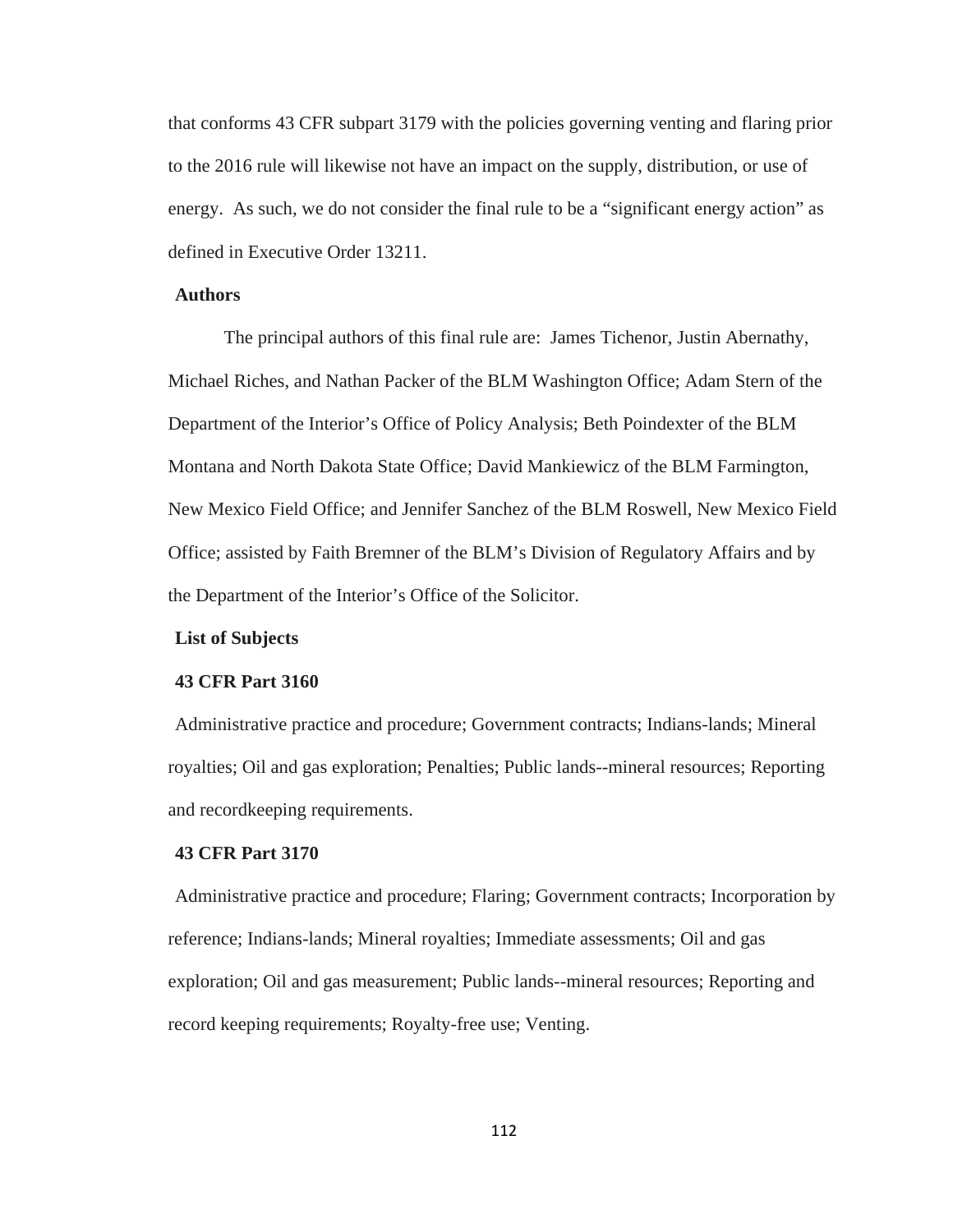that conforms 43 CFR subpart 3179 with the policies governing venting and flaring prior to the 2016 rule will likewise not have an impact on the supply, distribution, or use of energy. As such, we do not consider the final rule to be a "significant energy action" as defined in Executive Order 13211.

**Authors**

The principal authors of this final rule are: James Tichenor, Justin Abernathy, Michael Riches, and Nathan Packer of the BLM Washington Office; Adam Stern of the Department of the Interior's Office of Policy Analysis; Beth Poindexter of the BLM Montana and North Dakota State Office; David Mankiewicz of the BLM Farmington, New Mexico Field Office; and Jennifer Sanchez of the BLM Roswell, New Mexico Field Office; assisted by Faith Bremner of the BLM's Division of Regulatory Affairs and by the Department of the Interior's Office of the Solicitor.

**List of Subjects**

**43 CFR Part 3160**

Administrative practice and procedure; Government contracts; Indians-lands; Mineral royalties; Oil and gas exploration; Penalties; Public lands--mineral resources; Reporting and recordkeeping requirements.

**43 CFR Part 3170**

Administrative practice and procedure; Flaring; Government contracts; Incorporation by reference; Indians-lands; Mineral royalties; Immediate assessments; Oil and gas exploration; Oil and gas measurement; Public lands--mineral resources; Reporting and record keeping requirements; Royalty-free use; Venting.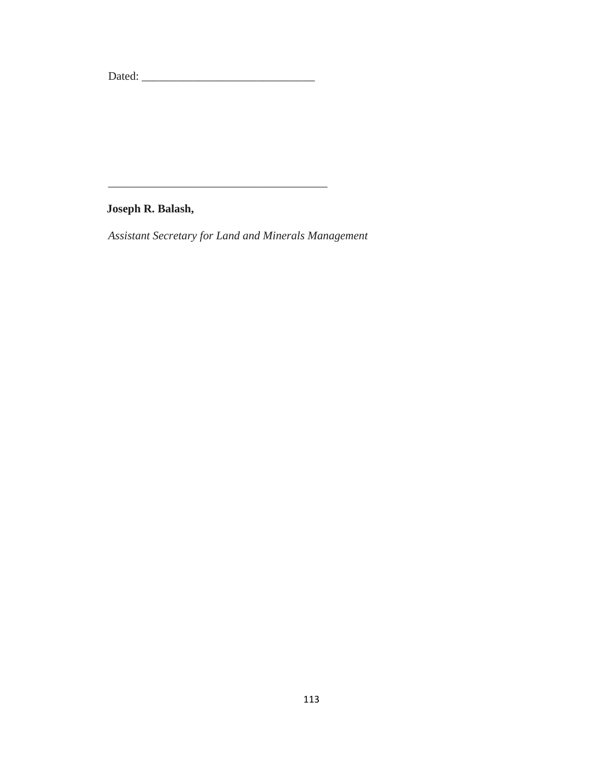Dated: ______________________________

______________________________________

**Joseph R. Balash,**

*Assistant Secretary for Land and Minerals Management*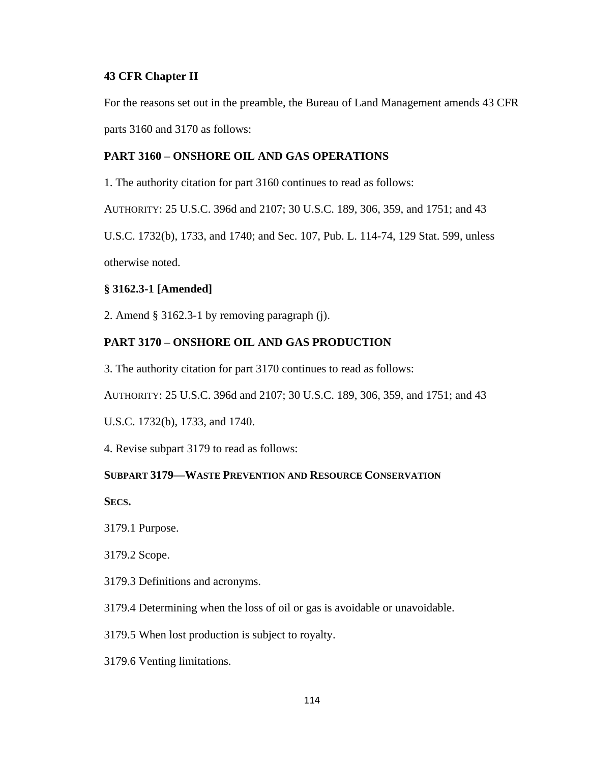**43 CFR Chapter II**

For the reasons set out in the preamble, the Bureau of Land Management amends 43 CFR parts 3160 and 3170 as follows:

**PART 3160 – ONSHORE OIL AND GAS OPERATIONS**

1. The authority citation for part 3160 continues to read as follows:

AUTHORITY: 25 U.S.C. 396d and 2107; 30 U.S.C. 189, 306, 359, and 1751; and 43 U.S.C. 1732(b), 1733, and 1740; and Sec. 107, Pub. L. 114-74, 129 Stat. 599, unless otherwise noted.

**§ 3162.3-1 [Amended]**

2. Amend § 3162.3-1 by removing paragraph (j).

**PART 3170 – ONSHORE OIL AND GAS PRODUCTION**

3. The authority citation for part 3170 continues to read as follows:

AUTHORITY: 25 U.S.C. 396d and 2107; 30 U.S.C. 189, 306, 359, and 1751; and 43 U.S.C. 1732(b), 1733, and 1740.

4. Revise subpart 3179 to read as follows:

**SUBPART 3179—WASTE PREVENTION AND RESOURCE CONSERVATION**

**SECS.**

3179.1 Purpose.

3179.2 Scope.

3179.3 Definitions and acronyms.

3179.4 Determining when the loss of oil or gas is avoidable or unavoidable.

3179.5 When lost production is subject to royalty.

3179.6 Venting limitations.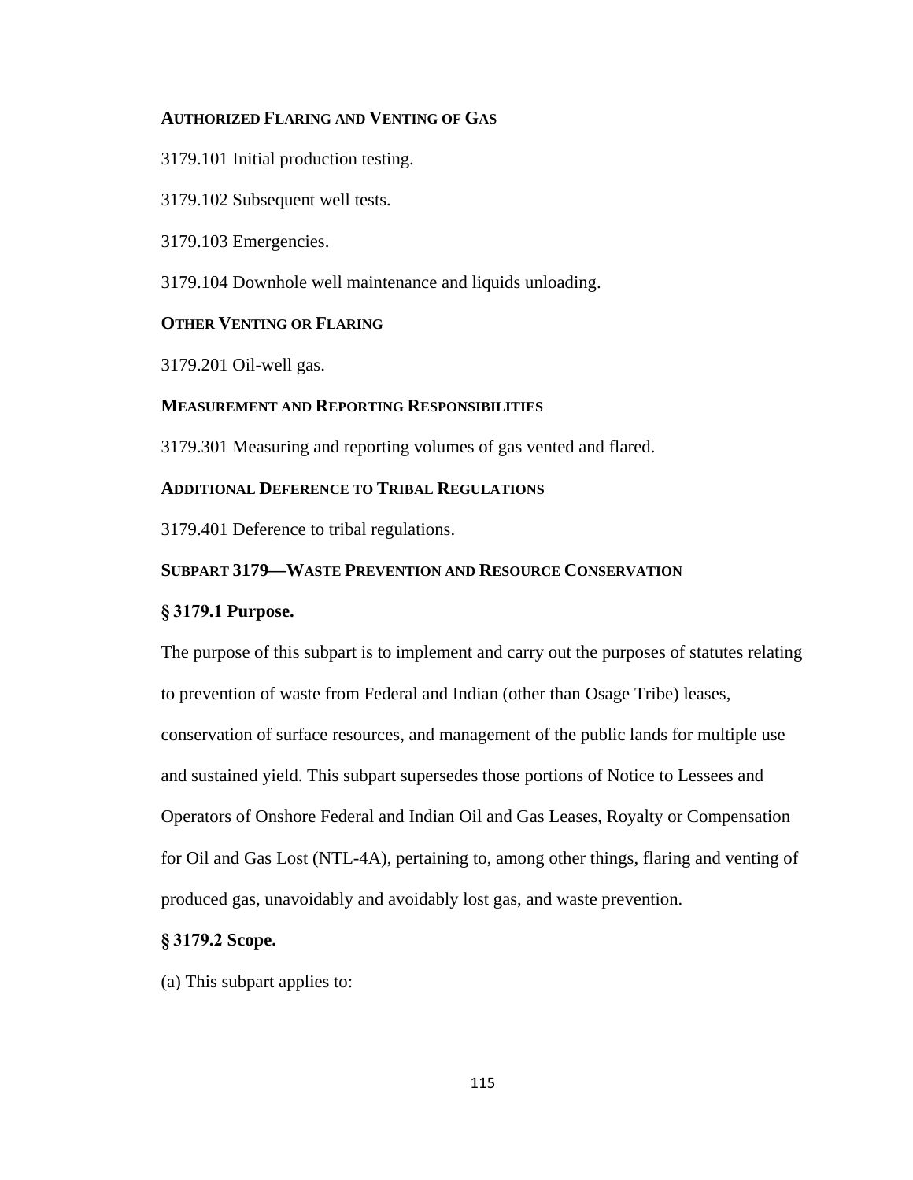**AUTHORIZED FLARING AND VENTING OF GAS**

3179.101 Initial production testing.

3179.102 Subsequent well tests.

3179.103 Emergencies.

3179.104 Downhole well maintenance and liquids unloading.

**OTHER VENTING OR FLARING**

3179.201 Oil-well gas.

**MEASUREMENT AND REPORTING RESPONSIBILITIES**

3179.301 Measuring and reporting volumes of gas vented and flared.

**ADDITIONAL DEFERENCE TO TRIBAL REGULATIONS**

3179.401 Deference to tribal regulations.

**SUBPART 3179—WASTE PREVENTION AND RESOURCE CONSERVATION**

**§ 3179.1 Purpose.**

The purpose of this subpart is to implement and carry out the purposes of statutes relating to prevention of waste from Federal and Indian (other than Osage Tribe) leases, conservation of surface resources, and management of the public lands for multiple use and sustained yield. This subpart supersedes those portions of Notice to Lessees and Operators of Onshore Federal and Indian Oil and Gas Leases, Royalty or Compensation for Oil and Gas Lost (NTL-4A), pertaining to, among other things, flaring and venting of produced gas, unavoidably and avoidably lost gas, and waste prevention.

**§ 3179.2 Scope.**

(a) This subpart applies to: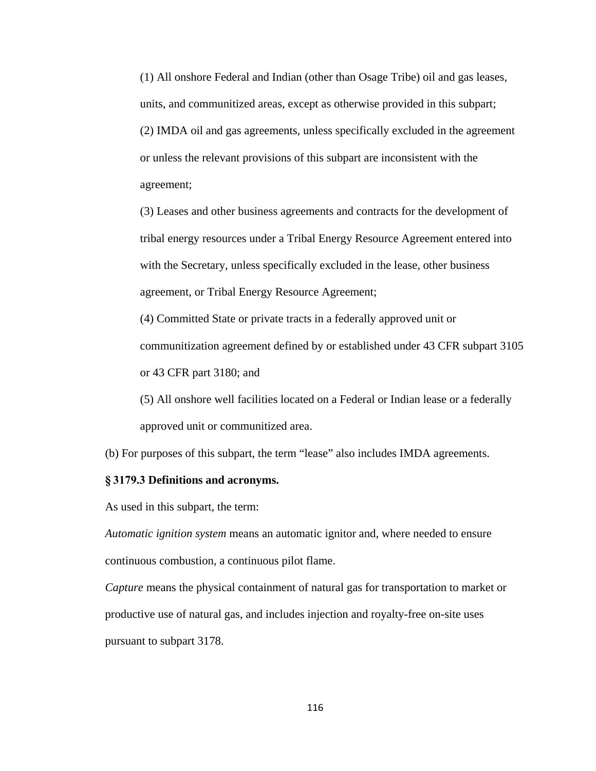(1) All onshore Federal and Indian (other than Osage Tribe) oil and gas leases, units, and communitized areas, except as otherwise provided in this subpart;

(2) IMDA oil and gas agreements, unless specifically excluded in the agreement or unless the relevant provisions of this subpart are inconsistent with the agreement;

(3) Leases and other business agreements and contracts for the development of tribal energy resources under a Tribal Energy Resource Agreement entered into with the Secretary, unless specifically excluded in the lease, other business agreement, or Tribal Energy Resource Agreement;

(4) Committed State or private tracts in a federally approved unit or communitization agreement defined by or established under 43 CFR subpart 3105 or 43 CFR part 3180; and

(5) All onshore well facilities located on a Federal or Indian lease or a federally approved unit or communitized area.

(b) For purposes of this subpart, the term "lease" also includes IMDA agreements.

**§ 3179.3 Definitions and acronyms.**

As used in this subpart, the term:

*Automatic ignition system* means an automatic ignitor and, where needed to ensure continuous combustion, a continuous pilot flame.

*Capture* means the physical containment of natural gas for transportation to market or productive use of natural gas, and includes injection and royalty-free on-site uses pursuant to subpart 3178.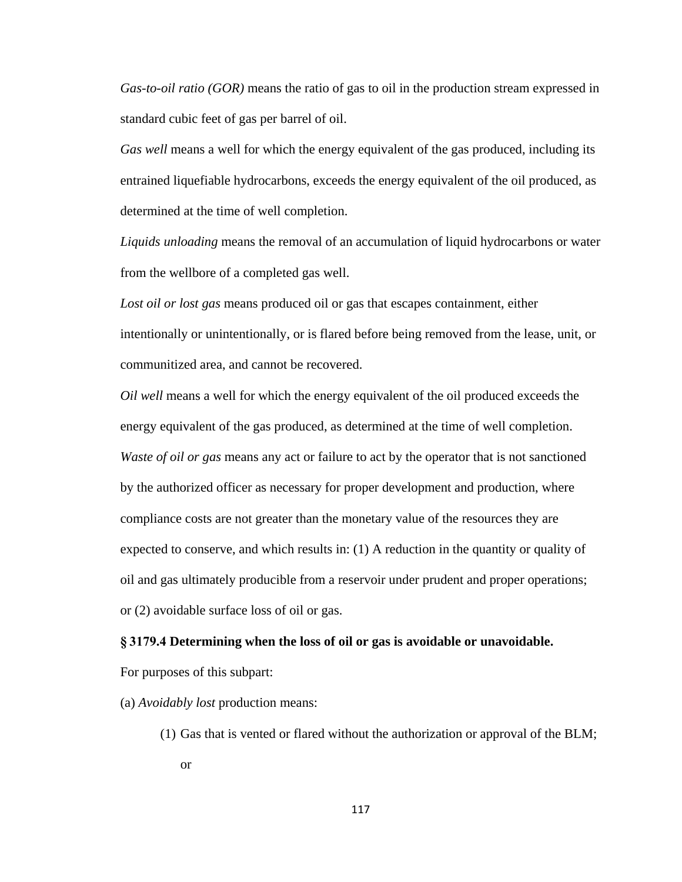*Gas-to-oil ratio (GOR)* means the ratio of gas to oil in the production stream expressed in standard cubic feet of gas per barrel of oil.

*Gas well* means a well for which the energy equivalent of the gas produced, including its entrained liquefiable hydrocarbons, exceeds the energy equivalent of the oil produced, as determined at the time of well completion.

*Liquids unloading* means the removal of an accumulation of liquid hydrocarbons or water from the wellbore of a completed gas well.

*Lost oil or lost gas* means produced oil or gas that escapes containment, either intentionally or unintentionally, or is flared before being removed from the lease, unit, or communitized area, and cannot be recovered.

*Oil well* means a well for which the energy equivalent of the oil produced exceeds the energy equivalent of the gas produced, as determined at the time of well completion.

*Waste of oil or gas* means any act or failure to act by the operator that is not sanctioned by the authorized officer as necessary for proper development and production, where compliance costs are not greater than the monetary value of the resources they are expected to conserve, and which results in: (1) A reduction in the quantity or quality of oil and gas ultimately producible from a reservoir under prudent and proper operations; or (2) avoidable surface loss of oil or gas.

**§ 3179.4 Determining when the loss of oil or gas is avoidable or unavoidable.**

For purposes of this subpart:

(a) *Avoidably lost* production means:

(1) Gas that is vented or flared without the authorization or approval of the BLM; or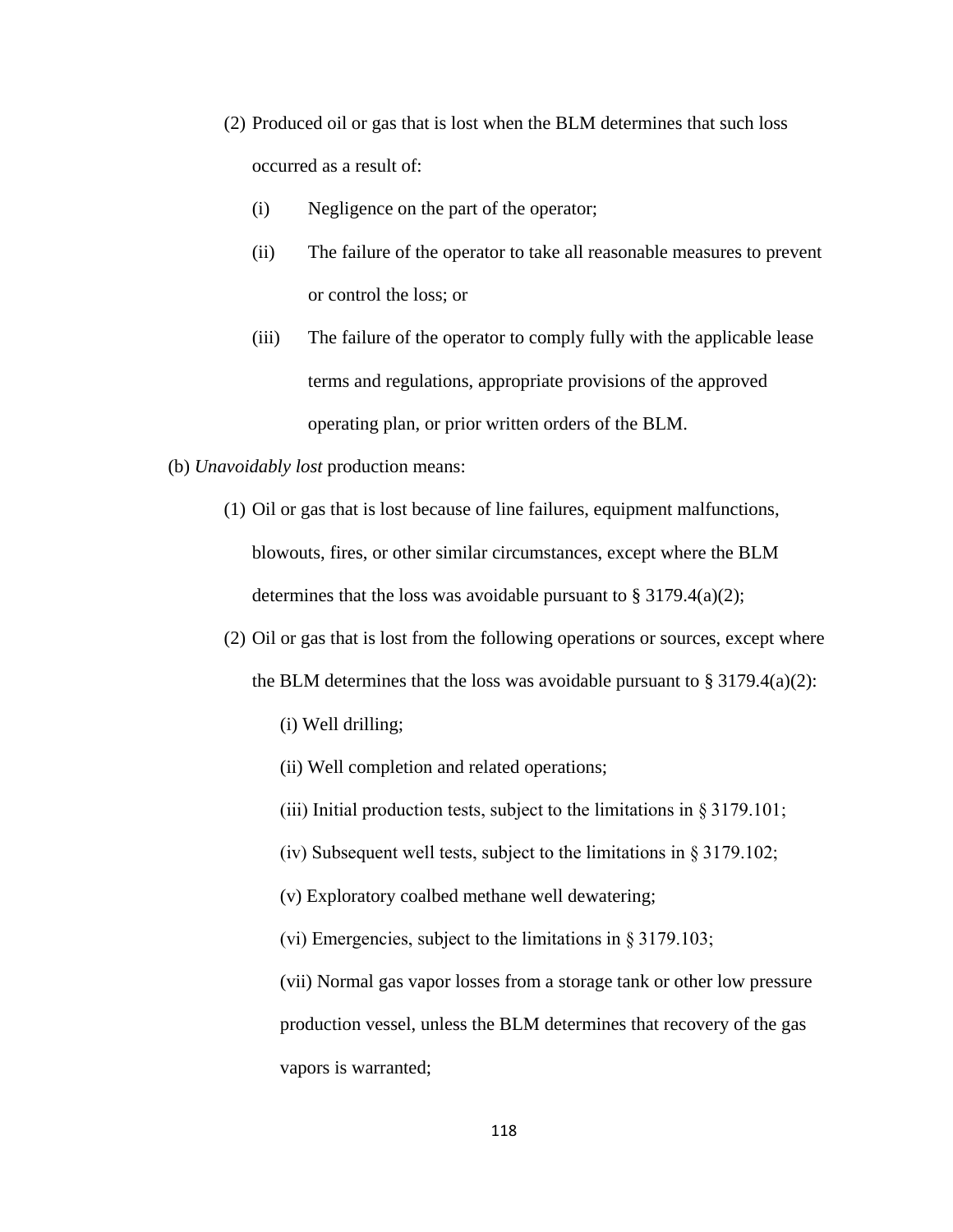(2) Produced oil or gas that is lost when the BLM determines that such loss occurred as a result of:

   (i) Negligence on the part of the operator;

   (ii) The failure of the operator to take all reasonable measures to prevent or control the loss; or

   (iii) The failure of the operator to comply fully with the applicable lease terms and regulations, appropriate provisions of the approved operating plan, or prior written orders of the BLM.

(b) *Unavoidably lost* production means:

(1) Oil or gas that is lost because of line failures, equipment malfunctions, blowouts, fires, or other similar circumstances, except where the BLM determines that the loss was avoidable pursuant to § 3179.4(a)(2);

(2) Oil or gas that is lost from the following operations or sources, except where the BLM determines that the loss was avoidable pursuant to § 3179.4(a)(2):

   (i) Well drilling;

   (ii) Well completion and related operations;

   (iii) Initial production tests, subject to the limitations in § 3179.101;

   (iv) Subsequent well tests, subject to the limitations in § 3179.102;

   (v) Exploratory coalbed methane well dewatering;

   (vi) Emergencies, subject to the limitations in § 3179.103;

   (vii) Normal gas vapor losses from a storage tank or other low pressure production vessel, unless the BLM determines that recovery of the gas vapors is warranted;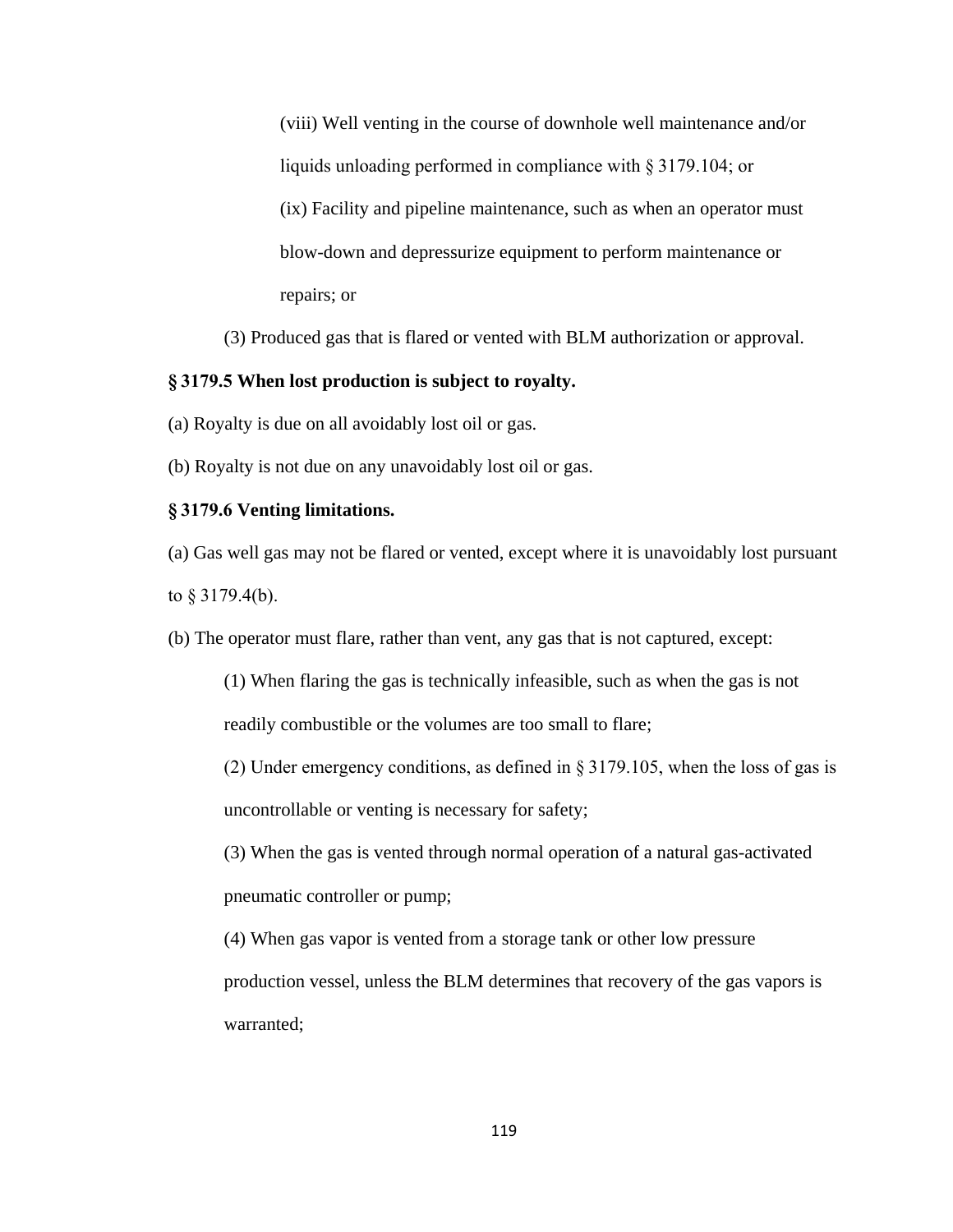(viii) Well venting in the course of downhole well maintenance and/or liquids unloading performed in compliance with § 3179.104; or

(ix) Facility and pipeline maintenance, such as when an operator must blow-down and depressurize equipment to perform maintenance or repairs; or

(3) Produced gas that is flared or vented with BLM authorization or approval.

**§ 3179.5 When lost production is subject to royalty.**

(a) Royalty is due on all avoidably lost oil or gas.

(b) Royalty is not due on any unavoidably lost oil or gas.

**§ 3179.6 Venting limitations.**

(a) Gas well gas may not be flared or vented, except where it is unavoidably lost pursuant to § 3179.4(b).

(b) The operator must flare, rather than vent, any gas that is not captured, except:

(1) When flaring the gas is technically infeasible, such as when the gas is not readily combustible or the volumes are too small to flare;

(2) Under emergency conditions, as defined in § 3179.105, when the loss of gas is uncontrollable or venting is necessary for safety;

(3) When the gas is vented through normal operation of a natural gas-activated pneumatic controller or pump;

(4) When gas vapor is vented from a storage tank or other low pressure production vessel, unless the BLM determines that recovery of the gas vapors is warranted;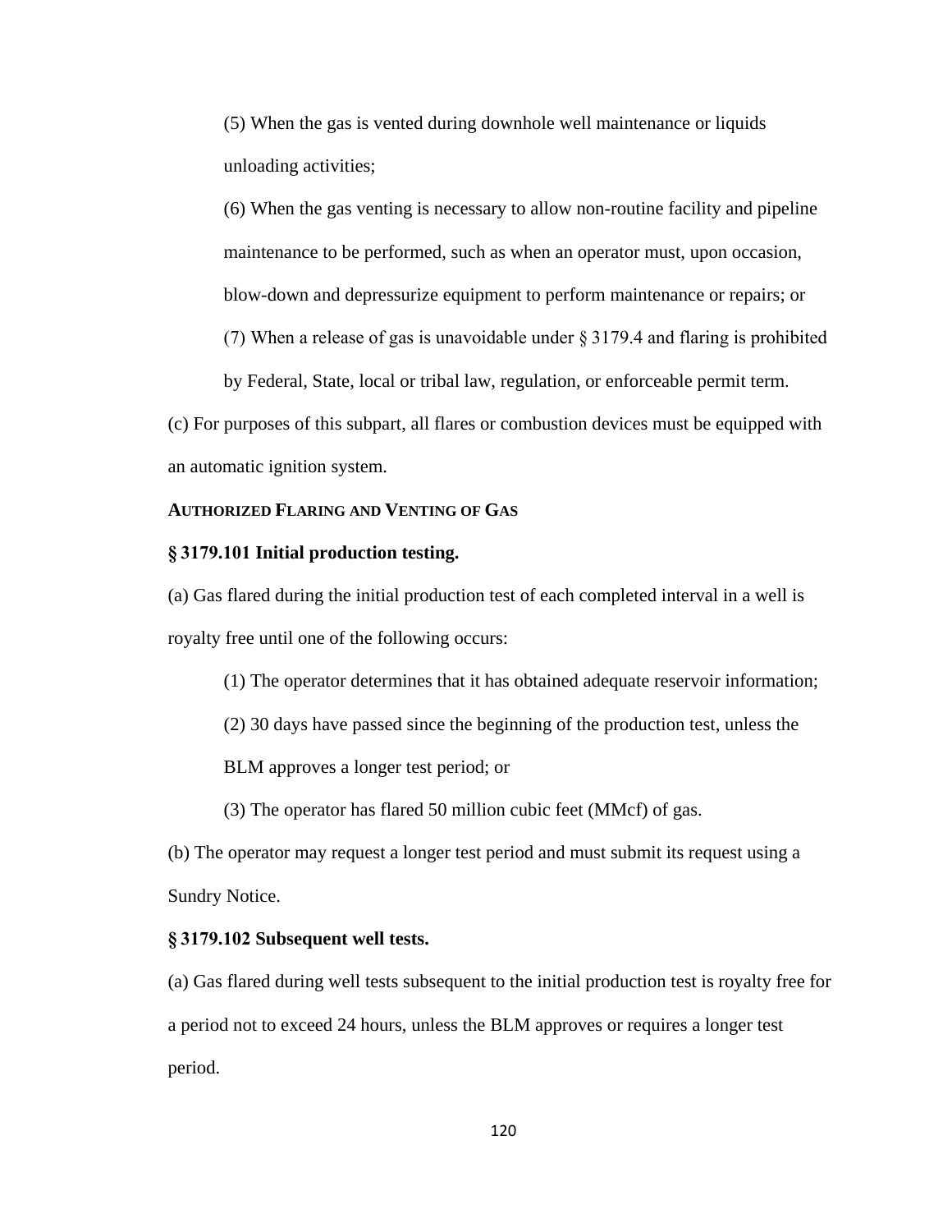(5) When the gas is vented during downhole well maintenance or liquids unloading activities;

(6) When the gas venting is necessary to allow non-routine facility and pipeline maintenance to be performed, such as when an operator must, upon occasion, blow-down and depressurize equipment to perform maintenance or repairs; or

(7) When a release of gas is unavoidable under § 3179.4 and flaring is prohibited by Federal, State, local or tribal law, regulation, or enforceable permit term.

(c) For purposes of this subpart, all flares or combustion devices must be equipped with an automatic ignition system.

**AUTHORIZED FLARING AND VENTING OF GAS**

**§ 3179.101 Initial production testing.**

(a) Gas flared during the initial production test of each completed interval in a well is royalty free until one of the following occurs:

(1) The operator determines that it has obtained adequate reservoir information;

(2) 30 days have passed since the beginning of the production test, unless the BLM approves a longer test period; or

(3) The operator has flared 50 million cubic feet (MMcf) of gas.

(b) The operator may request a longer test period and must submit its request using a Sundry Notice.

**§ 3179.102 Subsequent well tests.**

(a) Gas flared during well tests subsequent to the initial production test is royalty free for a period not to exceed 24 hours, unless the BLM approves or requires a longer test period.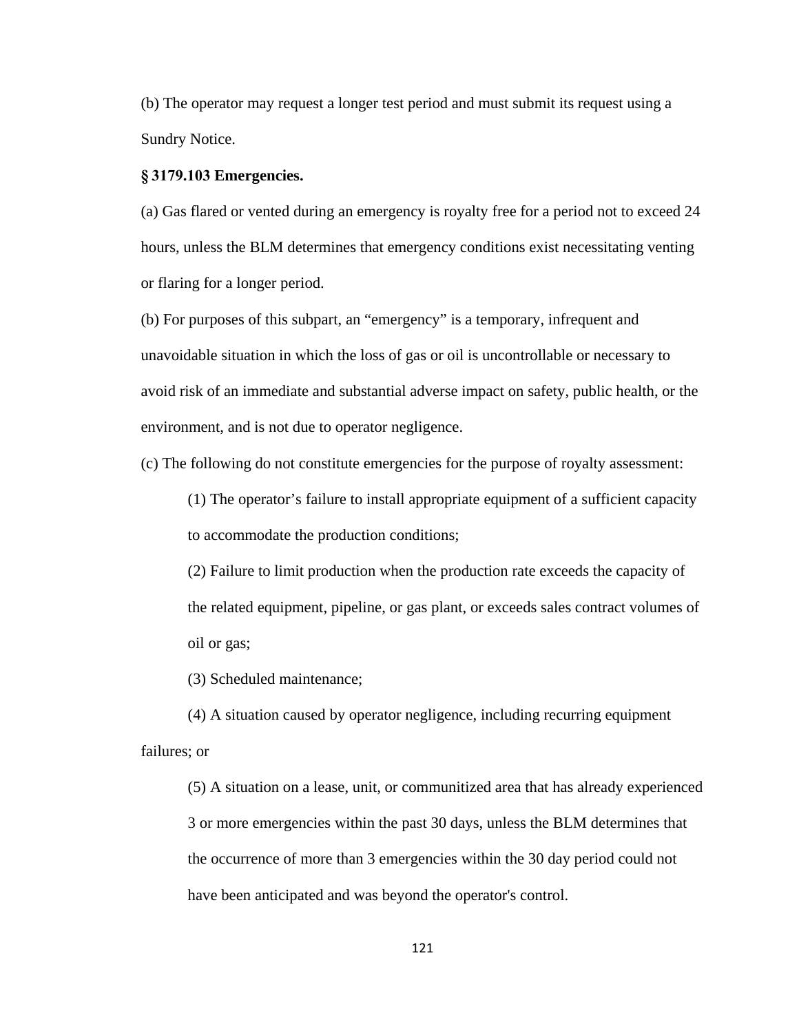(b) The operator may request a longer test period and must submit its request using a Sundry Notice.

**§ 3179.103 Emergencies.**

(a) Gas flared or vented during an emergency is royalty free for a period not to exceed 24 hours, unless the BLM determines that emergency conditions exist necessitating venting or flaring for a longer period.

(b) For purposes of this subpart, an "emergency" is a temporary, infrequent and unavoidable situation in which the loss of gas or oil is uncontrollable or necessary to avoid risk of an immediate and substantial adverse impact on safety, public health, or the environment, and is not due to operator negligence.

(c) The following do not constitute emergencies for the purpose of royalty assessment:

(1) The operator's failure to install appropriate equipment of a sufficient capacity to accommodate the production conditions;

(2) Failure to limit production when the production rate exceeds the capacity of the related equipment, pipeline, or gas plant, or exceeds sales contract volumes of oil or gas;

(3) Scheduled maintenance;

(4) A situation caused by operator negligence, including recurring equipment failures; or

(5) A situation on a lease, unit, or communitized area that has already experienced 3 or more emergencies within the past 30 days, unless the BLM determines that the occurrence of more than 3 emergencies within the 30 day period could not have been anticipated and was beyond the operator's control.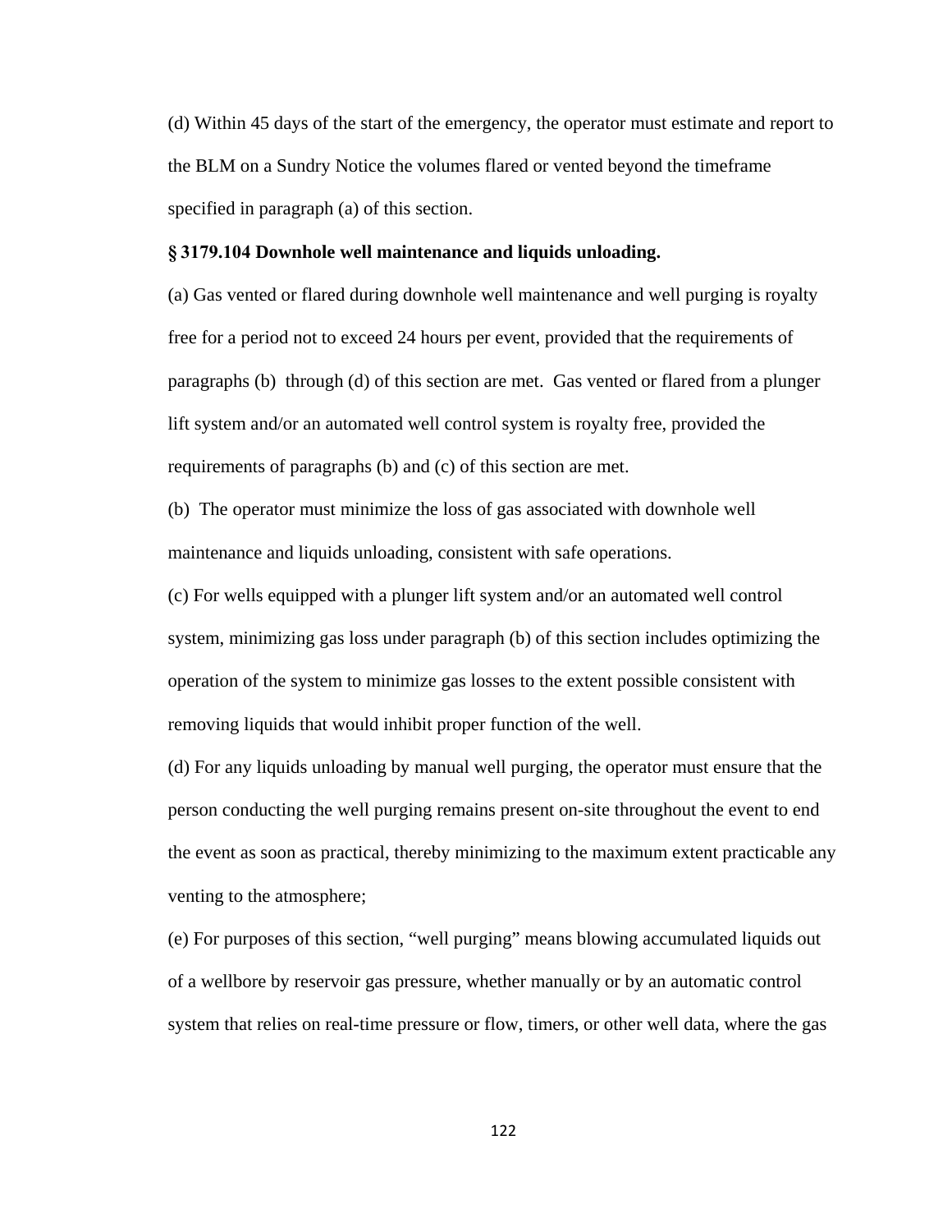(d) Within 45 days of the start of the emergency, the operator must estimate and report to the BLM on a Sundry Notice the volumes flared or vented beyond the timeframe specified in paragraph (a) of this section.

**§ 3179.104 Downhole well maintenance and liquids unloading.**

(a) Gas vented or flared during downhole well maintenance and well purging is royalty free for a period not to exceed 24 hours per event, provided that the requirements of paragraphs (b) through (d) of this section are met. Gas vented or flared from a plunger lift system and/or an automated well control system is royalty free, provided the requirements of paragraphs (b) and (c) of this section are met.

(b) The operator must minimize the loss of gas associated with downhole well maintenance and liquids unloading, consistent with safe operations.

(c) For wells equipped with a plunger lift system and/or an automated well control system, minimizing gas loss under paragraph (b) of this section includes optimizing the operation of the system to minimize gas losses to the extent possible consistent with removing liquids that would inhibit proper function of the well.

(d) For any liquids unloading by manual well purging, the operator must ensure that the person conducting the well purging remains present on-site throughout the event to end the event as soon as practical, thereby minimizing to the maximum extent practicable any venting to the atmosphere;

(e) For purposes of this section, "well purging" means blowing accumulated liquids out of a wellbore by reservoir gas pressure, whether manually or by an automatic control system that relies on real-time pressure or flow, timers, or other well data, where the gas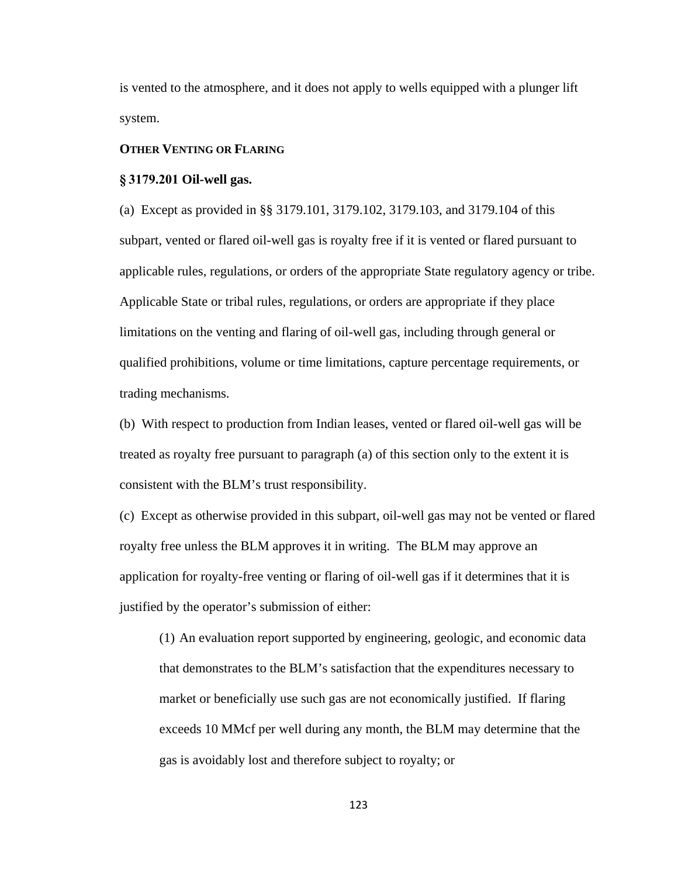is vented to the atmosphere, and it does not apply to wells equipped with a plunger lift system.

**OTHER VENTING OR FLARING**

**§ 3179.201 Oil-well gas.**

(a) Except as provided in §§ 3179.101, 3179.102, 3179.103, and 3179.104 of this subpart, vented or flared oil-well gas is royalty free if it is vented or flared pursuant to applicable rules, regulations, or orders of the appropriate State regulatory agency or tribe. Applicable State or tribal rules, regulations, or orders are appropriate if they place limitations on the venting and flaring of oil-well gas, including through general or qualified prohibitions, volume or time limitations, capture percentage requirements, or trading mechanisms.

(b) With respect to production from Indian leases, vented or flared oil-well gas will be treated as royalty free pursuant to paragraph (a) of this section only to the extent it is consistent with the BLM's trust responsibility.

(c) Except as otherwise provided in this subpart, oil-well gas may not be vented or flared royalty free unless the BLM approves it in writing. The BLM may approve an application for royalty-free venting or flaring of oil-well gas if it determines that it is justified by the operator's submission of either:

(1) An evaluation report supported by engineering, geologic, and economic data that demonstrates to the BLM's satisfaction that the expenditures necessary to market or beneficially use such gas are not economically justified. If flaring exceeds 10 MMcf per well during any month, the BLM may determine that the gas is avoidably lost and therefore subject to royalty; or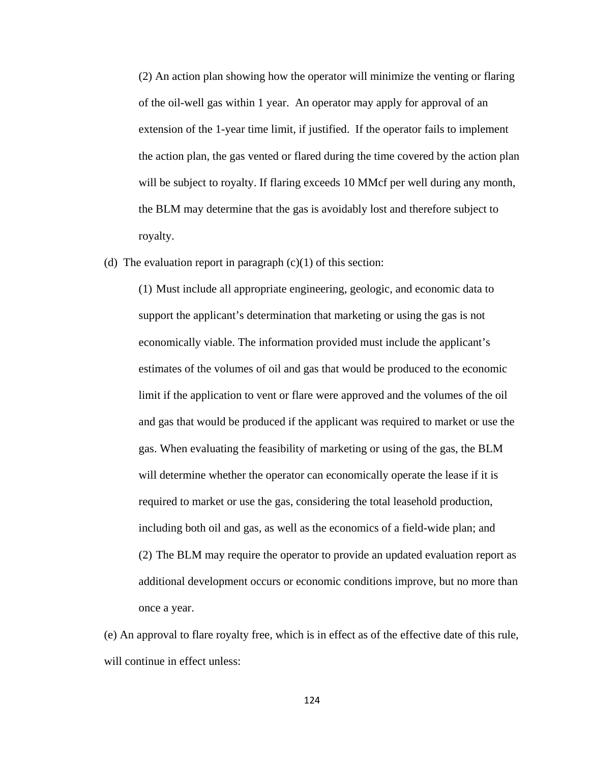(2) An action plan showing how the operator will minimize the venting or flaring of the oil-well gas within 1 year. An operator may apply for approval of an extension of the 1-year time limit, if justified. If the operator fails to implement the action plan, the gas vented or flared during the time covered by the action plan will be subject to royalty. If flaring exceeds 10 MMcf per well during any month, the BLM may determine that the gas is avoidably lost and therefore subject to royalty.

(d) The evaluation report in paragraph (c)(1) of this section:

(1) Must include all appropriate engineering, geologic, and economic data to support the applicant's determination that marketing or using the gas is not economically viable. The information provided must include the applicant's estimates of the volumes of oil and gas that would be produced to the economic limit if the application to vent or flare were approved and the volumes of the oil and gas that would be produced if the applicant was required to market or use the gas. When evaluating the feasibility of marketing or using of the gas, the BLM will determine whether the operator can economically operate the lease if it is required to market or use the gas, considering the total leasehold production, including both oil and gas, as well as the economics of a field-wide plan; and

(2) The BLM may require the operator to provide an updated evaluation report as additional development occurs or economic conditions improve, but no more than once a year.

(e) An approval to flare royalty free, which is in effect as of the effective date of this rule, will continue in effect unless: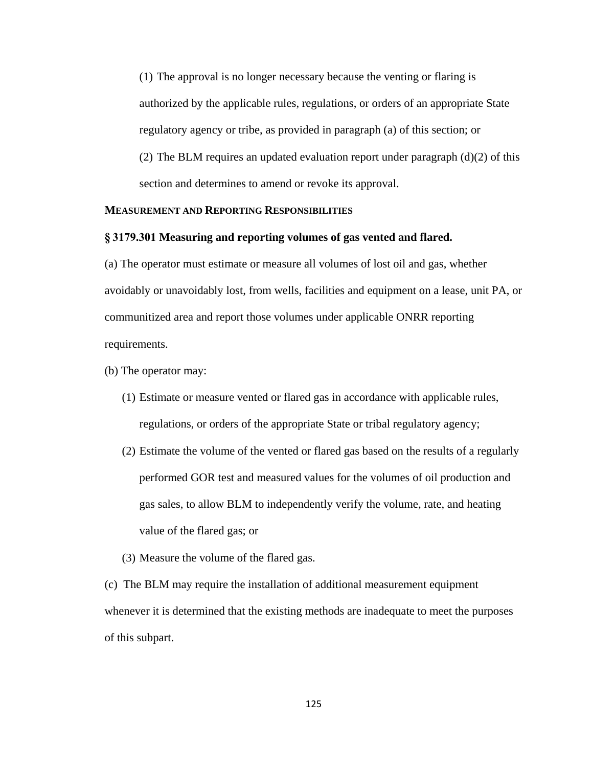(1) The approval is no longer necessary because the venting or flaring is authorized by the applicable rules, regulations, or orders of an appropriate State regulatory agency or tribe, as provided in paragraph (a) of this section; or

(2) The BLM requires an updated evaluation report under paragraph (d)(2) of this section and determines to amend or revoke its approval.

**MEASUREMENT AND REPORTING RESPONSIBILITIES**

**§ 3179.301 Measuring and reporting volumes of gas vented and flared.**

(a) The operator must estimate or measure all volumes of lost oil and gas, whether avoidably or unavoidably lost, from wells, facilities and equipment on a lease, unit PA, or communitized area and report those volumes under applicable ONRR reporting requirements.

(b) The operator may:

1. Estimate or measure vented or flared gas in accordance with applicable rules, regulations, or orders of the appropriate State or tribal regulatory agency;
2. Estimate the volume of the vented or flared gas based on the results of a regularly performed GOR test and measured values for the volumes of oil production and gas sales, to allow BLM to independently verify the volume, rate, and heating value of the flared gas; or
3. Measure the volume of the flared gas.

(c) The BLM may require the installation of additional measurement equipment whenever it is determined that the existing methods are inadequate to meet the purposes of this subpart.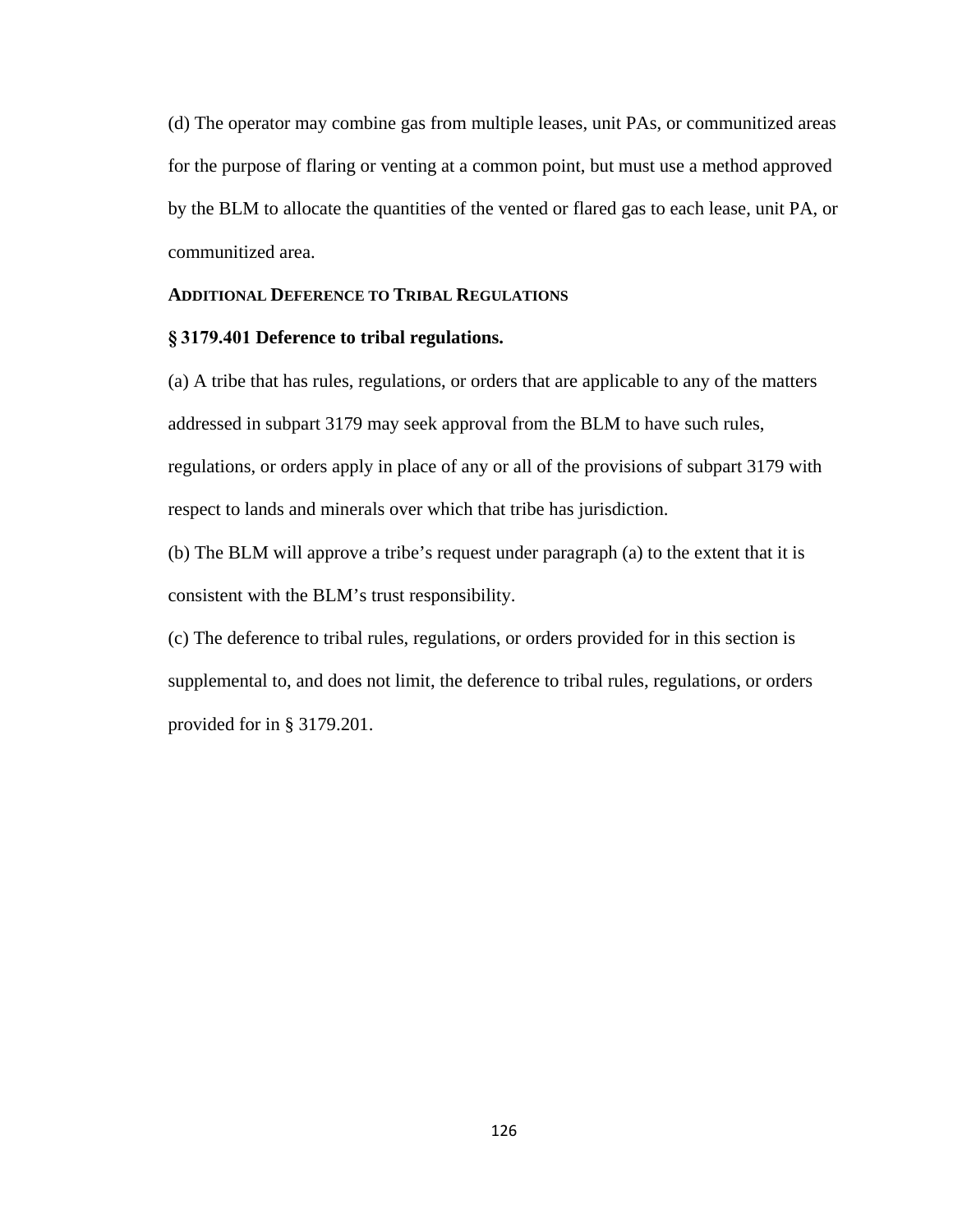(d) The operator may combine gas from multiple leases, unit PAs, or communitized areas for the purpose of flaring or venting at a common point, but must use a method approved by the BLM to allocate the quantities of the vented or flared gas to each lease, unit PA, or communitized area.

## ADDITIONAL DEFERENCE TO TRIBAL REGULATIONS

### § 3179.401 Deference to tribal regulations.

(a) A tribe that has rules, regulations, or orders that are applicable to any of the matters addressed in subpart 3179 may seek approval from the BLM to have such rules, regulations, or orders apply in place of any or all of the provisions of subpart 3179 with respect to lands and minerals over which that tribe has jurisdiction.

(b) The BLM will approve a tribe's request under paragraph (a) to the extent that it is consistent with the BLM's trust responsibility.

(c) The deference to tribal rules, regulations, or orders provided for in this section is supplemental to, and does not limit, the deference to tribal rules, regulations, or orders provided for in § 3179.201.